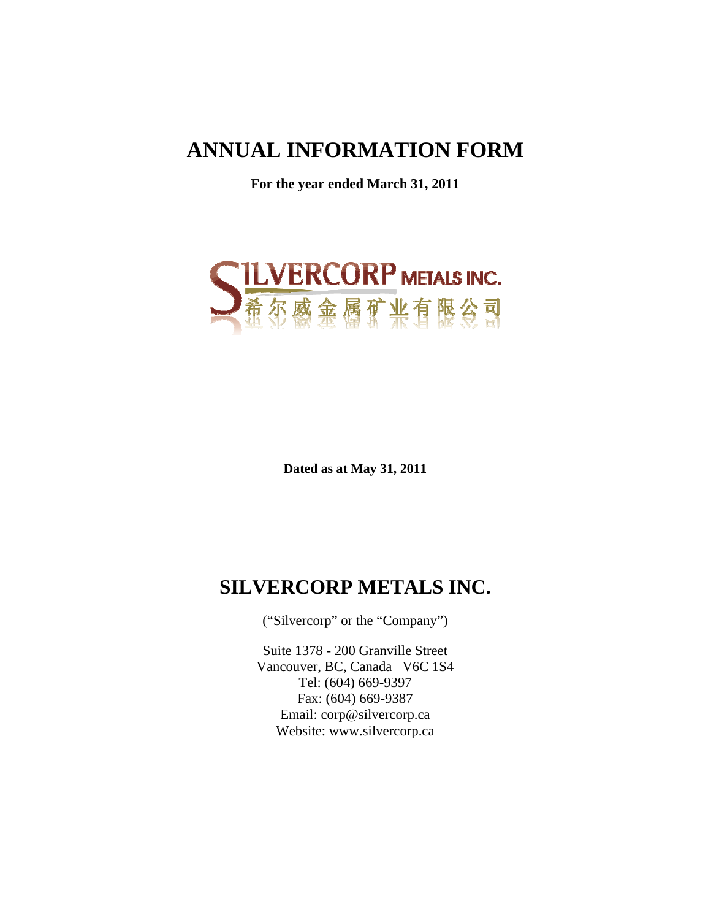# ANNUAL INFORMATION FORM

**For the year ended March 31, 2011**

SILVERCORP METALS INC.
希尔威金属矿业有限公司

**Dated as at May 31, 2011**

# SILVERCORP METALS INC.

("Silvercorp" or the "Company")

Suite 1378 - 200 Granville Street
Vancouver, BC, Canada V6C 1S4
Tel: (604) 669-9397
Fax: (604) 669-9387
Email: corp@silvercorp.ca
Website: www.silvercorp.ca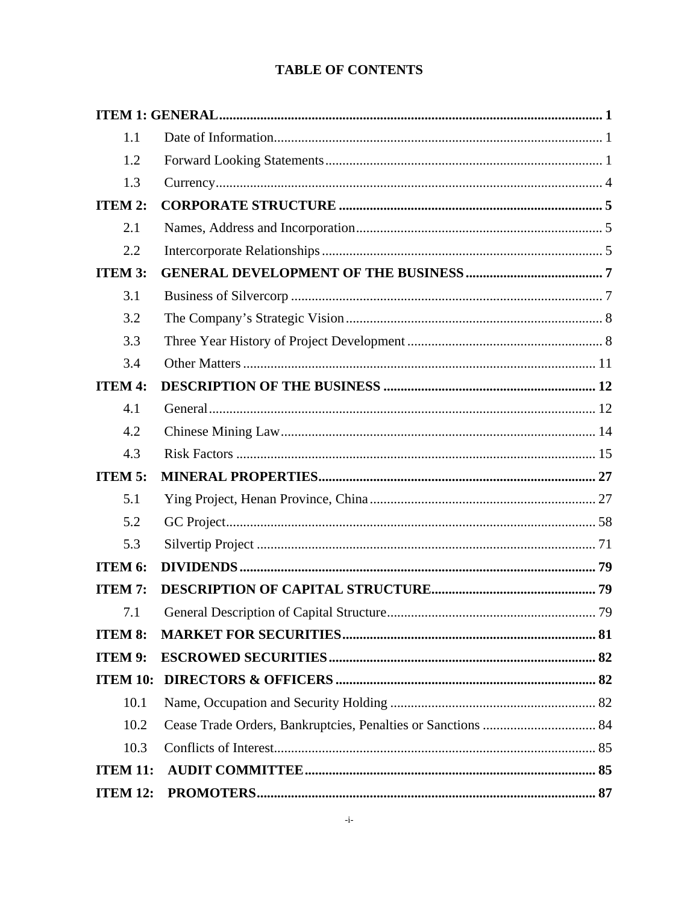# TABLE OF CONTENTS

| | | |
|---|---|---|
| **ITEM 1: GENERAL** | | **1** |
| 1.1 | Date of Information | 1 |
| 1.2 | Forward Looking Statements | 1 |
| 1.3 | Currency | 4 |
| **ITEM 2:** | **CORPORATE STRUCTURE** | **5** |
| 2.1 | Names, Address and Incorporation | 5 |
| 2.2 | Intercorporate Relationships | 5 |
| **ITEM 3:** | **GENERAL DEVELOPMENT OF THE BUSINESS** | **7** |
| 3.1 | Business of Silvercorp | 7 |
| 3.2 | The Company's Strategic Vision | 8 |
| 3.3 | Three Year History of Project Development | 8 |
| 3.4 | Other Matters | 11 |
| **ITEM 4:** | **DESCRIPTION OF THE BUSINESS** | **12** |
| 4.1 | General | 12 |
| 4.2 | Chinese Mining Law | 14 |
| 4.3 | Risk Factors | 15 |
| **ITEM 5:** | **MINERAL PROPERTIES** | **27** |
| 5.1 | Ying Project, Henan Province, China | 27 |
| 5.2 | GC Project | 58 |
| 5.3 | Silvertip Project | 71 |
| **ITEM 6:** | **DIVIDENDS** | **79** |
| **ITEM 7:** | **DESCRIPTION OF CAPITAL STRUCTURE** | **79** |
| 7.1 | General Description of Capital Structure | 79 |
| **ITEM 8:** | **MARKET FOR SECURITIES** | **81** |
| **ITEM 9:** | **ESCROWED SECURITIES** | **82** |
| **ITEM 10:** | **DIRECTORS & OFFICERS** | **82** |
| 10.1 | Name, Occupation and Security Holding | 82 |
| 10.2 | Cease Trade Orders, Bankruptcies, Penalties or Sanctions | 84 |
| 10.3 | Conflicts of Interest | 85 |
| **ITEM 11:** | **AUDIT COMMITTEE** | **85** |
| **ITEM 12:** | **PROMOTERS** | **87** |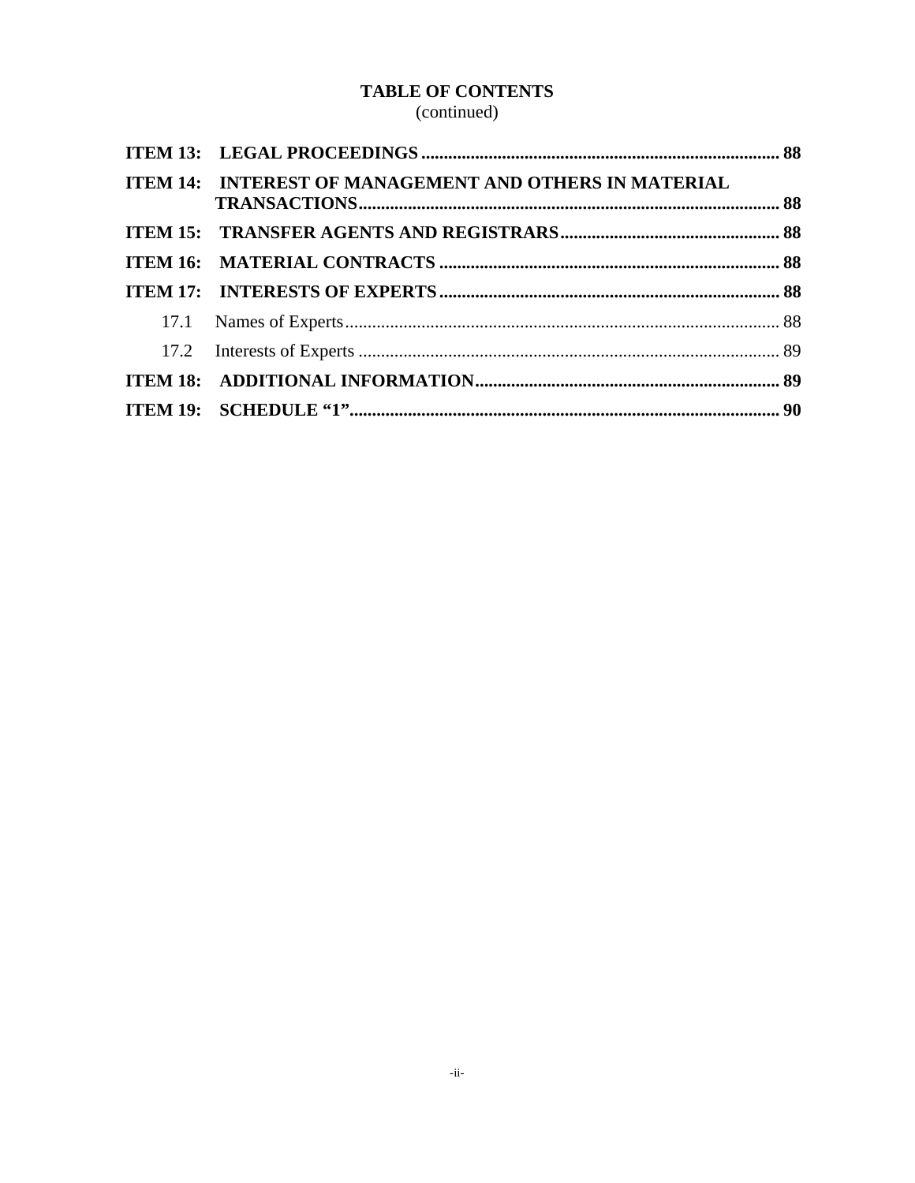**TABLE OF CONTENTS**
(continued)

| | | |
|---|---|---|
| **ITEM 13:** | **LEGAL PROCEEDINGS** | **88** |
| **ITEM 14:** | **INTEREST OF MANAGEMENT AND OTHERS IN MATERIAL TRANSACTIONS** | **88** |
| **ITEM 15:** | **TRANSFER AGENTS AND REGISTRARS** | **88** |
| **ITEM 16:** | **MATERIAL CONTRACTS** | **88** |
| **ITEM 17:** | **INTERESTS OF EXPERTS** | **88** |
| 17.1 | Names of Experts | 88 |
| 17.2 | Interests of Experts | 89 |
| **ITEM 18:** | **ADDITIONAL INFORMATION** | **89** |
| **ITEM 19:** | **SCHEDULE "1"** | **90** |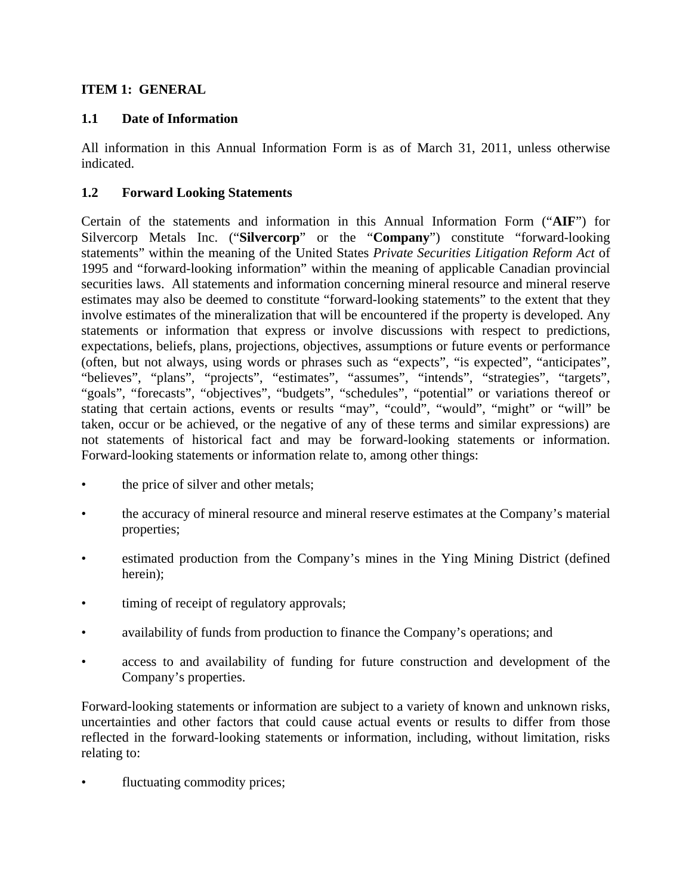## ITEM 1: GENERAL

### 1.1 Date of Information

All information in this Annual Information Form is as of March 31, 2011, unless otherwise indicated.

### 1.2 Forward Looking Statements

Certain of the statements and information in this Annual Information Form ("**AIF**") for Silvercorp Metals Inc. ("**Silvercorp**" or the "**Company**") constitute "forward-looking statements" within the meaning of the United States *Private Securities Litigation Reform Act* of 1995 and "forward-looking information" within the meaning of applicable Canadian provincial securities laws. All statements and information concerning mineral resource and mineral reserve estimates may also be deemed to constitute "forward-looking statements" to the extent that they involve estimates of the mineralization that will be encountered if the property is developed. Any statements or information that express or involve discussions with respect to predictions, expectations, beliefs, plans, projections, objectives, assumptions or future events or performance (often, but not always, using words or phrases such as "expects", "is expected", "anticipates", "believes", "plans", "projects", "estimates", "assumes", "intends", "strategies", "targets", "goals", "forecasts", "objectives", "budgets", "schedules", "potential" or variations thereof or stating that certain actions, events or results "may", "could", "would", "might" or "will" be taken, occur or be achieved, or the negative of any of these terms and similar expressions) are not statements of historical fact and may be forward-looking statements or information. Forward-looking statements or information relate to, among other things:

- the price of silver and other metals;
- the accuracy of mineral resource and mineral reserve estimates at the Company's material properties;
- estimated production from the Company's mines in the Ying Mining District (defined herein);
- timing of receipt of regulatory approvals;
- availability of funds from production to finance the Company's operations; and
- access to and availability of funding for future construction and development of the Company's properties.

Forward-looking statements or information are subject to a variety of known and unknown risks, uncertainties and other factors that could cause actual events or results to differ from those reflected in the forward-looking statements or information, including, without limitation, risks relating to:

- fluctuating commodity prices;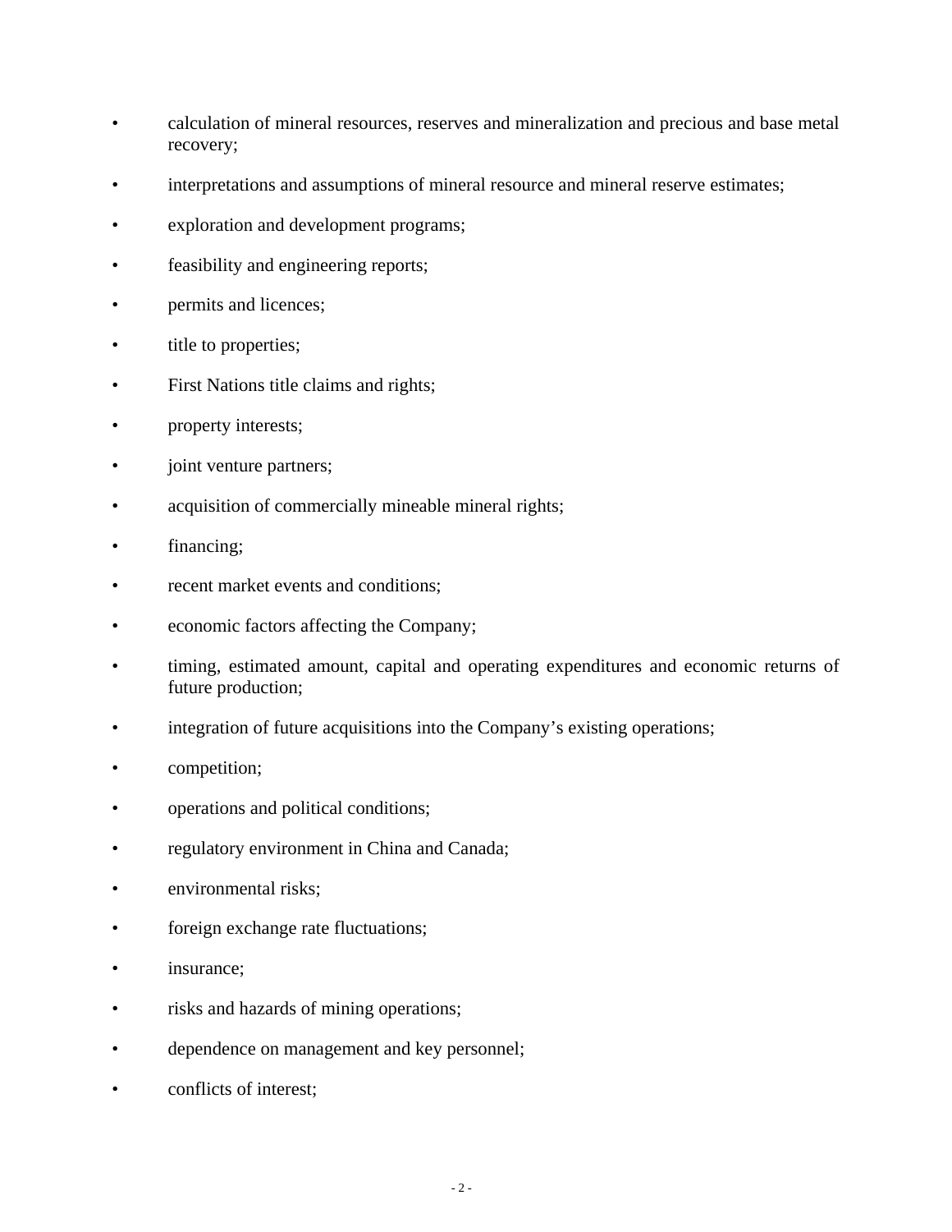- calculation of mineral resources, reserves and mineralization and precious and base metal recovery;
- interpretations and assumptions of mineral resource and mineral reserve estimates;
- exploration and development programs;
- feasibility and engineering reports;
- permits and licences;
- title to properties;
- First Nations title claims and rights;
- property interests;
- joint venture partners;
- acquisition of commercially mineable mineral rights;
- financing;
- recent market events and conditions;
- economic factors affecting the Company;
- timing, estimated amount, capital and operating expenditures and economic returns of future production;
- integration of future acquisitions into the Company's existing operations;
- competition;
- operations and political conditions;
- regulatory environment in China and Canada;
- environmental risks;
- foreign exchange rate fluctuations;
- insurance;
- risks and hazards of mining operations;
- dependence on management and key personnel;
- conflicts of interest;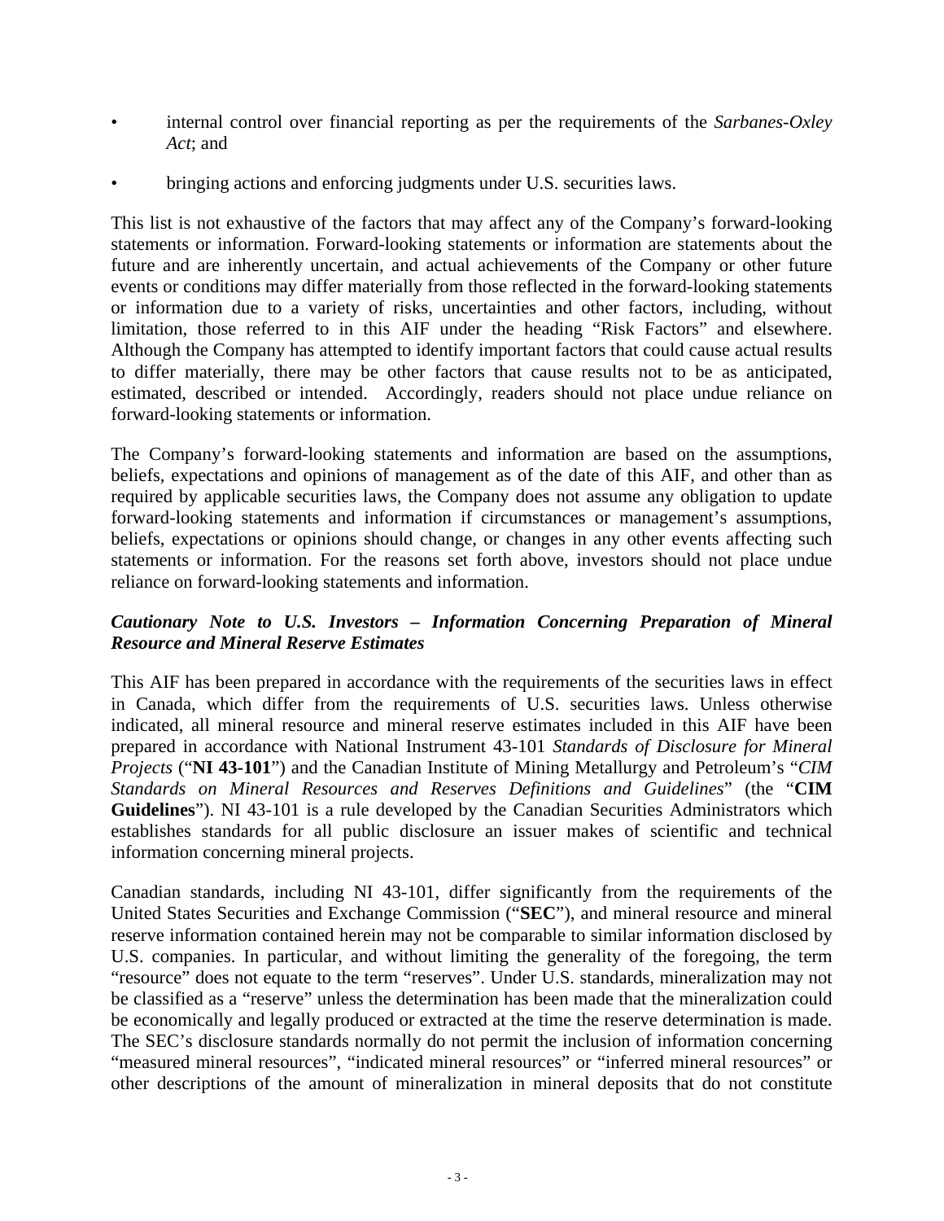- internal control over financial reporting as per the requirements of the *Sarbanes-Oxley Act*; and
- bringing actions and enforcing judgments under U.S. securities laws.

This list is not exhaustive of the factors that may affect any of the Company's forward-looking statements or information. Forward-looking statements or information are statements about the future and are inherently uncertain, and actual achievements of the Company or other future events or conditions may differ materially from those reflected in the forward-looking statements or information due to a variety of risks, uncertainties and other factors, including, without limitation, those referred to in this AIF under the heading "Risk Factors" and elsewhere. Although the Company has attempted to identify important factors that could cause actual results to differ materially, there may be other factors that cause results not to be as anticipated, estimated, described or intended. Accordingly, readers should not place undue reliance on forward-looking statements or information.

The Company's forward-looking statements and information are based on the assumptions, beliefs, expectations and opinions of management as of the date of this AIF, and other than as required by applicable securities laws, the Company does not assume any obligation to update forward-looking statements and information if circumstances or management's assumptions, beliefs, expectations or opinions should change, or changes in any other events affecting such statements or information. For the reasons set forth above, investors should not place undue reliance on forward-looking statements and information.

***Cautionary Note to U.S. Investors – Information Concerning Preparation of Mineral Resource and Mineral Reserve Estimates***

This AIF has been prepared in accordance with the requirements of the securities laws in effect in Canada, which differ from the requirements of U.S. securities laws. Unless otherwise indicated, all mineral resource and mineral reserve estimates included in this AIF have been prepared in accordance with National Instrument 43-101 *Standards of Disclosure for Mineral Projects* ("**NI 43-101**") and the Canadian Institute of Mining Metallurgy and Petroleum's "*CIM Standards on Mineral Resources and Reserves Definitions and Guidelines*" (the "**CIM Guidelines**"). NI 43-101 is a rule developed by the Canadian Securities Administrators which establishes standards for all public disclosure an issuer makes of scientific and technical information concerning mineral projects.

Canadian standards, including NI 43-101, differ significantly from the requirements of the United States Securities and Exchange Commission ("**SEC**"), and mineral resource and mineral reserve information contained herein may not be comparable to similar information disclosed by U.S. companies. In particular, and without limiting the generality of the foregoing, the term "resource" does not equate to the term "reserves". Under U.S. standards, mineralization may not be classified as a "reserve" unless the determination has been made that the mineralization could be economically and legally produced or extracted at the time the reserve determination is made. The SEC's disclosure standards normally do not permit the inclusion of information concerning "measured mineral resources", "indicated mineral resources" or "inferred mineral resources" or other descriptions of the amount of mineralization in mineral deposits that do not constitute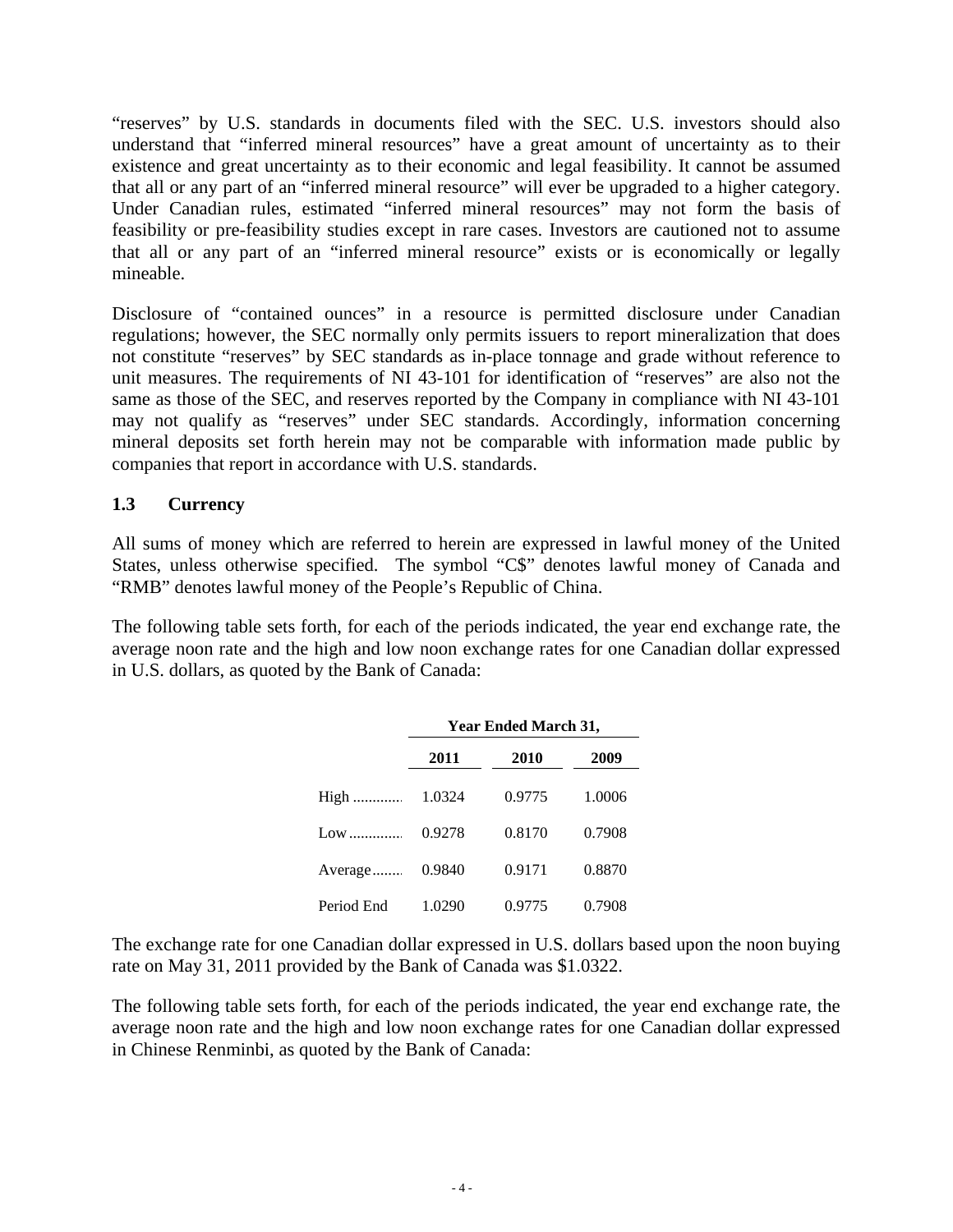"reserves" by U.S. standards in documents filed with the SEC. U.S. investors should also understand that "inferred mineral resources" have a great amount of uncertainty as to their existence and great uncertainty as to their economic and legal feasibility. It cannot be assumed that all or any part of an "inferred mineral resource" will ever be upgraded to a higher category. Under Canadian rules, estimated "inferred mineral resources" may not form the basis of feasibility or pre-feasibility studies except in rare cases. Investors are cautioned not to assume that all or any part of an "inferred mineral resource" exists or is economically or legally mineable.

Disclosure of "contained ounces" in a resource is permitted disclosure under Canadian regulations; however, the SEC normally only permits issuers to report mineralization that does not constitute "reserves" by SEC standards as in-place tonnage and grade without reference to unit measures. The requirements of NI 43-101 for identification of "reserves" are also not the same as those of the SEC, and reserves reported by the Company in compliance with NI 43-101 may not qualify as "reserves" under SEC standards. Accordingly, information concerning mineral deposits set forth herein may not be comparable with information made public by companies that report in accordance with U.S. standards.

### 1.3 Currency

All sums of money which are referred to herein are expressed in lawful money of the United States, unless otherwise specified. The symbol "C$" denotes lawful money of Canada and "RMB" denotes lawful money of the People's Republic of China.

The following table sets forth, for each of the periods indicated, the year end exchange rate, the average noon rate and the high and low noon exchange rates for one Canadian dollar expressed in U.S. dollars, as quoted by the Bank of Canada:

| | Year Ended March 31, | | |
|---|---|---|---|
| | **2011** | **2010** | **2009** |
| High | 1.0324 | 0.9775 | 1.0006 |
| Low | 0.9278 | 0.8170 | 0.7908 |
| Average | 0.9840 | 0.9171 | 0.8870 |
| Period End | 1.0290 | 0.9775 | 0.7908 |

The exchange rate for one Canadian dollar expressed in U.S. dollars based upon the noon buying rate on May 31, 2011 provided by the Bank of Canada was $1.0322.

The following table sets forth, for each of the periods indicated, the year end exchange rate, the average noon rate and the high and low noon exchange rates for one Canadian dollar expressed in Chinese Renminbi, as quoted by the Bank of Canada: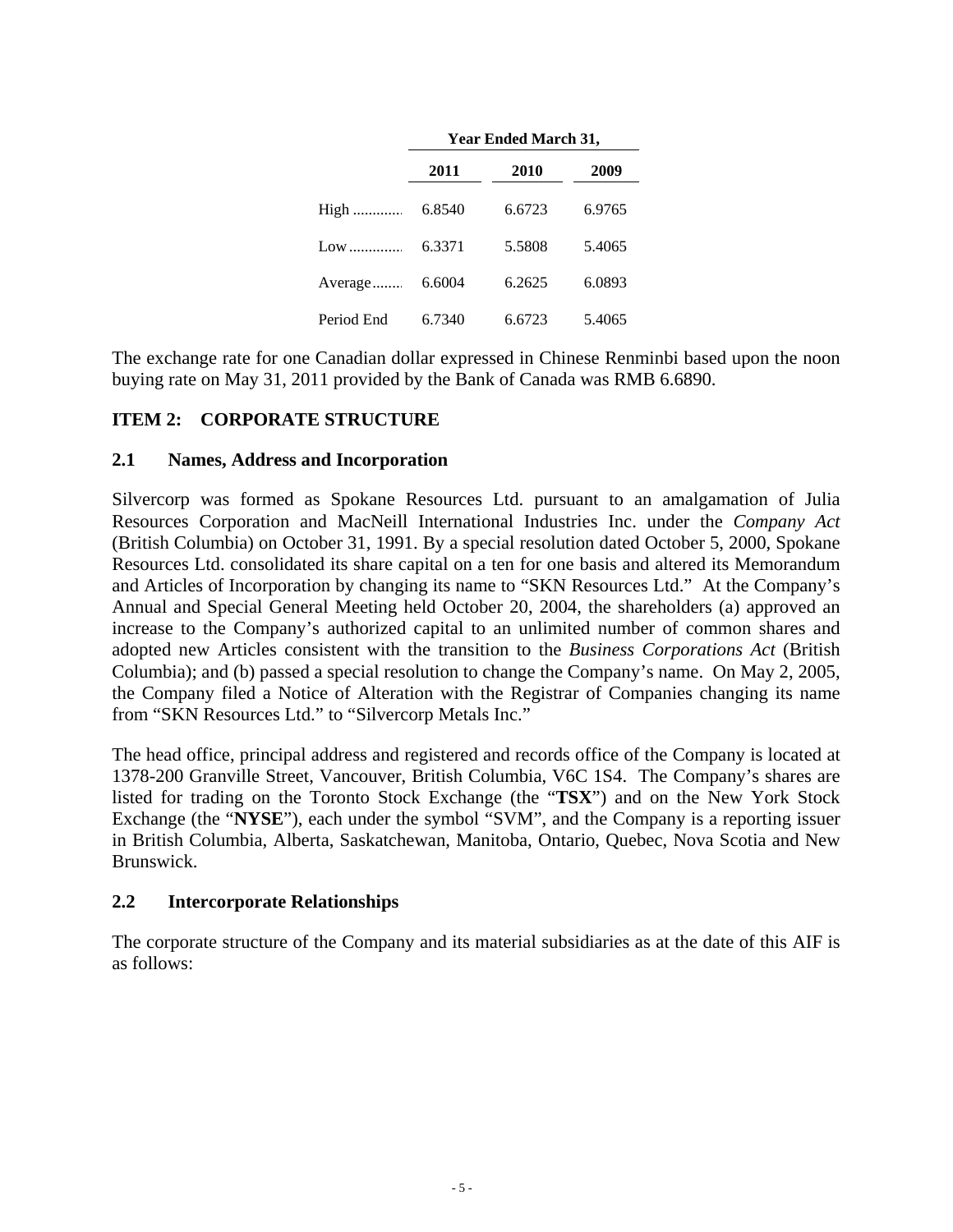| | Year Ended March 31, | | |
|---|---|---|---|
| | 2011 | 2010 | 2009 |
| High ............ | 6.8540 | 6.6723 | 6.9765 |
| Low ............. | 6.3371 | 5.5808 | 5.4065 |
| Average........ | 6.6004 | 6.2625 | 6.0893 |
| Period End | 6.7340 | 6.6723 | 5.4065 |

The exchange rate for one Canadian dollar expressed in Chinese Renminbi based upon the noon buying rate on May 31, 2011 provided by the Bank of Canada was RMB 6.6890.

## ITEM 2: CORPORATE STRUCTURE

### 2.1 Names, Address and Incorporation

Silvercorp was formed as Spokane Resources Ltd. pursuant to an amalgamation of Julia Resources Corporation and MacNeill International Industries Inc. under the *Company Act* (British Columbia) on October 31, 1991. By a special resolution dated October 5, 2000, Spokane Resources Ltd. consolidated its share capital on a ten for one basis and altered its Memorandum and Articles of Incorporation by changing its name to "SKN Resources Ltd." At the Company's Annual and Special General Meeting held October 20, 2004, the shareholders (a) approved an increase to the Company's authorized capital to an unlimited number of common shares and adopted new Articles consistent with the transition to the *Business Corporations Act* (British Columbia); and (b) passed a special resolution to change the Company's name. On May 2, 2005, the Company filed a Notice of Alteration with the Registrar of Companies changing its name from "SKN Resources Ltd." to "Silvercorp Metals Inc."

The head office, principal address and registered and records office of the Company is located at 1378-200 Granville Street, Vancouver, British Columbia, V6C 1S4. The Company's shares are listed for trading on the Toronto Stock Exchange (the "**TSX**") and on the New York Stock Exchange (the "**NYSE**"), each under the symbol "SVM", and the Company is a reporting issuer in British Columbia, Alberta, Saskatchewan, Manitoba, Ontario, Quebec, Nova Scotia and New Brunswick.

### 2.2 Intercorporate Relationships

The corporate structure of the Company and its material subsidiaries as at the date of this AIF is as follows: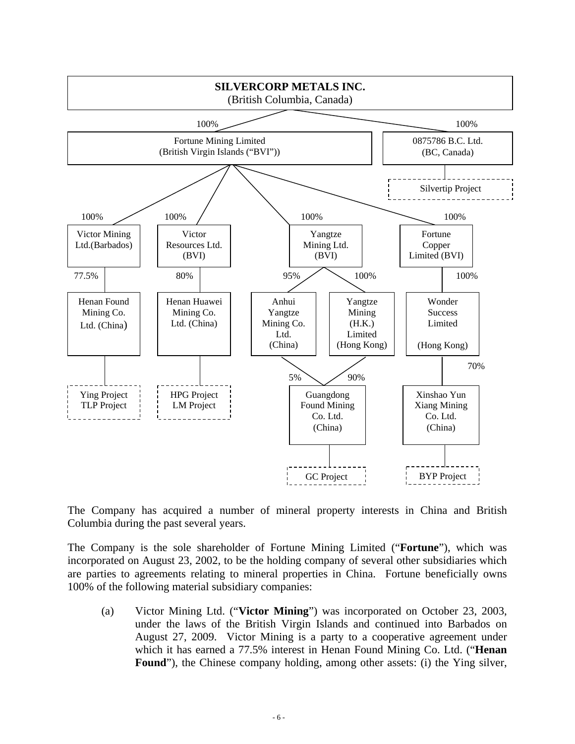**SILVERCORP METALS INC.**
(British Columbia, Canada)

- 100% — Fortune Mining Limited (British Virgin Islands ("BVI"))
  - 100% — Victor Mining Ltd.(Barbados)
    - 77.5% — Henan Found Mining Co. Ltd. (China)
      - Ying Project, TLP Project
  - 100% — Victor Resources Ltd. (BVI)
    - 80% — Henan Huawei Mining Co. Ltd. (China)
      - HPG Project, LM Project
  - 100% — Yangtze Mining Ltd. (BVI)
    - 95% — Anhui Yangtze Mining Co. Ltd. (China)
      - 5% — Guangdong Found Mining Co. Ltd. (China)
    - 100% — Yangtze Mining (H.K.) Limited (Hong Kong)
      - 90% — Guangdong Found Mining Co. Ltd. (China)
        - GC Project
  - 100% — Fortune Copper Limited (BVI)
    - 100% — Wonder Success Limited (Hong Kong)
      - 70% — Xinshao Yun Xiang Mining Co. Ltd. (China)
        - BYP Project
- 100% — 0875786 B.C. Ltd. (BC, Canada)
  - Silvertip Project

The Company has acquired a number of mineral property interests in China and British Columbia during the past several years.

The Company is the sole shareholder of Fortune Mining Limited ("**Fortune**"), which was incorporated on August 23, 2002, to be the holding company of several other subsidiaries which are parties to agreements relating to mineral properties in China. Fortune beneficially owns 100% of the following material subsidiary companies:

(a) Victor Mining Ltd. ("**Victor Mining**") was incorporated on October 23, 2003, under the laws of the British Virgin Islands and continued into Barbados on August 27, 2009. Victor Mining is a party to a cooperative agreement under which it has earned a 77.5% interest in Henan Found Mining Co. Ltd. ("**Henan Found**"), the Chinese company holding, among other assets: (i) the Ying silver,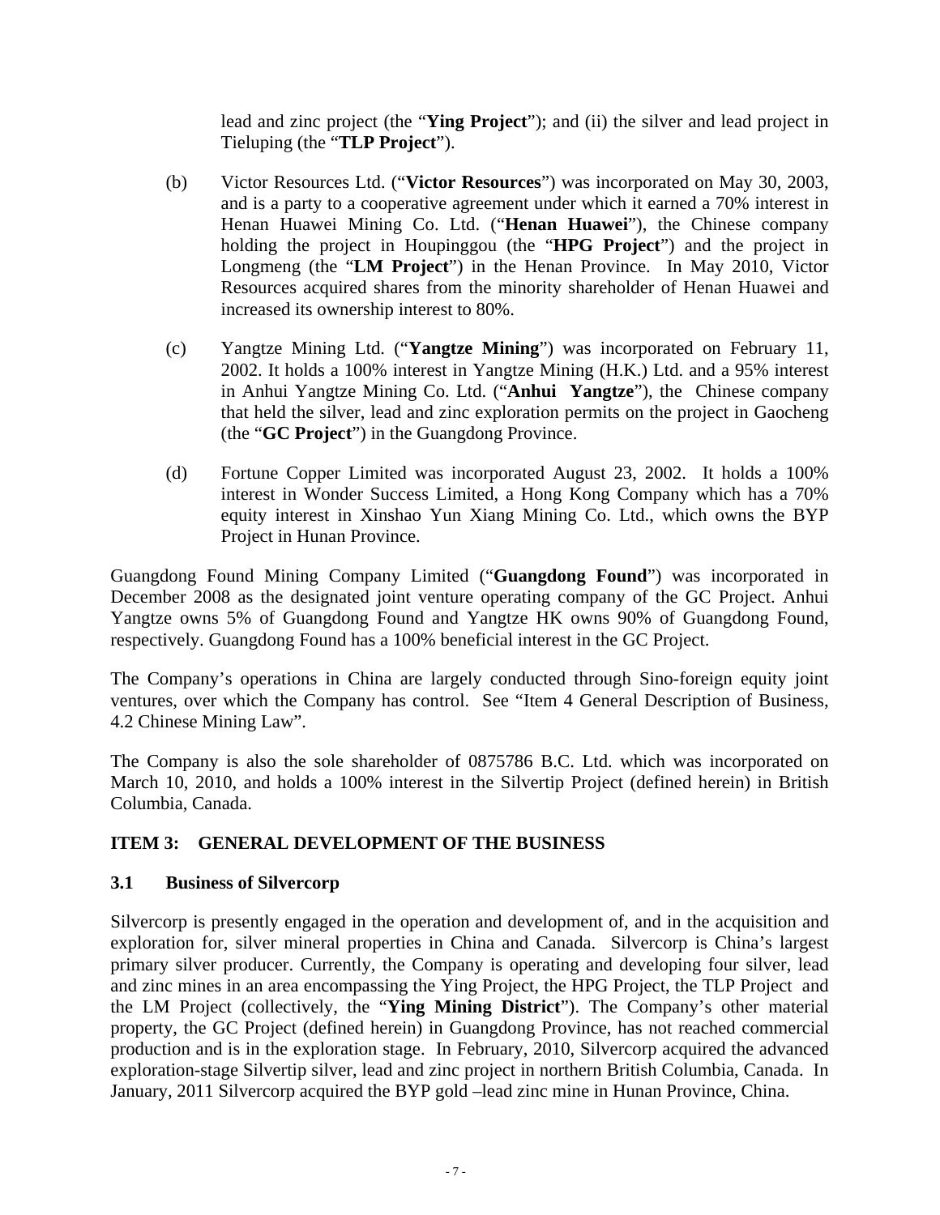lead and zinc project (the "**Ying Project**"); and (ii) the silver and lead project in Tieluping (the "**TLP Project**").

(b) Victor Resources Ltd. ("**Victor Resources**") was incorporated on May 30, 2003, and is a party to a cooperative agreement under which it earned a 70% interest in Henan Huawei Mining Co. Ltd. ("**Henan Huawei**"), the Chinese company holding the project in Houpinggou (the "**HPG Project**") and the project in Longmeng (the "**LM Project**") in the Henan Province. In May 2010, Victor Resources acquired shares from the minority shareholder of Henan Huawei and increased its ownership interest to 80%.

(c) Yangtze Mining Ltd. ("**Yangtze Mining**") was incorporated on February 11, 2002. It holds a 100% interest in Yangtze Mining (H.K.) Ltd. and a 95% interest in Anhui Yangtze Mining Co. Ltd. ("**Anhui Yangtze**"), the Chinese company that held the silver, lead and zinc exploration permits on the project in Gaocheng (the "**GC Project**") in the Guangdong Province.

(d) Fortune Copper Limited was incorporated August 23, 2002. It holds a 100% interest in Wonder Success Limited, a Hong Kong Company which has a 70% equity interest in Xinshao Yun Xiang Mining Co. Ltd., which owns the BYP Project in Hunan Province.

Guangdong Found Mining Company Limited ("**Guangdong Found**") was incorporated in December 2008 as the designated joint venture operating company of the GC Project. Anhui Yangtze owns 5% of Guangdong Found and Yangtze HK owns 90% of Guangdong Found, respectively. Guangdong Found has a 100% beneficial interest in the GC Project.

The Company's operations in China are largely conducted through Sino-foreign equity joint ventures, over which the Company has control. See "Item 4 General Description of Business, 4.2 Chinese Mining Law".

The Company is also the sole shareholder of 0875786 B.C. Ltd. which was incorporated on March 10, 2010, and holds a 100% interest in the Silvertip Project (defined herein) in British Columbia, Canada.

## ITEM 3: GENERAL DEVELOPMENT OF THE BUSINESS

### 3.1 Business of Silvercorp

Silvercorp is presently engaged in the operation and development of, and in the acquisition and exploration for, silver mineral properties in China and Canada. Silvercorp is China's largest primary silver producer. Currently, the Company is operating and developing four silver, lead and zinc mines in an area encompassing the Ying Project, the HPG Project, the TLP Project and the LM Project (collectively, the "**Ying Mining District**"). The Company's other material property, the GC Project (defined herein) in Guangdong Province, has not reached commercial production and is in the exploration stage. In February, 2010, Silvercorp acquired the advanced exploration-stage Silvertip silver, lead and zinc project in northern British Columbia, Canada. In January, 2011 Silvercorp acquired the BYP gold –lead zinc mine in Hunan Province, China.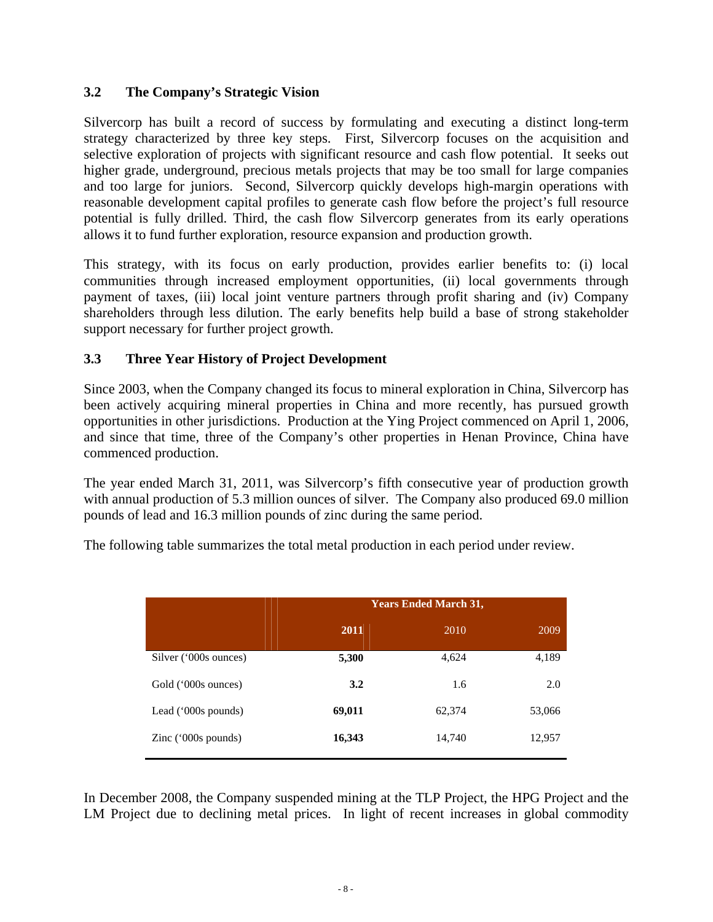### 3.2 The Company's Strategic Vision

Silvercorp has built a record of success by formulating and executing a distinct long-term strategy characterized by three key steps. First, Silvercorp focuses on the acquisition and selective exploration of projects with significant resource and cash flow potential. It seeks out higher grade, underground, precious metals projects that may be too small for large companies and too large for juniors. Second, Silvercorp quickly develops high-margin operations with reasonable development capital profiles to generate cash flow before the project's full resource potential is fully drilled. Third, the cash flow Silvercorp generates from its early operations allows it to fund further exploration, resource expansion and production growth.

This strategy, with its focus on early production, provides earlier benefits to: (i) local communities through increased employment opportunities, (ii) local governments through payment of taxes, (iii) local joint venture partners through profit sharing and (iv) Company shareholders through less dilution. The early benefits help build a base of strong stakeholder support necessary for further project growth.

### 3.3 Three Year History of Project Development

Since 2003, when the Company changed its focus to mineral exploration in China, Silvercorp has been actively acquiring mineral properties in China and more recently, has pursued growth opportunities in other jurisdictions. Production at the Ying Project commenced on April 1, 2006, and since that time, three of the Company's other properties in Henan Province, China have commenced production.

The year ended March 31, 2011, was Silvercorp's fifth consecutive year of production growth with annual production of 5.3 million ounces of silver. The Company also produced 69.0 million pounds of lead and 16.3 million pounds of zinc during the same period.

The following table summarizes the total metal production in each period under review.

| | Years Ended March 31, | | |
|---|---|---|---|
| | **2011** | 2010 | 2009 |
| Silver ('000s ounces) | **5,300** | 4,624 | 4,189 |
| Gold ('000s ounces) | **3.2** | 1.6 | 2.0 |
| Lead ('000s pounds) | **69,011** | 62,374 | 53,066 |
| Zinc ('000s pounds) | **16,343** | 14,740 | 12,957 |

In December 2008, the Company suspended mining at the TLP Project, the HPG Project and the LM Project due to declining metal prices. In light of recent increases in global commodity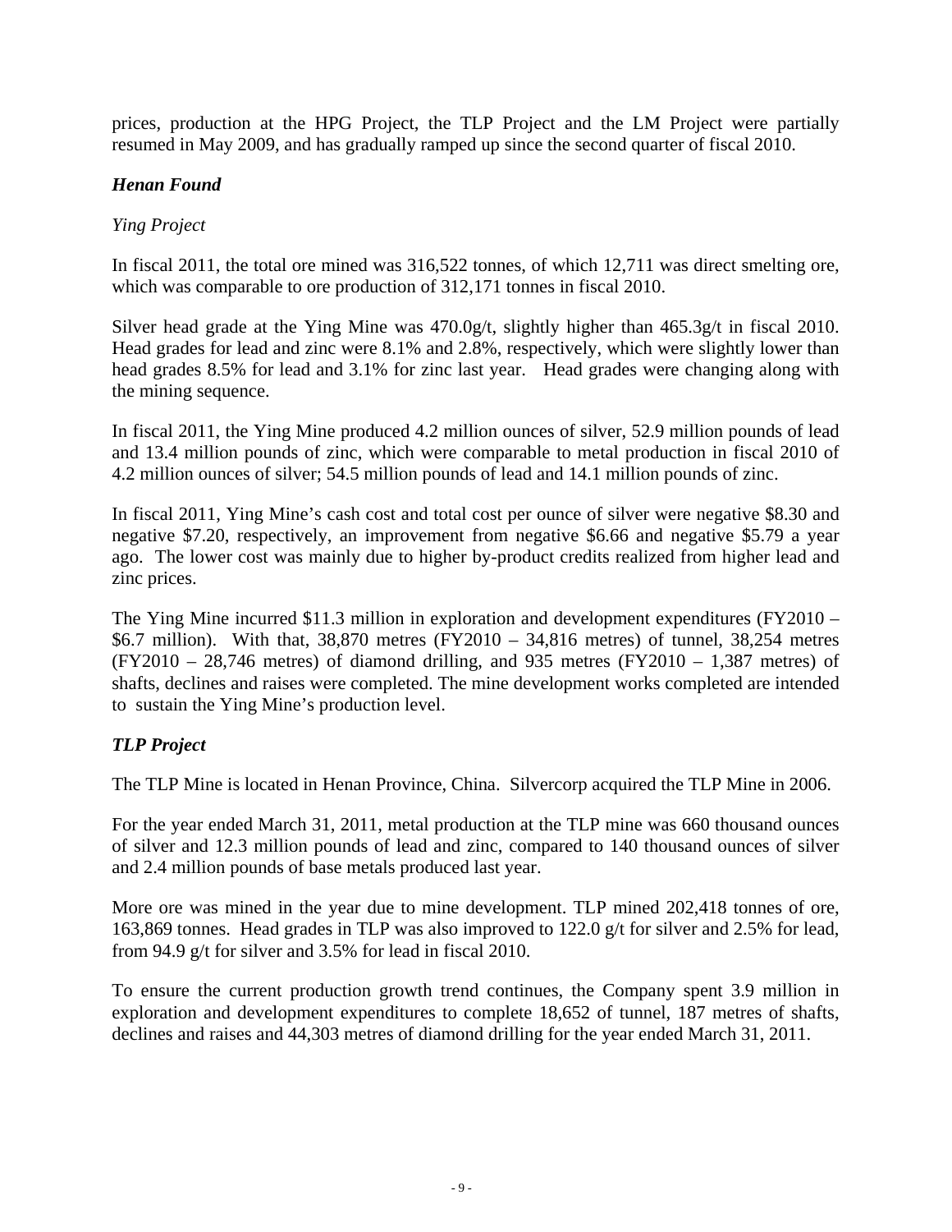prices, production at the HPG Project, the TLP Project and the LM Project were partially resumed in May 2009, and has gradually ramped up since the second quarter of fiscal 2010.

### *Henan Found*

*Ying Project*

In fiscal 2011, the total ore mined was 316,522 tonnes, of which 12,711 was direct smelting ore, which was comparable to ore production of 312,171 tonnes in fiscal 2010.

Silver head grade at the Ying Mine was 470.0g/t, slightly higher than 465.3g/t in fiscal 2010. Head grades for lead and zinc were 8.1% and 2.8%, respectively, which were slightly lower than head grades 8.5% for lead and 3.1% for zinc last year. Head grades were changing along with the mining sequence.

In fiscal 2011, the Ying Mine produced 4.2 million ounces of silver, 52.9 million pounds of lead and 13.4 million pounds of zinc, which were comparable to metal production in fiscal 2010 of 4.2 million ounces of silver; 54.5 million pounds of lead and 14.1 million pounds of zinc.

In fiscal 2011, Ying Mine's cash cost and total cost per ounce of silver were negative $8.30 and negative $7.20, respectively, an improvement from negative $6.66 and negative $5.79 a year ago. The lower cost was mainly due to higher by-product credits realized from higher lead and zinc prices.

The Ying Mine incurred $11.3 million in exploration and development expenditures (FY2010 – $6.7 million). With that, 38,870 metres (FY2010 – 34,816 metres) of tunnel, 38,254 metres (FY2010 – 28,746 metres) of diamond drilling, and 935 metres (FY2010 – 1,387 metres) of shafts, declines and raises were completed. The mine development works completed are intended to sustain the Ying Mine's production level.

### *TLP Project*

The TLP Mine is located in Henan Province, China. Silvercorp acquired the TLP Mine in 2006.

For the year ended March 31, 2011, metal production at the TLP mine was 660 thousand ounces of silver and 12.3 million pounds of lead and zinc, compared to 140 thousand ounces of silver and 2.4 million pounds of base metals produced last year.

More ore was mined in the year due to mine development. TLP mined 202,418 tonnes of ore, 163,869 tonnes. Head grades in TLP was also improved to 122.0 g/t for silver and 2.5% for lead, from 94.9 g/t for silver and 3.5% for lead in fiscal 2010.

To ensure the current production growth trend continues, the Company spent 3.9 million in exploration and development expenditures to complete 18,652 of tunnel, 187 metres of shafts, declines and raises and 44,303 metres of diamond drilling for the year ended March 31, 2011.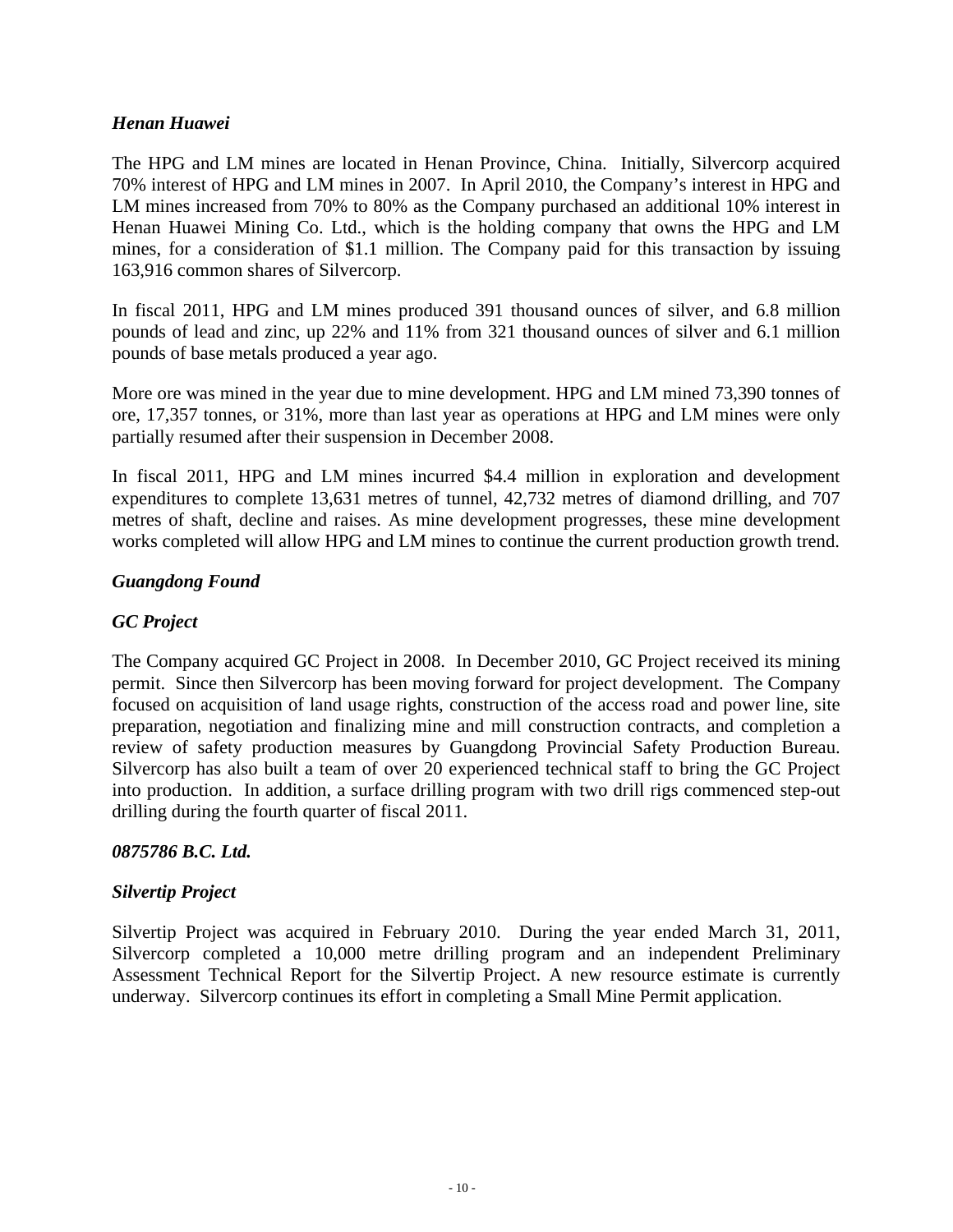### *Henan Huawei*

The HPG and LM mines are located in Henan Province, China. Initially, Silvercorp acquired 70% interest of HPG and LM mines in 2007. In April 2010, the Company's interest in HPG and LM mines increased from 70% to 80% as the Company purchased an additional 10% interest in Henan Huawei Mining Co. Ltd., which is the holding company that owns the HPG and LM mines, for a consideration of $1.1 million. The Company paid for this transaction by issuing 163,916 common shares of Silvercorp.

In fiscal 2011, HPG and LM mines produced 391 thousand ounces of silver, and 6.8 million pounds of lead and zinc, up 22% and 11% from 321 thousand ounces of silver and 6.1 million pounds of base metals produced a year ago.

More ore was mined in the year due to mine development. HPG and LM mined 73,390 tonnes of ore, 17,357 tonnes, or 31%, more than last year as operations at HPG and LM mines were only partially resumed after their suspension in December 2008.

In fiscal 2011, HPG and LM mines incurred $4.4 million in exploration and development expenditures to complete 13,631 metres of tunnel, 42,732 metres of diamond drilling, and 707 metres of shaft, decline and raises. As mine development progresses, these mine development works completed will allow HPG and LM mines to continue the current production growth trend.

### *Guangdong Found*

### *GC Project*

The Company acquired GC Project in 2008. In December 2010, GC Project received its mining permit. Since then Silvercorp has been moving forward for project development. The Company focused on acquisition of land usage rights, construction of the access road and power line, site preparation, negotiation and finalizing mine and mill construction contracts, and completion a review of safety production measures by Guangdong Provincial Safety Production Bureau. Silvercorp has also built a team of over 20 experienced technical staff to bring the GC Project into production. In addition, a surface drilling program with two drill rigs commenced step-out drilling during the fourth quarter of fiscal 2011.

### *0875786 B.C. Ltd.*

### *Silvertip Project*

Silvertip Project was acquired in February 2010. During the year ended March 31, 2011, Silvercorp completed a 10,000 metre drilling program and an independent Preliminary Assessment Technical Report for the Silvertip Project. A new resource estimate is currently underway. Silvercorp continues its effort in completing a Small Mine Permit application.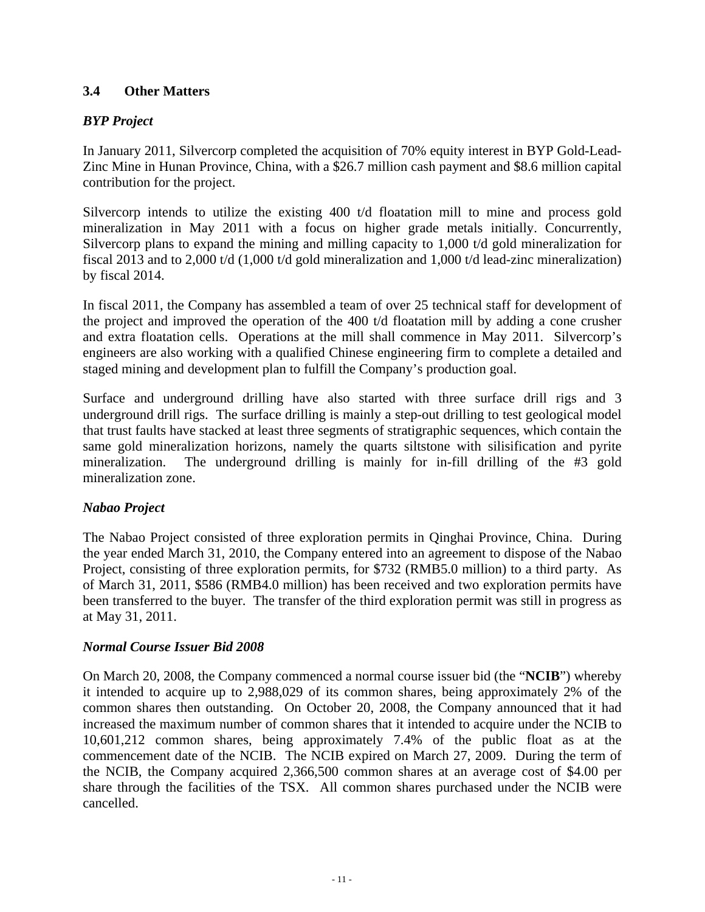### 3.4 Other Matters

***BYP Project***

In January 2011, Silvercorp completed the acquisition of 70% equity interest in BYP Gold-Lead-Zinc Mine in Hunan Province, China, with a $26.7 million cash payment and $8.6 million capital contribution for the project.

Silvercorp intends to utilize the existing 400 t/d floatation mill to mine and process gold mineralization in May 2011 with a focus on higher grade metals initially. Concurrently, Silvercorp plans to expand the mining and milling capacity to 1,000 t/d gold mineralization for fiscal 2013 and to 2,000 t/d (1,000 t/d gold mineralization and 1,000 t/d lead-zinc mineralization) by fiscal 2014.

In fiscal 2011, the Company has assembled a team of over 25 technical staff for development of the project and improved the operation of the 400 t/d floatation mill by adding a cone crusher and extra floatation cells. Operations at the mill shall commence in May 2011. Silvercorp's engineers are also working with a qualified Chinese engineering firm to complete a detailed and staged mining and development plan to fulfill the Company's production goal.

Surface and underground drilling have also started with three surface drill rigs and 3 underground drill rigs. The surface drilling is mainly a step-out drilling to test geological model that trust faults have stacked at least three segments of stratigraphic sequences, which contain the same gold mineralization horizons, namely the quarts siltstone with silisification and pyrite mineralization. The underground drilling is mainly for in-fill drilling of the #3 gold mineralization zone.

***Nabao Project***

The Nabao Project consisted of three exploration permits in Qinghai Province, China. During the year ended March 31, 2010, the Company entered into an agreement to dispose of the Nabao Project, consisting of three exploration permits, for $732 (RMB5.0 million) to a third party. As of March 31, 2011, $586 (RMB4.0 million) has been received and two exploration permits have been transferred to the buyer. The transfer of the third exploration permit was still in progress as at May 31, 2011.

***Normal Course Issuer Bid 2008***

On March 20, 2008, the Company commenced a normal course issuer bid (the "**NCIB**") whereby it intended to acquire up to 2,988,029 of its common shares, being approximately 2% of the common shares then outstanding. On October 20, 2008, the Company announced that it had increased the maximum number of common shares that it intended to acquire under the NCIB to 10,601,212 common shares, being approximately 7.4% of the public float as at the commencement date of the NCIB. The NCIB expired on March 27, 2009. During the term of the NCIB, the Company acquired 2,366,500 common shares at an average cost of $4.00 per share through the facilities of the TSX. All common shares purchased under the NCIB were cancelled.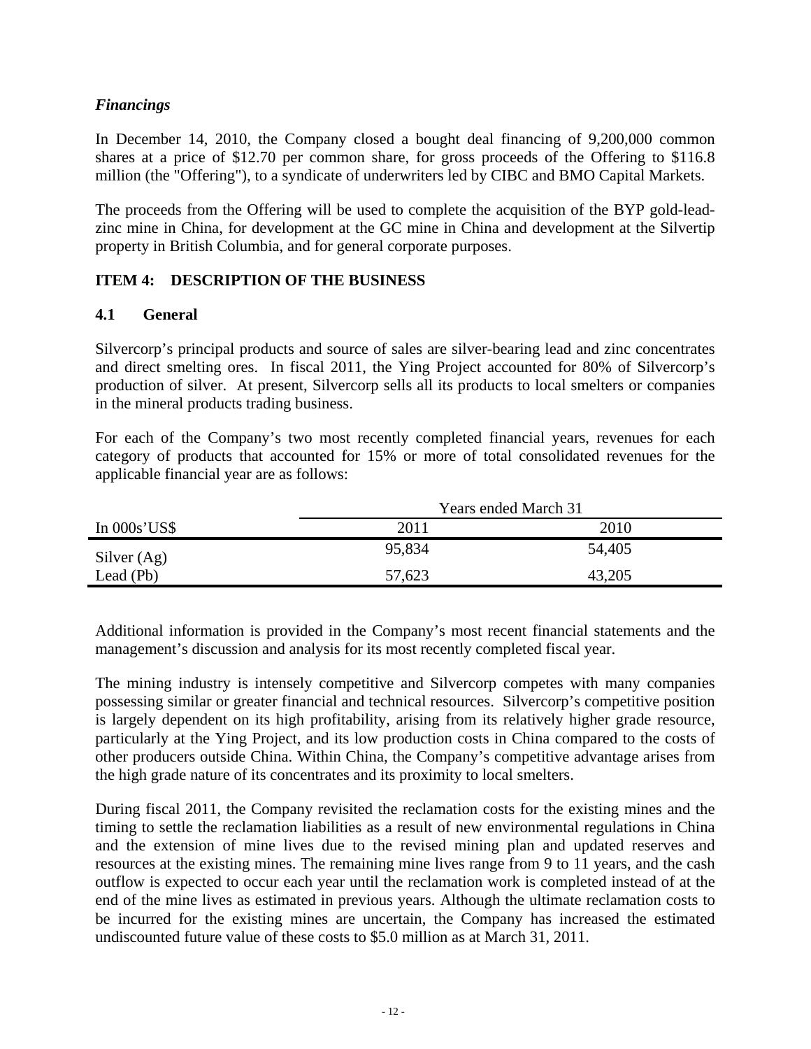### *Financings*

In December 14, 2010, the Company closed a bought deal financing of 9,200,000 common shares at a price of $12.70 per common share, for gross proceeds of the Offering to $116.8 million (the "Offering"), to a syndicate of underwriters led by CIBC and BMO Capital Markets.

The proceeds from the Offering will be used to complete the acquisition of the BYP gold-lead-zinc mine in China, for development at the GC mine in China and development at the Silvertip property in British Columbia, and for general corporate purposes.

## ITEM 4: DESCRIPTION OF THE BUSINESS

### 4.1 General

Silvercorp's principal products and source of sales are silver-bearing lead and zinc concentrates and direct smelting ores. In fiscal 2011, the Ying Project accounted for 80% of Silvercorp's production of silver. At present, Silvercorp sells all its products to local smelters or companies in the mineral products trading business.

For each of the Company's two most recently completed financial years, revenues for each category of products that accounted for 15% or more of total consolidated revenues for the applicable financial year are as follows:

| | Years ended March 31 | |
|---|---|---|
| In 000s'US$ | 2011 | 2010 |
| Silver (Ag) | 95,834 | 54,405 |
| Lead (Pb) | 57,623 | 43,205 |

Additional information is provided in the Company's most recent financial statements and the management's discussion and analysis for its most recently completed fiscal year.

The mining industry is intensely competitive and Silvercorp competes with many companies possessing similar or greater financial and technical resources. Silvercorp's competitive position is largely dependent on its high profitability, arising from its relatively higher grade resource, particularly at the Ying Project, and its low production costs in China compared to the costs of other producers outside China. Within China, the Company's competitive advantage arises from the high grade nature of its concentrates and its proximity to local smelters.

During fiscal 2011, the Company revisited the reclamation costs for the existing mines and the timing to settle the reclamation liabilities as a result of new environmental regulations in China and the extension of mine lives due to the revised mining plan and updated reserves and resources at the existing mines. The remaining mine lives range from 9 to 11 years, and the cash outflow is expected to occur each year until the reclamation work is completed instead of at the end of the mine lives as estimated in previous years. Although the ultimate reclamation costs to be incurred for the existing mines are uncertain, the Company has increased the estimated undiscounted future value of these costs to $5.0 million as at March 31, 2011.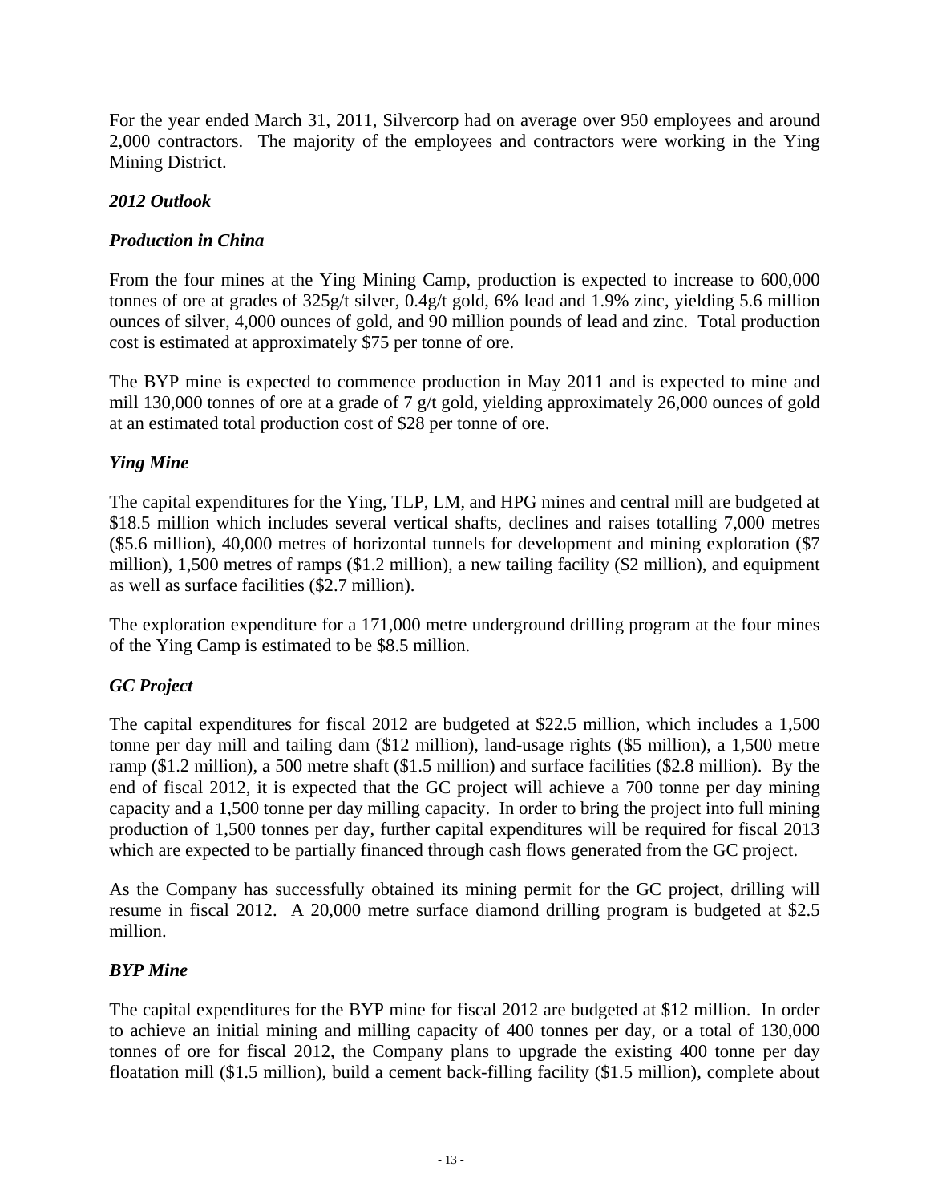For the year ended March 31, 2011, Silvercorp had on average over 950 employees and around 2,000 contractors. The majority of the employees and contractors were working in the Ying Mining District.

### *2012 Outlook*

### *Production in China*

From the four mines at the Ying Mining Camp, production is expected to increase to 600,000 tonnes of ore at grades of 325g/t silver, 0.4g/t gold, 6% lead and 1.9% zinc, yielding 5.6 million ounces of silver, 4,000 ounces of gold, and 90 million pounds of lead and zinc. Total production cost is estimated at approximately $75 per tonne of ore.

The BYP mine is expected to commence production in May 2011 and is expected to mine and mill 130,000 tonnes of ore at a grade of 7 g/t gold, yielding approximately 26,000 ounces of gold at an estimated total production cost of $28 per tonne of ore.

### *Ying Mine*

The capital expenditures for the Ying, TLP, LM, and HPG mines and central mill are budgeted at $18.5 million which includes several vertical shafts, declines and raises totalling 7,000 metres ($5.6 million), 40,000 metres of horizontal tunnels for development and mining exploration ($7 million), 1,500 metres of ramps ($1.2 million), a new tailing facility ($2 million), and equipment as well as surface facilities ($2.7 million).

The exploration expenditure for a 171,000 metre underground drilling program at the four mines of the Ying Camp is estimated to be $8.5 million.

### *GC Project*

The capital expenditures for fiscal 2012 are budgeted at $22.5 million, which includes a 1,500 tonne per day mill and tailing dam ($12 million), land-usage rights ($5 million), a 1,500 metre ramp ($1.2 million), a 500 metre shaft ($1.5 million) and surface facilities ($2.8 million). By the end of fiscal 2012, it is expected that the GC project will achieve a 700 tonne per day mining capacity and a 1,500 tonne per day milling capacity. In order to bring the project into full mining production of 1,500 tonnes per day, further capital expenditures will be required for fiscal 2013 which are expected to be partially financed through cash flows generated from the GC project.

As the Company has successfully obtained its mining permit for the GC project, drilling will resume in fiscal 2012. A 20,000 metre surface diamond drilling program is budgeted at $2.5 million.

### *BYP Mine*

The capital expenditures for the BYP mine for fiscal 2012 are budgeted at $12 million. In order to achieve an initial mining and milling capacity of 400 tonnes per day, or a total of 130,000 tonnes of ore for fiscal 2012, the Company plans to upgrade the existing 400 tonne per day floatation mill ($1.5 million), build a cement back-filling facility ($1.5 million), complete about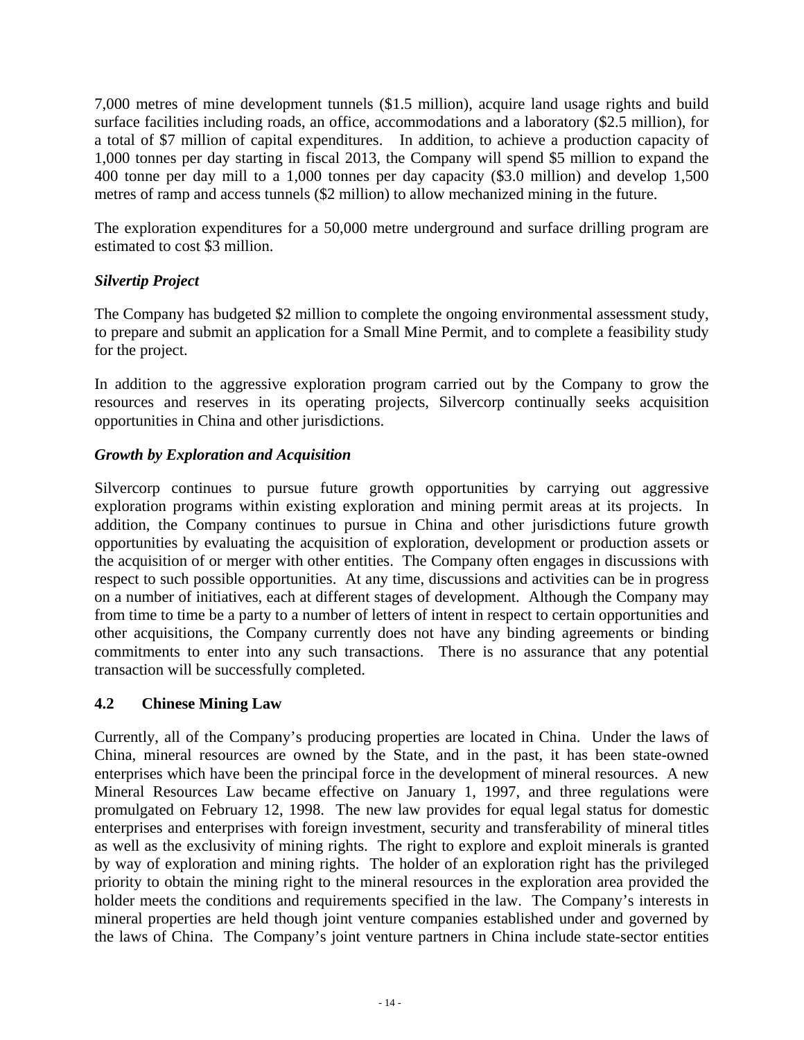7,000 metres of mine development tunnels ($1.5 million), acquire land usage rights and build surface facilities including roads, an office, accommodations and a laboratory ($2.5 million), for a total of $7 million of capital expenditures. In addition, to achieve a production capacity of 1,000 tonnes per day starting in fiscal 2013, the Company will spend $5 million to expand the 400 tonne per day mill to a 1,000 tonnes per day capacity ($3.0 million) and develop 1,500 metres of ramp and access tunnels ($2 million) to allow mechanized mining in the future.

The exploration expenditures for a 50,000 metre underground and surface drilling program are estimated to cost $3 million.

### *Silvertip Project*

The Company has budgeted $2 million to complete the ongoing environmental assessment study, to prepare and submit an application for a Small Mine Permit, and to complete a feasibility study for the project.

In addition to the aggressive exploration program carried out by the Company to grow the resources and reserves in its operating projects, Silvercorp continually seeks acquisition opportunities in China and other jurisdictions.

### *Growth by Exploration and Acquisition*

Silvercorp continues to pursue future growth opportunities by carrying out aggressive exploration programs within existing exploration and mining permit areas at its projects. In addition, the Company continues to pursue in China and other jurisdictions future growth opportunities by evaluating the acquisition of exploration, development or production assets or the acquisition of or merger with other entities. The Company often engages in discussions with respect to such possible opportunities. At any time, discussions and activities can be in progress on a number of initiatives, each at different stages of development. Although the Company may from time to time be a party to a number of letters of intent in respect to certain opportunities and other acquisitions, the Company currently does not have any binding agreements or binding commitments to enter into any such transactions. There is no assurance that any potential transaction will be successfully completed.

## 4.2 Chinese Mining Law

Currently, all of the Company's producing properties are located in China. Under the laws of China, mineral resources are owned by the State, and in the past, it has been state-owned enterprises which have been the principal force in the development of mineral resources. A new Mineral Resources Law became effective on January 1, 1997, and three regulations were promulgated on February 12, 1998. The new law provides for equal legal status for domestic enterprises and enterprises with foreign investment, security and transferability of mineral titles as well as the exclusivity of mining rights. The right to explore and exploit minerals is granted by way of exploration and mining rights. The holder of an exploration right has the privileged priority to obtain the mining right to the mineral resources in the exploration area provided the holder meets the conditions and requirements specified in the law. The Company's interests in mineral properties are held though joint venture companies established under and governed by the laws of China. The Company's joint venture partners in China include state-sector entities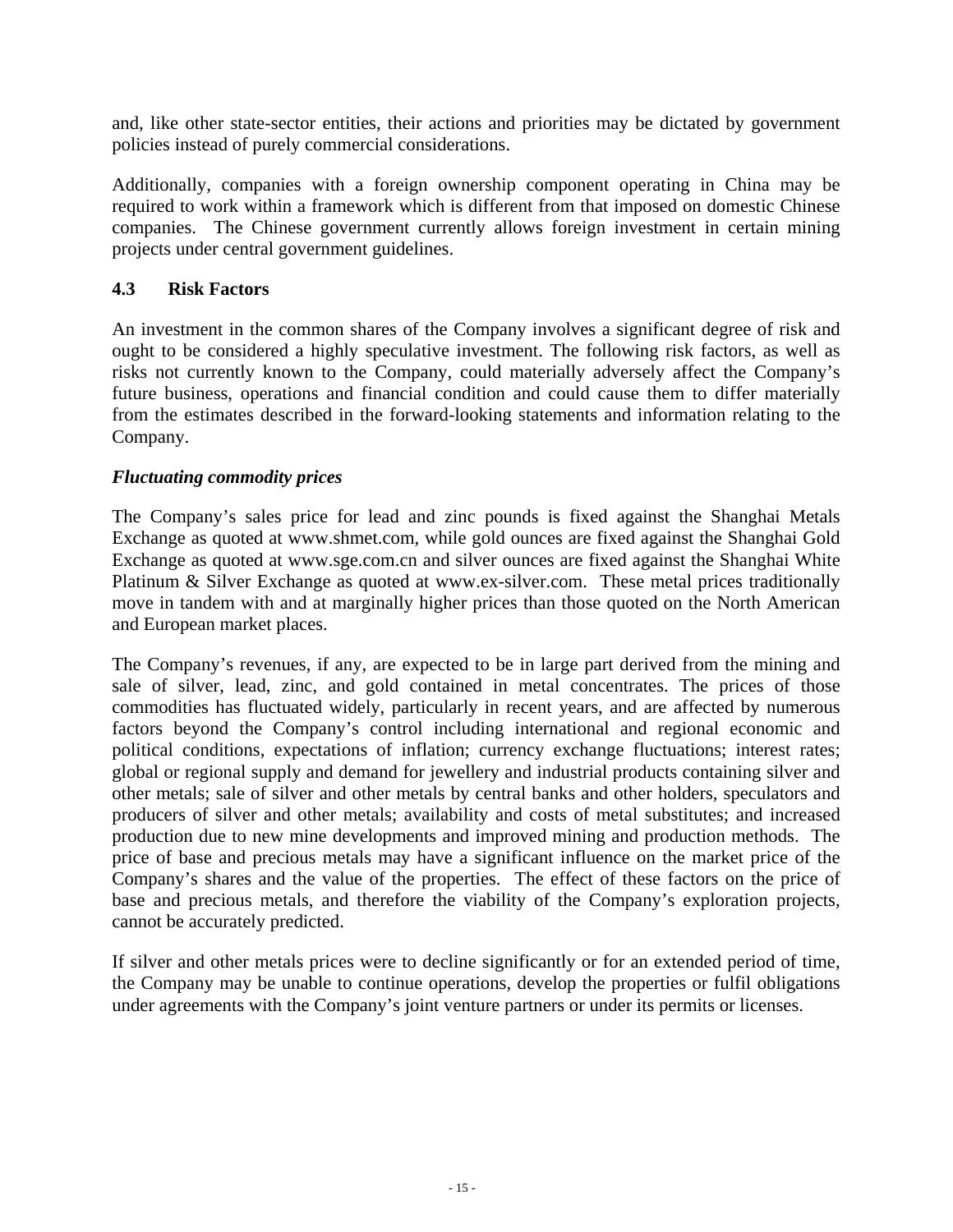and, like other state-sector entities, their actions and priorities may be dictated by government policies instead of purely commercial considerations.

Additionally, companies with a foreign ownership component operating in China may be required to work within a framework which is different from that imposed on domestic Chinese companies. The Chinese government currently allows foreign investment in certain mining projects under central government guidelines.

## 4.3 Risk Factors

An investment in the common shares of the Company involves a significant degree of risk and ought to be considered a highly speculative investment. The following risk factors, as well as risks not currently known to the Company, could materially adversely affect the Company's future business, operations and financial condition and could cause them to differ materially from the estimates described in the forward-looking statements and information relating to the Company.

***Fluctuating commodity prices***

The Company's sales price for lead and zinc pounds is fixed against the Shanghai Metals Exchange as quoted at www.shmet.com, while gold ounces are fixed against the Shanghai Gold Exchange as quoted at www.sge.com.cn and silver ounces are fixed against the Shanghai White Platinum & Silver Exchange as quoted at www.ex-silver.com. These metal prices traditionally move in tandem with and at marginally higher prices than those quoted on the North American and European market places.

The Company's revenues, if any, are expected to be in large part derived from the mining and sale of silver, lead, zinc, and gold contained in metal concentrates. The prices of those commodities has fluctuated widely, particularly in recent years, and are affected by numerous factors beyond the Company's control including international and regional economic and political conditions, expectations of inflation; currency exchange fluctuations; interest rates; global or regional supply and demand for jewellery and industrial products containing silver and other metals; sale of silver and other metals by central banks and other holders, speculators and producers of silver and other metals; availability and costs of metal substitutes; and increased production due to new mine developments and improved mining and production methods. The price of base and precious metals may have a significant influence on the market price of the Company's shares and the value of the properties. The effect of these factors on the price of base and precious metals, and therefore the viability of the Company's exploration projects, cannot be accurately predicted.

If silver and other metals prices were to decline significantly or for an extended period of time, the Company may be unable to continue operations, develop the properties or fulfil obligations under agreements with the Company's joint venture partners or under its permits or licenses.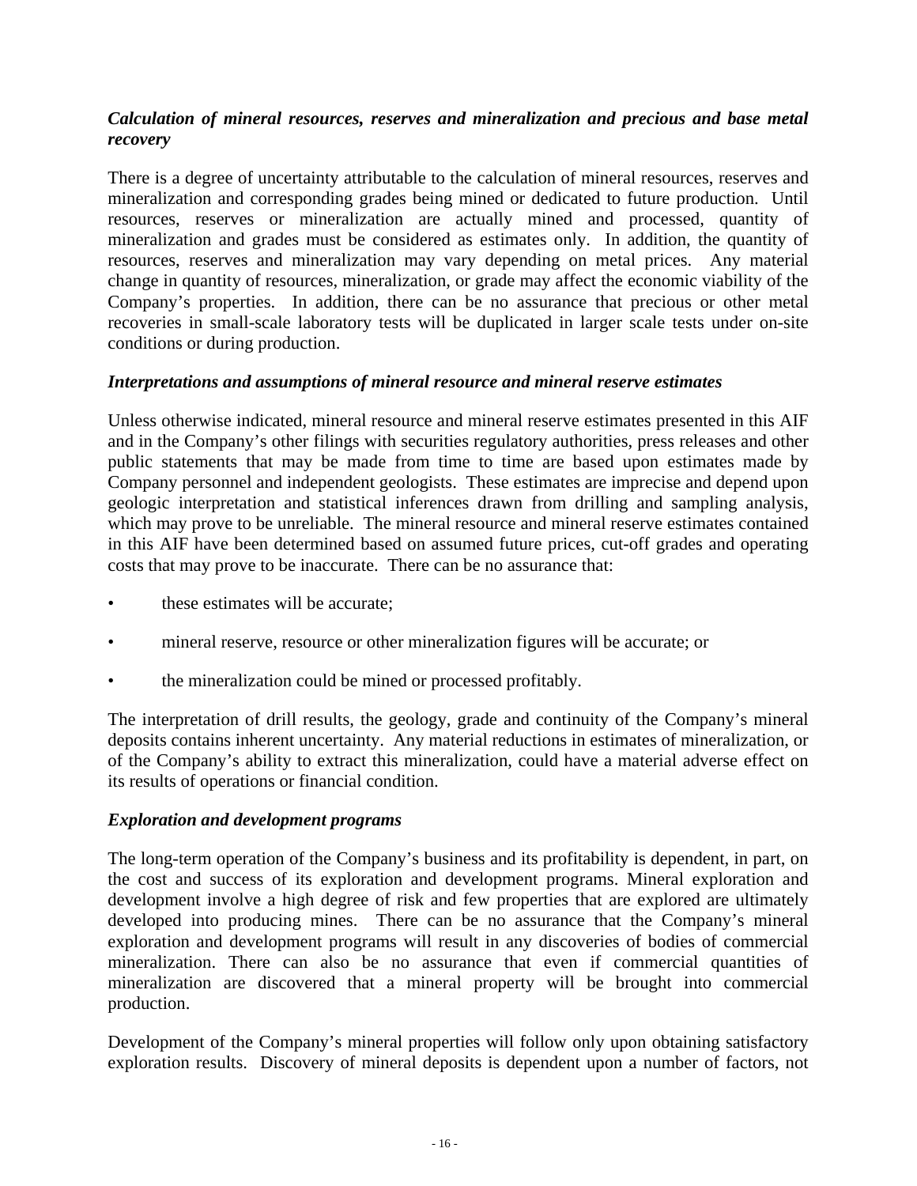***Calculation of mineral resources, reserves and mineralization and precious and base metal recovery***

There is a degree of uncertainty attributable to the calculation of mineral resources, reserves and mineralization and corresponding grades being mined or dedicated to future production. Until resources, reserves or mineralization are actually mined and processed, quantity of mineralization and grades must be considered as estimates only. In addition, the quantity of resources, reserves and mineralization may vary depending on metal prices. Any material change in quantity of resources, mineralization, or grade may affect the economic viability of the Company's properties. In addition, there can be no assurance that precious or other metal recoveries in small-scale laboratory tests will be duplicated in larger scale tests under on-site conditions or during production.

***Interpretations and assumptions of mineral resource and mineral reserve estimates***

Unless otherwise indicated, mineral resource and mineral reserve estimates presented in this AIF and in the Company's other filings with securities regulatory authorities, press releases and other public statements that may be made from time to time are based upon estimates made by Company personnel and independent geologists. These estimates are imprecise and depend upon geologic interpretation and statistical inferences drawn from drilling and sampling analysis, which may prove to be unreliable. The mineral resource and mineral reserve estimates contained in this AIF have been determined based on assumed future prices, cut-off grades and operating costs that may prove to be inaccurate. There can be no assurance that:

- these estimates will be accurate;
- mineral reserve, resource or other mineralization figures will be accurate; or
- the mineralization could be mined or processed profitably.

The interpretation of drill results, the geology, grade and continuity of the Company's mineral deposits contains inherent uncertainty. Any material reductions in estimates of mineralization, or of the Company's ability to extract this mineralization, could have a material adverse effect on its results of operations or financial condition.

***Exploration and development programs***

The long-term operation of the Company's business and its profitability is dependent, in part, on the cost and success of its exploration and development programs. Mineral exploration and development involve a high degree of risk and few properties that are explored are ultimately developed into producing mines. There can be no assurance that the Company's mineral exploration and development programs will result in any discoveries of bodies of commercial mineralization. There can also be no assurance that even if commercial quantities of mineralization are discovered that a mineral property will be brought into commercial production.

Development of the Company's mineral properties will follow only upon obtaining satisfactory exploration results. Discovery of mineral deposits is dependent upon a number of factors, not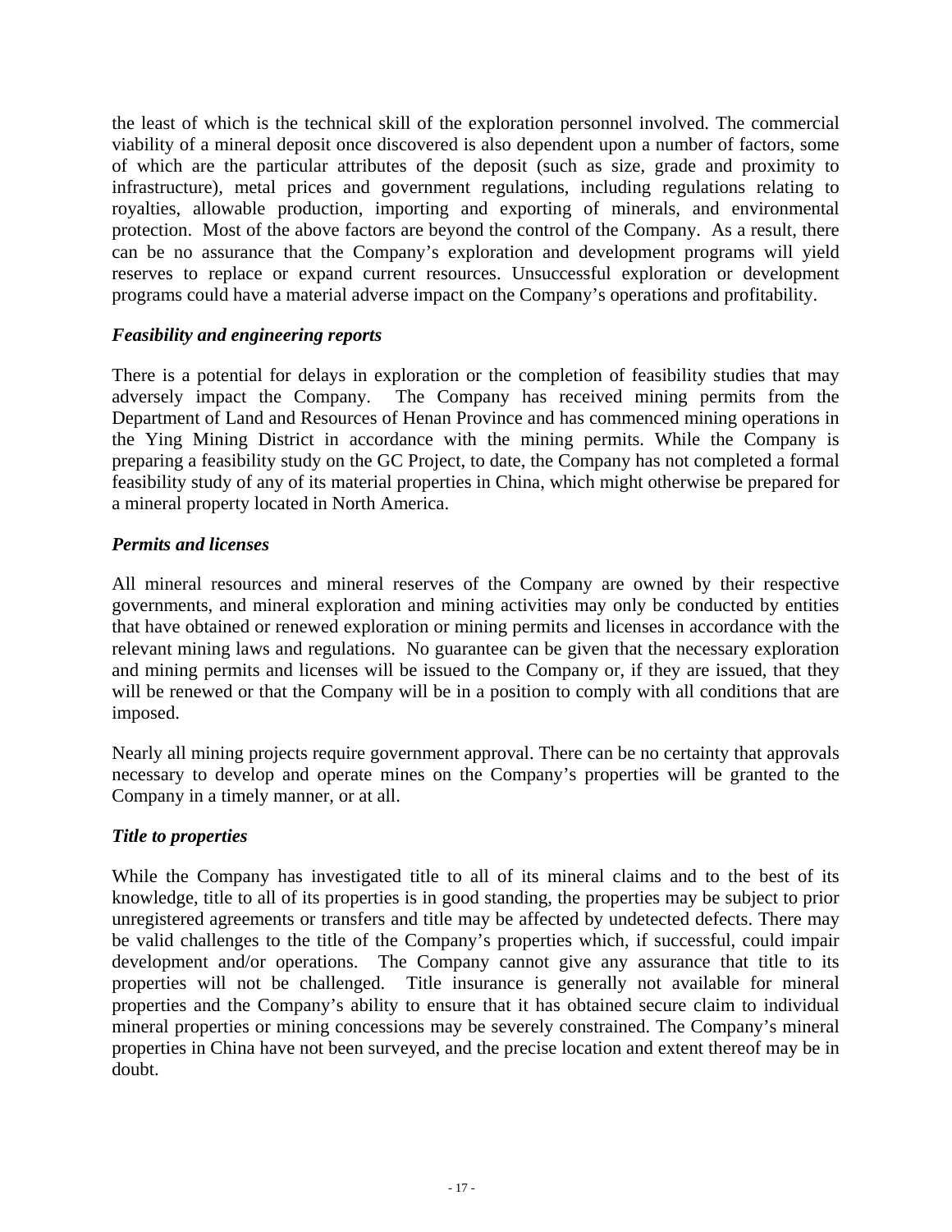the least of which is the technical skill of the exploration personnel involved. The commercial viability of a mineral deposit once discovered is also dependent upon a number of factors, some of which are the particular attributes of the deposit (such as size, grade and proximity to infrastructure), metal prices and government regulations, including regulations relating to royalties, allowable production, importing and exporting of minerals, and environmental protection. Most of the above factors are beyond the control of the Company. As a result, there can be no assurance that the Company's exploration and development programs will yield reserves to replace or expand current resources. Unsuccessful exploration or development programs could have a material adverse impact on the Company's operations and profitability.

***Feasibility and engineering reports***

There is a potential for delays in exploration or the completion of feasibility studies that may adversely impact the Company. The Company has received mining permits from the Department of Land and Resources of Henan Province and has commenced mining operations in the Ying Mining District in accordance with the mining permits. While the Company is preparing a feasibility study on the GC Project, to date, the Company has not completed a formal feasibility study of any of its material properties in China, which might otherwise be prepared for a mineral property located in North America.

***Permits and licenses***

All mineral resources and mineral reserves of the Company are owned by their respective governments, and mineral exploration and mining activities may only be conducted by entities that have obtained or renewed exploration or mining permits and licenses in accordance with the relevant mining laws and regulations. No guarantee can be given that the necessary exploration and mining permits and licenses will be issued to the Company or, if they are issued, that they will be renewed or that the Company will be in a position to comply with all conditions that are imposed.

Nearly all mining projects require government approval. There can be no certainty that approvals necessary to develop and operate mines on the Company's properties will be granted to the Company in a timely manner, or at all.

***Title to properties***

While the Company has investigated title to all of its mineral claims and to the best of its knowledge, title to all of its properties is in good standing, the properties may be subject to prior unregistered agreements or transfers and title may be affected by undetected defects. There may be valid challenges to the title of the Company's properties which, if successful, could impair development and/or operations. The Company cannot give any assurance that title to its properties will not be challenged. Title insurance is generally not available for mineral properties and the Company's ability to ensure that it has obtained secure claim to individual mineral properties or mining concessions may be severely constrained. The Company's mineral properties in China have not been surveyed, and the precise location and extent thereof may be in doubt.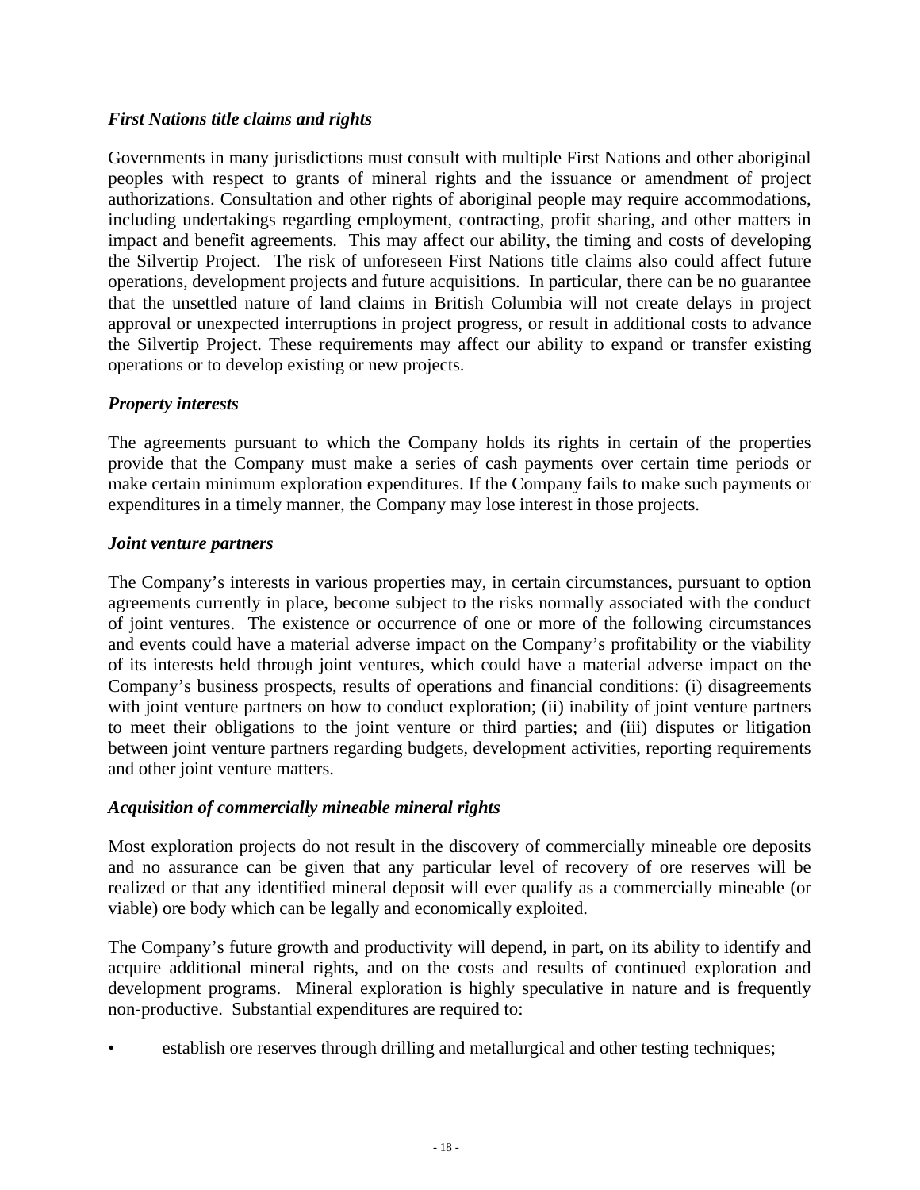*First Nations title claims and rights*

Governments in many jurisdictions must consult with multiple First Nations and other aboriginal peoples with respect to grants of mineral rights and the issuance or amendment of project authorizations. Consultation and other rights of aboriginal people may require accommodations, including undertakings regarding employment, contracting, profit sharing, and other matters in impact and benefit agreements. This may affect our ability, the timing and costs of developing the Silvertip Project. The risk of unforeseen First Nations title claims also could affect future operations, development projects and future acquisitions. In particular, there can be no guarantee that the unsettled nature of land claims in British Columbia will not create delays in project approval or unexpected interruptions in project progress, or result in additional costs to advance the Silvertip Project. These requirements may affect our ability to expand or transfer existing operations or to develop existing or new projects.

*Property interests*

The agreements pursuant to which the Company holds its rights in certain of the properties provide that the Company must make a series of cash payments over certain time periods or make certain minimum exploration expenditures. If the Company fails to make such payments or expenditures in a timely manner, the Company may lose interest in those projects.

*Joint venture partners*

The Company's interests in various properties may, in certain circumstances, pursuant to option agreements currently in place, become subject to the risks normally associated with the conduct of joint ventures. The existence or occurrence of one or more of the following circumstances and events could have a material adverse impact on the Company's profitability or the viability of its interests held through joint ventures, which could have a material adverse impact on the Company's business prospects, results of operations and financial conditions: (i) disagreements with joint venture partners on how to conduct exploration; (ii) inability of joint venture partners to meet their obligations to the joint venture or third parties; and (iii) disputes or litigation between joint venture partners regarding budgets, development activities, reporting requirements and other joint venture matters.

*Acquisition of commercially mineable mineral rights*

Most exploration projects do not result in the discovery of commercially mineable ore deposits and no assurance can be given that any particular level of recovery of ore reserves will be realized or that any identified mineral deposit will ever qualify as a commercially mineable (or viable) ore body which can be legally and economically exploited.

The Company's future growth and productivity will depend, in part, on its ability to identify and acquire additional mineral rights, and on the costs and results of continued exploration and development programs. Mineral exploration is highly speculative in nature and is frequently non-productive. Substantial expenditures are required to:

- establish ore reserves through drilling and metallurgical and other testing techniques;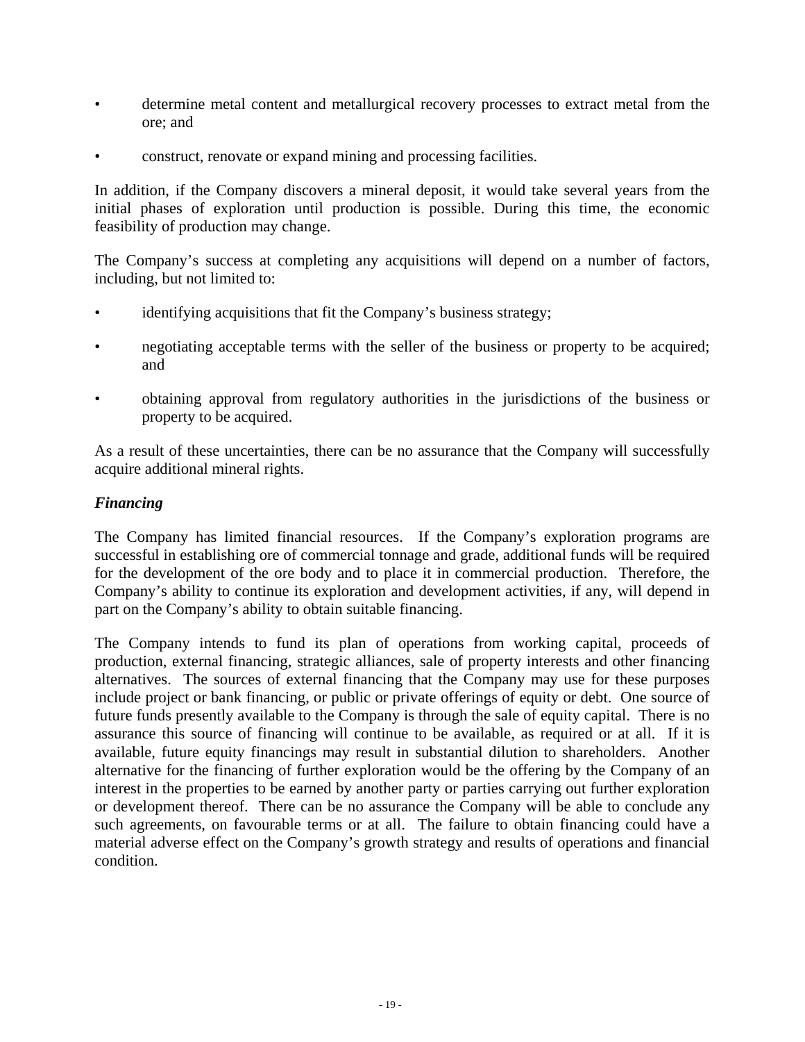- determine metal content and metallurgical recovery processes to extract metal from the ore; and
- construct, renovate or expand mining and processing facilities.

In addition, if the Company discovers a mineral deposit, it would take several years from the initial phases of exploration until production is possible. During this time, the economic feasibility of production may change.

The Company's success at completing any acquisitions will depend on a number of factors, including, but not limited to:

- identifying acquisitions that fit the Company's business strategy;
- negotiating acceptable terms with the seller of the business or property to be acquired; and
- obtaining approval from regulatory authorities in the jurisdictions of the business or property to be acquired.

As a result of these uncertainties, there can be no assurance that the Company will successfully acquire additional mineral rights.

### *Financing*

The Company has limited financial resources. If the Company's exploration programs are successful in establishing ore of commercial tonnage and grade, additional funds will be required for the development of the ore body and to place it in commercial production. Therefore, the Company's ability to continue its exploration and development activities, if any, will depend in part on the Company's ability to obtain suitable financing.

The Company intends to fund its plan of operations from working capital, proceeds of production, external financing, strategic alliances, sale of property interests and other financing alternatives. The sources of external financing that the Company may use for these purposes include project or bank financing, or public or private offerings of equity or debt. One source of future funds presently available to the Company is through the sale of equity capital. There is no assurance this source of financing will continue to be available, as required or at all. If it is available, future equity financings may result in substantial dilution to shareholders. Another alternative for the financing of further exploration would be the offering by the Company of an interest in the properties to be earned by another party or parties carrying out further exploration or development thereof. There can be no assurance the Company will be able to conclude any such agreements, on favourable terms or at all. The failure to obtain financing could have a material adverse effect on the Company's growth strategy and results of operations and financial condition.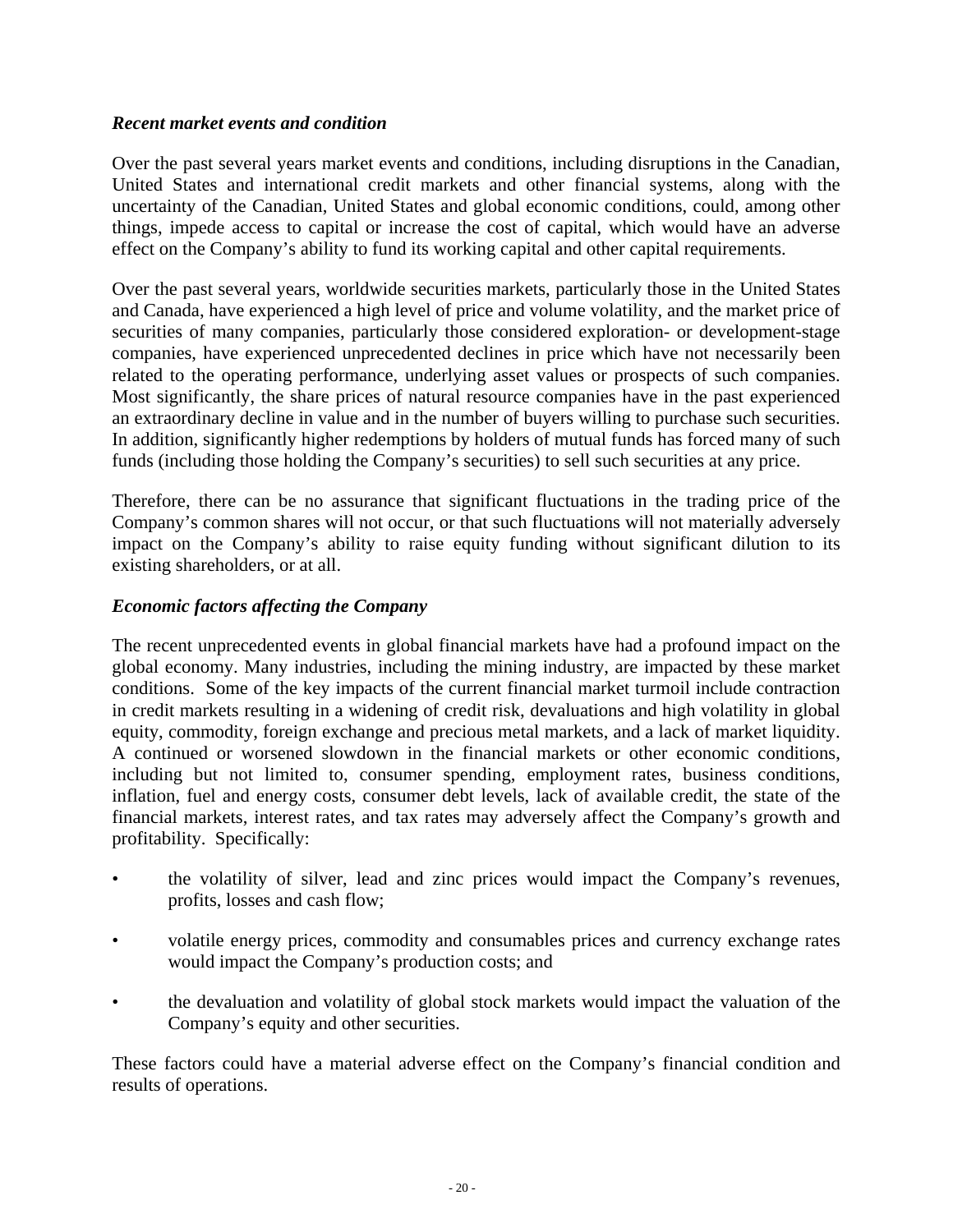### *Recent market events and condition*

Over the past several years market events and conditions, including disruptions in the Canadian, United States and international credit markets and other financial systems, along with the uncertainty of the Canadian, United States and global economic conditions, could, among other things, impede access to capital or increase the cost of capital, which would have an adverse effect on the Company's ability to fund its working capital and other capital requirements.

Over the past several years, worldwide securities markets, particularly those in the United States and Canada, have experienced a high level of price and volume volatility, and the market price of securities of many companies, particularly those considered exploration- or development-stage companies, have experienced unprecedented declines in price which have not necessarily been related to the operating performance, underlying asset values or prospects of such companies. Most significantly, the share prices of natural resource companies have in the past experienced an extraordinary decline in value and in the number of buyers willing to purchase such securities. In addition, significantly higher redemptions by holders of mutual funds has forced many of such funds (including those holding the Company's securities) to sell such securities at any price.

Therefore, there can be no assurance that significant fluctuations in the trading price of the Company's common shares will not occur, or that such fluctuations will not materially adversely impact on the Company's ability to raise equity funding without significant dilution to its existing shareholders, or at all.

### *Economic factors affecting the Company*

The recent unprecedented events in global financial markets have had a profound impact on the global economy. Many industries, including the mining industry, are impacted by these market conditions. Some of the key impacts of the current financial market turmoil include contraction in credit markets resulting in a widening of credit risk, devaluations and high volatility in global equity, commodity, foreign exchange and precious metal markets, and a lack of market liquidity. A continued or worsened slowdown in the financial markets or other economic conditions, including but not limited to, consumer spending, employment rates, business conditions, inflation, fuel and energy costs, consumer debt levels, lack of available credit, the state of the financial markets, interest rates, and tax rates may adversely affect the Company's growth and profitability. Specifically:

- the volatility of silver, lead and zinc prices would impact the Company's revenues, profits, losses and cash flow;
- volatile energy prices, commodity and consumables prices and currency exchange rates would impact the Company's production costs; and
- the devaluation and volatility of global stock markets would impact the valuation of the Company's equity and other securities.

These factors could have a material adverse effect on the Company's financial condition and results of operations.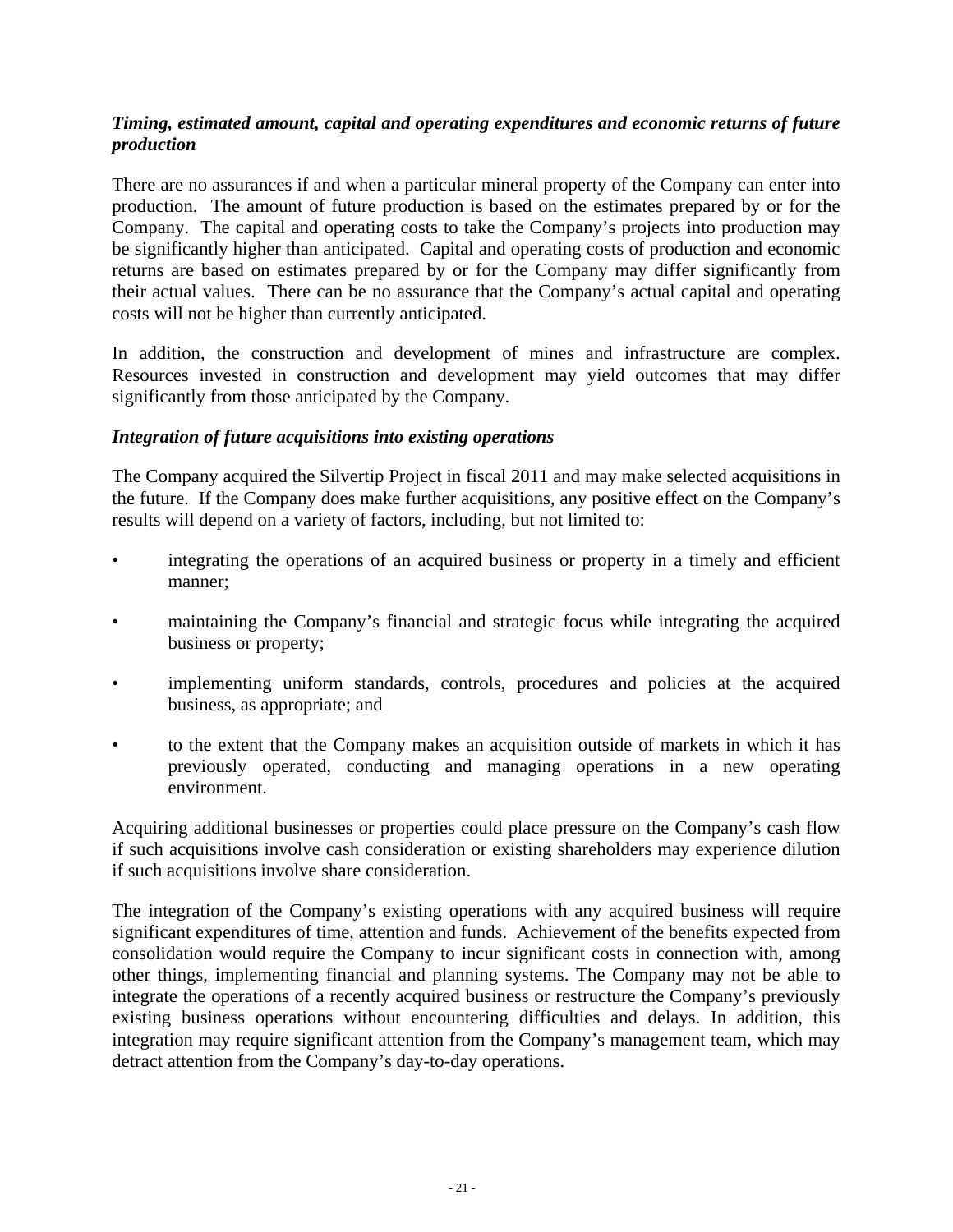***Timing, estimated amount, capital and operating expenditures and economic returns of future production***

There are no assurances if and when a particular mineral property of the Company can enter into production. The amount of future production is based on the estimates prepared by or for the Company. The capital and operating costs to take the Company's projects into production may be significantly higher than anticipated. Capital and operating costs of production and economic returns are based on estimates prepared by or for the Company may differ significantly from their actual values. There can be no assurance that the Company's actual capital and operating costs will not be higher than currently anticipated.

In addition, the construction and development of mines and infrastructure are complex. Resources invested in construction and development may yield outcomes that may differ significantly from those anticipated by the Company.

***Integration of future acquisitions into existing operations***

The Company acquired the Silvertip Project in fiscal 2011 and may make selected acquisitions in the future. If the Company does make further acquisitions, any positive effect on the Company's results will depend on a variety of factors, including, but not limited to:

- integrating the operations of an acquired business or property in a timely and efficient manner;
- maintaining the Company's financial and strategic focus while integrating the acquired business or property;
- implementing uniform standards, controls, procedures and policies at the acquired business, as appropriate; and
- to the extent that the Company makes an acquisition outside of markets in which it has previously operated, conducting and managing operations in a new operating environment.

Acquiring additional businesses or properties could place pressure on the Company's cash flow if such acquisitions involve cash consideration or existing shareholders may experience dilution if such acquisitions involve share consideration.

The integration of the Company's existing operations with any acquired business will require significant expenditures of time, attention and funds. Achievement of the benefits expected from consolidation would require the Company to incur significant costs in connection with, among other things, implementing financial and planning systems. The Company may not be able to integrate the operations of a recently acquired business or restructure the Company's previously existing business operations without encountering difficulties and delays. In addition, this integration may require significant attention from the Company's management team, which may detract attention from the Company's day-to-day operations.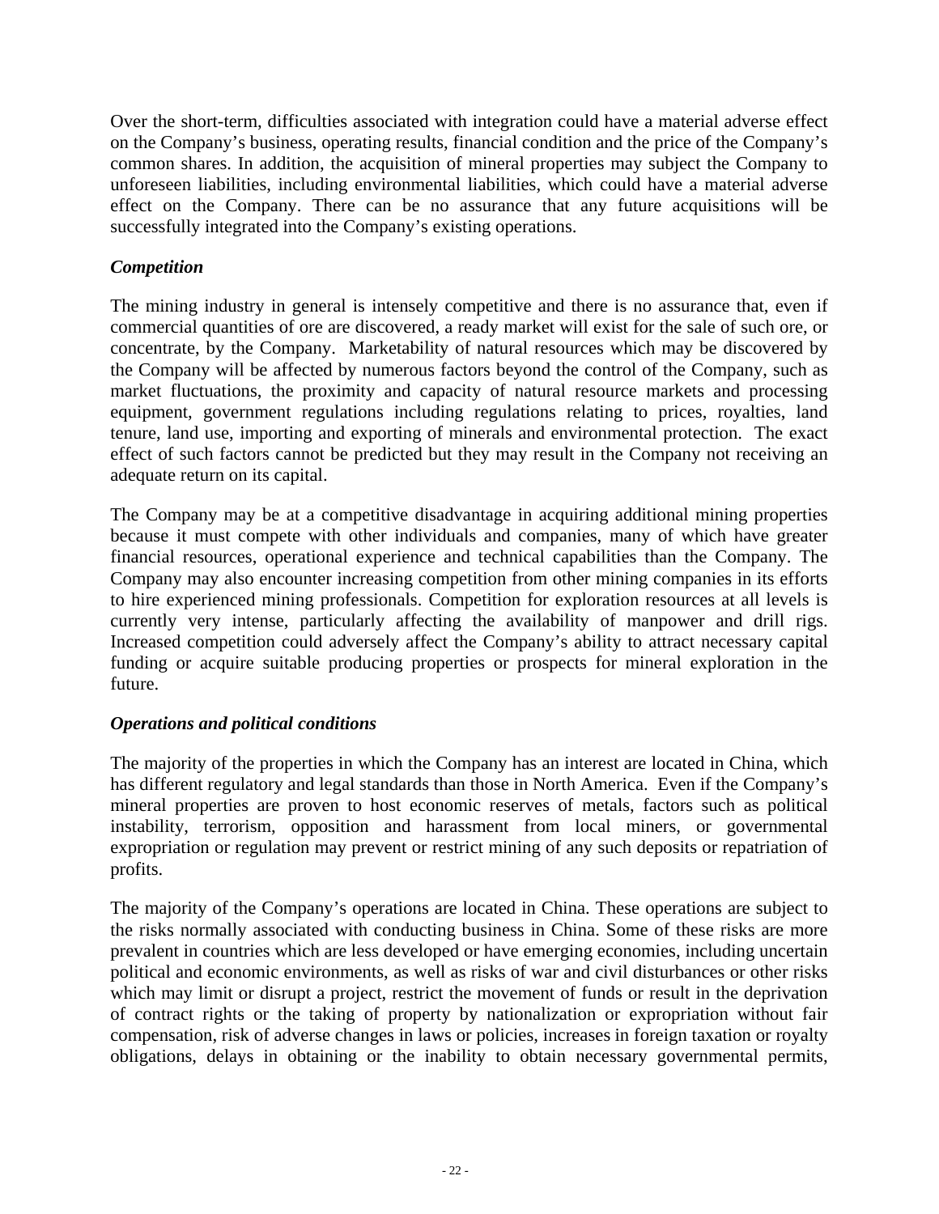Over the short-term, difficulties associated with integration could have a material adverse effect on the Company's business, operating results, financial condition and the price of the Company's common shares. In addition, the acquisition of mineral properties may subject the Company to unforeseen liabilities, including environmental liabilities, which could have a material adverse effect on the Company. There can be no assurance that any future acquisitions will be successfully integrated into the Company's existing operations.

### *Competition*

The mining industry in general is intensely competitive and there is no assurance that, even if commercial quantities of ore are discovered, a ready market will exist for the sale of such ore, or concentrate, by the Company. Marketability of natural resources which may be discovered by the Company will be affected by numerous factors beyond the control of the Company, such as market fluctuations, the proximity and capacity of natural resource markets and processing equipment, government regulations including regulations relating to prices, royalties, land tenure, land use, importing and exporting of minerals and environmental protection. The exact effect of such factors cannot be predicted but they may result in the Company not receiving an adequate return on its capital.

The Company may be at a competitive disadvantage in acquiring additional mining properties because it must compete with other individuals and companies, many of which have greater financial resources, operational experience and technical capabilities than the Company. The Company may also encounter increasing competition from other mining companies in its efforts to hire experienced mining professionals. Competition for exploration resources at all levels is currently very intense, particularly affecting the availability of manpower and drill rigs. Increased competition could adversely affect the Company's ability to attract necessary capital funding or acquire suitable producing properties or prospects for mineral exploration in the future.

### *Operations and political conditions*

The majority of the properties in which the Company has an interest are located in China, which has different regulatory and legal standards than those in North America. Even if the Company's mineral properties are proven to host economic reserves of metals, factors such as political instability, terrorism, opposition and harassment from local miners, or governmental expropriation or regulation may prevent or restrict mining of any such deposits or repatriation of profits.

The majority of the Company's operations are located in China. These operations are subject to the risks normally associated with conducting business in China. Some of these risks are more prevalent in countries which are less developed or have emerging economies, including uncertain political and economic environments, as well as risks of war and civil disturbances or other risks which may limit or disrupt a project, restrict the movement of funds or result in the deprivation of contract rights or the taking of property by nationalization or expropriation without fair compensation, risk of adverse changes in laws or policies, increases in foreign taxation or royalty obligations, delays in obtaining or the inability to obtain necessary governmental permits,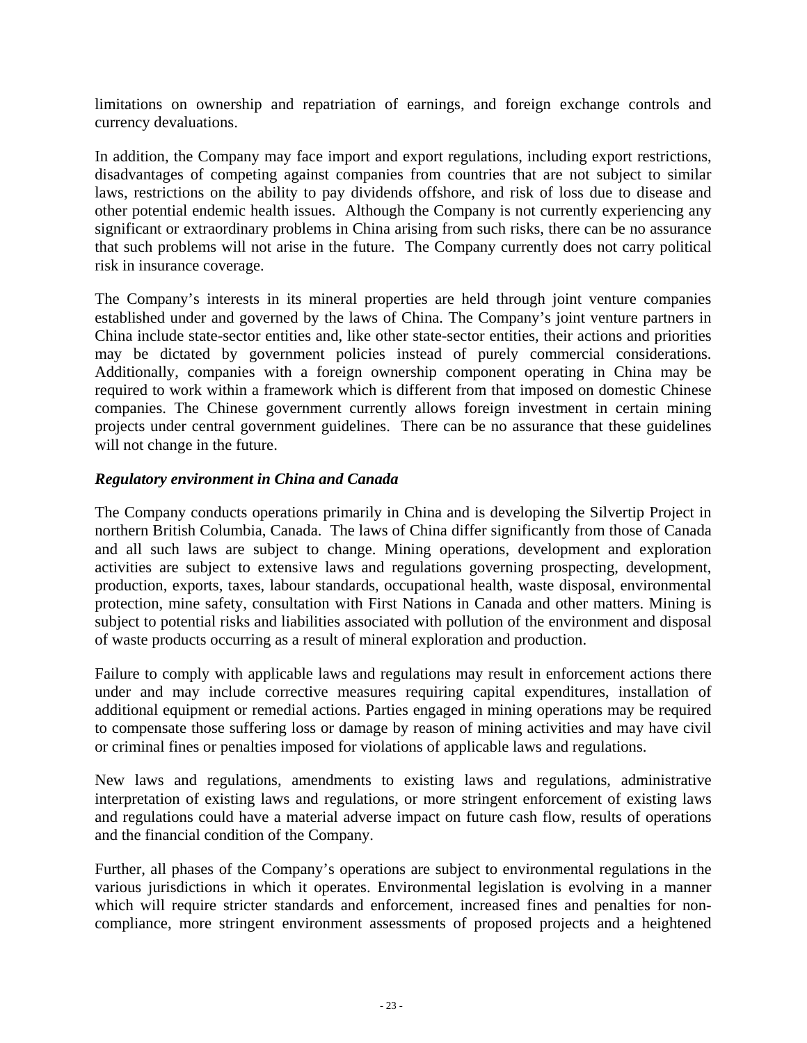limitations on ownership and repatriation of earnings, and foreign exchange controls and currency devaluations.

In addition, the Company may face import and export regulations, including export restrictions, disadvantages of competing against companies from countries that are not subject to similar laws, restrictions on the ability to pay dividends offshore, and risk of loss due to disease and other potential endemic health issues. Although the Company is not currently experiencing any significant or extraordinary problems in China arising from such risks, there can be no assurance that such problems will not arise in the future. The Company currently does not carry political risk in insurance coverage.

The Company's interests in its mineral properties are held through joint venture companies established under and governed by the laws of China. The Company's joint venture partners in China include state-sector entities and, like other state-sector entities, their actions and priorities may be dictated by government policies instead of purely commercial considerations. Additionally, companies with a foreign ownership component operating in China may be required to work within a framework which is different from that imposed on domestic Chinese companies. The Chinese government currently allows foreign investment in certain mining projects under central government guidelines. There can be no assurance that these guidelines will not change in the future.

### *Regulatory environment in China and Canada*

The Company conducts operations primarily in China and is developing the Silvertip Project in northern British Columbia, Canada. The laws of China differ significantly from those of Canada and all such laws are subject to change. Mining operations, development and exploration activities are subject to extensive laws and regulations governing prospecting, development, production, exports, taxes, labour standards, occupational health, waste disposal, environmental protection, mine safety, consultation with First Nations in Canada and other matters. Mining is subject to potential risks and liabilities associated with pollution of the environment and disposal of waste products occurring as a result of mineral exploration and production.

Failure to comply with applicable laws and regulations may result in enforcement actions there under and may include corrective measures requiring capital expenditures, installation of additional equipment or remedial actions. Parties engaged in mining operations may be required to compensate those suffering loss or damage by reason of mining activities and may have civil or criminal fines or penalties imposed for violations of applicable laws and regulations.

New laws and regulations, amendments to existing laws and regulations, administrative interpretation of existing laws and regulations, or more stringent enforcement of existing laws and regulations could have a material adverse impact on future cash flow, results of operations and the financial condition of the Company.

Further, all phases of the Company's operations are subject to environmental regulations in the various jurisdictions in which it operates. Environmental legislation is evolving in a manner which will require stricter standards and enforcement, increased fines and penalties for non-compliance, more stringent environment assessments of proposed projects and a heightened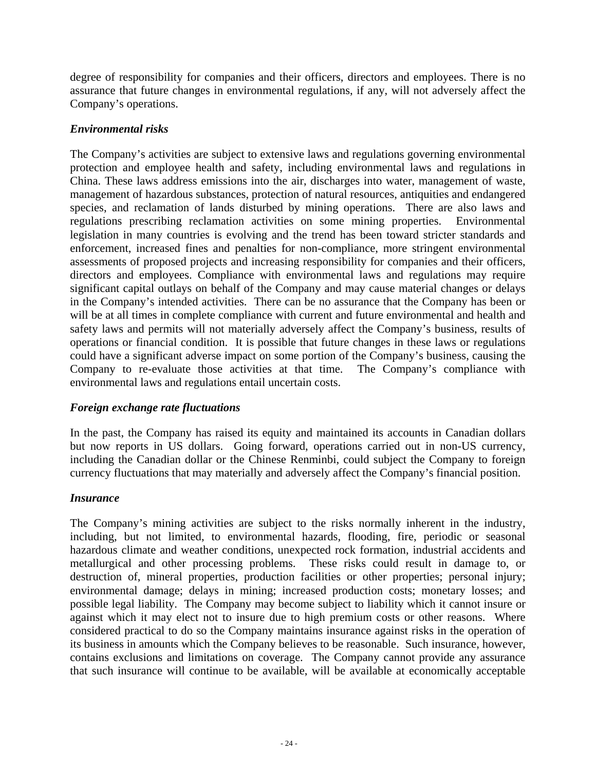degree of responsibility for companies and their officers, directors and employees. There is no assurance that future changes in environmental regulations, if any, will not adversely affect the Company's operations.

### *Environmental risks*

The Company's activities are subject to extensive laws and regulations governing environmental protection and employee health and safety, including environmental laws and regulations in China. These laws address emissions into the air, discharges into water, management of waste, management of hazardous substances, protection of natural resources, antiquities and endangered species, and reclamation of lands disturbed by mining operations. There are also laws and regulations prescribing reclamation activities on some mining properties. Environmental legislation in many countries is evolving and the trend has been toward stricter standards and enforcement, increased fines and penalties for non-compliance, more stringent environmental assessments of proposed projects and increasing responsibility for companies and their officers, directors and employees. Compliance with environmental laws and regulations may require significant capital outlays on behalf of the Company and may cause material changes or delays in the Company's intended activities. There can be no assurance that the Company has been or will be at all times in complete compliance with current and future environmental and health and safety laws and permits will not materially adversely affect the Company's business, results of operations or financial condition. It is possible that future changes in these laws or regulations could have a significant adverse impact on some portion of the Company's business, causing the Company to re-evaluate those activities at that time. The Company's compliance with environmental laws and regulations entail uncertain costs.

### *Foreign exchange rate fluctuations*

In the past, the Company has raised its equity and maintained its accounts in Canadian dollars but now reports in US dollars. Going forward, operations carried out in non-US currency, including the Canadian dollar or the Chinese Renminbi, could subject the Company to foreign currency fluctuations that may materially and adversely affect the Company's financial position.

### *Insurance*

The Company's mining activities are subject to the risks normally inherent in the industry, including, but not limited, to environmental hazards, flooding, fire, periodic or seasonal hazardous climate and weather conditions, unexpected rock formation, industrial accidents and metallurgical and other processing problems. These risks could result in damage to, or destruction of, mineral properties, production facilities or other properties; personal injury; environmental damage; delays in mining; increased production costs; monetary losses; and possible legal liability. The Company may become subject to liability which it cannot insure or against which it may elect not to insure due to high premium costs or other reasons. Where considered practical to do so the Company maintains insurance against risks in the operation of its business in amounts which the Company believes to be reasonable. Such insurance, however, contains exclusions and limitations on coverage. The Company cannot provide any assurance that such insurance will continue to be available, will be available at economically acceptable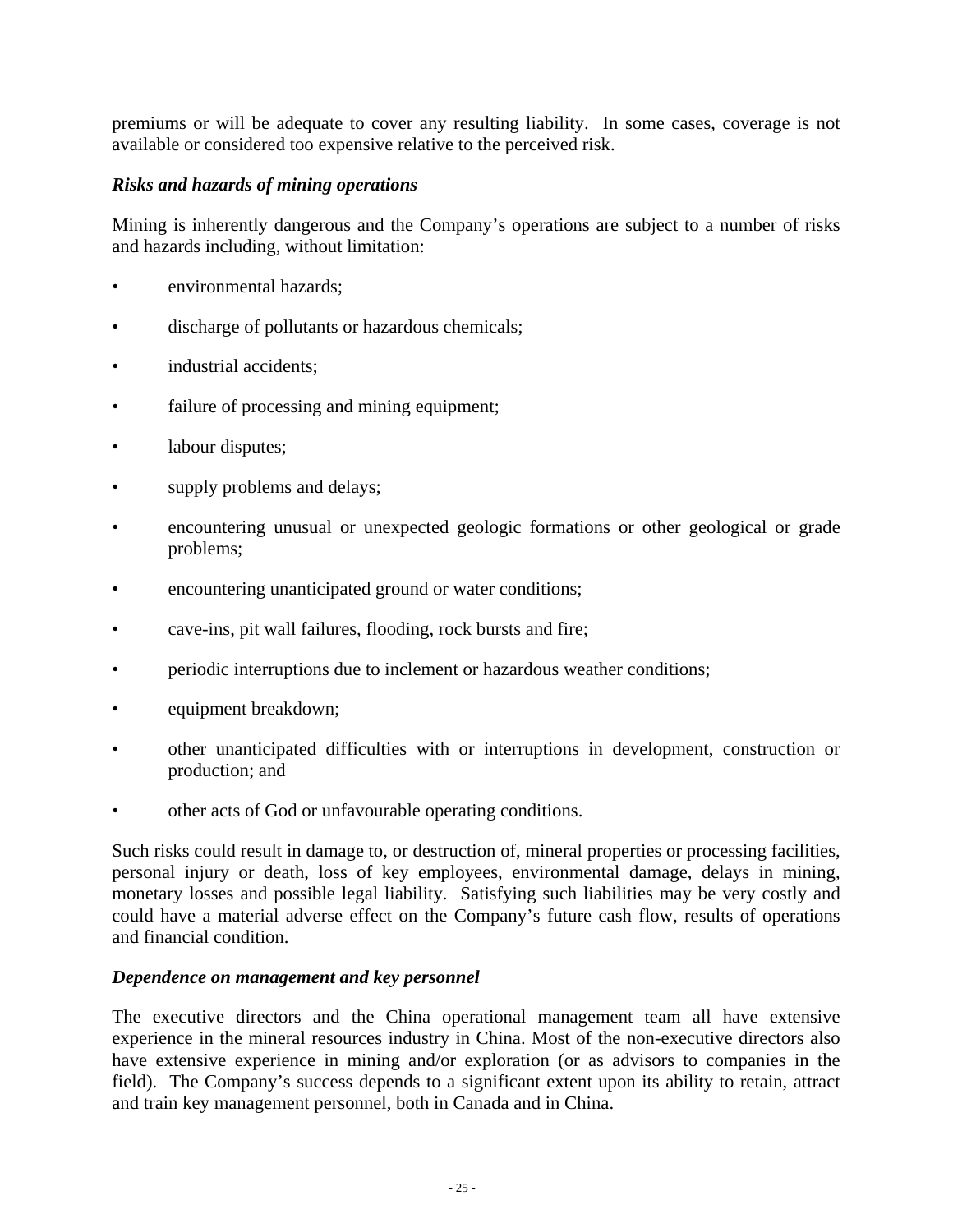premiums or will be adequate to cover any resulting liability. In some cases, coverage is not available or considered too expensive relative to the perceived risk.

***Risks and hazards of mining operations***

Mining is inherently dangerous and the Company's operations are subject to a number of risks and hazards including, without limitation:

- environmental hazards;
- discharge of pollutants or hazardous chemicals;
- industrial accidents;
- failure of processing and mining equipment;
- labour disputes;
- supply problems and delays;
- encountering unusual or unexpected geologic formations or other geological or grade problems;
- encountering unanticipated ground or water conditions;
- cave-ins, pit wall failures, flooding, rock bursts and fire;
- periodic interruptions due to inclement or hazardous weather conditions;
- equipment breakdown;
- other unanticipated difficulties with or interruptions in development, construction or production; and
- other acts of God or unfavourable operating conditions.

Such risks could result in damage to, or destruction of, mineral properties or processing facilities, personal injury or death, loss of key employees, environmental damage, delays in mining, monetary losses and possible legal liability. Satisfying such liabilities may be very costly and could have a material adverse effect on the Company's future cash flow, results of operations and financial condition.

***Dependence on management and key personnel***

The executive directors and the China operational management team all have extensive experience in the mineral resources industry in China. Most of the non-executive directors also have extensive experience in mining and/or exploration (or as advisors to companies in the field). The Company's success depends to a significant extent upon its ability to retain, attract and train key management personnel, both in Canada and in China.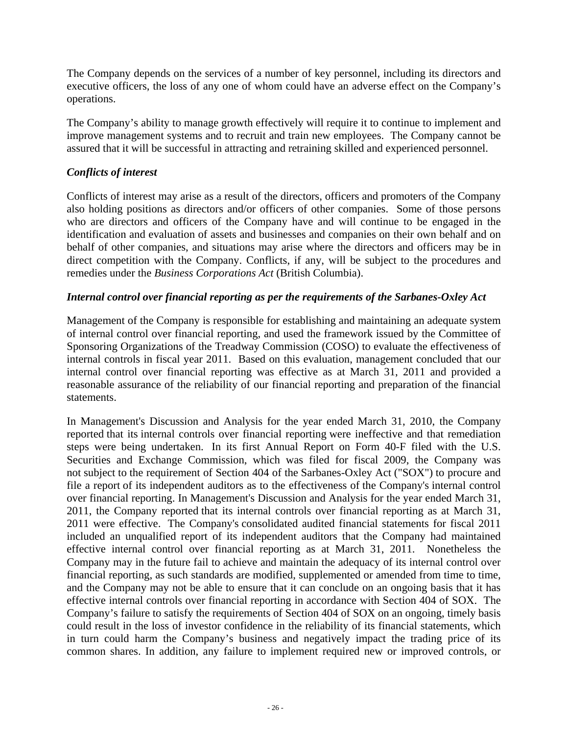The Company depends on the services of a number of key personnel, including its directors and executive officers, the loss of any one of whom could have an adverse effect on the Company's operations.

The Company's ability to manage growth effectively will require it to continue to implement and improve management systems and to recruit and train new employees. The Company cannot be assured that it will be successful in attracting and retraining skilled and experienced personnel.

***Conflicts of interest***

Conflicts of interest may arise as a result of the directors, officers and promoters of the Company also holding positions as directors and/or officers of other companies. Some of those persons who are directors and officers of the Company have and will continue to be engaged in the identification and evaluation of assets and businesses and companies on their own behalf and on behalf of other companies, and situations may arise where the directors and officers may be in direct competition with the Company. Conflicts, if any, will be subject to the procedures and remedies under the *Business Corporations Act* (British Columbia).

***Internal control over financial reporting as per the requirements of the Sarbanes-Oxley Act***

Management of the Company is responsible for establishing and maintaining an adequate system of internal control over financial reporting, and used the framework issued by the Committee of Sponsoring Organizations of the Treadway Commission (COSO) to evaluate the effectiveness of internal controls in fiscal year 2011. Based on this evaluation, management concluded that our internal control over financial reporting was effective as at March 31, 2011 and provided a reasonable assurance of the reliability of our financial reporting and preparation of the financial statements.

In Management's Discussion and Analysis for the year ended March 31, 2010, the Company reported that its internal controls over financial reporting were ineffective and that remediation steps were being undertaken. In its first Annual Report on Form 40-F filed with the U.S. Securities and Exchange Commission, which was filed for fiscal 2009, the Company was not subject to the requirement of Section 404 of the Sarbanes-Oxley Act ("SOX") to procure and file a report of its independent auditors as to the effectiveness of the Company's internal control over financial reporting. In Management's Discussion and Analysis for the year ended March 31, 2011, the Company reported that its internal controls over financial reporting as at March 31, 2011 were effective. The Company's consolidated audited financial statements for fiscal 2011 included an unqualified report of its independent auditors that the Company had maintained effective internal control over financial reporting as at March 31, 2011. Nonetheless the Company may in the future fail to achieve and maintain the adequacy of its internal control over financial reporting, as such standards are modified, supplemented or amended from time to time, and the Company may not be able to ensure that it can conclude on an ongoing basis that it has effective internal controls over financial reporting in accordance with Section 404 of SOX. The Company's failure to satisfy the requirements of Section 404 of SOX on an ongoing, timely basis could result in the loss of investor confidence in the reliability of its financial statements, which in turn could harm the Company's business and negatively impact the trading price of its common shares. In addition, any failure to implement required new or improved controls, or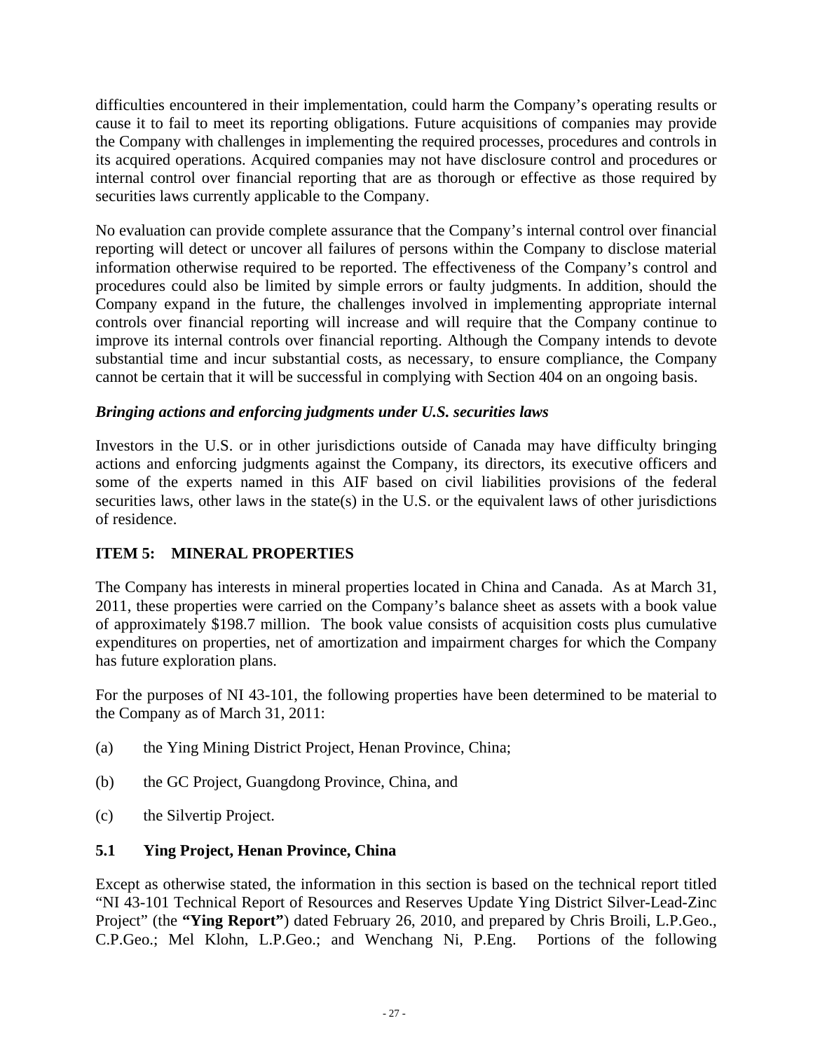difficulties encountered in their implementation, could harm the Company's operating results or cause it to fail to meet its reporting obligations. Future acquisitions of companies may provide the Company with challenges in implementing the required processes, procedures and controls in its acquired operations. Acquired companies may not have disclosure control and procedures or internal control over financial reporting that are as thorough or effective as those required by securities laws currently applicable to the Company.

No evaluation can provide complete assurance that the Company's internal control over financial reporting will detect or uncover all failures of persons within the Company to disclose material information otherwise required to be reported. The effectiveness of the Company's control and procedures could also be limited by simple errors or faulty judgments. In addition, should the Company expand in the future, the challenges involved in implementing appropriate internal controls over financial reporting will increase and will require that the Company continue to improve its internal controls over financial reporting. Although the Company intends to devote substantial time and incur substantial costs, as necessary, to ensure compliance, the Company cannot be certain that it will be successful in complying with Section 404 on an ongoing basis.

***Bringing actions and enforcing judgments under U.S. securities laws***

Investors in the U.S. or in other jurisdictions outside of Canada may have difficulty bringing actions and enforcing judgments against the Company, its directors, its executive officers and some of the experts named in this AIF based on civil liabilities provisions of the federal securities laws, other laws in the state(s) in the U.S. or the equivalent laws of other jurisdictions of residence.

## ITEM 5: MINERAL PROPERTIES

The Company has interests in mineral properties located in China and Canada. As at March 31, 2011, these properties were carried on the Company's balance sheet as assets with a book value of approximately $198.7 million. The book value consists of acquisition costs plus cumulative expenditures on properties, net of amortization and impairment charges for which the Company has future exploration plans.

For the purposes of NI 43-101, the following properties have been determined to be material to the Company as of March 31, 2011:

(a) the Ying Mining District Project, Henan Province, China;

(b) the GC Project, Guangdong Province, China, and

(c) the Silvertip Project.

### 5.1 Ying Project, Henan Province, China

Except as otherwise stated, the information in this section is based on the technical report titled "NI 43-101 Technical Report of Resources and Reserves Update Ying District Silver-Lead-Zinc Project" (the **"Ying Report"**) dated February 26, 2010, and prepared by Chris Broili, L.P.Geo., C.P.Geo.; Mel Klohn, L.P.Geo.; and Wenchang Ni, P.Eng. Portions of the following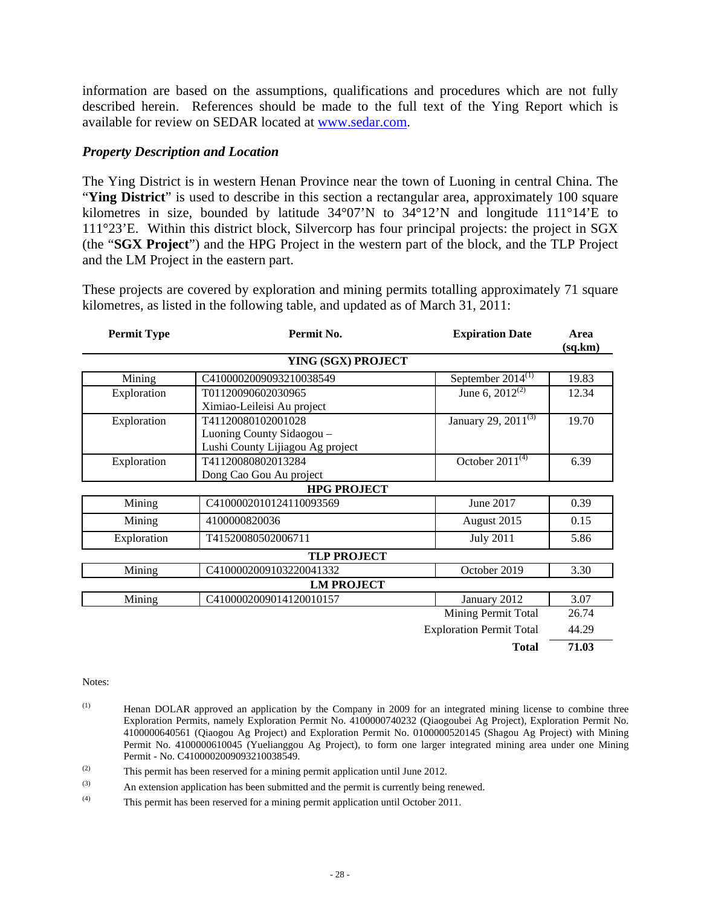information are based on the assumptions, qualifications and procedures which are not fully described herein. References should be made to the full text of the Ying Report which is available for review on SEDAR located at www.sedar.com.

### *Property Description and Location*

The Ying District is in western Henan Province near the town of Luoning in central China. The "**Ying District**" is used to describe in this section a rectangular area, approximately 100 square kilometres in size, bounded by latitude 34°07'N to 34°12'N and longitude 111°14'E to 111°23'E. Within this district block, Silvercorp has four principal projects: the project in SGX (the "**SGX Project**") and the HPG Project in the western part of the block, and the TLP Project and the LM Project in the eastern part.

These projects are covered by exploration and mining permits totalling approximately 71 square kilometres, as listed in the following table, and updated as of March 31, 2011:

| Permit Type | Permit No. | Expiration Date | Area (sq.km) |
|---|---|---|---|
| **YING (SGX) PROJECT** | | | |
| Mining | C4100002009093210038549 | September 2014(1) | 19.83 |
| Exploration | T01120090602030965 Ximiao-Leileisi Au project | June 6, 2012(2) | 12.34 |
| Exploration | T41120080102001028 Luoning County Sidaogou – Lushi County Lijiagou Ag project | January 29, 2011(3) | 19.70 |
| Exploration | T41120080802013284 Dong Cao Gou Au project | October 2011(4) | 6.39 |
| **HPG PROJECT** | | | |
| Mining | C4100002010124110093569 | June 2017 | 0.39 |
| Mining | 4100000820036 | August 2015 | 0.15 |
| Exploration | T41520080502006711 | July 2011 | 5.86 |
| **TLP PROJECT** | | | |
| Mining | C4100002009103220041332 | October 2019 | 3.30 |
| **LM PROJECT** | | | |
| Mining | C4100002009014120010157 | January 2012 | 3.07 |
| | | Mining Permit Total | 26.74 |
| | | Exploration Permit Total | 44.29 |
| | | **Total** | **71.03** |

Notes:

(1) Henan DOLAR approved an application by the Company in 2009 for an integrated mining license to combine three Exploration Permits, namely Exploration Permit No. 4100000740232 (Qiaogoubei Ag Project), Exploration Permit No. 4100000640561 (Qiaogou Ag Project) and Exploration Permit No. 0100000520145 (Shagou Ag Project) with Mining Permit No. 4100000610045 (Yuelianggou Ag Project), to form one larger integrated mining area under one Mining Permit - No. C4100002009093210038549.

(2) This permit has been reserved for a mining permit application until June 2012.

(3) An extension application has been submitted and the permit is currently being renewed.

(4) This permit has been reserved for a mining permit application until October 2011.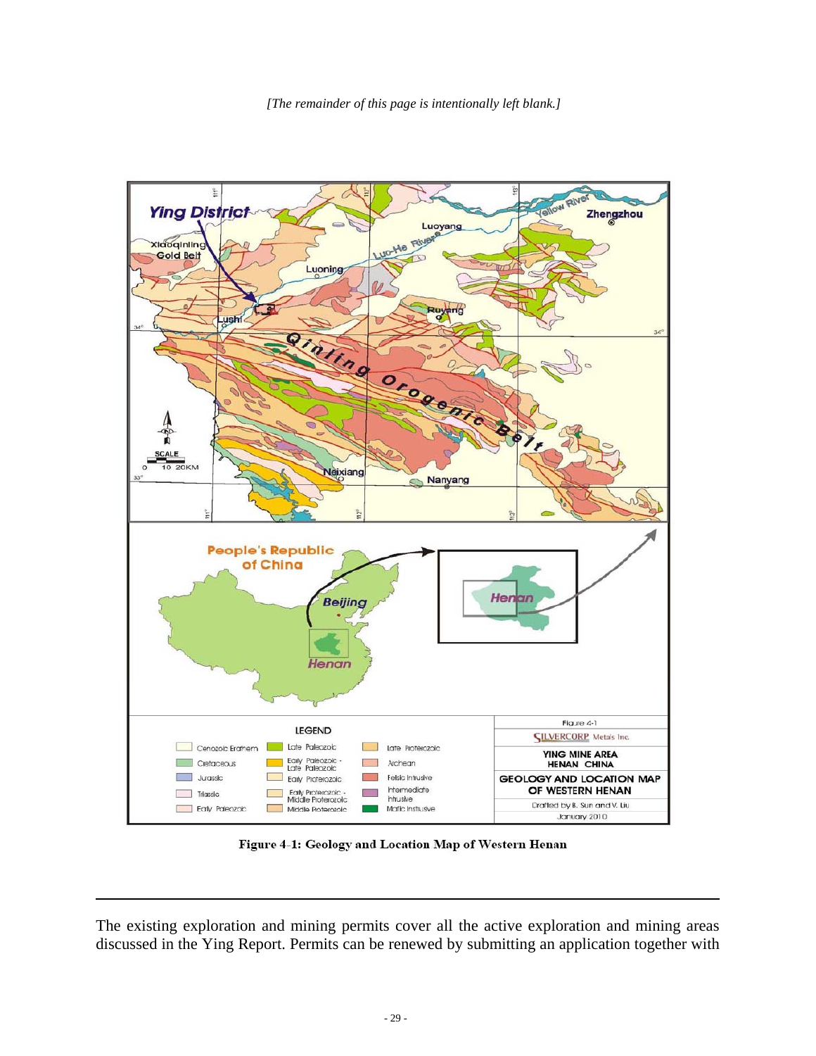*[The remainder of this page is intentionally left blank.]*

**Figure 4-1: Geology and Location Map of Western Henan**

The existing exploration and mining permits cover all the active exploration and mining areas discussed in the Ying Report. Permits can be renewed by submitting an application together with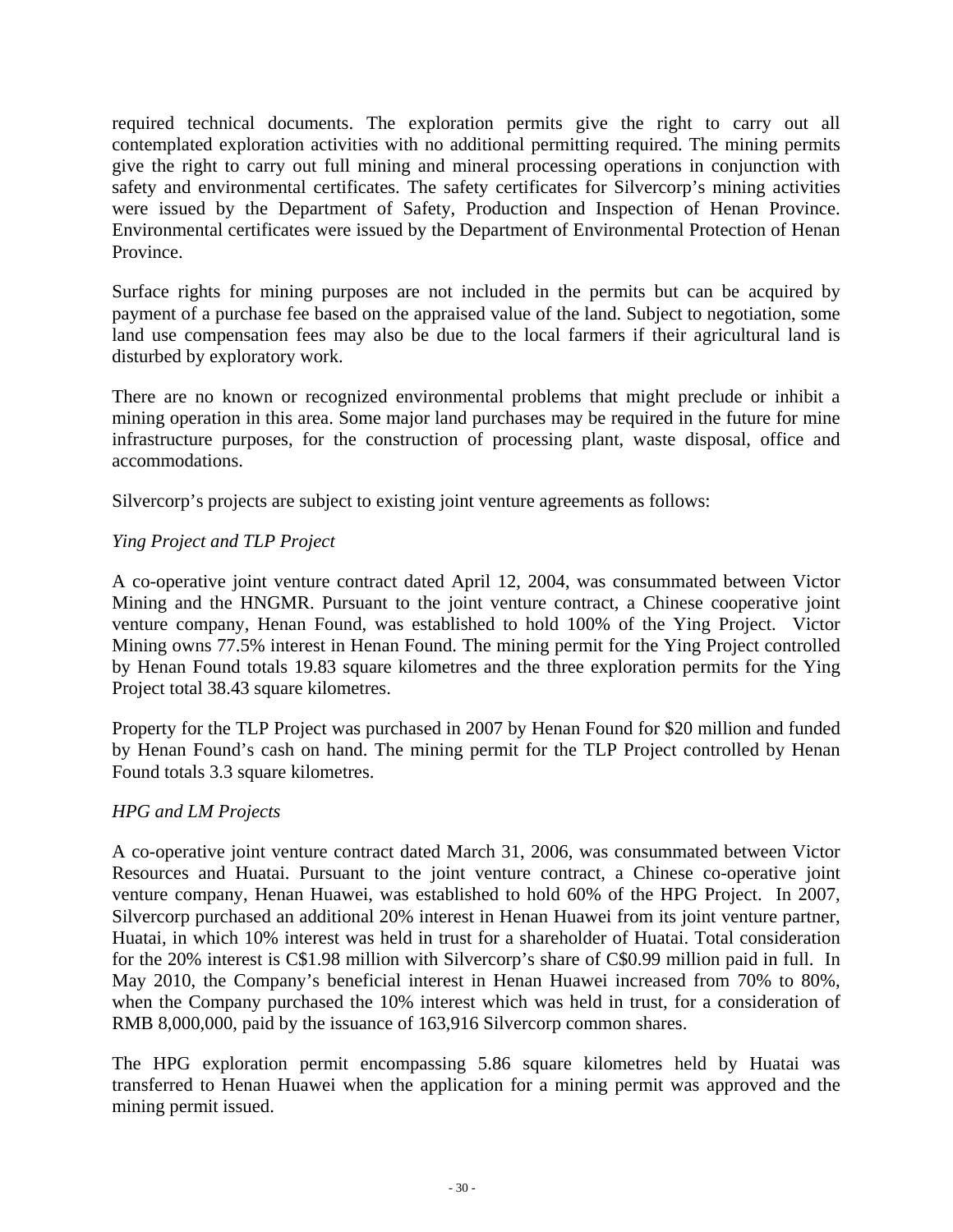required technical documents. The exploration permits give the right to carry out all contemplated exploration activities with no additional permitting required. The mining permits give the right to carry out full mining and mineral processing operations in conjunction with safety and environmental certificates. The safety certificates for Silvercorp's mining activities were issued by the Department of Safety, Production and Inspection of Henan Province. Environmental certificates were issued by the Department of Environmental Protection of Henan Province.

Surface rights for mining purposes are not included in the permits but can be acquired by payment of a purchase fee based on the appraised value of the land. Subject to negotiation, some land use compensation fees may also be due to the local farmers if their agricultural land is disturbed by exploratory work.

There are no known or recognized environmental problems that might preclude or inhibit a mining operation in this area. Some major land purchases may be required in the future for mine infrastructure purposes, for the construction of processing plant, waste disposal, office and accommodations.

Silvercorp's projects are subject to existing joint venture agreements as follows:

*Ying Project and TLP Project*

A co-operative joint venture contract dated April 12, 2004, was consummated between Victor Mining and the HNGMR. Pursuant to the joint venture contract, a Chinese cooperative joint venture company, Henan Found, was established to hold 100% of the Ying Project. Victor Mining owns 77.5% interest in Henan Found. The mining permit for the Ying Project controlled by Henan Found totals 19.83 square kilometres and the three exploration permits for the Ying Project total 38.43 square kilometres.

Property for the TLP Project was purchased in 2007 by Henan Found for $20 million and funded by Henan Found's cash on hand. The mining permit for the TLP Project controlled by Henan Found totals 3.3 square kilometres.

*HPG and LM Projects*

A co-operative joint venture contract dated March 31, 2006, was consummated between Victor Resources and Huatai. Pursuant to the joint venture contract, a Chinese co-operative joint venture company, Henan Huawei, was established to hold 60% of the HPG Project. In 2007, Silvercorp purchased an additional 20% interest in Henan Huawei from its joint venture partner, Huatai, in which 10% interest was held in trust for a shareholder of Huatai. Total consideration for the 20% interest is C$1.98 million with Silvercorp's share of C$0.99 million paid in full. In May 2010, the Company's beneficial interest in Henan Huawei increased from 70% to 80%, when the Company purchased the 10% interest which was held in trust, for a consideration of RMB 8,000,000, paid by the issuance of 163,916 Silvercorp common shares.

The HPG exploration permit encompassing 5.86 square kilometres held by Huatai was transferred to Henan Huawei when the application for a mining permit was approved and the mining permit issued.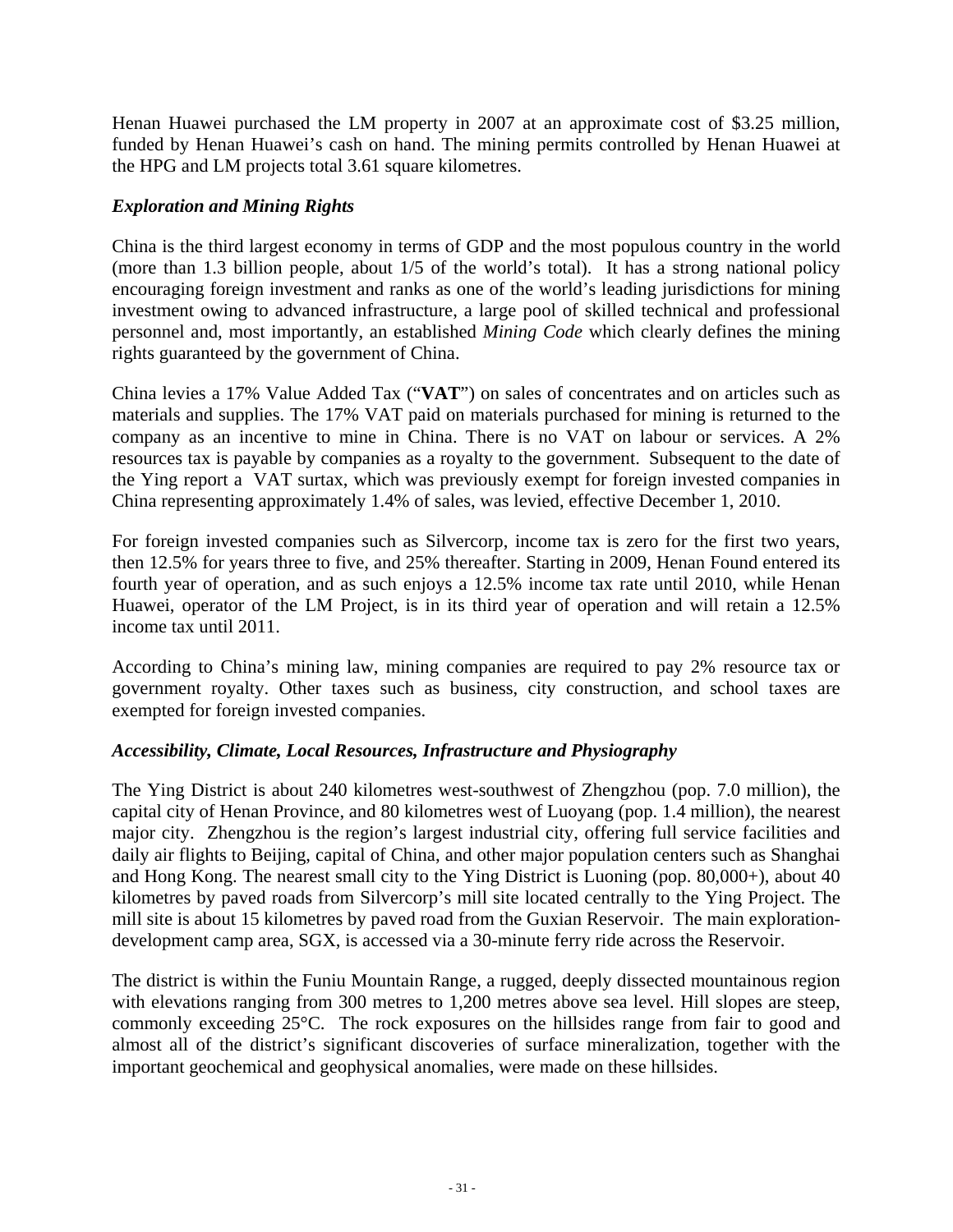Henan Huawei purchased the LM property in 2007 at an approximate cost of $3.25 million, funded by Henan Huawei's cash on hand. The mining permits controlled by Henan Huawei at the HPG and LM projects total 3.61 square kilometres.

### *Exploration and Mining Rights*

China is the third largest economy in terms of GDP and the most populous country in the world (more than 1.3 billion people, about 1/5 of the world's total). It has a strong national policy encouraging foreign investment and ranks as one of the world's leading jurisdictions for mining investment owing to advanced infrastructure, a large pool of skilled technical and professional personnel and, most importantly, an established *Mining Code* which clearly defines the mining rights guaranteed by the government of China.

China levies a 17% Value Added Tax ("**VAT**") on sales of concentrates and on articles such as materials and supplies. The 17% VAT paid on materials purchased for mining is returned to the company as an incentive to mine in China. There is no VAT on labour or services. A 2% resources tax is payable by companies as a royalty to the government. Subsequent to the date of the Ying report a VAT surtax, which was previously exempt for foreign invested companies in China representing approximately 1.4% of sales, was levied, effective December 1, 2010.

For foreign invested companies such as Silvercorp, income tax is zero for the first two years, then 12.5% for years three to five, and 25% thereafter. Starting in 2009, Henan Found entered its fourth year of operation, and as such enjoys a 12.5% income tax rate until 2010, while Henan Huawei, operator of the LM Project, is in its third year of operation and will retain a 12.5% income tax until 2011.

According to China's mining law, mining companies are required to pay 2% resource tax or government royalty. Other taxes such as business, city construction, and school taxes are exempted for foreign invested companies.

### *Accessibility, Climate, Local Resources, Infrastructure and Physiography*

The Ying District is about 240 kilometres west-southwest of Zhengzhou (pop. 7.0 million), the capital city of Henan Province, and 80 kilometres west of Luoyang (pop. 1.4 million), the nearest major city. Zhengzhou is the region's largest industrial city, offering full service facilities and daily air flights to Beijing, capital of China, and other major population centers such as Shanghai and Hong Kong. The nearest small city to the Ying District is Luoning (pop. 80,000+), about 40 kilometres by paved roads from Silvercorp's mill site located centrally to the Ying Project. The mill site is about 15 kilometres by paved road from the Guxian Reservoir. The main exploration-development camp area, SGX, is accessed via a 30-minute ferry ride across the Reservoir.

The district is within the Funiu Mountain Range, a rugged, deeply dissected mountainous region with elevations ranging from 300 metres to 1,200 metres above sea level. Hill slopes are steep, commonly exceeding 25°C. The rock exposures on the hillsides range from fair to good and almost all of the district's significant discoveries of surface mineralization, together with the important geochemical and geophysical anomalies, were made on these hillsides.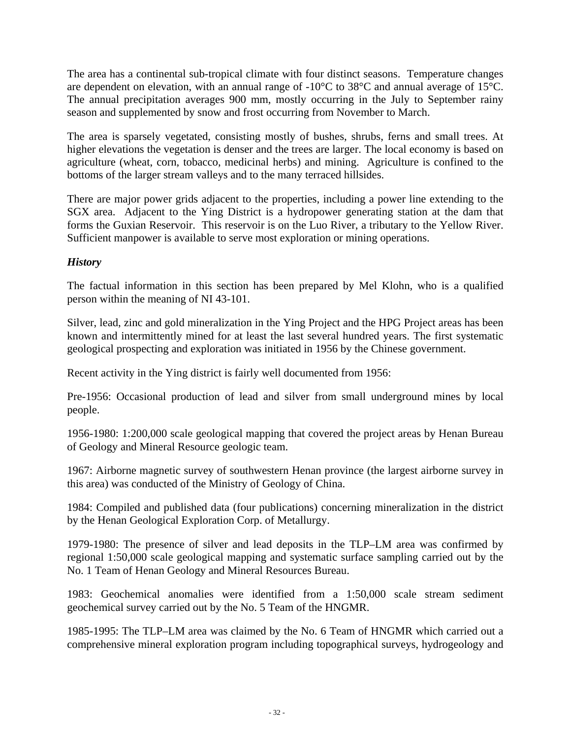The area has a continental sub-tropical climate with four distinct seasons. Temperature changes are dependent on elevation, with an annual range of -10°C to 38°C and annual average of 15°C. The annual precipitation averages 900 mm, mostly occurring in the July to September rainy season and supplemented by snow and frost occurring from November to March.

The area is sparsely vegetated, consisting mostly of bushes, shrubs, ferns and small trees. At higher elevations the vegetation is denser and the trees are larger. The local economy is based on agriculture (wheat, corn, tobacco, medicinal herbs) and mining. Agriculture is confined to the bottoms of the larger stream valleys and to the many terraced hillsides.

There are major power grids adjacent to the properties, including a power line extending to the SGX area. Adjacent to the Ying District is a hydropower generating station at the dam that forms the Guxian Reservoir. This reservoir is on the Luo River, a tributary to the Yellow River. Sufficient manpower is available to serve most exploration or mining operations.

***History***

The factual information in this section has been prepared by Mel Klohn, who is a qualified person within the meaning of NI 43-101.

Silver, lead, zinc and gold mineralization in the Ying Project and the HPG Project areas has been known and intermittently mined for at least the last several hundred years. The first systematic geological prospecting and exploration was initiated in 1956 by the Chinese government.

Recent activity in the Ying district is fairly well documented from 1956:

Pre-1956: Occasional production of lead and silver from small underground mines by local people.

1956-1980: 1:200,000 scale geological mapping that covered the project areas by Henan Bureau of Geology and Mineral Resource geologic team.

1967: Airborne magnetic survey of southwestern Henan province (the largest airborne survey in this area) was conducted of the Ministry of Geology of China.

1984: Compiled and published data (four publications) concerning mineralization in the district by the Henan Geological Exploration Corp. of Metallurgy.

1979-1980: The presence of silver and lead deposits in the TLP–LM area was confirmed by regional 1:50,000 scale geological mapping and systematic surface sampling carried out by the No. 1 Team of Henan Geology and Mineral Resources Bureau.

1983: Geochemical anomalies were identified from a 1:50,000 scale stream sediment geochemical survey carried out by the No. 5 Team of the HNGMR.

1985-1995: The TLP–LM area was claimed by the No. 6 Team of HNGMR which carried out a comprehensive mineral exploration program including topographical surveys, hydrogeology and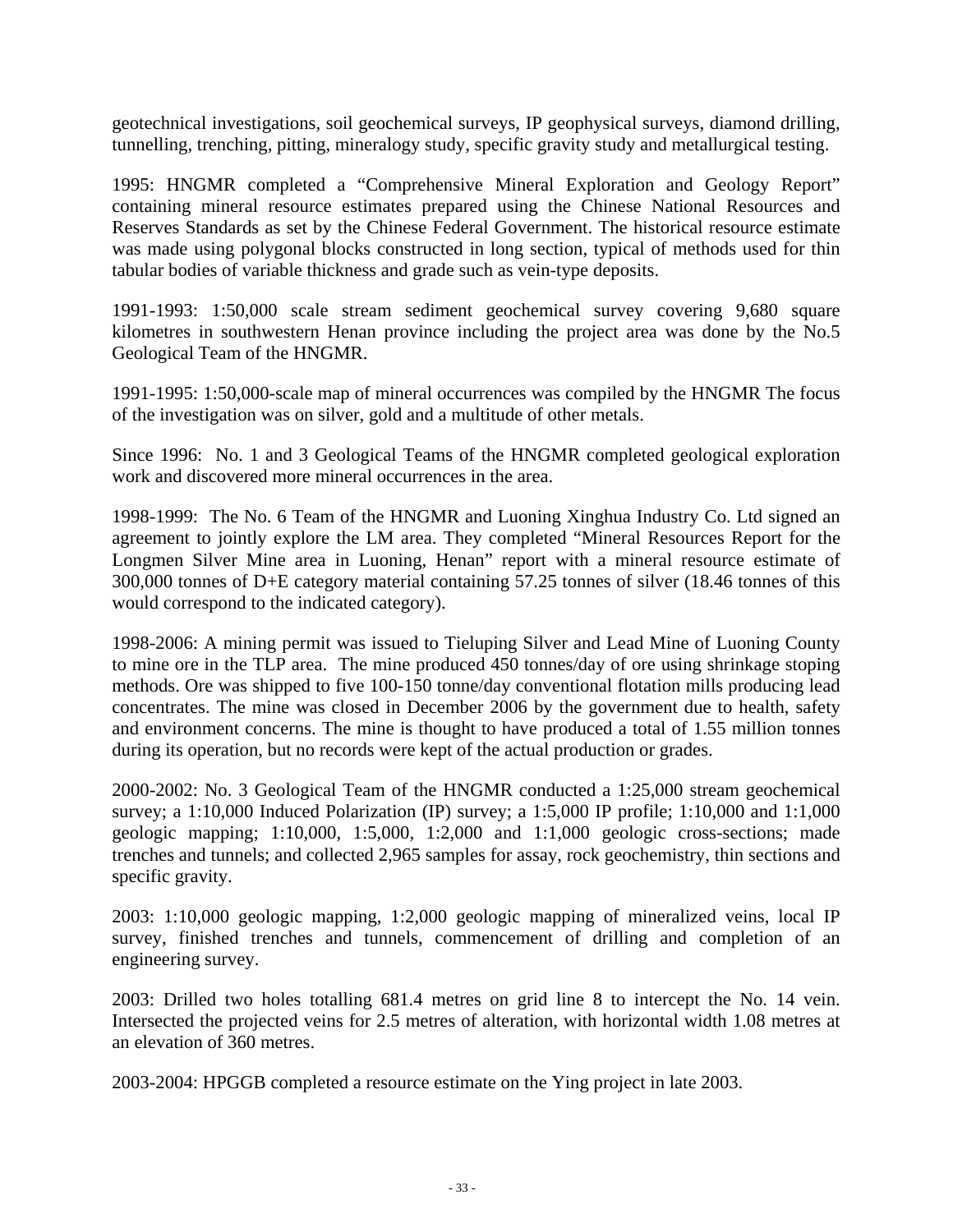geotechnical investigations, soil geochemical surveys, IP geophysical surveys, diamond drilling, tunnelling, trenching, pitting, mineralogy study, specific gravity study and metallurgical testing.

1995: HNGMR completed a "Comprehensive Mineral Exploration and Geology Report" containing mineral resource estimates prepared using the Chinese National Resources and Reserves Standards as set by the Chinese Federal Government. The historical resource estimate was made using polygonal blocks constructed in long section, typical of methods used for thin tabular bodies of variable thickness and grade such as vein-type deposits.

1991-1993: 1:50,000 scale stream sediment geochemical survey covering 9,680 square kilometres in southwestern Henan province including the project area was done by the No.5 Geological Team of the HNGMR.

1991-1995: 1:50,000-scale map of mineral occurrences was compiled by the HNGMR The focus of the investigation was on silver, gold and a multitude of other metals.

Since 1996: No. 1 and 3 Geological Teams of the HNGMR completed geological exploration work and discovered more mineral occurrences in the area.

1998-1999: The No. 6 Team of the HNGMR and Luoning Xinghua Industry Co. Ltd signed an agreement to jointly explore the LM area. They completed "Mineral Resources Report for the Longmen Silver Mine area in Luoning, Henan" report with a mineral resource estimate of 300,000 tonnes of D+E category material containing 57.25 tonnes of silver (18.46 tonnes of this would correspond to the indicated category).

1998-2006: A mining permit was issued to Tieluping Silver and Lead Mine of Luoning County to mine ore in the TLP area. The mine produced 450 tonnes/day of ore using shrinkage stoping methods. Ore was shipped to five 100-150 tonne/day conventional flotation mills producing lead concentrates. The mine was closed in December 2006 by the government due to health, safety and environment concerns. The mine is thought to have produced a total of 1.55 million tonnes during its operation, but no records were kept of the actual production or grades.

2000-2002: No. 3 Geological Team of the HNGMR conducted a 1:25,000 stream geochemical survey; a 1:10,000 Induced Polarization (IP) survey; a 1:5,000 IP profile; 1:10,000 and 1:1,000 geologic mapping; 1:10,000, 1:5,000, 1:2,000 and 1:1,000 geologic cross-sections; made trenches and tunnels; and collected 2,965 samples for assay, rock geochemistry, thin sections and specific gravity.

2003: 1:10,000 geologic mapping, 1:2,000 geologic mapping of mineralized veins, local IP survey, finished trenches and tunnels, commencement of drilling and completion of an engineering survey.

2003: Drilled two holes totalling 681.4 metres on grid line 8 to intercept the No. 14 vein. Intersected the projected veins for 2.5 metres of alteration, with horizontal width 1.08 metres at an elevation of 360 metres.

2003-2004: HPGGB completed a resource estimate on the Ying project in late 2003.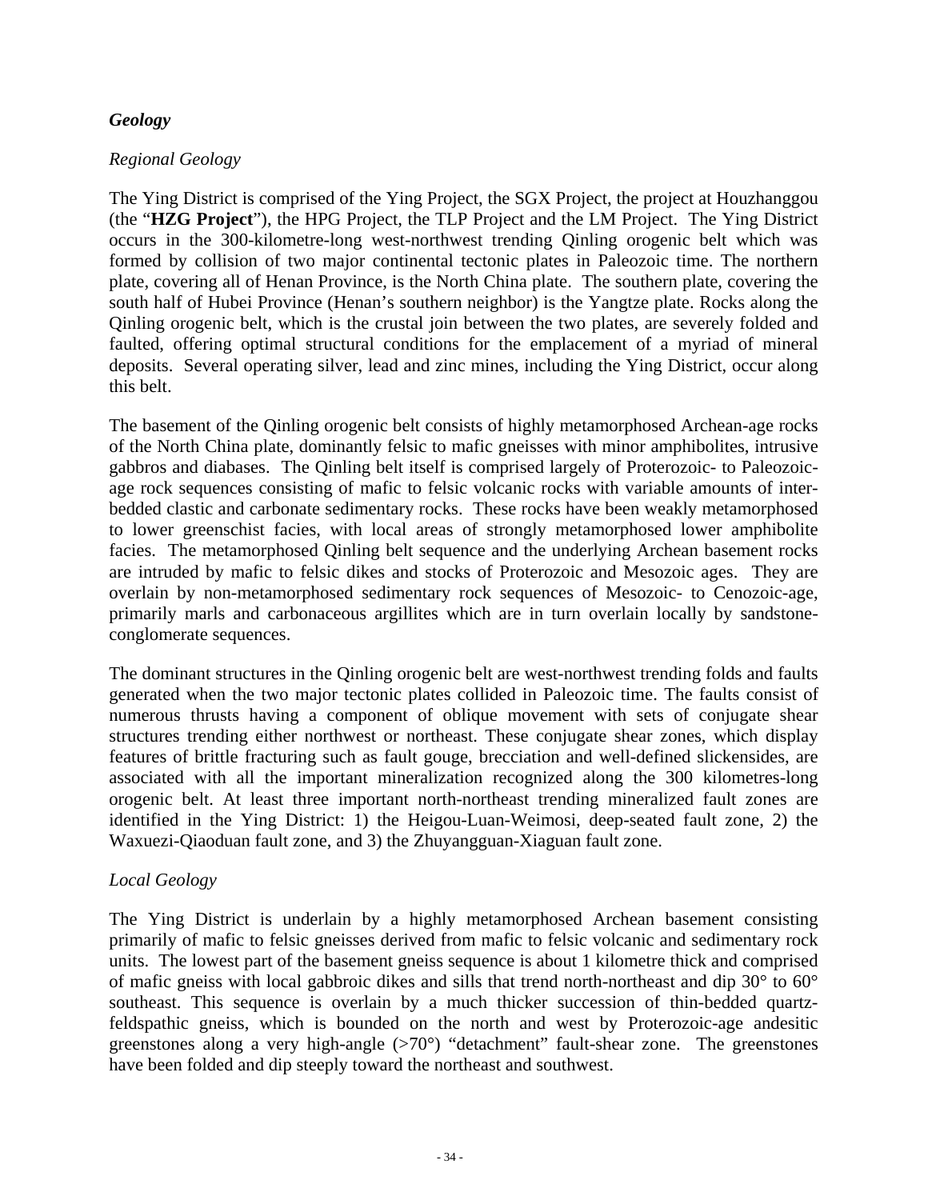### *Geology*

*Regional Geology*

The Ying District is comprised of the Ying Project, the SGX Project, the project at Houzhanggou (the "**HZG Project**"), the HPG Project, the TLP Project and the LM Project. The Ying District occurs in the 300-kilometre-long west-northwest trending Qinling orogenic belt which was formed by collision of two major continental tectonic plates in Paleozoic time. The northern plate, covering all of Henan Province, is the North China plate. The southern plate, covering the south half of Hubei Province (Henan's southern neighbor) is the Yangtze plate. Rocks along the Qinling orogenic belt, which is the crustal join between the two plates, are severely folded and faulted, offering optimal structural conditions for the emplacement of a myriad of mineral deposits. Several operating silver, lead and zinc mines, including the Ying District, occur along this belt.

The basement of the Qinling orogenic belt consists of highly metamorphosed Archean-age rocks of the North China plate, dominantly felsic to mafic gneisses with minor amphibolites, intrusive gabbros and diabases. The Qinling belt itself is comprised largely of Proterozoic- to Paleozoic-age rock sequences consisting of mafic to felsic volcanic rocks with variable amounts of inter-bedded clastic and carbonate sedimentary rocks. These rocks have been weakly metamorphosed to lower greenschist facies, with local areas of strongly metamorphosed lower amphibolite facies. The metamorphosed Qinling belt sequence and the underlying Archean basement rocks are intruded by mafic to felsic dikes and stocks of Proterozoic and Mesozoic ages. They are overlain by non-metamorphosed sedimentary rock sequences of Mesozoic- to Cenozoic-age, primarily marls and carbonaceous argillites which are in turn overlain locally by sandstone-conglomerate sequences.

The dominant structures in the Qinling orogenic belt are west-northwest trending folds and faults generated when the two major tectonic plates collided in Paleozoic time. The faults consist of numerous thrusts having a component of oblique movement with sets of conjugate shear structures trending either northwest or northeast. These conjugate shear zones, which display features of brittle fracturing such as fault gouge, brecciation and well-defined slickensides, are associated with all the important mineralization recognized along the 300 kilometres-long orogenic belt. At least three important north-northeast trending mineralized fault zones are identified in the Ying District: 1) the Heigou-Luan-Weimosi, deep-seated fault zone, 2) the Waxuezi-Qiaoduan fault zone, and 3) the Zhuyangguan-Xiaguan fault zone.

*Local Geology*

The Ying District is underlain by a highly metamorphosed Archean basement consisting primarily of mafic to felsic gneisses derived from mafic to felsic volcanic and sedimentary rock units. The lowest part of the basement gneiss sequence is about 1 kilometre thick and comprised of mafic gneiss with local gabbroic dikes and sills that trend north-northeast and dip 30° to 60° southeast. This sequence is overlain by a much thicker succession of thin-bedded quartz-feldspathic gneiss, which is bounded on the north and west by Proterozoic-age andesitic greenstones along a very high-angle (>70°) "detachment" fault-shear zone. The greenstones have been folded and dip steeply toward the northeast and southwest.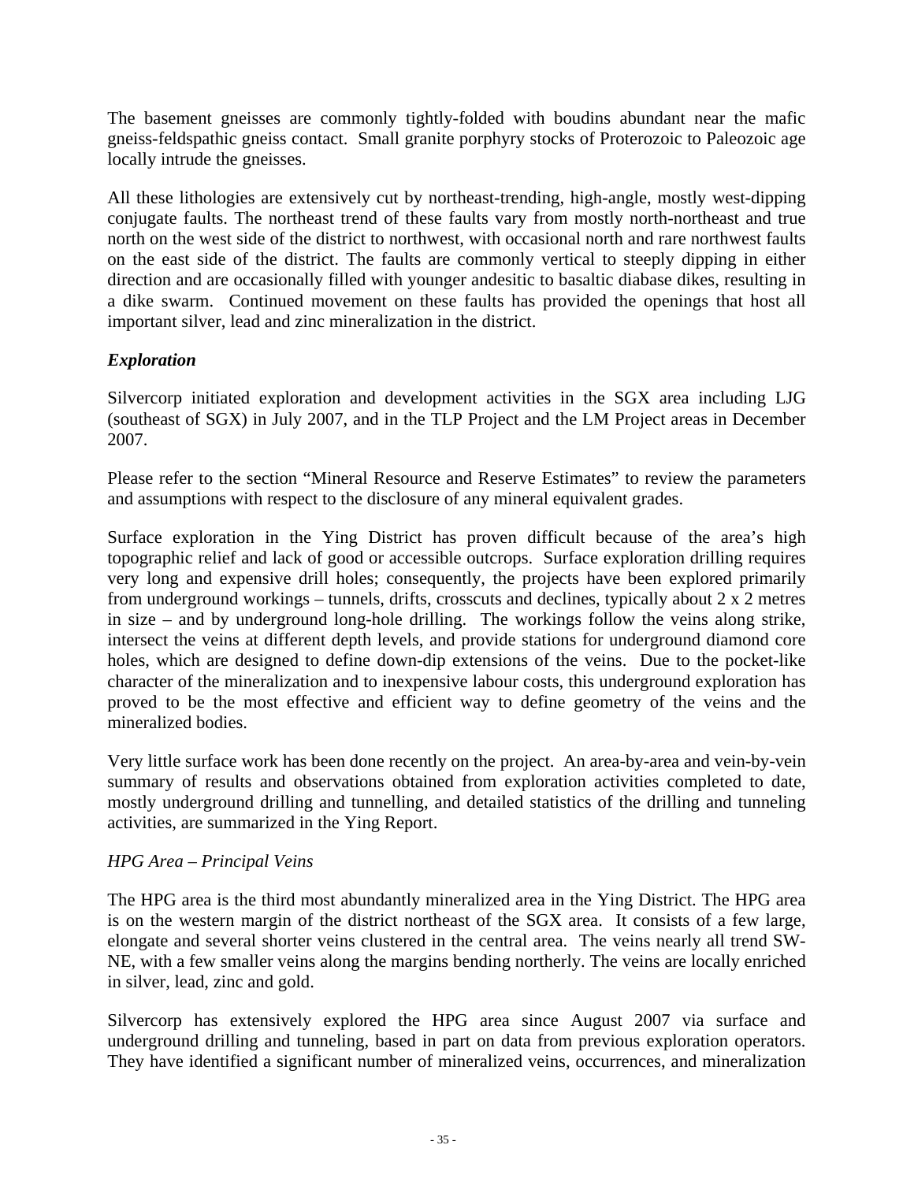The basement gneisses are commonly tightly-folded with boudins abundant near the mafic gneiss-feldspathic gneiss contact. Small granite porphyry stocks of Proterozoic to Paleozoic age locally intrude the gneisses.

All these lithologies are extensively cut by northeast-trending, high-angle, mostly west-dipping conjugate faults. The northeast trend of these faults vary from mostly north-northeast and true north on the west side of the district to northwest, with occasional north and rare northwest faults on the east side of the district. The faults are commonly vertical to steeply dipping in either direction and are occasionally filled with younger andesitic to basaltic diabase dikes, resulting in a dike swarm. Continued movement on these faults has provided the openings that host all important silver, lead and zinc mineralization in the district.

### *Exploration*

Silvercorp initiated exploration and development activities in the SGX area including LJG (southeast of SGX) in July 2007, and in the TLP Project and the LM Project areas in December 2007.

Please refer to the section "Mineral Resource and Reserve Estimates" to review the parameters and assumptions with respect to the disclosure of any mineral equivalent grades.

Surface exploration in the Ying District has proven difficult because of the area's high topographic relief and lack of good or accessible outcrops. Surface exploration drilling requires very long and expensive drill holes; consequently, the projects have been explored primarily from underground workings – tunnels, drifts, crosscuts and declines, typically about 2 x 2 metres in size – and by underground long-hole drilling. The workings follow the veins along strike, intersect the veins at different depth levels, and provide stations for underground diamond core holes, which are designed to define down-dip extensions of the veins. Due to the pocket-like character of the mineralization and to inexpensive labour costs, this underground exploration has proved to be the most effective and efficient way to define geometry of the veins and the mineralized bodies.

Very little surface work has been done recently on the project. An area-by-area and vein-by-vein summary of results and observations obtained from exploration activities completed to date, mostly underground drilling and tunnelling, and detailed statistics of the drilling and tunneling activities, are summarized in the Ying Report.

*HPG Area – Principal Veins*

The HPG area is the third most abundantly mineralized area in the Ying District. The HPG area is on the western margin of the district northeast of the SGX area. It consists of a few large, elongate and several shorter veins clustered in the central area. The veins nearly all trend SW-NE, with a few smaller veins along the margins bending northerly. The veins are locally enriched in silver, lead, zinc and gold.

Silvercorp has extensively explored the HPG area since August 2007 via surface and underground drilling and tunneling, based in part on data from previous exploration operators. They have identified a significant number of mineralized veins, occurrences, and mineralization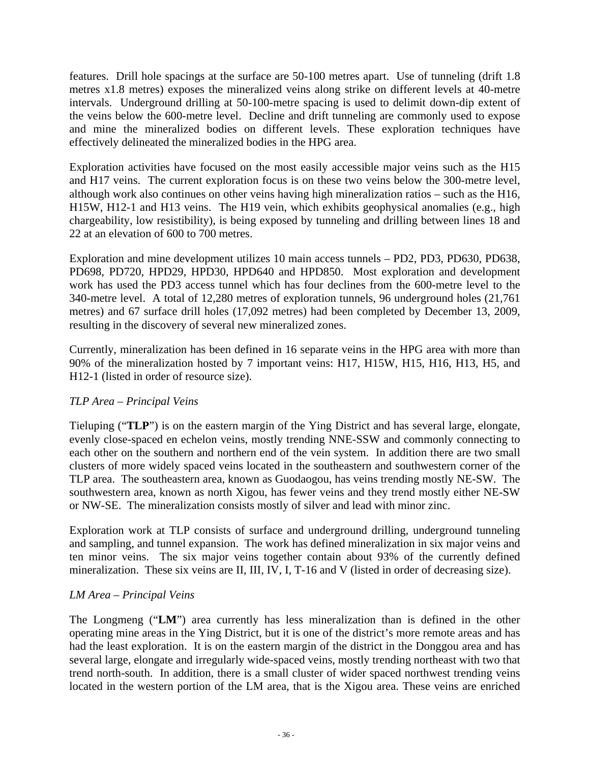features. Drill hole spacings at the surface are 50-100 metres apart. Use of tunneling (drift 1.8 metres x1.8 metres) exposes the mineralized veins along strike on different levels at 40-metre intervals. Underground drilling at 50-100-metre spacing is used to delimit down-dip extent of the veins below the 600-metre level. Decline and drift tunneling are commonly used to expose and mine the mineralized bodies on different levels. These exploration techniques have effectively delineated the mineralized bodies in the HPG area.

Exploration activities have focused on the most easily accessible major veins such as the H15 and H17 veins. The current exploration focus is on these two veins below the 300-metre level, although work also continues on other veins having high mineralization ratios – such as the H16, H15W, H12-1 and H13 veins. The H19 vein, which exhibits geophysical anomalies (e.g., high chargeability, low resistibility), is being exposed by tunneling and drilling between lines 18 and 22 at an elevation of 600 to 700 metres.

Exploration and mine development utilizes 10 main access tunnels – PD2, PD3, PD630, PD638, PD698, PD720, HPD29, HPD30, HPD640 and HPD850. Most exploration and development work has used the PD3 access tunnel which has four declines from the 600-metre level to the 340-metre level. A total of 12,280 metres of exploration tunnels, 96 underground holes (21,761 metres) and 67 surface drill holes (17,092 metres) had been completed by December 13, 2009, resulting in the discovery of several new mineralized zones.

Currently, mineralization has been defined in 16 separate veins in the HPG area with more than 90% of the mineralization hosted by 7 important veins: H17, H15W, H15, H16, H13, H5, and H12-1 (listed in order of resource size).

*TLP Area – Principal Veins*

Tieluping ("**TLP**") is on the eastern margin of the Ying District and has several large, elongate, evenly close-spaced en echelon veins, mostly trending NNE-SSW and commonly connecting to each other on the southern and northern end of the vein system. In addition there are two small clusters of more widely spaced veins located in the southeastern and southwestern corner of the TLP area. The southeastern area, known as Guodaogou, has veins trending mostly NE-SW. The southwestern area, known as north Xigou, has fewer veins and they trend mostly either NE-SW or NW-SE. The mineralization consists mostly of silver and lead with minor zinc.

Exploration work at TLP consists of surface and underground drilling, underground tunneling and sampling, and tunnel expansion. The work has defined mineralization in six major veins and ten minor veins. The six major veins together contain about 93% of the currently defined mineralization. These six veins are II, III, IV, I, T-16 and V (listed in order of decreasing size).

*LM Area – Principal Veins*

The Longmeng ("**LM**") area currently has less mineralization than is defined in the other operating mine areas in the Ying District, but it is one of the district's more remote areas and has had the least exploration. It is on the eastern margin of the district in the Donggou area and has several large, elongate and irregularly wide-spaced veins, mostly trending northeast with two that trend north-south. In addition, there is a small cluster of wider spaced northwest trending veins located in the western portion of the LM area, that is the Xigou area. These veins are enriched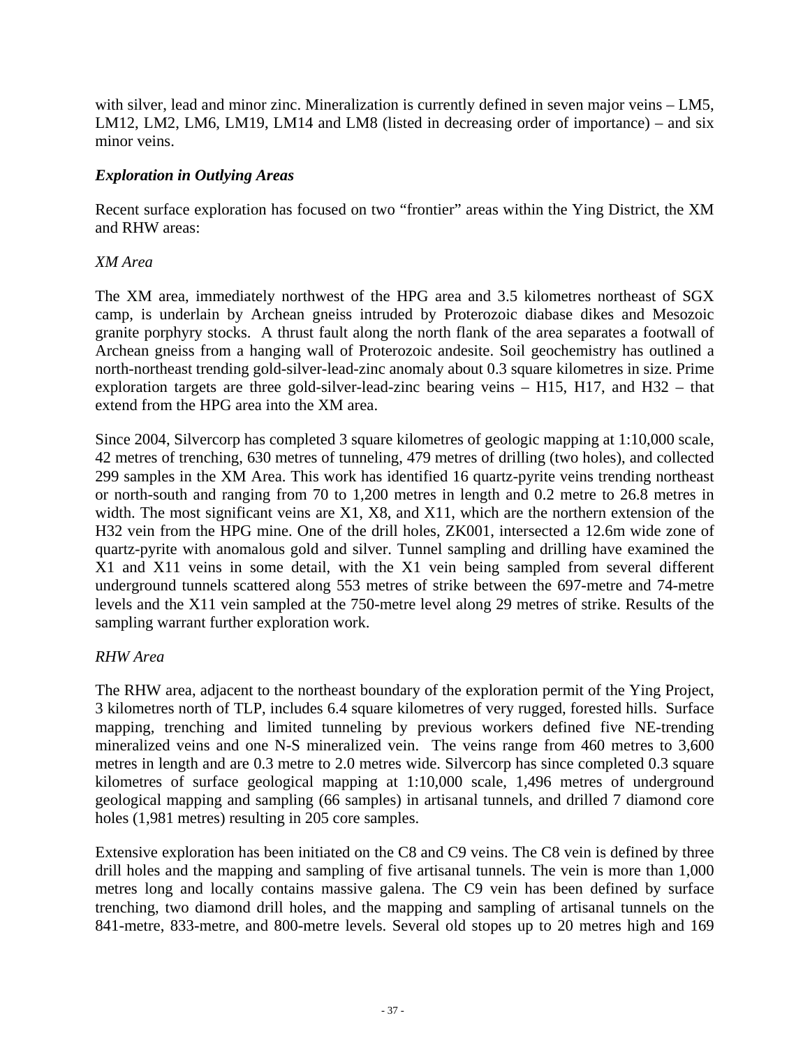with silver, lead and minor zinc. Mineralization is currently defined in seven major veins – LM5, LM12, LM2, LM6, LM19, LM14 and LM8 (listed in decreasing order of importance) – and six minor veins.

### *Exploration in Outlying Areas*

Recent surface exploration has focused on two "frontier" areas within the Ying District, the XM and RHW areas:

*XM Area*

The XM area, immediately northwest of the HPG area and 3.5 kilometres northeast of SGX camp, is underlain by Archean gneiss intruded by Proterozoic diabase dikes and Mesozoic granite porphyry stocks. A thrust fault along the north flank of the area separates a footwall of Archean gneiss from a hanging wall of Proterozoic andesite. Soil geochemistry has outlined a north-northeast trending gold-silver-lead-zinc anomaly about 0.3 square kilometres in size. Prime exploration targets are three gold-silver-lead-zinc bearing veins – H15, H17, and H32 – that extend from the HPG area into the XM area.

Since 2004, Silvercorp has completed 3 square kilometres of geologic mapping at 1:10,000 scale, 42 metres of trenching, 630 metres of tunneling, 479 metres of drilling (two holes), and collected 299 samples in the XM Area. This work has identified 16 quartz-pyrite veins trending northeast or north-south and ranging from 70 to 1,200 metres in length and 0.2 metre to 26.8 metres in width. The most significant veins are X1, X8, and X11, which are the northern extension of the H32 vein from the HPG mine. One of the drill holes, ZK001, intersected a 12.6m wide zone of quartz-pyrite with anomalous gold and silver. Tunnel sampling and drilling have examined the X1 and X11 veins in some detail, with the X1 vein being sampled from several different underground tunnels scattered along 553 metres of strike between the 697-metre and 74-metre levels and the X11 vein sampled at the 750-metre level along 29 metres of strike. Results of the sampling warrant further exploration work.

*RHW Area*

The RHW area, adjacent to the northeast boundary of the exploration permit of the Ying Project, 3 kilometres north of TLP, includes 6.4 square kilometres of very rugged, forested hills. Surface mapping, trenching and limited tunneling by previous workers defined five NE-trending mineralized veins and one N-S mineralized vein. The veins range from 460 metres to 3,600 metres in length and are 0.3 metre to 2.0 metres wide. Silvercorp has since completed 0.3 square kilometres of surface geological mapping at 1:10,000 scale, 1,496 metres of underground geological mapping and sampling (66 samples) in artisanal tunnels, and drilled 7 diamond core holes (1,981 metres) resulting in 205 core samples.

Extensive exploration has been initiated on the C8 and C9 veins. The C8 vein is defined by three drill holes and the mapping and sampling of five artisanal tunnels. The vein is more than 1,000 metres long and locally contains massive galena. The C9 vein has been defined by surface trenching, two diamond drill holes, and the mapping and sampling of artisanal tunnels on the 841-metre, 833-metre, and 800-metre levels. Several old stopes up to 20 metres high and 169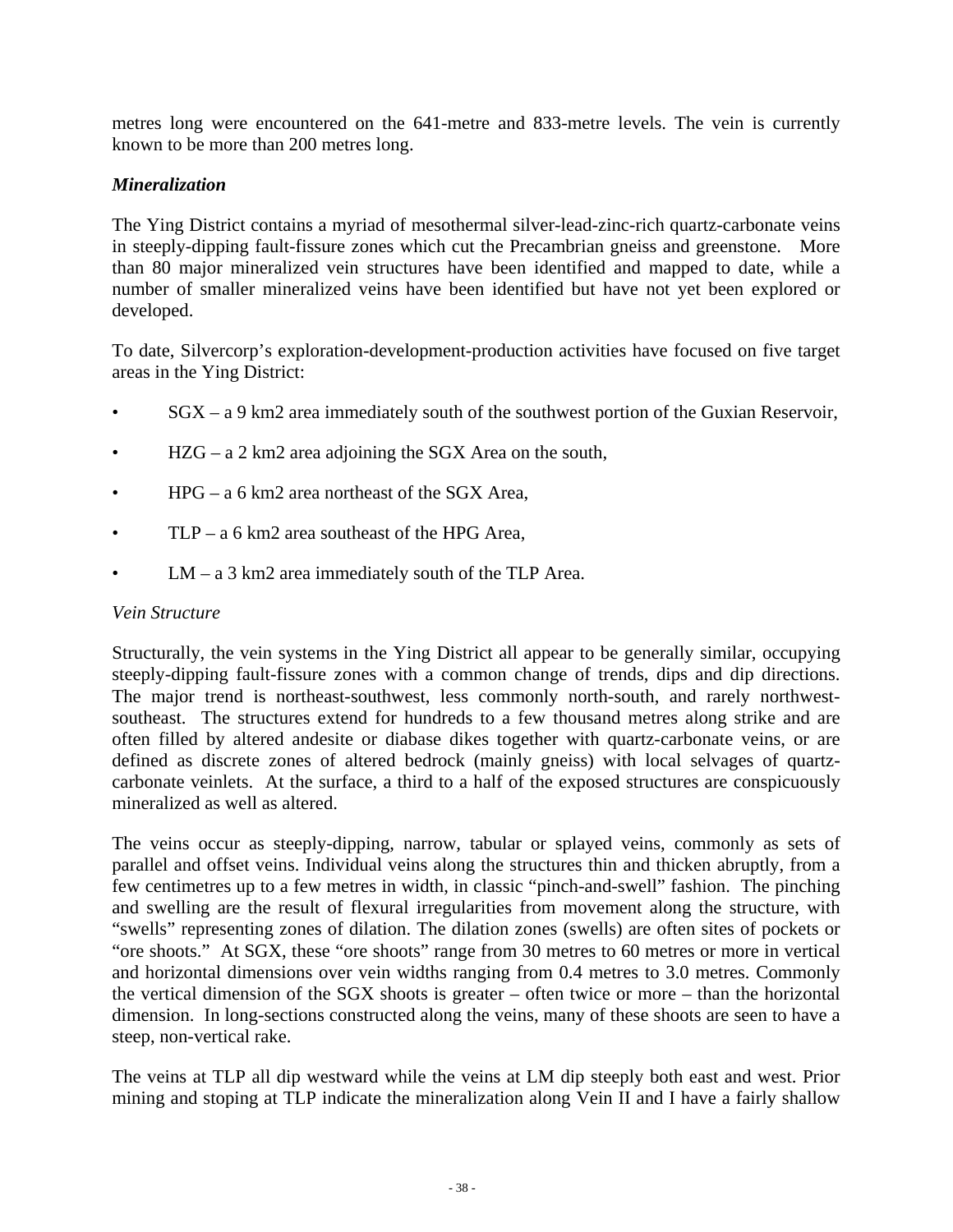metres long were encountered on the 641-metre and 833-metre levels. The vein is currently known to be more than 200 metres long.

### *Mineralization*

The Ying District contains a myriad of mesothermal silver-lead-zinc-rich quartz-carbonate veins in steeply-dipping fault-fissure zones which cut the Precambrian gneiss and greenstone. More than 80 major mineralized vein structures have been identified and mapped to date, while a number of smaller mineralized veins have been identified but have not yet been explored or developed.

To date, Silvercorp's exploration-development-production activities have focused on five target areas in the Ying District:

- SGX – a 9 km2 area immediately south of the southwest portion of the Guxian Reservoir,
- HZG – a 2 km2 area adjoining the SGX Area on the south,
- HPG – a 6 km2 area northeast of the SGX Area,
- TLP – a 6 km2 area southeast of the HPG Area,
- LM – a 3 km2 area immediately south of the TLP Area.

#### *Vein Structure*

Structurally, the vein systems in the Ying District all appear to be generally similar, occupying steeply-dipping fault-fissure zones with a common change of trends, dips and dip directions. The major trend is northeast-southwest, less commonly north-south, and rarely northwest-southeast. The structures extend for hundreds to a few thousand metres along strike and are often filled by altered andesite or diabase dikes together with quartz-carbonate veins, or are defined as discrete zones of altered bedrock (mainly gneiss) with local selvages of quartz-carbonate veinlets. At the surface, a third to a half of the exposed structures are conspicuously mineralized as well as altered.

The veins occur as steeply-dipping, narrow, tabular or splayed veins, commonly as sets of parallel and offset veins. Individual veins along the structures thin and thicken abruptly, from a few centimetres up to a few metres in width, in classic "pinch-and-swell" fashion. The pinching and swelling are the result of flexural irregularities from movement along the structure, with "swells" representing zones of dilation. The dilation zones (swells) are often sites of pockets or "ore shoots." At SGX, these "ore shoots" range from 30 metres to 60 metres or more in vertical and horizontal dimensions over vein widths ranging from 0.4 metres to 3.0 metres. Commonly the vertical dimension of the SGX shoots is greater – often twice or more – than the horizontal dimension. In long-sections constructed along the veins, many of these shoots are seen to have a steep, non-vertical rake.

The veins at TLP all dip westward while the veins at LM dip steeply both east and west. Prior mining and stoping at TLP indicate the mineralization along Vein II and I have a fairly shallow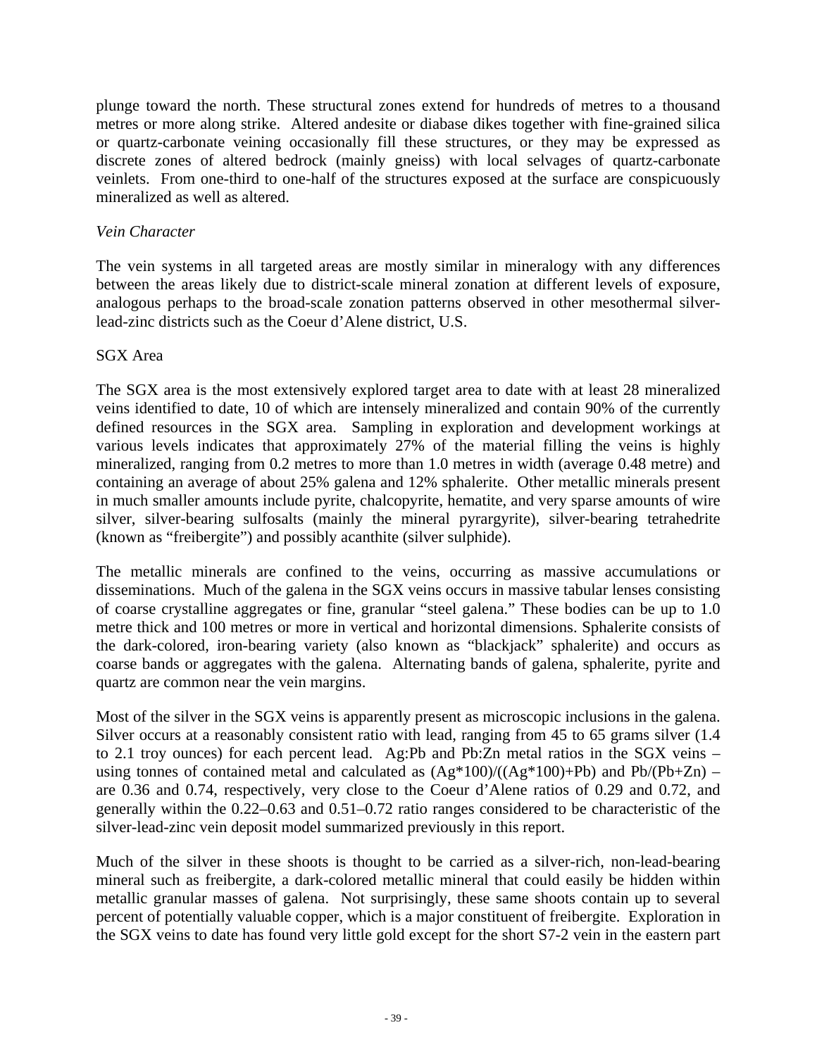plunge toward the north. These structural zones extend for hundreds of metres to a thousand metres or more along strike. Altered andesite or diabase dikes together with fine-grained silica or quartz-carbonate veining occasionally fill these structures, or they may be expressed as discrete zones of altered bedrock (mainly gneiss) with local selvages of quartz-carbonate veinlets. From one-third to one-half of the structures exposed at the surface are conspicuously mineralized as well as altered.

*Vein Character*

The vein systems in all targeted areas are mostly similar in mineralogy with any differences between the areas likely due to district-scale mineral zonation at different levels of exposure, analogous perhaps to the broad-scale zonation patterns observed in other mesothermal silver-lead-zinc districts such as the Coeur d'Alene district, U.S.

SGX Area

The SGX area is the most extensively explored target area to date with at least 28 mineralized veins identified to date, 10 of which are intensely mineralized and contain 90% of the currently defined resources in the SGX area. Sampling in exploration and development workings at various levels indicates that approximately 27% of the material filling the veins is highly mineralized, ranging from 0.2 metres to more than 1.0 metres in width (average 0.48 metre) and containing an average of about 25% galena and 12% sphalerite. Other metallic minerals present in much smaller amounts include pyrite, chalcopyrite, hematite, and very sparse amounts of wire silver, silver-bearing sulfosalts (mainly the mineral pyrargyrite), silver-bearing tetrahedrite (known as "freibergite") and possibly acanthite (silver sulphide).

The metallic minerals are confined to the veins, occurring as massive accumulations or disseminations. Much of the galena in the SGX veins occurs in massive tabular lenses consisting of coarse crystalline aggregates or fine, granular "steel galena." These bodies can be up to 1.0 metre thick and 100 metres or more in vertical and horizontal dimensions. Sphalerite consists of the dark-colored, iron-bearing variety (also known as "blackjack" sphalerite) and occurs as coarse bands or aggregates with the galena. Alternating bands of galena, sphalerite, pyrite and quartz are common near the vein margins.

Most of the silver in the SGX veins is apparently present as microscopic inclusions in the galena. Silver occurs at a reasonably consistent ratio with lead, ranging from 45 to 65 grams silver (1.4 to 2.1 troy ounces) for each percent lead. Ag:Pb and Pb:Zn metal ratios in the SGX veins – using tonnes of contained metal and calculated as $(Ag*100)/((Ag*100)+Pb)$ and $Pb/(Pb+Zn)$ – are 0.36 and 0.74, respectively, very close to the Coeur d'Alene ratios of 0.29 and 0.72, and generally within the 0.22–0.63 and 0.51–0.72 ratio ranges considered to be characteristic of the silver-lead-zinc vein deposit model summarized previously in this report.

Much of the silver in these shoots is thought to be carried as a silver-rich, non-lead-bearing mineral such as freibergite, a dark-colored metallic mineral that could easily be hidden within metallic granular masses of galena. Not surprisingly, these same shoots contain up to several percent of potentially valuable copper, which is a major constituent of freibergite. Exploration in the SGX veins to date has found very little gold except for the short S7-2 vein in the eastern part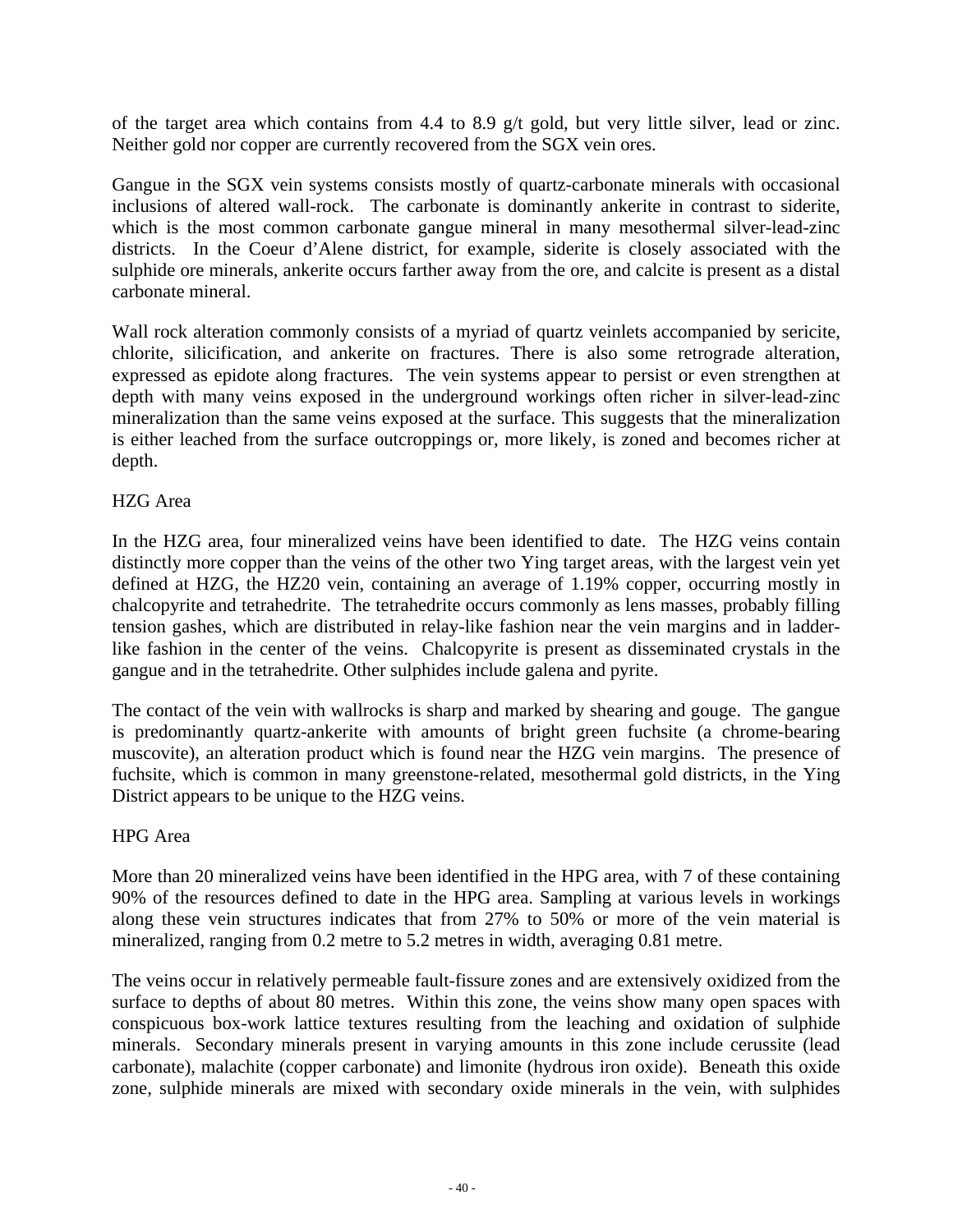of the target area which contains from 4.4 to 8.9 g/t gold, but very little silver, lead or zinc. Neither gold nor copper are currently recovered from the SGX vein ores.

Gangue in the SGX vein systems consists mostly of quartz-carbonate minerals with occasional inclusions of altered wall-rock. The carbonate is dominantly ankerite in contrast to siderite, which is the most common carbonate gangue mineral in many mesothermal silver-lead-zinc districts. In the Coeur d'Alene district, for example, siderite is closely associated with the sulphide ore minerals, ankerite occurs farther away from the ore, and calcite is present as a distal carbonate mineral.

Wall rock alteration commonly consists of a myriad of quartz veinlets accompanied by sericite, chlorite, silicification, and ankerite on fractures. There is also some retrograde alteration, expressed as epidote along fractures. The vein systems appear to persist or even strengthen at depth with many veins exposed in the underground workings often richer in silver-lead-zinc mineralization than the same veins exposed at the surface. This suggests that the mineralization is either leached from the surface outcroppings or, more likely, is zoned and becomes richer at depth.

HZG Area

In the HZG area, four mineralized veins have been identified to date. The HZG veins contain distinctly more copper than the veins of the other two Ying target areas, with the largest vein yet defined at HZG, the HZ20 vein, containing an average of 1.19% copper, occurring mostly in chalcopyrite and tetrahedrite. The tetrahedrite occurs commonly as lens masses, probably filling tension gashes, which are distributed in relay-like fashion near the vein margins and in ladder-like fashion in the center of the veins. Chalcopyrite is present as disseminated crystals in the gangue and in the tetrahedrite. Other sulphides include galena and pyrite.

The contact of the vein with wallrocks is sharp and marked by shearing and gouge. The gangue is predominantly quartz-ankerite with amounts of bright green fuchsite (a chrome-bearing muscovite), an alteration product which is found near the HZG vein margins. The presence of fuchsite, which is common in many greenstone-related, mesothermal gold districts, in the Ying District appears to be unique to the HZG veins.

HPG Area

More than 20 mineralized veins have been identified in the HPG area, with 7 of these containing 90% of the resources defined to date in the HPG area. Sampling at various levels in workings along these vein structures indicates that from 27% to 50% or more of the vein material is mineralized, ranging from 0.2 metre to 5.2 metres in width, averaging 0.81 metre.

The veins occur in relatively permeable fault-fissure zones and are extensively oxidized from the surface to depths of about 80 metres. Within this zone, the veins show many open spaces with conspicuous box-work lattice textures resulting from the leaching and oxidation of sulphide minerals. Secondary minerals present in varying amounts in this zone include cerussite (lead carbonate), malachite (copper carbonate) and limonite (hydrous iron oxide). Beneath this oxide zone, sulphide minerals are mixed with secondary oxide minerals in the vein, with sulphides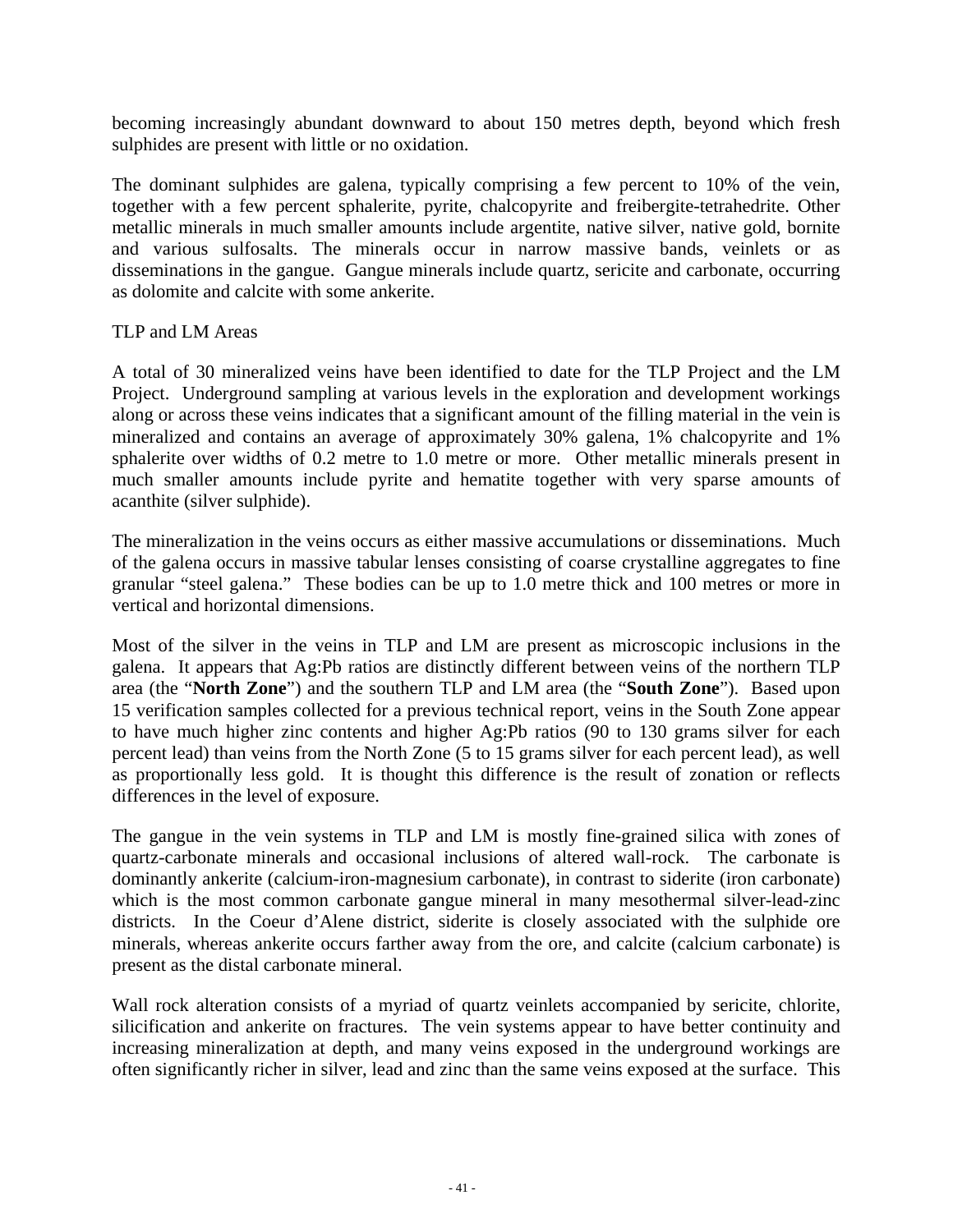becoming increasingly abundant downward to about 150 metres depth, beyond which fresh sulphides are present with little or no oxidation.

The dominant sulphides are galena, typically comprising a few percent to 10% of the vein, together with a few percent sphalerite, pyrite, chalcopyrite and freibergite-tetrahedrite. Other metallic minerals in much smaller amounts include argentite, native silver, native gold, bornite and various sulfosalts. The minerals occur in narrow massive bands, veinlets or as disseminations in the gangue. Gangue minerals include quartz, sericite and carbonate, occurring as dolomite and calcite with some ankerite.

TLP and LM Areas

A total of 30 mineralized veins have been identified to date for the TLP Project and the LM Project. Underground sampling at various levels in the exploration and development workings along or across these veins indicates that a significant amount of the filling material in the vein is mineralized and contains an average of approximately 30% galena, 1% chalcopyrite and 1% sphalerite over widths of 0.2 metre to 1.0 metre or more. Other metallic minerals present in much smaller amounts include pyrite and hematite together with very sparse amounts of acanthite (silver sulphide).

The mineralization in the veins occurs as either massive accumulations or disseminations. Much of the galena occurs in massive tabular lenses consisting of coarse crystalline aggregates to fine granular "steel galena." These bodies can be up to 1.0 metre thick and 100 metres or more in vertical and horizontal dimensions.

Most of the silver in the veins in TLP and LM are present as microscopic inclusions in the galena. It appears that Ag:Pb ratios are distinctly different between veins of the northern TLP area (the "**North Zone**") and the southern TLP and LM area (the "**South Zone**"). Based upon 15 verification samples collected for a previous technical report, veins in the South Zone appear to have much higher zinc contents and higher Ag:Pb ratios (90 to 130 grams silver for each percent lead) than veins from the North Zone (5 to 15 grams silver for each percent lead), as well as proportionally less gold. It is thought this difference is the result of zonation or reflects differences in the level of exposure.

The gangue in the vein systems in TLP and LM is mostly fine-grained silica with zones of quartz-carbonate minerals and occasional inclusions of altered wall-rock. The carbonate is dominantly ankerite (calcium-iron-magnesium carbonate), in contrast to siderite (iron carbonate) which is the most common carbonate gangue mineral in many mesothermal silver-lead-zinc districts. In the Coeur d'Alene district, siderite is closely associated with the sulphide ore minerals, whereas ankerite occurs farther away from the ore, and calcite (calcium carbonate) is present as the distal carbonate mineral.

Wall rock alteration consists of a myriad of quartz veinlets accompanied by sericite, chlorite, silicification and ankerite on fractures. The vein systems appear to have better continuity and increasing mineralization at depth, and many veins exposed in the underground workings are often significantly richer in silver, lead and zinc than the same veins exposed at the surface. This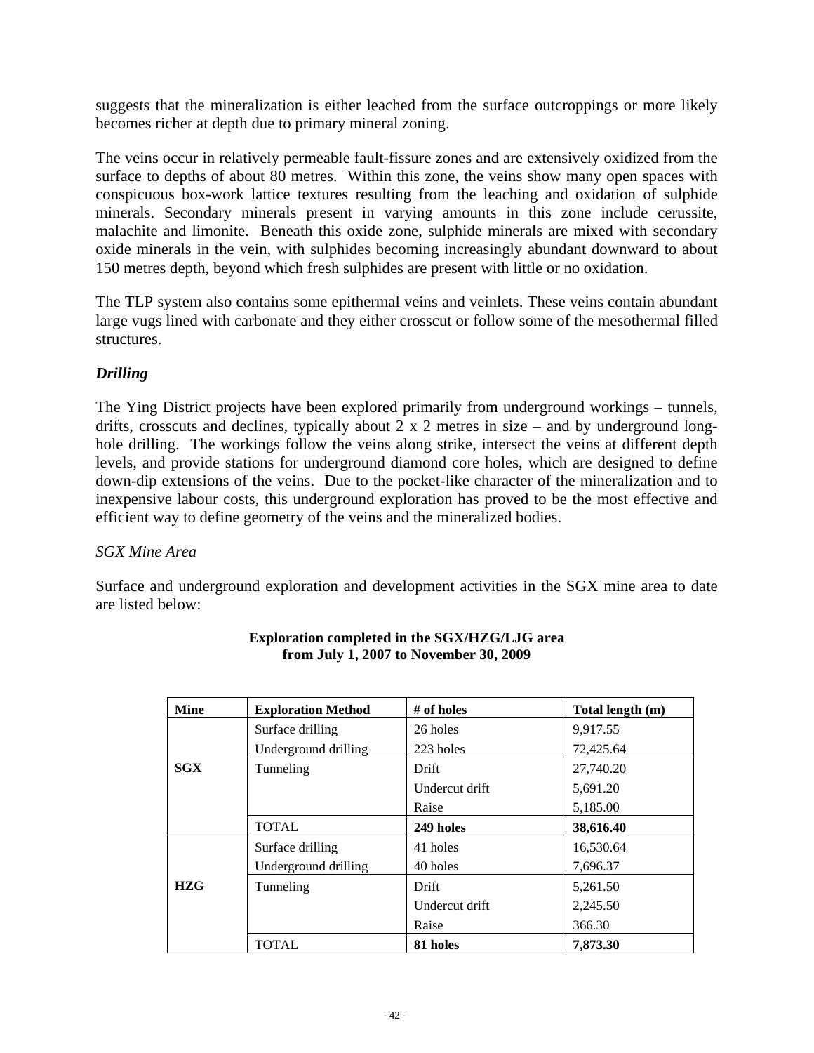suggests that the mineralization is either leached from the surface outcroppings or more likely becomes richer at depth due to primary mineral zoning.

The veins occur in relatively permeable fault-fissure zones and are extensively oxidized from the surface to depths of about 80 metres. Within this zone, the veins show many open spaces with conspicuous box-work lattice textures resulting from the leaching and oxidation of sulphide minerals. Secondary minerals present in varying amounts in this zone include cerussite, malachite and limonite. Beneath this oxide zone, sulphide minerals are mixed with secondary oxide minerals in the vein, with sulphides becoming increasingly abundant downward to about 150 metres depth, beyond which fresh sulphides are present with little or no oxidation.

The TLP system also contains some epithermal veins and veinlets. These veins contain abundant large vugs lined with carbonate and they either crosscut or follow some of the mesothermal filled structures.

### *Drilling*

The Ying District projects have been explored primarily from underground workings – tunnels, drifts, crosscuts and declines, typically about 2 x 2 metres in size – and by underground long-hole drilling. The workings follow the veins along strike, intersect the veins at different depth levels, and provide stations for underground diamond core holes, which are designed to define down-dip extensions of the veins. Due to the pocket-like character of the mineralization and to inexpensive labour costs, this underground exploration has proved to be the most effective and efficient way to define geometry of the veins and the mineralized bodies.

*SGX Mine Area*

Surface and underground exploration and development activities in the SGX mine area to date are listed below:

**Exploration completed in the SGX/HZG/LJG area from July 1, 2007 to November 30, 2009**

| Mine | Exploration Method | # of holes | Total length (m) |
|---|---|---|---|
| SGX | Surface drilling | 26 holes | 9,917.55 |
| | Underground drilling | 223 holes | 72,425.64 |
| | Tunneling | Drift | 27,740.20 |
| | | Undercut drift | 5,691.20 |
| | | Raise | 5,185.00 |
| | TOTAL | **249 holes** | **38,616.40** |
| HZG | Surface drilling | 41 holes | 16,530.64 |
| | Underground drilling | 40 holes | 7,696.37 |
| | Tunneling | Drift | 5,261.50 |
| | | Undercut drift | 2,245.50 |
| | | Raise | 366.30 |
| | TOTAL | **81 holes** | **7,873.30** |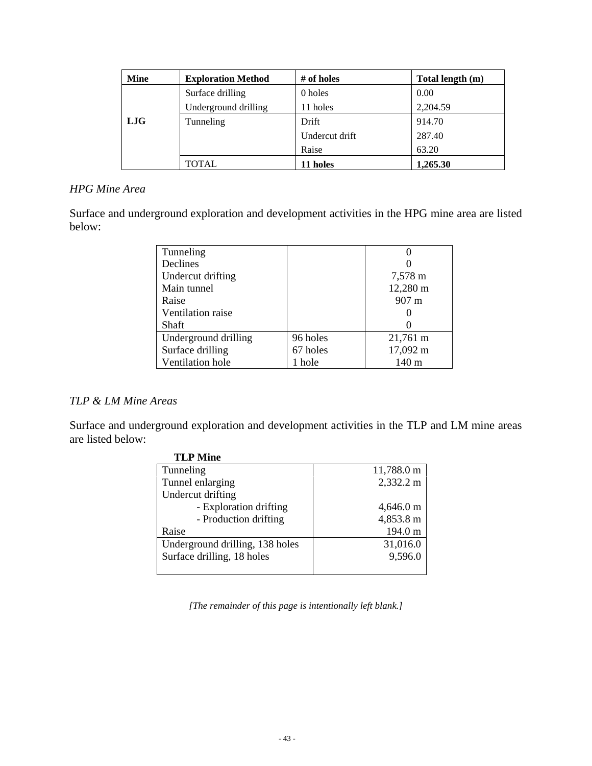| Mine | Exploration Method | # of holes | Total length (m) |
|---|---|---|---|
| LJG | Surface drilling | 0 holes | 0.00 |
| | Underground drilling | 11 holes | 2,204.59 |
| | Tunneling | Drift | 914.70 |
| | | Undercut drift | 287.40 |
| | | Raise | 63.20 |
| | TOTAL | **11 holes** | **1,265.30** |

*HPG Mine Area*

Surface and underground exploration and development activities in the HPG mine area are listed below:

| | | |
|---|---|---|
| Tunneling | | 0 |
| Declines | | 0 |
| Undercut drifting | | 7,578 m |
| Main tunnel | | 12,280 m |
| Raise | | 907 m |
| Ventilation raise | | 0 |
| Shaft | | 0 |
| Underground drilling | 96 holes | 21,761 m |
| Surface drilling | 67 holes | 17,092 m |
| Ventilation hole | 1 hole | 140 m |

*TLP & LM Mine Areas*

Surface and underground exploration and development activities in the TLP and LM mine areas are listed below:

**TLP Mine**

| | |
|---|---|
| Tunneling | 11,788.0 m |
| Tunnel enlarging | 2,332.2 m |
| Undercut drifting | |
| - Exploration drifting | 4,646.0 m |
| - Production drifting | 4,853.8 m |
| Raise | 194.0 m |
| Underground drilling, 138 holes | 31,016.0 |
| Surface drilling, 18 holes | 9,596.0 |

*[The remainder of this page is intentionally left blank.]*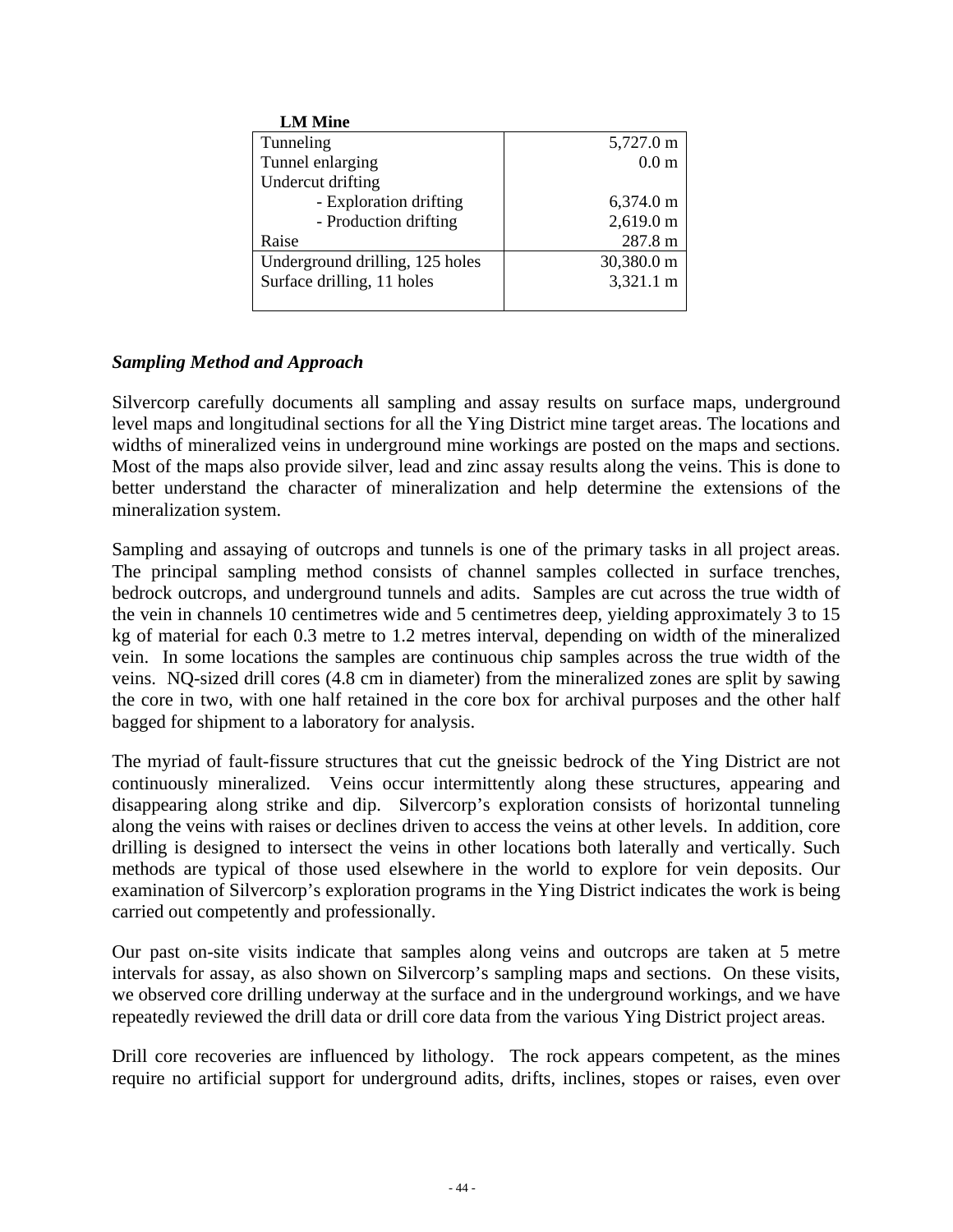**LM Mine**

| | |
|---|---:|
| Tunneling | 5,727.0 m |
| Tunnel enlarging | 0.0 m |
| Undercut drifting | |
| - Exploration drifting | 6,374.0 m |
| - Production drifting | 2,619.0 m |
| Raise | 287.8 m |
| Underground drilling, 125 holes | 30,380.0 m |
| Surface drilling, 11 holes | 3,321.1 m |

***Sampling Method and Approach***

Silvercorp carefully documents all sampling and assay results on surface maps, underground level maps and longitudinal sections for all the Ying District mine target areas. The locations and widths of mineralized veins in underground mine workings are posted on the maps and sections. Most of the maps also provide silver, lead and zinc assay results along the veins. This is done to better understand the character of mineralization and help determine the extensions of the mineralization system.

Sampling and assaying of outcrops and tunnels is one of the primary tasks in all project areas. The principal sampling method consists of channel samples collected in surface trenches, bedrock outcrops, and underground tunnels and adits. Samples are cut across the true width of the vein in channels 10 centimetres wide and 5 centimetres deep, yielding approximately 3 to 15 kg of material for each 0.3 metre to 1.2 metres interval, depending on width of the mineralized vein. In some locations the samples are continuous chip samples across the true width of the veins. NQ-sized drill cores (4.8 cm in diameter) from the mineralized zones are split by sawing the core in two, with one half retained in the core box for archival purposes and the other half bagged for shipment to a laboratory for analysis.

The myriad of fault-fissure structures that cut the gneissic bedrock of the Ying District are not continuously mineralized. Veins occur intermittently along these structures, appearing and disappearing along strike and dip. Silvercorp's exploration consists of horizontal tunneling along the veins with raises or declines driven to access the veins at other levels. In addition, core drilling is designed to intersect the veins in other locations both laterally and vertically. Such methods are typical of those used elsewhere in the world to explore for vein deposits. Our examination of Silvercorp's exploration programs in the Ying District indicates the work is being carried out competently and professionally.

Our past on-site visits indicate that samples along veins and outcrops are taken at 5 metre intervals for assay, as also shown on Silvercorp's sampling maps and sections. On these visits, we observed core drilling underway at the surface and in the underground workings, and we have repeatedly reviewed the drill data or drill core data from the various Ying District project areas.

Drill core recoveries are influenced by lithology. The rock appears competent, as the mines require no artificial support for underground adits, drifts, inclines, stopes or raises, even over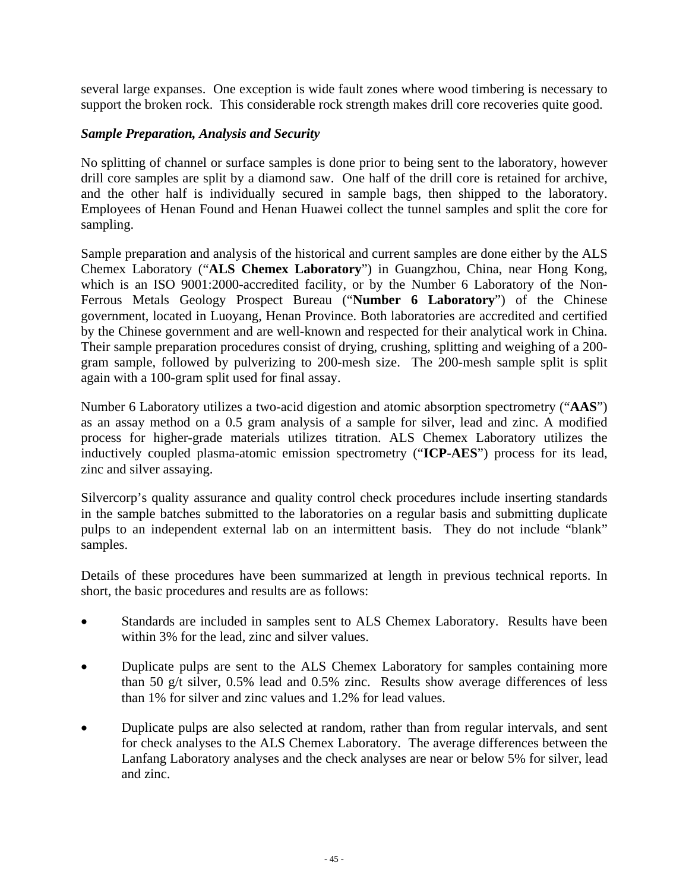several large expanses. One exception is wide fault zones where wood timbering is necessary to support the broken rock. This considerable rock strength makes drill core recoveries quite good.

***Sample Preparation, Analysis and Security***

No splitting of channel or surface samples is done prior to being sent to the laboratory, however drill core samples are split by a diamond saw. One half of the drill core is retained for archive, and the other half is individually secured in sample bags, then shipped to the laboratory. Employees of Henan Found and Henan Huawei collect the tunnel samples and split the core for sampling.

Sample preparation and analysis of the historical and current samples are done either by the ALS Chemex Laboratory ("**ALS Chemex Laboratory**") in Guangzhou, China, near Hong Kong, which is an ISO 9001:2000-accredited facility, or by the Number 6 Laboratory of the Non-Ferrous Metals Geology Prospect Bureau ("**Number 6 Laboratory**") of the Chinese government, located in Luoyang, Henan Province. Both laboratories are accredited and certified by the Chinese government and are well-known and respected for their analytical work in China. Their sample preparation procedures consist of drying, crushing, splitting and weighing of a 200-gram sample, followed by pulverizing to 200-mesh size. The 200-mesh sample split is split again with a 100-gram split used for final assay.

Number 6 Laboratory utilizes a two-acid digestion and atomic absorption spectrometry ("**AAS**") as an assay method on a 0.5 gram analysis of a sample for silver, lead and zinc. A modified process for higher-grade materials utilizes titration. ALS Chemex Laboratory utilizes the inductively coupled plasma-atomic emission spectrometry ("**ICP-AES**") process for its lead, zinc and silver assaying.

Silvercorp's quality assurance and quality control check procedures include inserting standards in the sample batches submitted to the laboratories on a regular basis and submitting duplicate pulps to an independent external lab on an intermittent basis. They do not include "blank" samples.

Details of these procedures have been summarized at length in previous technical reports. In short, the basic procedures and results are as follows:

- Standards are included in samples sent to ALS Chemex Laboratory. Results have been within 3% for the lead, zinc and silver values.

- Duplicate pulps are sent to the ALS Chemex Laboratory for samples containing more than 50 g/t silver, 0.5% lead and 0.5% zinc. Results show average differences of less than 1% for silver and zinc values and 1.2% for lead values.

- Duplicate pulps are also selected at random, rather than from regular intervals, and sent for check analyses to the ALS Chemex Laboratory. The average differences between the Lanfang Laboratory analyses and the check analyses are near or below 5% for silver, lead and zinc.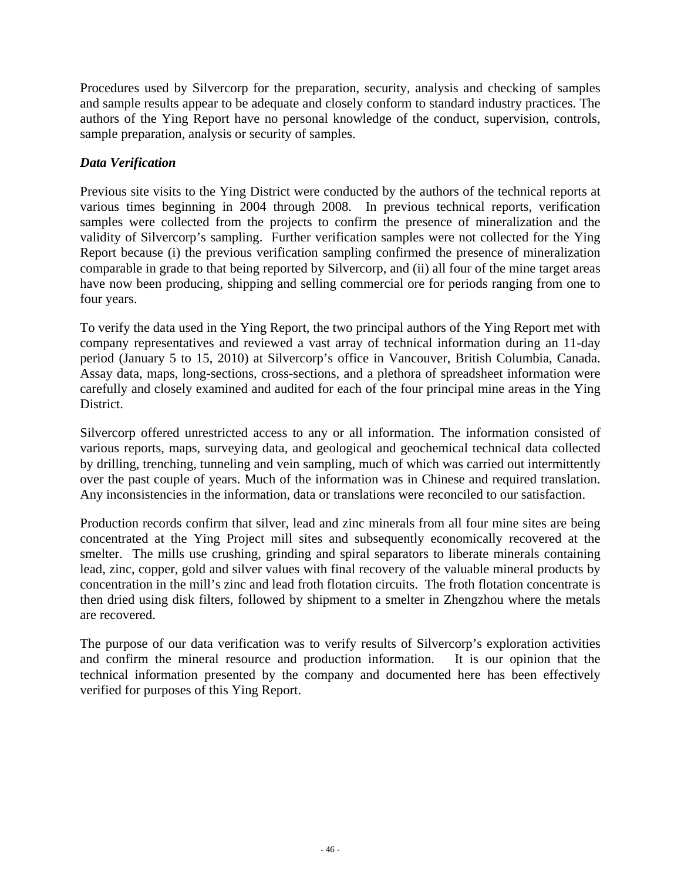Procedures used by Silvercorp for the preparation, security, analysis and checking of samples and sample results appear to be adequate and closely conform to standard industry practices. The authors of the Ying Report have no personal knowledge of the conduct, supervision, controls, sample preparation, analysis or security of samples.

### *Data Verification*

Previous site visits to the Ying District were conducted by the authors of the technical reports at various times beginning in 2004 through 2008. In previous technical reports, verification samples were collected from the projects to confirm the presence of mineralization and the validity of Silvercorp's sampling. Further verification samples were not collected for the Ying Report because (i) the previous verification sampling confirmed the presence of mineralization comparable in grade to that being reported by Silvercorp, and (ii) all four of the mine target areas have now been producing, shipping and selling commercial ore for periods ranging from one to four years.

To verify the data used in the Ying Report, the two principal authors of the Ying Report met with company representatives and reviewed a vast array of technical information during an 11-day period (January 5 to 15, 2010) at Silvercorp's office in Vancouver, British Columbia, Canada. Assay data, maps, long-sections, cross-sections, and a plethora of spreadsheet information were carefully and closely examined and audited for each of the four principal mine areas in the Ying District.

Silvercorp offered unrestricted access to any or all information. The information consisted of various reports, maps, surveying data, and geological and geochemical technical data collected by drilling, trenching, tunneling and vein sampling, much of which was carried out intermittently over the past couple of years. Much of the information was in Chinese and required translation. Any inconsistencies in the information, data or translations were reconciled to our satisfaction.

Production records confirm that silver, lead and zinc minerals from all four mine sites are being concentrated at the Ying Project mill sites and subsequently economically recovered at the smelter. The mills use crushing, grinding and spiral separators to liberate minerals containing lead, zinc, copper, gold and silver values with final recovery of the valuable mineral products by concentration in the mill's zinc and lead froth flotation circuits. The froth flotation concentrate is then dried using disk filters, followed by shipment to a smelter in Zhengzhou where the metals are recovered.

The purpose of our data verification was to verify results of Silvercorp's exploration activities and confirm the mineral resource and production information. It is our opinion that the technical information presented by the company and documented here has been effectively verified for purposes of this Ying Report.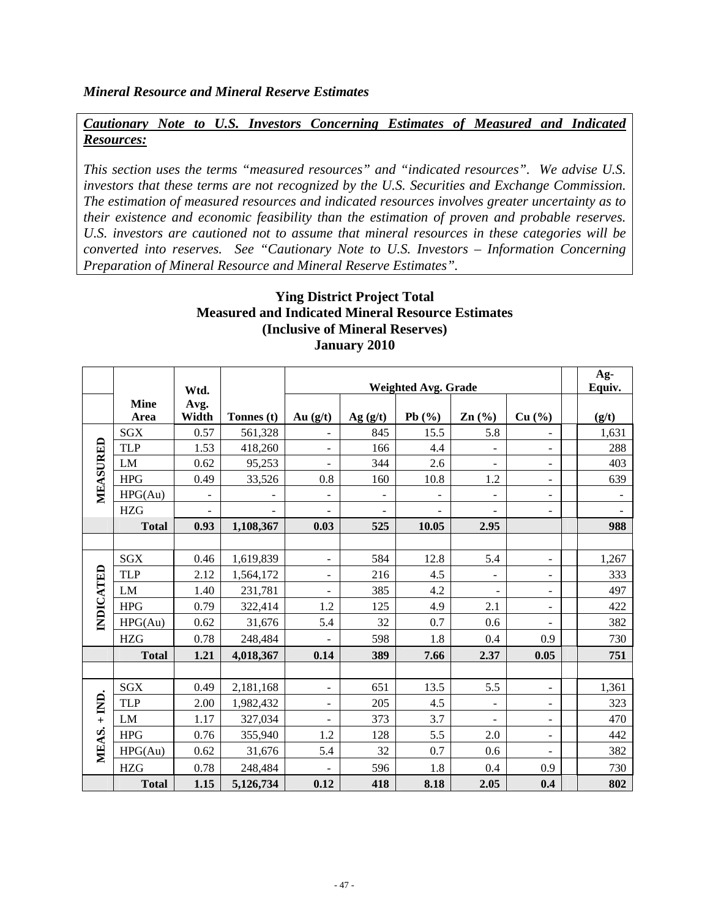*Mineral Resource and Mineral Reserve Estimates*

***Cautionary Note to U.S. Investors Concerning Estimates of Measured and Indicated Resources:***

*This section uses the terms "measured resources" and "indicated resources". We advise U.S. investors that these terms are not recognized by the U.S. Securities and Exchange Commission. The estimation of measured resources and indicated resources involves greater uncertainty as to their existence and economic feasibility than the estimation of proven and probable reserves. U.S. investors are cautioned not to assume that mineral resources in these categories will be converted into reserves. See "Cautionary Note to U.S. Investors – Information Concerning Preparation of Mineral Resource and Mineral Reserve Estimates".*

**Ying District Project Total**
**Measured and Indicated Mineral Resource Estimates**
**(Inclusive of Mineral Reserves)**
**January 2010**

| | | Wtd. | | Weighted Avg. Grade | | | | | | Ag-Equiv. |
|---|---|---|---|---|---|---|---|---|---|---|
| | **Mine Area** | **Avg. Width** | **Tonnes (t)** | **Au (g/t)** | **Ag (g/t)** | **Pb (%)** | **Zn (%)** | **Cu (%)** | | **(g/t)** |
| **MEASURED** | SGX | 0.57 | 561,328 | - | 845 | 15.5 | 5.8 | - | | 1,631 |
| | TLP | 1.53 | 418,260 | - | 166 | 4.4 | - | - | | 288 |
| | LM | 0.62 | 95,253 | - | 344 | 2.6 | - | - | | 403 |
| | HPG | 0.49 | 33,526 | 0.8 | 160 | 10.8 | 1.2 | - | | 639 |
| | HPG(Au) | - | - | - | - | - | - | - | | - |
| | HZG | - | - | - | - | - | - | - | | - |
| | **Total** | **0.93** | **1,108,367** | **0.03** | **525** | **10.05** | **2.95** | | | **988** |
| | | | | | | | | | | |
| **INDICATED** | SGX | 0.46 | 1,619,839 | - | 584 | 12.8 | 5.4 | - | | 1,267 |
| | TLP | 2.12 | 1,564,172 | - | 216 | 4.5 | - | - | | 333 |
| | LM | 1.40 | 231,781 | - | 385 | 4.2 | - | - | | 497 |
| | HPG | 0.79 | 322,414 | 1.2 | 125 | 4.9 | 2.1 | - | | 422 |
| | HPG(Au) | 0.62 | 31,676 | 5.4 | 32 | 0.7 | 0.6 | - | | 382 |
| | HZG | 0.78 | 248,484 | - | 598 | 1.8 | 0.4 | 0.9 | | 730 |
| | **Total** | **1.21** | **4,018,367** | **0.14** | **389** | **7.66** | **2.37** | **0.05** | | **751** |
| | | | | | | | | | | |
| **MEAS. + IND.** | SGX | 0.49 | 2,181,168 | - | 651 | 13.5 | 5.5 | - | | 1,361 |
| | TLP | 2.00 | 1,982,432 | - | 205 | 4.5 | - | - | | 323 |
| | LM | 1.17 | 327,034 | - | 373 | 3.7 | - | - | | 470 |
| | HPG | 0.76 | 355,940 | 1.2 | 128 | 5.5 | 2.0 | - | | 442 |
| | HPG(Au) | 0.62 | 31,676 | 5.4 | 32 | 0.7 | 0.6 | - | | 382 |
| | HZG | 0.78 | 248,484 | - | 596 | 1.8 | 0.4 | 0.9 | | 730 |
| | **Total** | **1.15** | **5,126,734** | **0.12** | **418** | **8.18** | **2.05** | **0.4** | | **802** |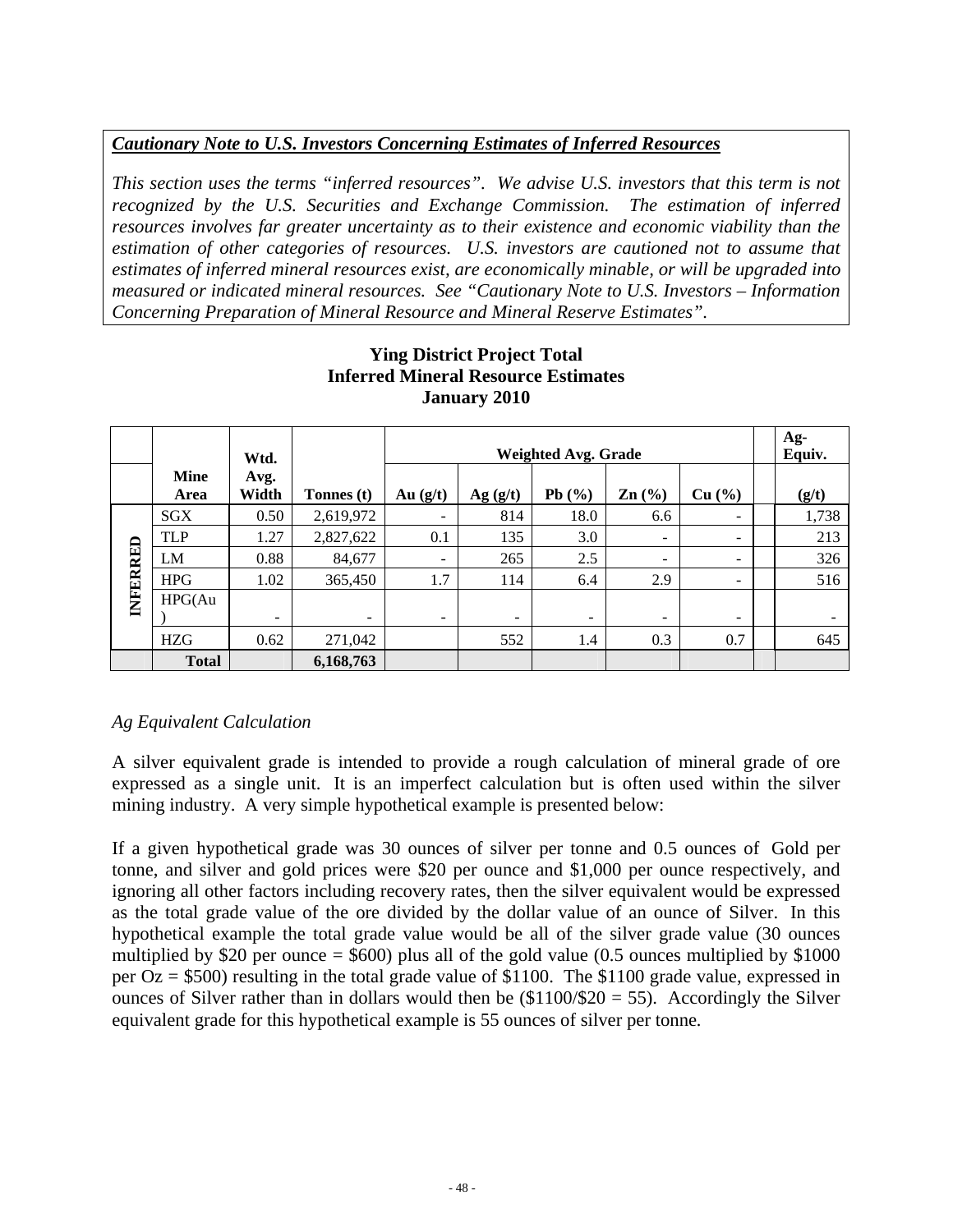***Cautionary Note to U.S. Investors Concerning Estimates of Inferred Resources***

*This section uses the terms "inferred resources". We advise U.S. investors that this term is not recognized by the U.S. Securities and Exchange Commission. The estimation of inferred resources involves far greater uncertainty as to their existence and economic viability than the estimation of other categories of resources. U.S. investors are cautioned not to assume that estimates of inferred mineral resources exist, are economically minable, or will be upgraded into measured or indicated mineral resources. See "Cautionary Note to U.S. Investors – Information Concerning Preparation of Mineral Resource and Mineral Reserve Estimates".*

**Ying District Project Total**
**Inferred Mineral Resource Estimates**
**January 2010**

| | Mine Area | Wtd. Avg. Width | Tonnes (t) | Weighted Avg. Grade Au (g/t) | Ag (g/t) | Pb (%) | Zn (%) | Cu (%) | | Ag-Equiv. (g/t) |
|---|---|---|---|---|---|---|---|---|---|---|
| INFERRED | SGX | 0.50 | 2,619,972 | - | 814 | 18.0 | 6.6 | - | | 1,738 |
| | TLP | 1.27 | 2,827,622 | 0.1 | 135 | 3.0 | - | - | | 213 |
| | LM | 0.88 | 84,677 | - | 265 | 2.5 | - | - | | 326 |
| | HPG | 1.02 | 365,450 | 1.7 | 114 | 6.4 | 2.9 | - | | 516 |
| | HPG(Au) | - | - | - | - | - | - | - | | - |
| | HZG | 0.62 | 271,042 | | 552 | 1.4 | 0.3 | 0.7 | | 645 |
| | **Total** | | **6,168,763** | | | | | | | |

*Ag Equivalent Calculation*

A silver equivalent grade is intended to provide a rough calculation of mineral grade of ore expressed as a single unit. It is an imperfect calculation but is often used within the silver mining industry. A very simple hypothetical example is presented below:

If a given hypothetical grade was 30 ounces of silver per tonne and 0.5 ounces of Gold per tonne, and silver and gold prices were $20 per ounce and $1,000 per ounce respectively, and ignoring all other factors including recovery rates, then the silver equivalent would be expressed as the total grade value of the ore divided by the dollar value of an ounce of Silver. In this hypothetical example the total grade value would be all of the silver grade value (30 ounces multiplied by $20 per ounce = $600) plus all of the gold value (0.5 ounces multiplied by $1000 per Oz = $500) resulting in the total grade value of $1100. The $1100 grade value, expressed in ounces of Silver rather than in dollars would then be ($1100/$20 = 55). Accordingly the Silver equivalent grade for this hypothetical example is 55 ounces of silver per tonne.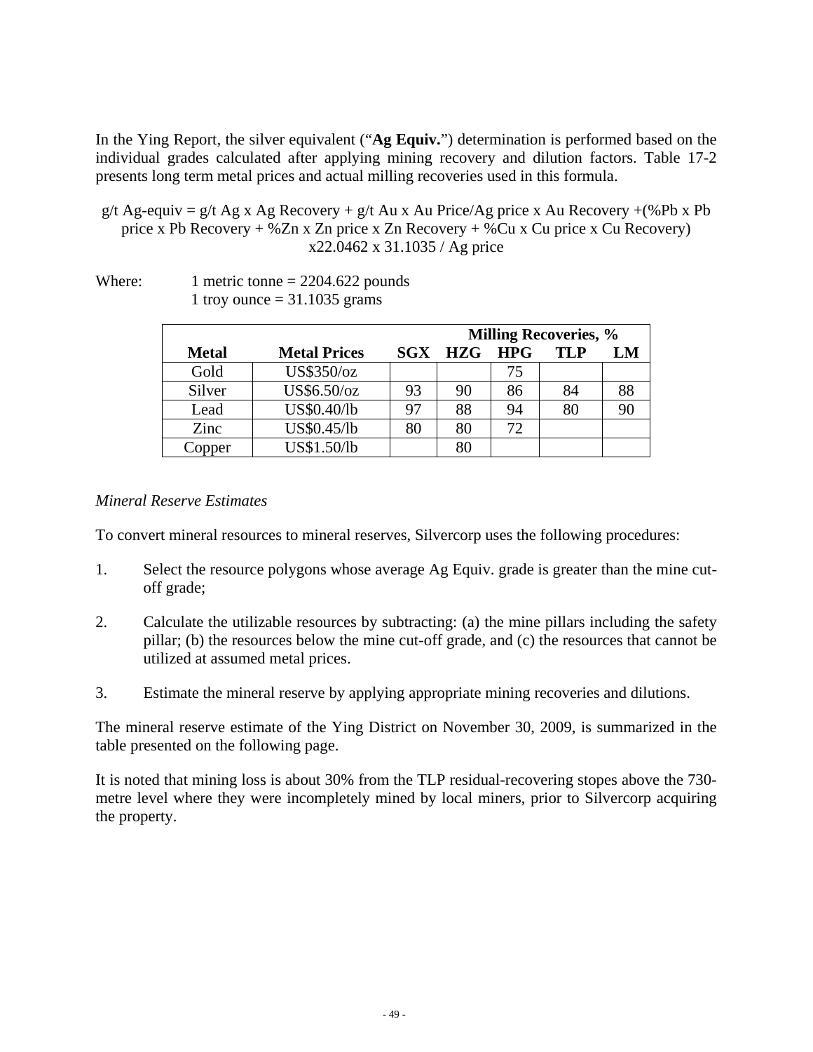In the Ying Report, the silver equivalent ("**Ag Equiv.**") determination is performed based on the individual grades calculated after applying mining recovery and dilution factors. Table 17-2 presents long term metal prices and actual milling recoveries used in this formula.

$$\text{g/t Ag-equiv} = \text{g/t Ag} \times \text{Ag Recovery} + \text{g/t Au} \times \text{Au Price/Ag price} \times \text{Au Recovery} + (\%\text{Pb} \times \text{Pb price} \times \text{Pb Recovery} + \%\text{Zn} \times \text{Zn price} \times \text{Zn Recovery} + \%\text{Cu} \times \text{Cu price} \times \text{Cu Recovery}) \times 22.0462 \times 31.1035 / \text{Ag price}$$

Where: 1 metric tonne = 2204.622 pounds
1 troy ounce = 31.1035 grams

| | | Milling Recoveries, % | | | | |
|---|---|---|---|---|---|---|
| **Metal** | **Metal Prices** | **SGX** | **HZG** | **HPG** | **TLP** | **LM** |
| Gold | US$350/oz | | | 75 | | |
| Silver | US$6.50/oz | 93 | 90 | 86 | 84 | 88 |
| Lead | US$0.40/lb | 97 | 88 | 94 | 80 | 90 |
| Zinc | US$0.45/lb | 80 | 80 | 72 | | |
| Copper | US$1.50/lb | | 80 | | | |

*Mineral Reserve Estimates*

To convert mineral resources to mineral reserves, Silvercorp uses the following procedures:

1. Select the resource polygons whose average Ag Equiv. grade is greater than the mine cut-off grade;

2. Calculate the utilizable resources by subtracting: (a) the mine pillars including the safety pillar; (b) the resources below the mine cut-off grade, and (c) the resources that cannot be utilized at assumed metal prices.

3. Estimate the mineral reserve by applying appropriate mining recoveries and dilutions.

The mineral reserve estimate of the Ying District on November 30, 2009, is summarized in the table presented on the following page.

It is noted that mining loss is about 30% from the TLP residual-recovering stopes above the 730-metre level where they were incompletely mined by local miners, prior to Silvercorp acquiring the property.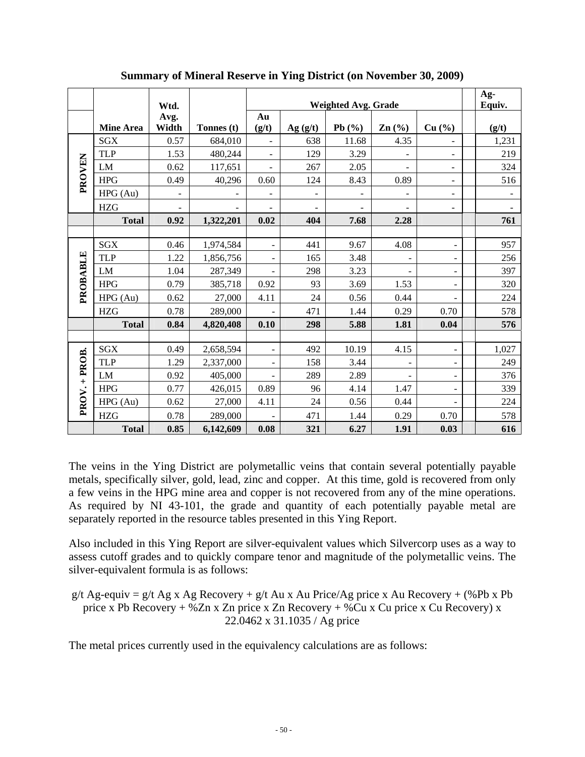**Summary of Mineral Reserve in Ying District (on November 30, 2009)**

| | Mine Area | Wtd. Avg. Width | Tonnes (t) | Au (g/t) | Ag (g/t) | Pb (%) | Zn (%) | Cu (%) | | Ag-Equiv. (g/t) |
|---|---|---|---|---|---|---|---|---|---|---|
| | | | | Weighted Avg. Grade | | | | | | |
| PROVEN | SGX | 0.57 | 684,010 | - | 638 | 11.68 | 4.35 | - | | 1,231 |
| | TLP | 1.53 | 480,244 | - | 129 | 3.29 | - | - | | 219 |
| | LM | 0.62 | 117,651 | - | 267 | 2.05 | - | - | | 324 |
| | HPG | 0.49 | 40,296 | 0.60 | 124 | 8.43 | 0.89 | - | | 516 |
| | HPG (Au) | - | - | - | - | - | - | - | | - |
| | HZG | - | - | - | - | - | - | - | | - |
| | **Total** | **0.92** | **1,322,201** | **0.02** | **404** | **7.68** | **2.28** | | | **761** |
| | | | | | | | | | | |
| PROBABLE | SGX | 0.46 | 1,974,584 | - | 441 | 9.67 | 4.08 | - | | 957 |
| | TLP | 1.22 | 1,856,756 | - | 165 | 3.48 | - | - | | 256 |
| | LM | 1.04 | 287,349 | - | 298 | 3.23 | - | - | | 397 |
| | HPG | 0.79 | 385,718 | 0.92 | 93 | 3.69 | 1.53 | - | | 320 |
| | HPG (Au) | 0.62 | 27,000 | 4.11 | 24 | 0.56 | 0.44 | - | | 224 |
| | HZG | 0.78 | 289,000 | - | 471 | 1.44 | 0.29 | 0.70 | | 578 |
| | **Total** | **0.84** | **4,820,408** | **0.10** | **298** | **5.88** | **1.81** | **0.04** | | **576** |
| | | | | | | | | | | |
| PROV. + PROB. | SGX | 0.49 | 2,658,594 | - | 492 | 10.19 | 4.15 | - | | 1,027 |
| | TLP | 1.29 | 2,337,000 | - | 158 | 3.44 | - | - | | 249 |
| | LM | 0.92 | 405,000 | - | 289 | 2.89 | - | - | | 376 |
| | HPG | 0.77 | 426,015 | 0.89 | 96 | 4.14 | 1.47 | - | | 339 |
| | HPG (Au) | 0.62 | 27,000 | 4.11 | 24 | 0.56 | 0.44 | - | | 224 |
| | HZG | 0.78 | 289,000 | - | 471 | 1.44 | 0.29 | 0.70 | | 578 |
| | **Total** | **0.85** | **6,142,609** | **0.08** | **321** | **6.27** | **1.91** | **0.03** | | **616** |

The veins in the Ying District are polymetallic veins that contain several potentially payable metals, specifically silver, gold, lead, zinc and copper. At this time, gold is recovered from only a few veins in the HPG mine area and copper is not recovered from any of the mine operations. As required by NI 43-101, the grade and quantity of each potentially payable metal are separately reported in the resource tables presented in this Ying Report.

Also included in this Ying Report are silver-equivalent values which Silvercorp uses as a way to assess cutoff grades and to quickly compare tenor and magnitude of the polymetallic veins. The silver-equivalent formula is as follows:

g/t Ag-equiv = g/t Ag x Ag Recovery + g/t Au x Au Price/Ag price x Au Recovery + (%Pb x Pb price x Pb Recovery + %Zn x Zn price x Zn Recovery + %Cu x Cu price x Cu Recovery) x 22.0462 x 31.1035 / Ag price

The metal prices currently used in the equivalency calculations are as follows: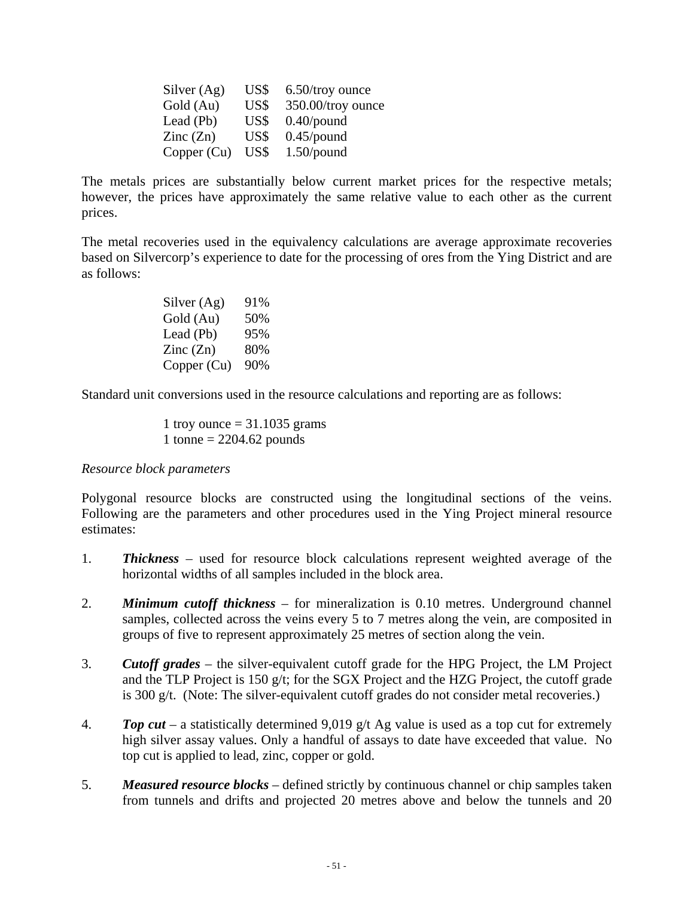| | | |
|---|---|---|
| Silver (Ag) | US$ | 6.50/troy ounce |
| Gold (Au) | US$ | 350.00/troy ounce |
| Lead (Pb) | US$ | 0.40/pound |
| Zinc (Zn) | US$ | 0.45/pound |
| Copper (Cu) | US$ | 1.50/pound |

The metals prices are substantially below current market prices for the respective metals; however, the prices have approximately the same relative value to each other as the current prices.

The metal recoveries used in the equivalency calculations are average approximate recoveries based on Silvercorp's experience to date for the processing of ores from the Ying District and are as follows:

| | |
|---|---|
| Silver (Ag) | 91% |
| Gold (Au) | 50% |
| Lead (Pb) | 95% |
| Zinc (Zn) | 80% |
| Copper (Cu) | 90% |

Standard unit conversions used in the resource calculations and reporting are as follows:

1 troy ounce = 31.1035 grams
1 tonne = 2204.62 pounds

*Resource block parameters*

Polygonal resource blocks are constructed using the longitudinal sections of the veins. Following are the parameters and other procedures used in the Ying Project mineral resource estimates:

1. ***Thickness*** – used for resource block calculations represent weighted average of the horizontal widths of all samples included in the block area.

2. ***Minimum cutoff thickness*** – for mineralization is 0.10 metres. Underground channel samples, collected across the veins every 5 to 7 metres along the vein, are composited in groups of five to represent approximately 25 metres of section along the vein.

3. ***Cutoff grades*** – the silver-equivalent cutoff grade for the HPG Project, the LM Project and the TLP Project is 150 g/t; for the SGX Project and the HZG Project, the cutoff grade is 300 g/t. (Note: The silver-equivalent cutoff grades do not consider metal recoveries.)

4. ***Top cut*** – a statistically determined 9,019 g/t Ag value is used as a top cut for extremely high silver assay values. Only a handful of assays to date have exceeded that value. No top cut is applied to lead, zinc, copper or gold.

5. ***Measured resource blocks*** – defined strictly by continuous channel or chip samples taken from tunnels and drifts and projected 20 metres above and below the tunnels and 20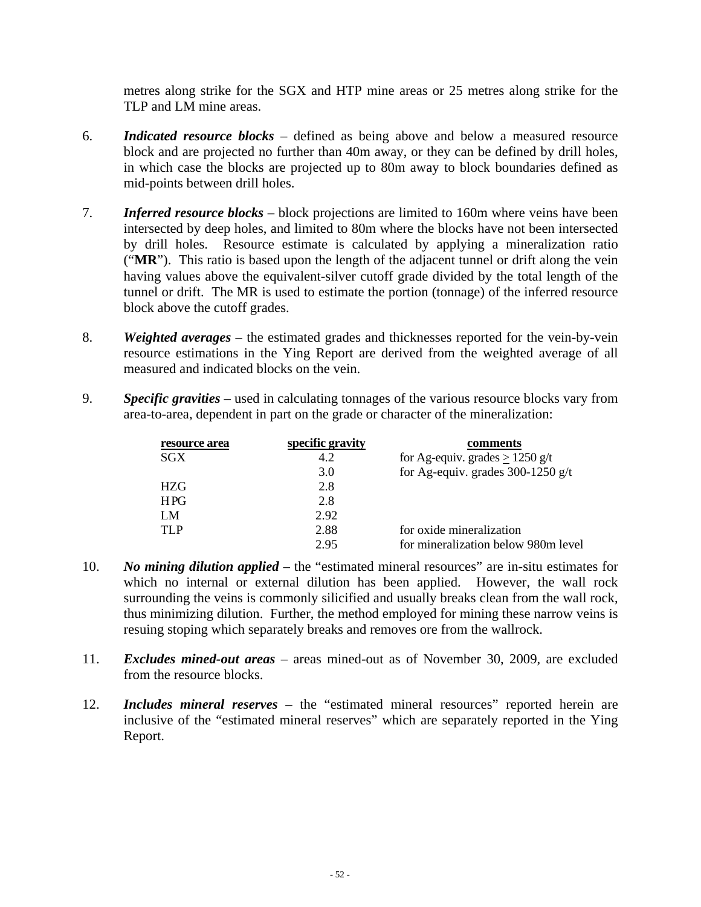metres along strike for the SGX and HTP mine areas or 25 metres along strike for the TLP and LM mine areas.

6. ***Indicated resource blocks*** – defined as being above and below a measured resource block and are projected no further than 40m away, or they can be defined by drill holes, in which case the blocks are projected up to 80m away to block boundaries defined as mid-points between drill holes.

7. ***Inferred resource blocks*** – block projections are limited to 160m where veins have been intersected by deep holes, and limited to 80m where the blocks have not been intersected by drill holes. Resource estimate is calculated by applying a mineralization ratio ("**MR**"). This ratio is based upon the length of the adjacent tunnel or drift along the vein having values above the equivalent-silver cutoff grade divided by the total length of the tunnel or drift. The MR is used to estimate the portion (tonnage) of the inferred resource block above the cutoff grades.

8. ***Weighted averages*** – the estimated grades and thicknesses reported for the vein-by-vein resource estimations in the Ying Report are derived from the weighted average of all measured and indicated blocks on the vein.

9. ***Specific gravities*** – used in calculating tonnages of the various resource blocks vary from area-to-area, dependent in part on the grade or character of the mineralization:

| resource area | specific gravity | comments |
|---|---|---|
| SGX | 4.2 | for Ag-equiv. grades ≥ 1250 g/t |
| | 3.0 | for Ag-equiv. grades 300-1250 g/t |
| HZG | 2.8 | |
| HPG | 2.8 | |
| LM | 2.92 | |
| TLP | 2.88 | for oxide mineralization |
| | 2.95 | for mineralization below 980m level |

10. ***No mining dilution applied*** – the "estimated mineral resources" are in-situ estimates for which no internal or external dilution has been applied. However, the wall rock surrounding the veins is commonly silicified and usually breaks clean from the wall rock, thus minimizing dilution. Further, the method employed for mining these narrow veins is resuing stoping which separately breaks and removes ore from the wallrock.

11. ***Excludes mined-out areas*** – areas mined-out as of November 30, 2009, are excluded from the resource blocks.

12. ***Includes mineral reserves*** – the "estimated mineral resources" reported herein are inclusive of the "estimated mineral reserves" which are separately reported in the Ying Report.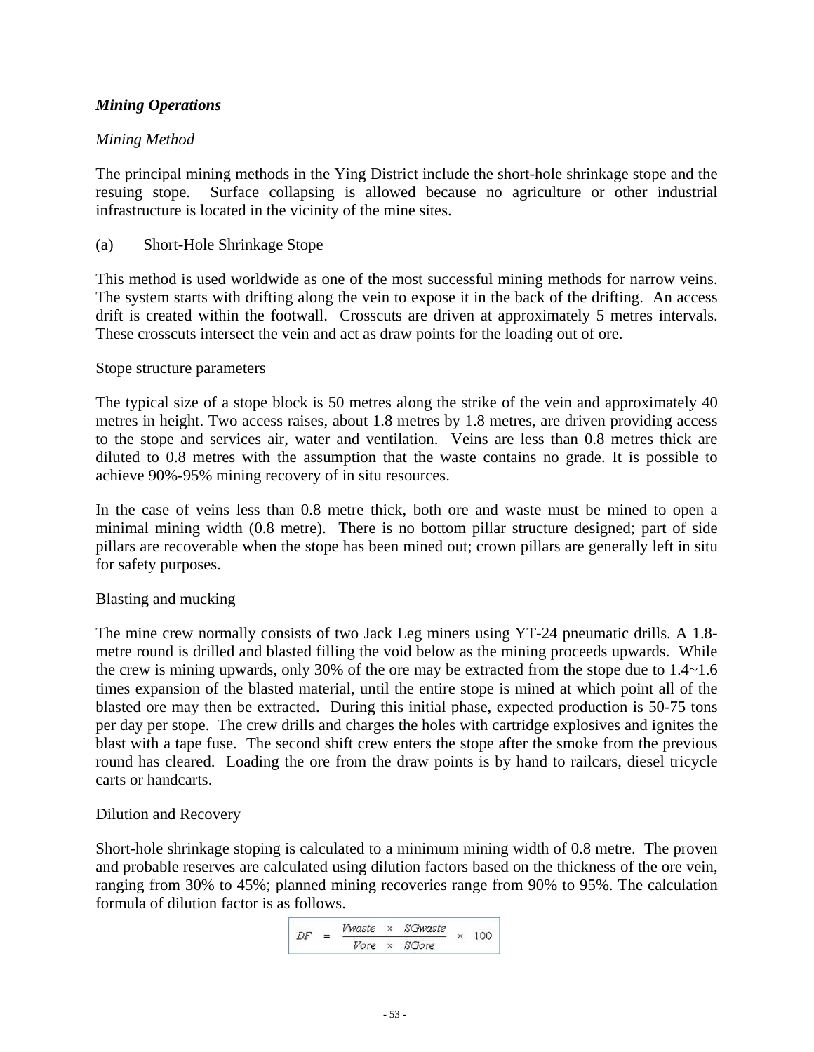***Mining Operations***

*Mining Method*

The principal mining methods in the Ying District include the short-hole shrinkage stope and the resuing stope. Surface collapsing is allowed because no agriculture or other industrial infrastructure is located in the vicinity of the mine sites.

(a) Short-Hole Shrinkage Stope

This method is used worldwide as one of the most successful mining methods for narrow veins. The system starts with drifting along the vein to expose it in the back of the drifting. An access drift is created within the footwall. Crosscuts are driven at approximately 5 metres intervals. These crosscuts intersect the vein and act as draw points for the loading out of ore.

Stope structure parameters

The typical size of a stope block is 50 metres along the strike of the vein and approximately 40 metres in height. Two access raises, about 1.8 metres by 1.8 metres, are driven providing access to the stope and services air, water and ventilation. Veins are less than 0.8 metres thick are diluted to 0.8 metres with the assumption that the waste contains no grade. It is possible to achieve 90%-95% mining recovery of in situ resources.

In the case of veins less than 0.8 metre thick, both ore and waste must be mined to open a minimal mining width (0.8 metre). There is no bottom pillar structure designed; part of side pillars are recoverable when the stope has been mined out; crown pillars are generally left in situ for safety purposes.

Blasting and mucking

The mine crew normally consists of two Jack Leg miners using YT-24 pneumatic drills. A 1.8-metre round is drilled and blasted filling the void below as the mining proceeds upwards. While the crew is mining upwards, only 30% of the ore may be extracted from the stope due to 1.4~1.6 times expansion of the blasted material, until the entire stope is mined at which point all of the blasted ore may then be extracted. During this initial phase, expected production is 50-75 tons per day per stope. The crew drills and charges the holes with cartridge explosives and ignites the blast with a tape fuse. The second shift crew enters the stope after the smoke from the previous round has cleared. Loading the ore from the draw points is by hand to railcars, diesel tricycle carts or handcarts.

Dilution and Recovery

Short-hole shrinkage stoping is calculated to a minimum mining width of 0.8 metre. The proven and probable reserves are calculated using dilution factors based on the thickness of the ore vein, ranging from 30% to 45%; planned mining recoveries range from 90% to 95%. The calculation formula of dilution factor is as follows.

$$DF = \frac{Vwaste \times SGwaste}{Vore \times SGore} \times 100$$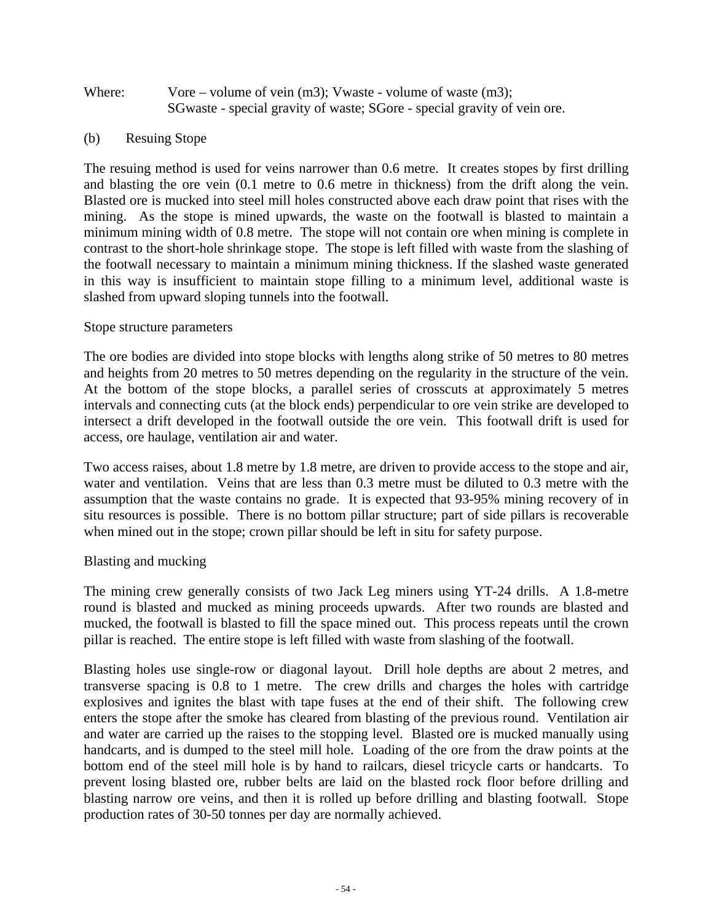Where: Vore – volume of vein (m3); Vwaste - volume of waste (m3);
SGwaste - special gravity of waste; SGore - special gravity of vein ore.

(b) Resuing Stope

The resuing method is used for veins narrower than 0.6 metre. It creates stopes by first drilling and blasting the ore vein (0.1 metre to 0.6 metre in thickness) from the drift along the vein. Blasted ore is mucked into steel mill holes constructed above each draw point that rises with the mining. As the stope is mined upwards, the waste on the footwall is blasted to maintain a minimum mining width of 0.8 metre. The stope will not contain ore when mining is complete in contrast to the short-hole shrinkage stope. The stope is left filled with waste from the slashing of the footwall necessary to maintain a minimum mining thickness. If the slashed waste generated in this way is insufficient to maintain stope filling to a minimum level, additional waste is slashed from upward sloping tunnels into the footwall.

Stope structure parameters

The ore bodies are divided into stope blocks with lengths along strike of 50 metres to 80 metres and heights from 20 metres to 50 metres depending on the regularity in the structure of the vein. At the bottom of the stope blocks, a parallel series of crosscuts at approximately 5 metres intervals and connecting cuts (at the block ends) perpendicular to ore vein strike are developed to intersect a drift developed in the footwall outside the ore vein. This footwall drift is used for access, ore haulage, ventilation air and water.

Two access raises, about 1.8 metre by 1.8 metre, are driven to provide access to the stope and air, water and ventilation. Veins that are less than 0.3 metre must be diluted to 0.3 metre with the assumption that the waste contains no grade. It is expected that 93-95% mining recovery of in situ resources is possible. There is no bottom pillar structure; part of side pillars is recoverable when mined out in the stope; crown pillar should be left in situ for safety purpose.

Blasting and mucking

The mining crew generally consists of two Jack Leg miners using YT-24 drills. A 1.8-metre round is blasted and mucked as mining proceeds upwards. After two rounds are blasted and mucked, the footwall is blasted to fill the space mined out. This process repeats until the crown pillar is reached. The entire stope is left filled with waste from slashing of the footwall.

Blasting holes use single-row or diagonal layout. Drill hole depths are about 2 metres, and transverse spacing is 0.8 to 1 metre. The crew drills and charges the holes with cartridge explosives and ignites the blast with tape fuses at the end of their shift. The following crew enters the stope after the smoke has cleared from blasting of the previous round. Ventilation air and water are carried up the raises to the stopping level. Blasted ore is mucked manually using handcarts, and is dumped to the steel mill hole. Loading of the ore from the draw points at the bottom end of the steel mill hole is by hand to railcars, diesel tricycle carts or handcarts. To prevent losing blasted ore, rubber belts are laid on the blasted rock floor before drilling and blasting narrow ore veins, and then it is rolled up before drilling and blasting footwall. Stope production rates of 30-50 tonnes per day are normally achieved.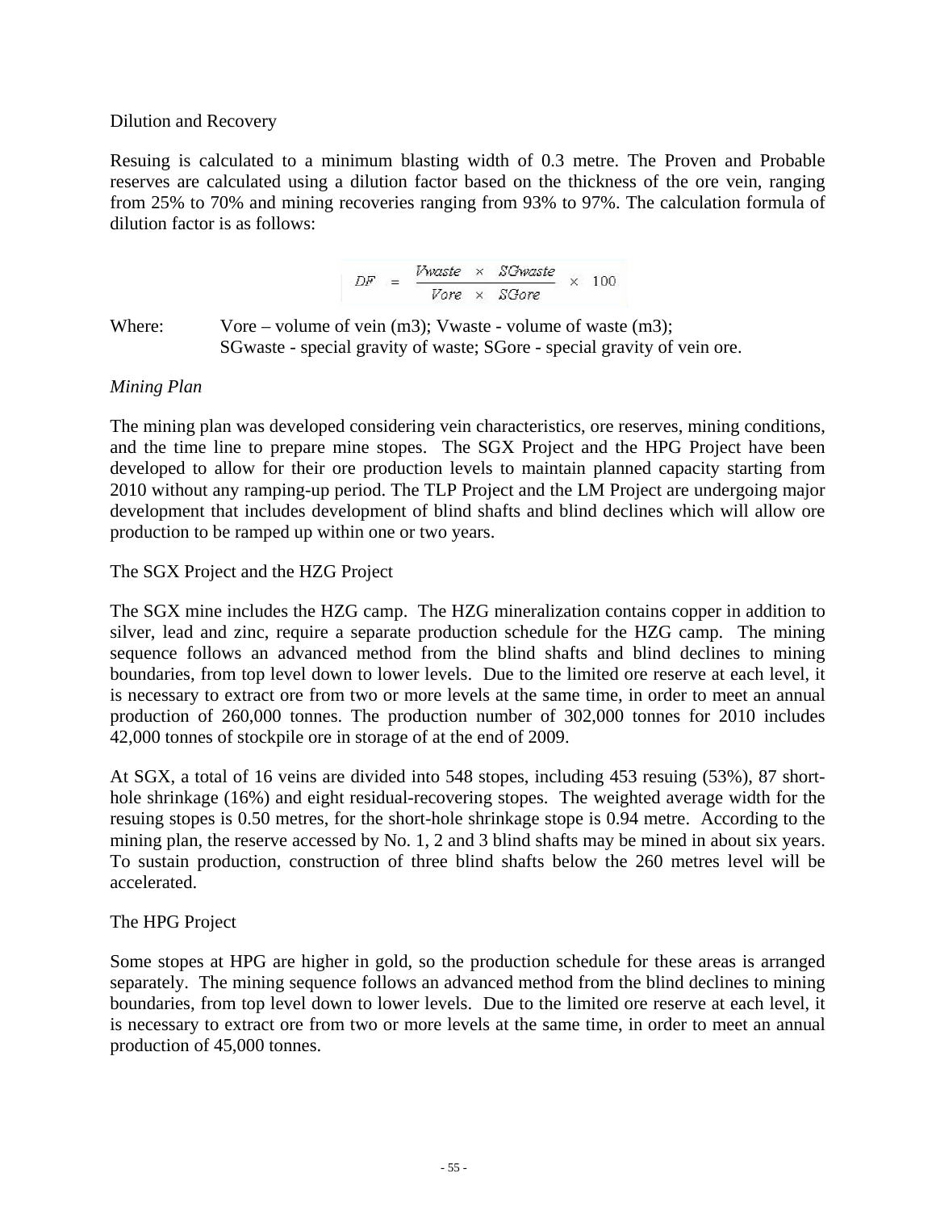Dilution and Recovery

Resuing is calculated to a minimum blasting width of 0.3 metre. The Proven and Probable reserves are calculated using a dilution factor based on the thickness of the ore vein, ranging from 25% to 70% and mining recoveries ranging from 93% to 97%. The calculation formula of dilution factor is as follows:

$$DF = \frac{Vwaste \times SGwaste}{Vore \times SGore} \times 100$$

Where: Vore – volume of vein (m3); Vwaste - volume of waste (m3); SGwaste - special gravity of waste; SGore - special gravity of vein ore.

*Mining Plan*

The mining plan was developed considering vein characteristics, ore reserves, mining conditions, and the time line to prepare mine stopes. The SGX Project and the HPG Project have been developed to allow for their ore production levels to maintain planned capacity starting from 2010 without any ramping-up period. The TLP Project and the LM Project are undergoing major development that includes development of blind shafts and blind declines which will allow ore production to be ramped up within one or two years.

The SGX Project and the HZG Project

The SGX mine includes the HZG camp. The HZG mineralization contains copper in addition to silver, lead and zinc, require a separate production schedule for the HZG camp. The mining sequence follows an advanced method from the blind shafts and blind declines to mining boundaries, from top level down to lower levels. Due to the limited ore reserve at each level, it is necessary to extract ore from two or more levels at the same time, in order to meet an annual production of 260,000 tonnes. The production number of 302,000 tonnes for 2010 includes 42,000 tonnes of stockpile ore in storage of at the end of 2009.

At SGX, a total of 16 veins are divided into 548 stopes, including 453 resuing (53%), 87 short-hole shrinkage (16%) and eight residual-recovering stopes. The weighted average width for the resuing stopes is 0.50 metres, for the short-hole shrinkage stope is 0.94 metre. According to the mining plan, the reserve accessed by No. 1, 2 and 3 blind shafts may be mined in about six years. To sustain production, construction of three blind shafts below the 260 metres level will be accelerated.

The HPG Project

Some stopes at HPG are higher in gold, so the production schedule for these areas is arranged separately. The mining sequence follows an advanced method from the blind declines to mining boundaries, from top level down to lower levels. Due to the limited ore reserve at each level, it is necessary to extract ore from two or more levels at the same time, in order to meet an annual production of 45,000 tonnes.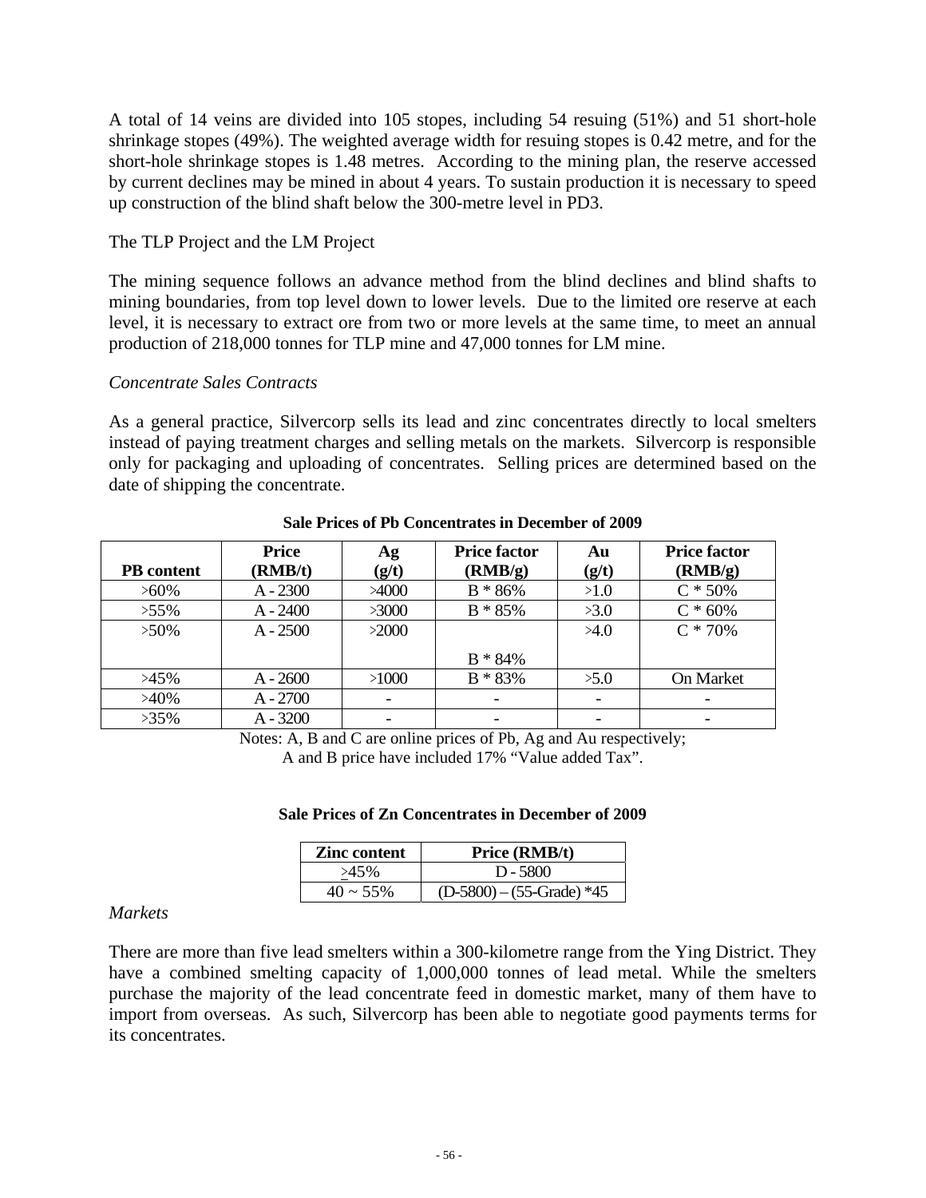A total of 14 veins are divided into 105 stopes, including 54 resuing (51%) and 51 short-hole shrinkage stopes (49%). The weighted average width for resuing stopes is 0.42 metre, and for the short-hole shrinkage stopes is 1.48 metres. According to the mining plan, the reserve accessed by current declines may be mined in about 4 years. To sustain production it is necessary to speed up construction of the blind shaft below the 300-metre level in PD3.

The TLP Project and the LM Project

The mining sequence follows an advance method from the blind declines and blind shafts to mining boundaries, from top level down to lower levels. Due to the limited ore reserve at each level, it is necessary to extract ore from two or more levels at the same time, to meet an annual production of 218,000 tonnes for TLP mine and 47,000 tonnes for LM mine.

*Concentrate Sales Contracts*

As a general practice, Silvercorp sells its lead and zinc concentrates directly to local smelters instead of paying treatment charges and selling metals on the markets. Silvercorp is responsible only for packaging and uploading of concentrates. Selling prices are determined based on the date of shipping the concentrate.

**Sale Prices of Pb Concentrates in December of 2009**

| PB content | Price (RMB/t) | Ag (g/t) | Price factor (RMB/g) | Au (g/t) | Price factor (RMB/g) |
|---|---|---|---|---|---|
| >60% | A - 2300 | >4000 | B * 86% | >1.0 | C * 50% |
| >55% | A - 2400 | >3000 | B * 85% | >3.0 | C * 60% |
| >50% | A - 2500 | >2000 | B * 84% | >4.0 | C * 70% |
| >45% | A - 2600 | >1000 | B * 83% | >5.0 | On Market |
| >40% | A - 2700 | - | - | - | - |
| >35% | A - 3200 | - | - | - | - |

Notes: A, B and C are online prices of Pb, Ag and Au respectively;
A and B price have included 17% "Value added Tax".

**Sale Prices of Zn Concentrates in December of 2009**

| Zinc content | Price (RMB/t) |
|---|---|
| ≥45% | D - 5800 |
| 40 ~ 55% | (D-5800) – (55-Grade) *45 |

*Markets*

There are more than five lead smelters within a 300-kilometre range from the Ying District. They have a combined smelting capacity of 1,000,000 tonnes of lead metal. While the smelters purchase the majority of the lead concentrate feed in domestic market, many of them have to import from overseas. As such, Silvercorp has been able to negotiate good payments terms for its concentrates.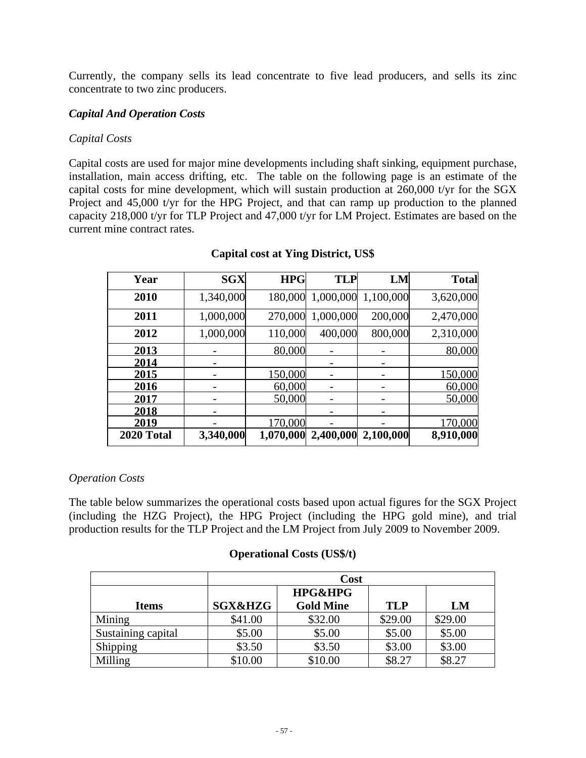Currently, the company sells its lead concentrate to five lead producers, and sells its zinc concentrate to two zinc producers.

### *Capital And Operation Costs*

*Capital Costs*

Capital costs are used for major mine developments including shaft sinking, equipment purchase, installation, main access drifting, etc. The table on the following page is an estimate of the capital costs for mine development, which will sustain production at 260,000 t/yr for the SGX Project and 45,000 t/yr for the HPG Project, and that can ramp up production to the planned capacity 218,000 t/yr for TLP Project and 47,000 t/yr for LM Project. Estimates are based on the current mine contract rates.

**Capital cost at Ying District, US$**

| Year | SGX | HPG | TLP | LM | Total |
|---|---|---|---|---|---|
| **2010** | 1,340,000 | 180,000 | 1,000,000 | 1,100,000 | 3,620,000 |
| **2011** | 1,000,000 | 270,000 | 1,000,000 | 200,000 | 2,470,000 |
| **2012** | 1,000,000 | 110,000 | 400,000 | 800,000 | 2,310,000 |
| **2013** | - | 80,000 | - | - | 80,000 |
| **2014** | - | | - | - | |
| **2015** | - | 150,000 | - | - | 150,000 |
| **2016** | - | 60,000 | - | - | 60,000 |
| **2017** | - | 50,000 | - | - | 50,000 |
| **2018** | - | | - | - | |
| **2019** | - | 170,000 | - | - | 170,000 |
| **2020 Total** | **3,340,000** | **1,070,000** | **2,400,000** | **2,100,000** | **8,910,000** |

*Operation Costs*

The table below summarizes the operational costs based upon actual figures for the SGX Project (including the HZG Project), the HPG Project (including the HPG gold mine), and trial production results for the TLP Project and the LM Project from July 2009 to November 2009.

**Operational Costs (US$/t)**

| | Cost | | | |
|---|---|---|---|---|
| **Items** | **SGX&HZG** | **HPG&HPG Gold Mine** | **TLP** | **LM** |
| Mining | $41.00 | $32.00 | $29.00 | $29.00 |
| Sustaining capital | $5.00 | $5.00 | $5.00 | $5.00 |
| Shipping | $3.50 | $3.50 | $3.00 | $3.00 |
| Milling | $10.00 | $10.00 | $8.27 | $8.27 |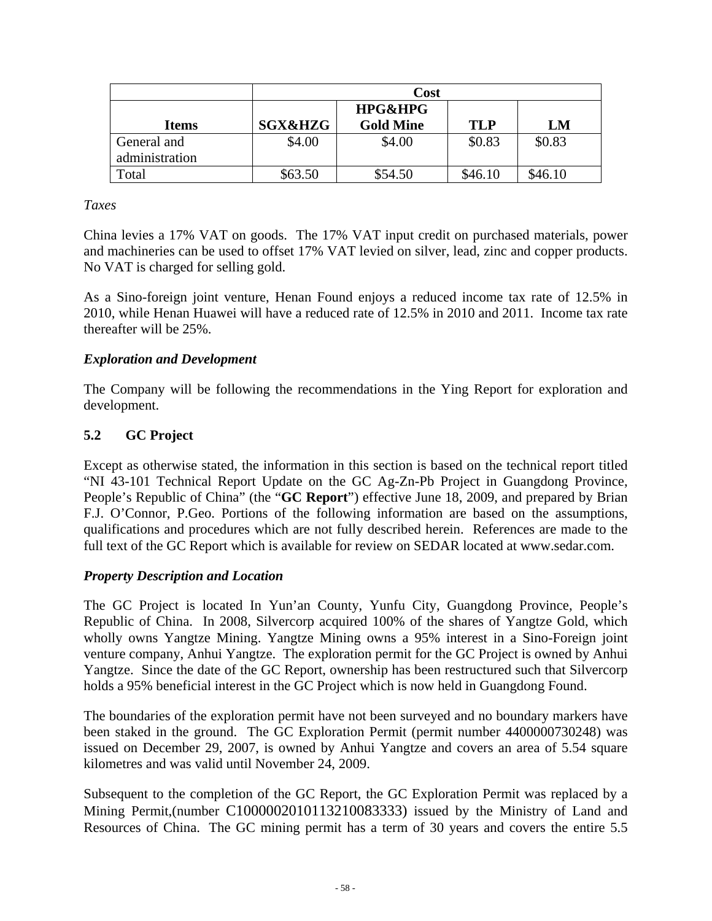| | Cost | | | |
|---|---|---|---|---|
| **Items** | **SGX&HZG** | **HPG&HPG Gold Mine** | **TLP** | **LM** |
| General and administration | $4.00 | $4.00 | $0.83 | $0.83 |
| Total | $63.50 | $54.50 | $46.10 | $46.10 |

*Taxes*

China levies a 17% VAT on goods. The 17% VAT input credit on purchased materials, power and machineries can be used to offset 17% VAT levied on silver, lead, zinc and copper products. No VAT is charged for selling gold.

As a Sino-foreign joint venture, Henan Found enjoys a reduced income tax rate of 12.5% in 2010, while Henan Huawei will have a reduced rate of 12.5% in 2010 and 2011. Income tax rate thereafter will be 25%.

***Exploration and Development***

The Company will be following the recommendations in the Ying Report for exploration and development.

### 5.2 GC Project

Except as otherwise stated, the information in this section is based on the technical report titled "NI 43-101 Technical Report Update on the GC Ag-Zn-Pb Project in Guangdong Province, People's Republic of China" (the "**GC Report**") effective June 18, 2009, and prepared by Brian F.J. O'Connor, P.Geo. Portions of the following information are based on the assumptions, qualifications and procedures which are not fully described herein. References are made to the full text of the GC Report which is available for review on SEDAR located at www.sedar.com.

***Property Description and Location***

The GC Project is located In Yun'an County, Yunfu City, Guangdong Province, People's Republic of China. In 2008, Silvercorp acquired 100% of the shares of Yangtze Gold, which wholly owns Yangtze Mining. Yangtze Mining owns a 95% interest in a Sino-Foreign joint venture company, Anhui Yangtze. The exploration permit for the GC Project is owned by Anhui Yangtze. Since the date of the GC Report, ownership has been restructured such that Silvercorp holds a 95% beneficial interest in the GC Project which is now held in Guangdong Found.

The boundaries of the exploration permit have not been surveyed and no boundary markers have been staked in the ground. The GC Exploration Permit (permit number 4400000730248) was issued on December 29, 2007, is owned by Anhui Yangtze and covers an area of 5.54 square kilometres and was valid until November 24, 2009.

Subsequent to the completion of the GC Report, the GC Exploration Permit was replaced by a Mining Permit,(number C1000002010113210083333) issued by the Ministry of Land and Resources of China. The GC mining permit has a term of 30 years and covers the entire 5.5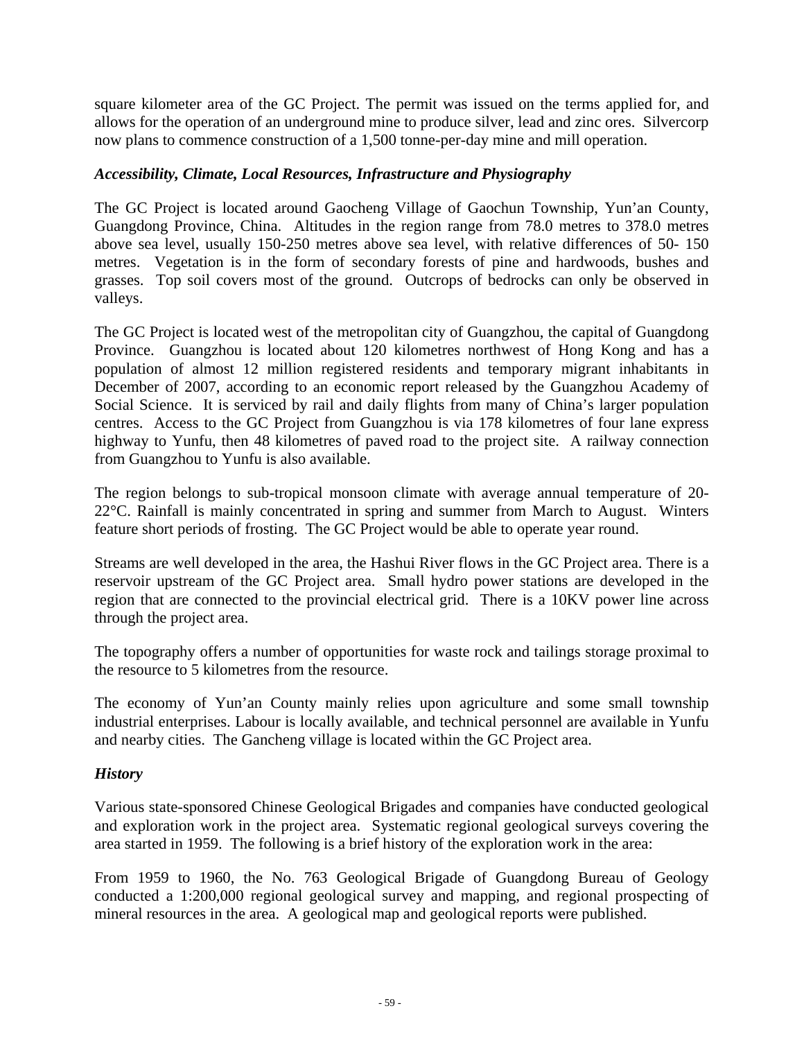square kilometer area of the GC Project. The permit was issued on the terms applied for, and allows for the operation of an underground mine to produce silver, lead and zinc ores. Silvercorp now plans to commence construction of a 1,500 tonne-per-day mine and mill operation.

### *Accessibility, Climate, Local Resources, Infrastructure and Physiography*

The GC Project is located around Gaocheng Village of Gaochun Township, Yun'an County, Guangdong Province, China. Altitudes in the region range from 78.0 metres to 378.0 metres above sea level, usually 150-250 metres above sea level, with relative differences of 50- 150 metres. Vegetation is in the form of secondary forests of pine and hardwoods, bushes and grasses. Top soil covers most of the ground. Outcrops of bedrocks can only be observed in valleys.

The GC Project is located west of the metropolitan city of Guangzhou, the capital of Guangdong Province. Guangzhou is located about 120 kilometres northwest of Hong Kong and has a population of almost 12 million registered residents and temporary migrant inhabitants in December of 2007, according to an economic report released by the Guangzhou Academy of Social Science. It is serviced by rail and daily flights from many of China's larger population centres. Access to the GC Project from Guangzhou is via 178 kilometres of four lane express highway to Yunfu, then 48 kilometres of paved road to the project site. A railway connection from Guangzhou to Yunfu is also available.

The region belongs to sub-tropical monsoon climate with average annual temperature of 20-22°C. Rainfall is mainly concentrated in spring and summer from March to August. Winters feature short periods of frosting. The GC Project would be able to operate year round.

Streams are well developed in the area, the Hashui River flows in the GC Project area. There is a reservoir upstream of the GC Project area. Small hydro power stations are developed in the region that are connected to the provincial electrical grid. There is a 10KV power line across through the project area.

The topography offers a number of opportunities for waste rock and tailings storage proximal to the resource to 5 kilometres from the resource.

The economy of Yun'an County mainly relies upon agriculture and some small township industrial enterprises. Labour is locally available, and technical personnel are available in Yunfu and nearby cities. The Gancheng village is located within the GC Project area.

### *History*

Various state-sponsored Chinese Geological Brigades and companies have conducted geological and exploration work in the project area. Systematic regional geological surveys covering the area started in 1959. The following is a brief history of the exploration work in the area:

From 1959 to 1960, the No. 763 Geological Brigade of Guangdong Bureau of Geology conducted a 1:200,000 regional geological survey and mapping, and regional prospecting of mineral resources in the area. A geological map and geological reports were published.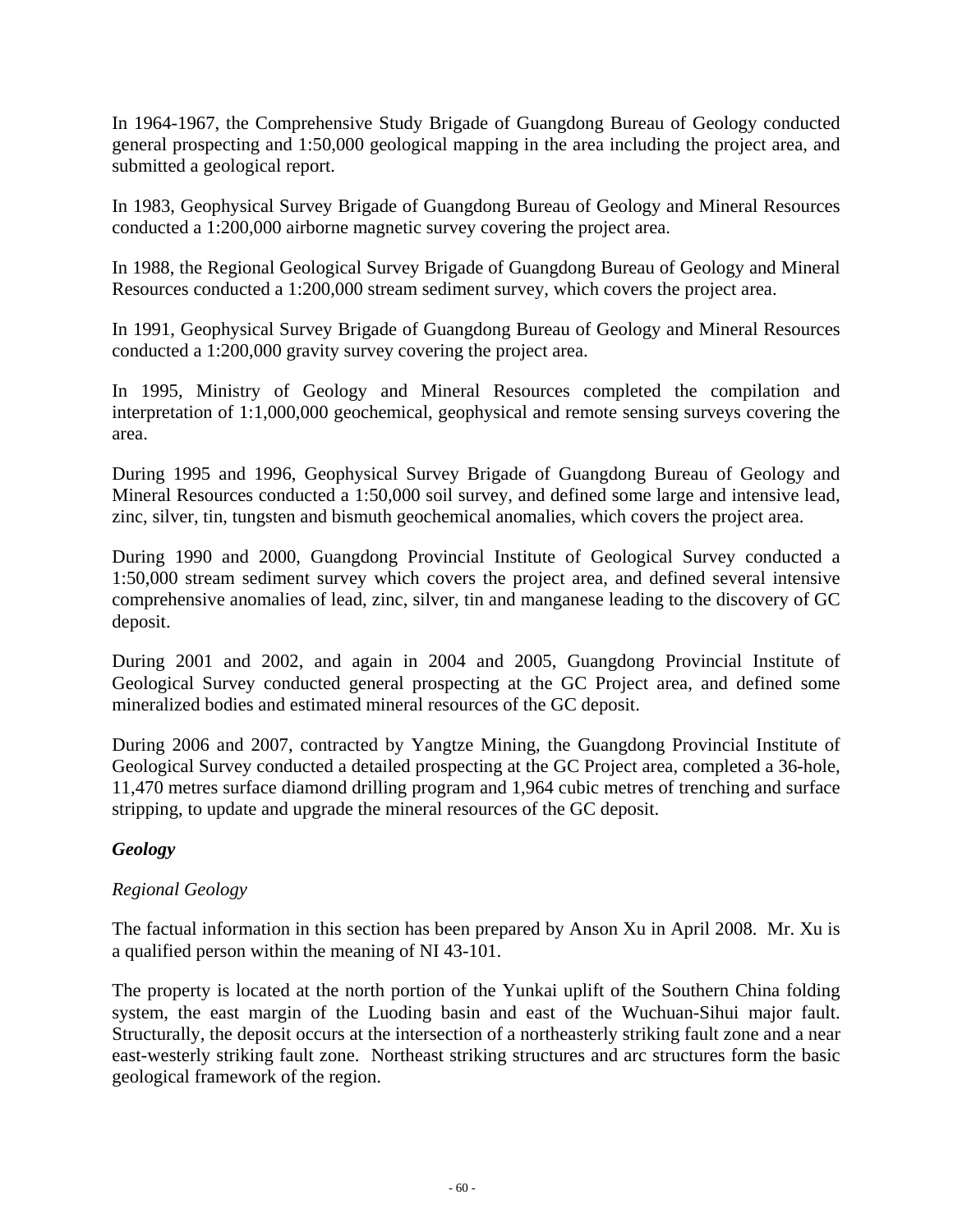In 1964-1967, the Comprehensive Study Brigade of Guangdong Bureau of Geology conducted general prospecting and 1:50,000 geological mapping in the area including the project area, and submitted a geological report.

In 1983, Geophysical Survey Brigade of Guangdong Bureau of Geology and Mineral Resources conducted a 1:200,000 airborne magnetic survey covering the project area.

In 1988, the Regional Geological Survey Brigade of Guangdong Bureau of Geology and Mineral Resources conducted a 1:200,000 stream sediment survey, which covers the project area.

In 1991, Geophysical Survey Brigade of Guangdong Bureau of Geology and Mineral Resources conducted a 1:200,000 gravity survey covering the project area.

In 1995, Ministry of Geology and Mineral Resources completed the compilation and interpretation of 1:1,000,000 geochemical, geophysical and remote sensing surveys covering the area.

During 1995 and 1996, Geophysical Survey Brigade of Guangdong Bureau of Geology and Mineral Resources conducted a 1:50,000 soil survey, and defined some large and intensive lead, zinc, silver, tin, tungsten and bismuth geochemical anomalies, which covers the project area.

During 1990 and 2000, Guangdong Provincial Institute of Geological Survey conducted a 1:50,000 stream sediment survey which covers the project area, and defined several intensive comprehensive anomalies of lead, zinc, silver, tin and manganese leading to the discovery of GC deposit.

During 2001 and 2002, and again in 2004 and 2005, Guangdong Provincial Institute of Geological Survey conducted general prospecting at the GC Project area, and defined some mineralized bodies and estimated mineral resources of the GC deposit.

During 2006 and 2007, contracted by Yangtze Mining, the Guangdong Provincial Institute of Geological Survey conducted a detailed prospecting at the GC Project area, completed a 36-hole, 11,470 metres surface diamond drilling program and 1,964 cubic metres of trenching and surface stripping, to update and upgrade the mineral resources of the GC deposit.

***Geology***

*Regional Geology*

The factual information in this section has been prepared by Anson Xu in April 2008. Mr. Xu is a qualified person within the meaning of NI 43-101.

The property is located at the north portion of the Yunkai uplift of the Southern China folding system, the east margin of the Luoding basin and east of the Wuchuan-Sihui major fault. Structurally, the deposit occurs at the intersection of a northeasterly striking fault zone and a near east-westerly striking fault zone. Northeast striking structures and arc structures form the basic geological framework of the region.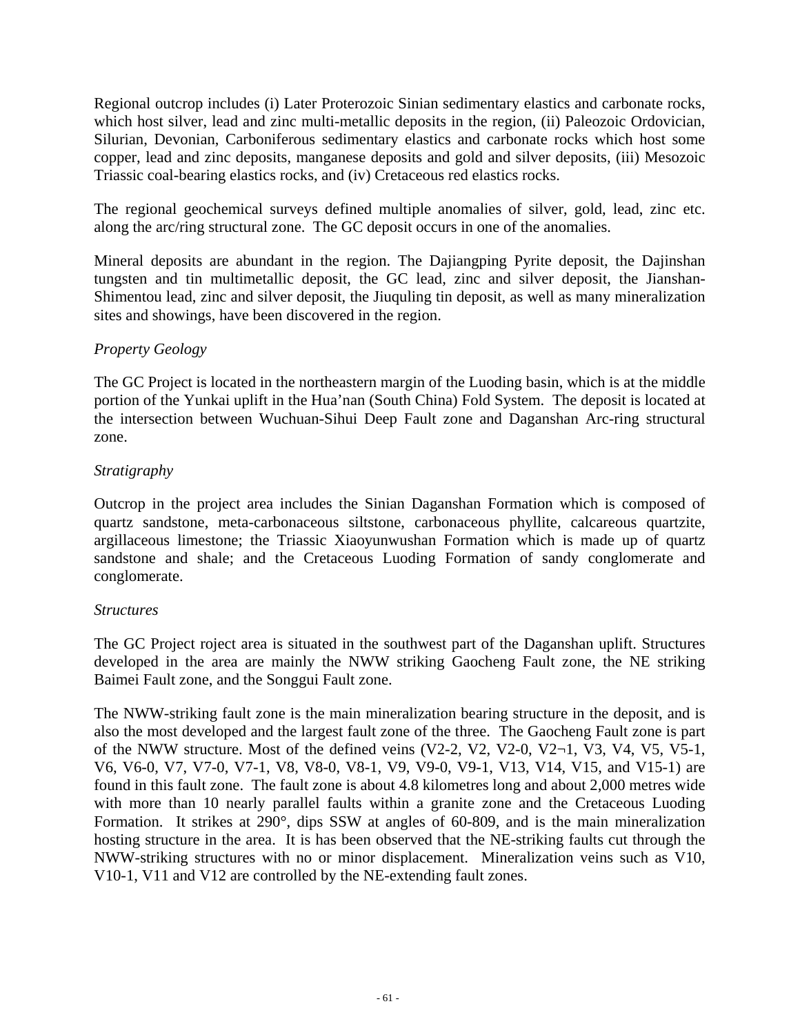Regional outcrop includes (i) Later Proterozoic Sinian sedimentary elastics and carbonate rocks, which host silver, lead and zinc multi-metallic deposits in the region, (ii) Paleozoic Ordovician, Silurian, Devonian, Carboniferous sedimentary elastics and carbonate rocks which host some copper, lead and zinc deposits, manganese deposits and gold and silver deposits, (iii) Mesozoic Triassic coal-bearing elastics rocks, and (iv) Cretaceous red elastics rocks.

The regional geochemical surveys defined multiple anomalies of silver, gold, lead, zinc etc. along the arc/ring structural zone. The GC deposit occurs in one of the anomalies.

Mineral deposits are abundant in the region. The Dajiangping Pyrite deposit, the Dajinshan tungsten and tin multimetallic deposit, the GC lead, zinc and silver deposit, the Jianshan-Shimentou lead, zinc and silver deposit, the Jiuquling tin deposit, as well as many mineralization sites and showings, have been discovered in the region.

*Property Geology*

The GC Project is located in the northeastern margin of the Luoding basin, which is at the middle portion of the Yunkai uplift in the Hua'nan (South China) Fold System. The deposit is located at the intersection between Wuchuan-Sihui Deep Fault zone and Daganshan Arc-ring structural zone.

*Stratigraphy*

Outcrop in the project area includes the Sinian Daganshan Formation which is composed of quartz sandstone, meta-carbonaceous siltstone, carbonaceous phyllite, calcareous quartzite, argillaceous limestone; the Triassic Xiaoyunwushan Formation which is made up of quartz sandstone and shale; and the Cretaceous Luoding Formation of sandy conglomerate and conglomerate.

*Structures*

The GC Project roject area is situated in the southwest part of the Daganshan uplift. Structures developed in the area are mainly the NWW striking Gaocheng Fault zone, the NE striking Baimei Fault zone, and the Songgui Fault zone.

The NWW-striking fault zone is the main mineralization bearing structure in the deposit, and is also the most developed and the largest fault zone of the three. The Gaocheng Fault zone is part of the NWW structure. Most of the defined veins (V2-2, V2, V2-0, V2¬1, V3, V4, V5, V5-1, V6, V6-0, V7, V7-0, V7-1, V8, V8-0, V8-1, V9, V9-0, V9-1, V13, V14, V15, and V15-1) are found in this fault zone. The fault zone is about 4.8 kilometres long and about 2,000 metres wide with more than 10 nearly parallel faults within a granite zone and the Cretaceous Luoding Formation. It strikes at 290°, dips SSW at angles of 60-809, and is the main mineralization hosting structure in the area. It is has been observed that the NE-striking faults cut through the NWW-striking structures with no or minor displacement. Mineralization veins such as V10, V10-1, V11 and V12 are controlled by the NE-extending fault zones.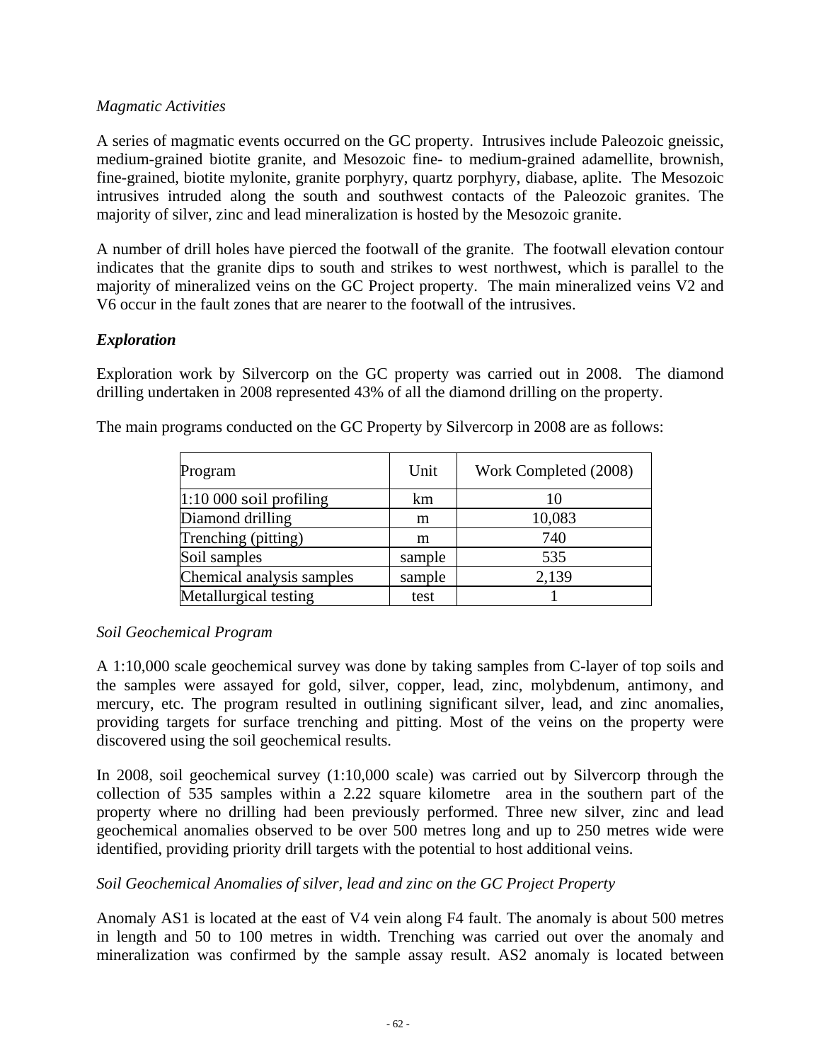*Magmatic Activities*

A series of magmatic events occurred on the GC property. Intrusives include Paleozoic gneissic, medium-grained biotite granite, and Mesozoic fine- to medium-grained adamellite, brownish, fine-grained, biotite mylonite, granite porphyry, quartz porphyry, diabase, aplite. The Mesozoic intrusives intruded along the south and southwest contacts of the Paleozoic granites. The majority of silver, zinc and lead mineralization is hosted by the Mesozoic granite.

A number of drill holes have pierced the footwall of the granite. The footwall elevation contour indicates that the granite dips to south and strikes to west northwest, which is parallel to the majority of mineralized veins on the GC Project property. The main mineralized veins V2 and V6 occur in the fault zones that are nearer to the footwall of the intrusives.

### *Exploration*

Exploration work by Silvercorp on the GC property was carried out in 2008. The diamond drilling undertaken in 2008 represented 43% of all the diamond drilling on the property.

The main programs conducted on the GC Property by Silvercorp in 2008 are as follows:

| Program | Unit | Work Completed (2008) |
|---|---|---|
| 1:10 000 soil profiling | km | 10 |
| Diamond drilling | m | 10,083 |
| Trenching (pitting) | m | 740 |
| Soil samples | sample | 535 |
| Chemical analysis samples | sample | 2,139 |
| Metallurgical testing | test | 1 |

*Soil Geochemical Program*

A 1:10,000 scale geochemical survey was done by taking samples from C-layer of top soils and the samples were assayed for gold, silver, copper, lead, zinc, molybdenum, antimony, and mercury, etc. The program resulted in outlining significant silver, lead, and zinc anomalies, providing targets for surface trenching and pitting. Most of the veins on the property were discovered using the soil geochemical results.

In 2008, soil geochemical survey (1:10,000 scale) was carried out by Silvercorp through the collection of 535 samples within a 2.22 square kilometre area in the southern part of the property where no drilling had been previously performed. Three new silver, zinc and lead geochemical anomalies observed to be over 500 metres long and up to 250 metres wide were identified, providing priority drill targets with the potential to host additional veins.

*Soil Geochemical Anomalies of silver, lead and zinc on the GC Project Property*

Anomaly AS1 is located at the east of V4 vein along F4 fault. The anomaly is about 500 metres in length and 50 to 100 metres in width. Trenching was carried out over the anomaly and mineralization was confirmed by the sample assay result. AS2 anomaly is located between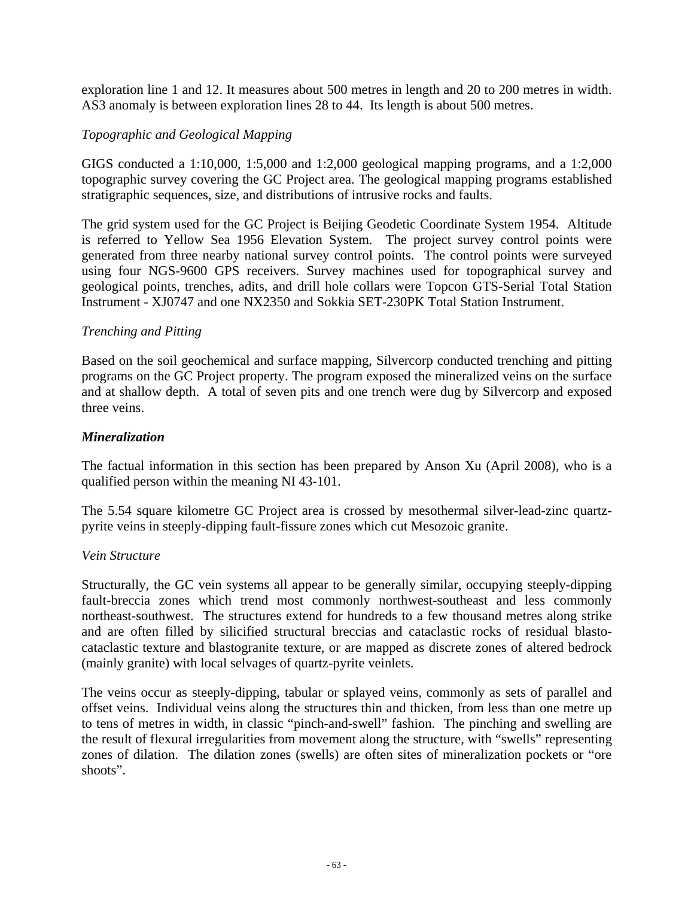exploration line 1 and 12. It measures about 500 metres in length and 20 to 200 metres in width. AS3 anomaly is between exploration lines 28 to 44. Its length is about 500 metres.

*Topographic and Geological Mapping*

GIGS conducted a 1:10,000, 1:5,000 and 1:2,000 geological mapping programs, and a 1:2,000 topographic survey covering the GC Project area. The geological mapping programs established stratigraphic sequences, size, and distributions of intrusive rocks and faults.

The grid system used for the GC Project is Beijing Geodetic Coordinate System 1954. Altitude is referred to Yellow Sea 1956 Elevation System. The project survey control points were generated from three nearby national survey control points. The control points were surveyed using four NGS-9600 GPS receivers. Survey machines used for topographical survey and geological points, trenches, adits, and drill hole collars were Topcon GTS-Serial Total Station Instrument - XJ0747 and one NX2350 and Sokkia SET-230PK Total Station Instrument.

*Trenching and Pitting*

Based on the soil geochemical and surface mapping, Silvercorp conducted trenching and pitting programs on the GC Project property. The program exposed the mineralized veins on the surface and at shallow depth. A total of seven pits and one trench were dug by Silvercorp and exposed three veins.

***Mineralization***

The factual information in this section has been prepared by Anson Xu (April 2008), who is a qualified person within the meaning NI 43-101.

The 5.54 square kilometre GC Project area is crossed by mesothermal silver-lead-zinc quartz-pyrite veins in steeply-dipping fault-fissure zones which cut Mesozoic granite.

*Vein Structure*

Structurally, the GC vein systems all appear to be generally similar, occupying steeply-dipping fault-breccia zones which trend most commonly northwest-southeast and less commonly northeast-southwest. The structures extend for hundreds to a few thousand metres along strike and are often filled by silicified structural breccias and cataclastic rocks of residual blasto-cataclastic texture and blastogranite texture, or are mapped as discrete zones of altered bedrock (mainly granite) with local selvages of quartz-pyrite veinlets.

The veins occur as steeply-dipping, tabular or splayed veins, commonly as sets of parallel and offset veins. Individual veins along the structures thin and thicken, from less than one metre up to tens of metres in width, in classic "pinch-and-swell" fashion. The pinching and swelling are the result of flexural irregularities from movement along the structure, with "swells" representing zones of dilation. The dilation zones (swells) are often sites of mineralization pockets or "ore shoots".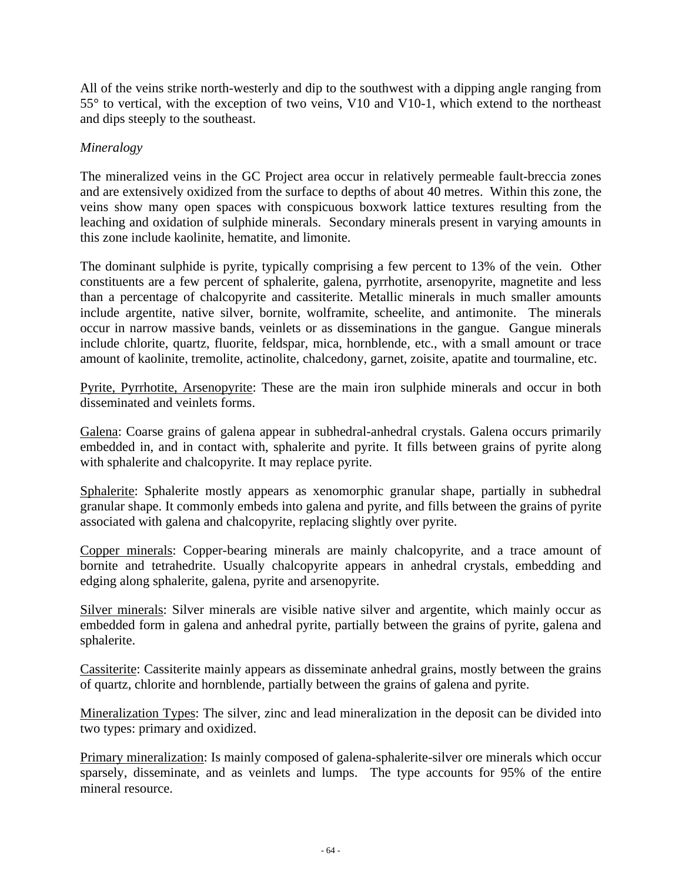All of the veins strike north-westerly and dip to the southwest with a dipping angle ranging from 55° to vertical, with the exception of two veins, V10 and V10-1, which extend to the northeast and dips steeply to the southeast.

*Mineralogy*

The mineralized veins in the GC Project area occur in relatively permeable fault-breccia zones and are extensively oxidized from the surface to depths of about 40 metres. Within this zone, the veins show many open spaces with conspicuous boxwork lattice textures resulting from the leaching and oxidation of sulphide minerals. Secondary minerals present in varying amounts in this zone include kaolinite, hematite, and limonite.

The dominant sulphide is pyrite, typically comprising a few percent to 13% of the vein. Other constituents are a few percent of sphalerite, galena, pyrrhotite, arsenopyrite, magnetite and less than a percentage of chalcopyrite and cassiterite. Metallic minerals in much smaller amounts include argentite, native silver, bornite, wolframite, scheelite, and antimonite. The minerals occur in narrow massive bands, veinlets or as disseminations in the gangue. Gangue minerals include chlorite, quartz, fluorite, feldspar, mica, hornblende, etc., with a small amount or trace amount of kaolinite, tremolite, actinolite, chalcedony, garnet, zoisite, apatite and tourmaline, etc.

<u>Pyrite, Pyrrhotite, Arsenopyrite</u>: These are the main iron sulphide minerals and occur in both disseminated and veinlets forms.

<u>Galena</u>: Coarse grains of galena appear in subhedral-anhedral crystals. Galena occurs primarily embedded in, and in contact with, sphalerite and pyrite. It fills between grains of pyrite along with sphalerite and chalcopyrite. It may replace pyrite.

<u>Sphalerite</u>: Sphalerite mostly appears as xenomorphic granular shape, partially in subhedral granular shape. It commonly embeds into galena and pyrite, and fills between the grains of pyrite associated with galena and chalcopyrite, replacing slightly over pyrite.

<u>Copper minerals</u>: Copper-bearing minerals are mainly chalcopyrite, and a trace amount of bornite and tetrahedrite. Usually chalcopyrite appears in anhedral crystals, embedding and edging along sphalerite, galena, pyrite and arsenopyrite.

<u>Silver minerals</u>: Silver minerals are visible native silver and argentite, which mainly occur as embedded form in galena and anhedral pyrite, partially between the grains of pyrite, galena and sphalerite.

<u>Cassiterite</u>: Cassiterite mainly appears as disseminate anhedral grains, mostly between the grains of quartz, chlorite and hornblende, partially between the grains of galena and pyrite.

<u>Mineralization Types</u>: The silver, zinc and lead mineralization in the deposit can be divided into two types: primary and oxidized.

<u>Primary mineralization</u>: Is mainly composed of galena-sphalerite-silver ore minerals which occur sparsely, disseminate, and as veinlets and lumps. The type accounts for 95% of the entire mineral resource.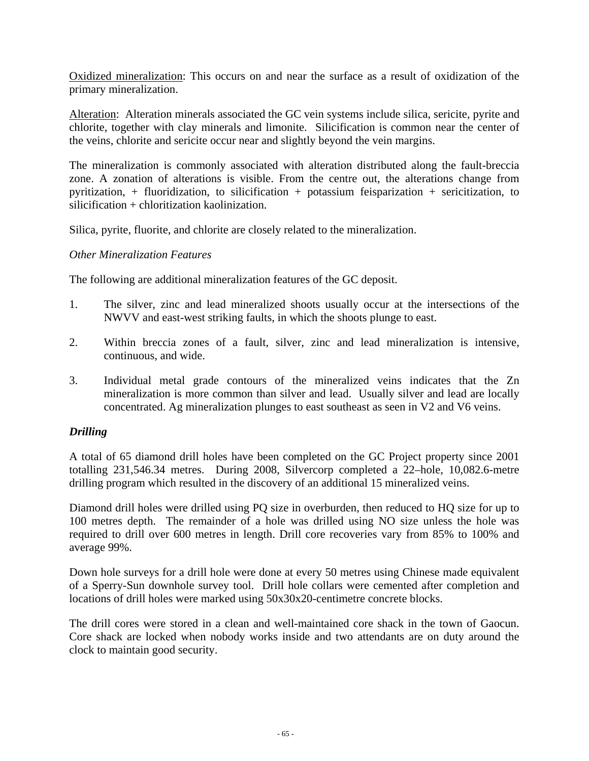Oxidized mineralization: This occurs on and near the surface as a result of oxidization of the primary mineralization.

Alteration: Alteration minerals associated the GC vein systems include silica, sericite, pyrite and chlorite, together with clay minerals and limonite. Silicification is common near the center of the veins, chlorite and sericite occur near and slightly beyond the vein margins.

The mineralization is commonly associated with alteration distributed along the fault-breccia zone. A zonation of alterations is visible. From the centre out, the alterations change from pyritization, + fluoridization, to silicification + potassium feisparization + sericitization, to silicification + chloritization kaolinization.

Silica, pyrite, fluorite, and chlorite are closely related to the mineralization.

*Other Mineralization Features*

The following are additional mineralization features of the GC deposit.

1. The silver, zinc and lead mineralized shoots usually occur at the intersections of the NWVV and east-west striking faults, in which the shoots plunge to east.

2. Within breccia zones of a fault, silver, zinc and lead mineralization is intensive, continuous, and wide.

3. Individual metal grade contours of the mineralized veins indicates that the Zn mineralization is more common than silver and lead. Usually silver and lead are locally concentrated. Ag mineralization plunges to east southeast as seen in V2 and V6 veins.

### *Drilling*

A total of 65 diamond drill holes have been completed on the GC Project property since 2001 totalling 231,546.34 metres. During 2008, Silvercorp completed a 22–hole, 10,082.6-metre drilling program which resulted in the discovery of an additional 15 mineralized veins.

Diamond drill holes were drilled using PQ size in overburden, then reduced to HQ size for up to 100 metres depth. The remainder of a hole was drilled using NO size unless the hole was required to drill over 600 metres in length. Drill core recoveries vary from 85% to 100% and average 99%.

Down hole surveys for a drill hole were done at every 50 metres using Chinese made equivalent of a Sperry-Sun downhole survey tool. Drill hole collars were cemented after completion and locations of drill holes were marked using 50x30x20-centimetre concrete blocks.

The drill cores were stored in a clean and well-maintained core shack in the town of Gaocun. Core shack are locked when nobody works inside and two attendants are on duty around the clock to maintain good security.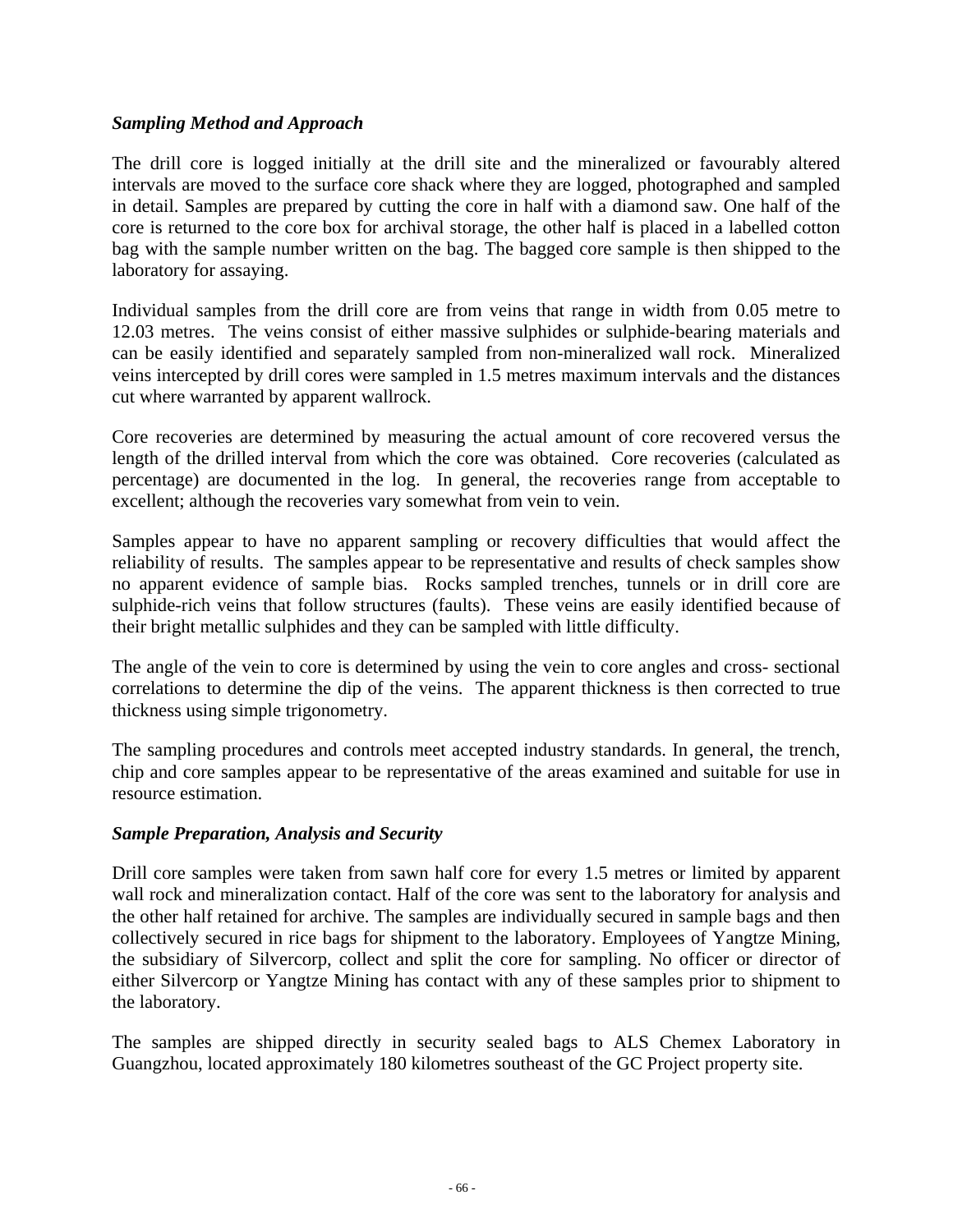### *Sampling Method and Approach*

The drill core is logged initially at the drill site and the mineralized or favourably altered intervals are moved to the surface core shack where they are logged, photographed and sampled in detail. Samples are prepared by cutting the core in half with a diamond saw. One half of the core is returned to the core box for archival storage, the other half is placed in a labelled cotton bag with the sample number written on the bag. The bagged core sample is then shipped to the laboratory for assaying.

Individual samples from the drill core are from veins that range in width from 0.05 metre to 12.03 metres. The veins consist of either massive sulphides or sulphide-bearing materials and can be easily identified and separately sampled from non-mineralized wall rock. Mineralized veins intercepted by drill cores were sampled in 1.5 metres maximum intervals and the distances cut where warranted by apparent wallrock.

Core recoveries are determined by measuring the actual amount of core recovered versus the length of the drilled interval from which the core was obtained. Core recoveries (calculated as percentage) are documented in the log. In general, the recoveries range from acceptable to excellent; although the recoveries vary somewhat from vein to vein.

Samples appear to have no apparent sampling or recovery difficulties that would affect the reliability of results. The samples appear to be representative and results of check samples show no apparent evidence of sample bias. Rocks sampled trenches, tunnels or in drill core are sulphide-rich veins that follow structures (faults). These veins are easily identified because of their bright metallic sulphides and they can be sampled with little difficulty.

The angle of the vein to core is determined by using the vein to core angles and cross- sectional correlations to determine the dip of the veins. The apparent thickness is then corrected to true thickness using simple trigonometry.

The sampling procedures and controls meet accepted industry standards. In general, the trench, chip and core samples appear to be representative of the areas examined and suitable for use in resource estimation.

### *Sample Preparation, Analysis and Security*

Drill core samples were taken from sawn half core for every 1.5 metres or limited by apparent wall rock and mineralization contact. Half of the core was sent to the laboratory for analysis and the other half retained for archive. The samples are individually secured in sample bags and then collectively secured in rice bags for shipment to the laboratory. Employees of Yangtze Mining, the subsidiary of Silvercorp, collect and split the core for sampling. No officer or director of either Silvercorp or Yangtze Mining has contact with any of these samples prior to shipment to the laboratory.

The samples are shipped directly in security sealed bags to ALS Chemex Laboratory in Guangzhou, located approximately 180 kilometres southeast of the GC Project property site.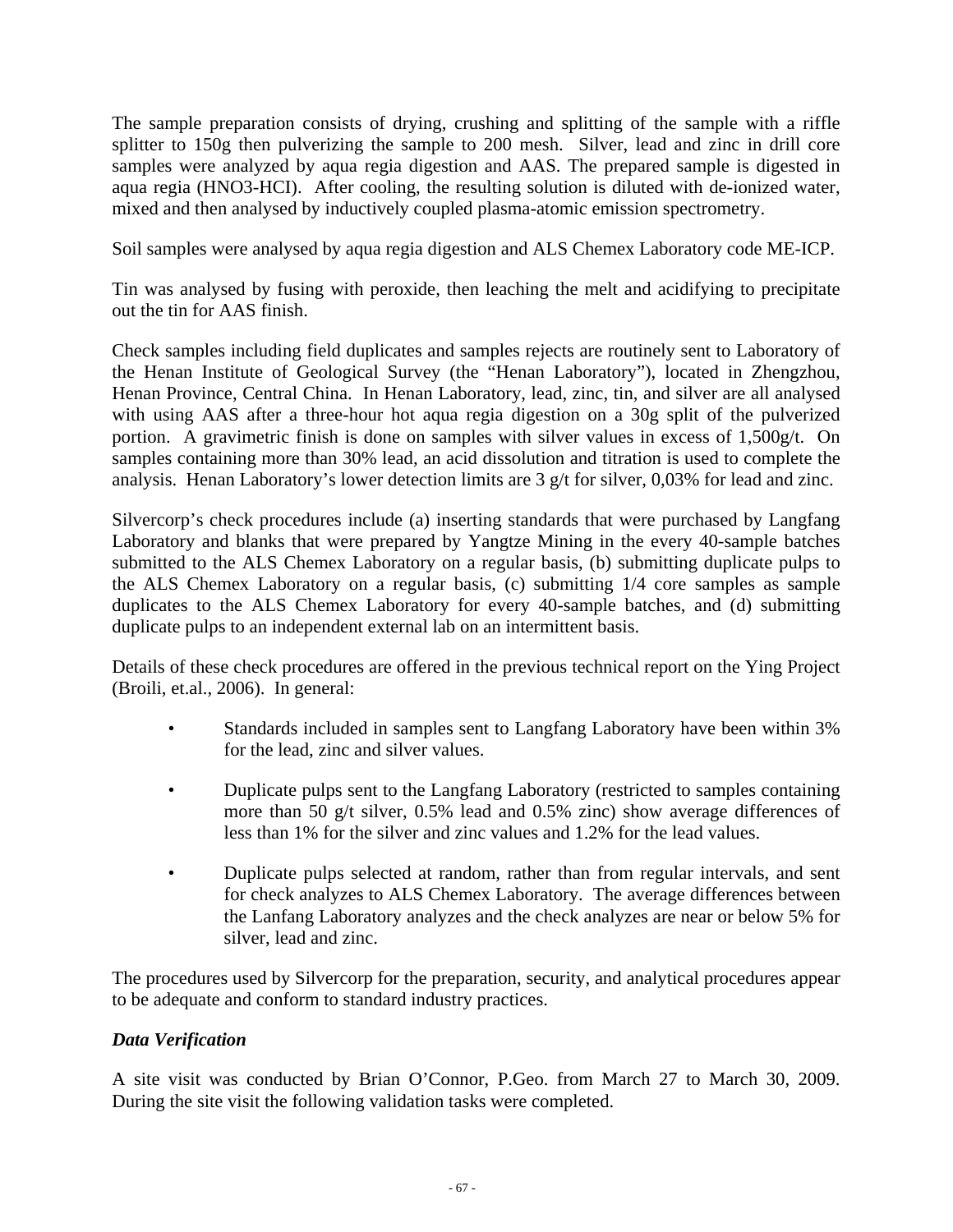The sample preparation consists of drying, crushing and splitting of the sample with a riffle splitter to 150g then pulverizing the sample to 200 mesh. Silver, lead and zinc in drill core samples were analyzed by aqua regia digestion and AAS. The prepared sample is digested in aqua regia (HNO3-HCI). After cooling, the resulting solution is diluted with de-ionized water, mixed and then analysed by inductively coupled plasma-atomic emission spectrometry.

Soil samples were analysed by aqua regia digestion and ALS Chemex Laboratory code ME-ICP.

Tin was analysed by fusing with peroxide, then leaching the melt and acidifying to precipitate out the tin for AAS finish.

Check samples including field duplicates and samples rejects are routinely sent to Laboratory of the Henan Institute of Geological Survey (the "Henan Laboratory"), located in Zhengzhou, Henan Province, Central China. In Henan Laboratory, lead, zinc, tin, and silver are all analysed with using AAS after a three-hour hot aqua regia digestion on a 30g split of the pulverized portion. A gravimetric finish is done on samples with silver values in excess of 1,500g/t. On samples containing more than 30% lead, an acid dissolution and titration is used to complete the analysis. Henan Laboratory's lower detection limits are 3 g/t for silver, 0,03% for lead and zinc.

Silvercorp's check procedures include (a) inserting standards that were purchased by Langfang Laboratory and blanks that were prepared by Yangtze Mining in the every 40-sample batches submitted to the ALS Chemex Laboratory on a regular basis, (b) submitting duplicate pulps to the ALS Chemex Laboratory on a regular basis, (c) submitting 1/4 core samples as sample duplicates to the ALS Chemex Laboratory for every 40-sample batches, and (d) submitting duplicate pulps to an independent external lab on an intermittent basis.

Details of these check procedures are offered in the previous technical report on the Ying Project (Broili, et.al., 2006). In general:

- Standards included in samples sent to Langfang Laboratory have been within 3% for the lead, zinc and silver values.
- Duplicate pulps sent to the Langfang Laboratory (restricted to samples containing more than 50 g/t silver, 0.5% lead and 0.5% zinc) show average differences of less than 1% for the silver and zinc values and 1.2% for the lead values.
- Duplicate pulps selected at random, rather than from regular intervals, and sent for check analyzes to ALS Chemex Laboratory. The average differences between the Lanfang Laboratory analyzes and the check analyzes are near or below 5% for silver, lead and zinc.

The procedures used by Silvercorp for the preparation, security, and analytical procedures appear to be adequate and conform to standard industry practices.

### *Data Verification*

A site visit was conducted by Brian O'Connor, P.Geo. from March 27 to March 30, 2009. During the site visit the following validation tasks were completed.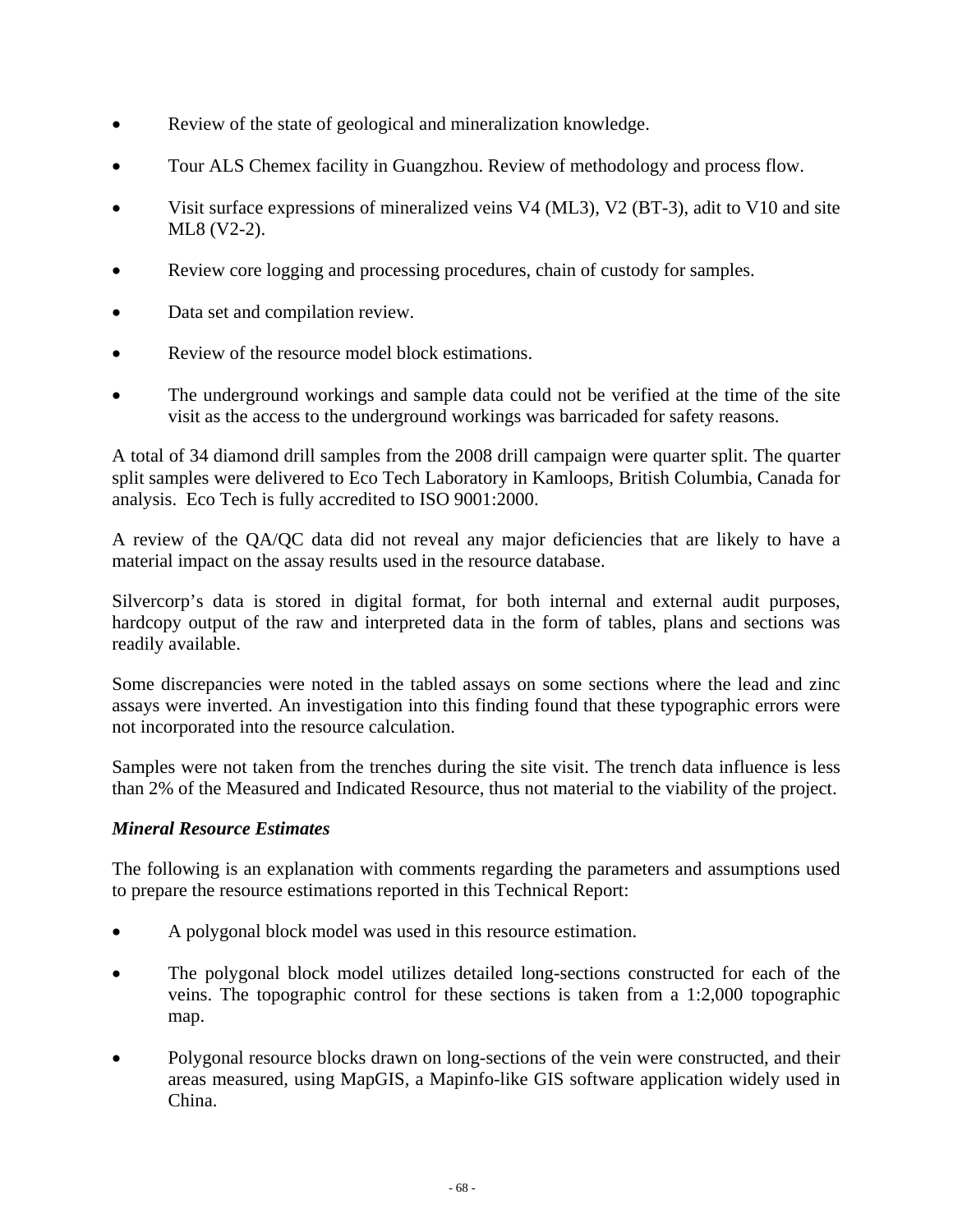- Review of the state of geological and mineralization knowledge.
- Tour ALS Chemex facility in Guangzhou. Review of methodology and process flow.
- Visit surface expressions of mineralized veins V4 (ML3), V2 (BT-3), adit to V10 and site ML8 (V2-2).
- Review core logging and processing procedures, chain of custody for samples.
- Data set and compilation review.
- Review of the resource model block estimations.
- The underground workings and sample data could not be verified at the time of the site visit as the access to the underground workings was barricaded for safety reasons.

A total of 34 diamond drill samples from the 2008 drill campaign were quarter split. The quarter split samples were delivered to Eco Tech Laboratory in Kamloops, British Columbia, Canada for analysis. Eco Tech is fully accredited to ISO 9001:2000.

A review of the QA/QC data did not reveal any major deficiencies that are likely to have a material impact on the assay results used in the resource database.

Silvercorp's data is stored in digital format, for both internal and external audit purposes, hardcopy output of the raw and interpreted data in the form of tables, plans and sections was readily available.

Some discrepancies were noted in the tabled assays on some sections where the lead and zinc assays were inverted. An investigation into this finding found that these typographic errors were not incorporated into the resource calculation.

Samples were not taken from the trenches during the site visit. The trench data influence is less than 2% of the Measured and Indicated Resource, thus not material to the viability of the project.

### *Mineral Resource Estimates*

The following is an explanation with comments regarding the parameters and assumptions used to prepare the resource estimations reported in this Technical Report:

- A polygonal block model was used in this resource estimation.
- The polygonal block model utilizes detailed long-sections constructed for each of the veins. The topographic control for these sections is taken from a 1:2,000 topographic map.
- Polygonal resource blocks drawn on long-sections of the vein were constructed, and their areas measured, using MapGIS, a Mapinfo-like GIS software application widely used in China.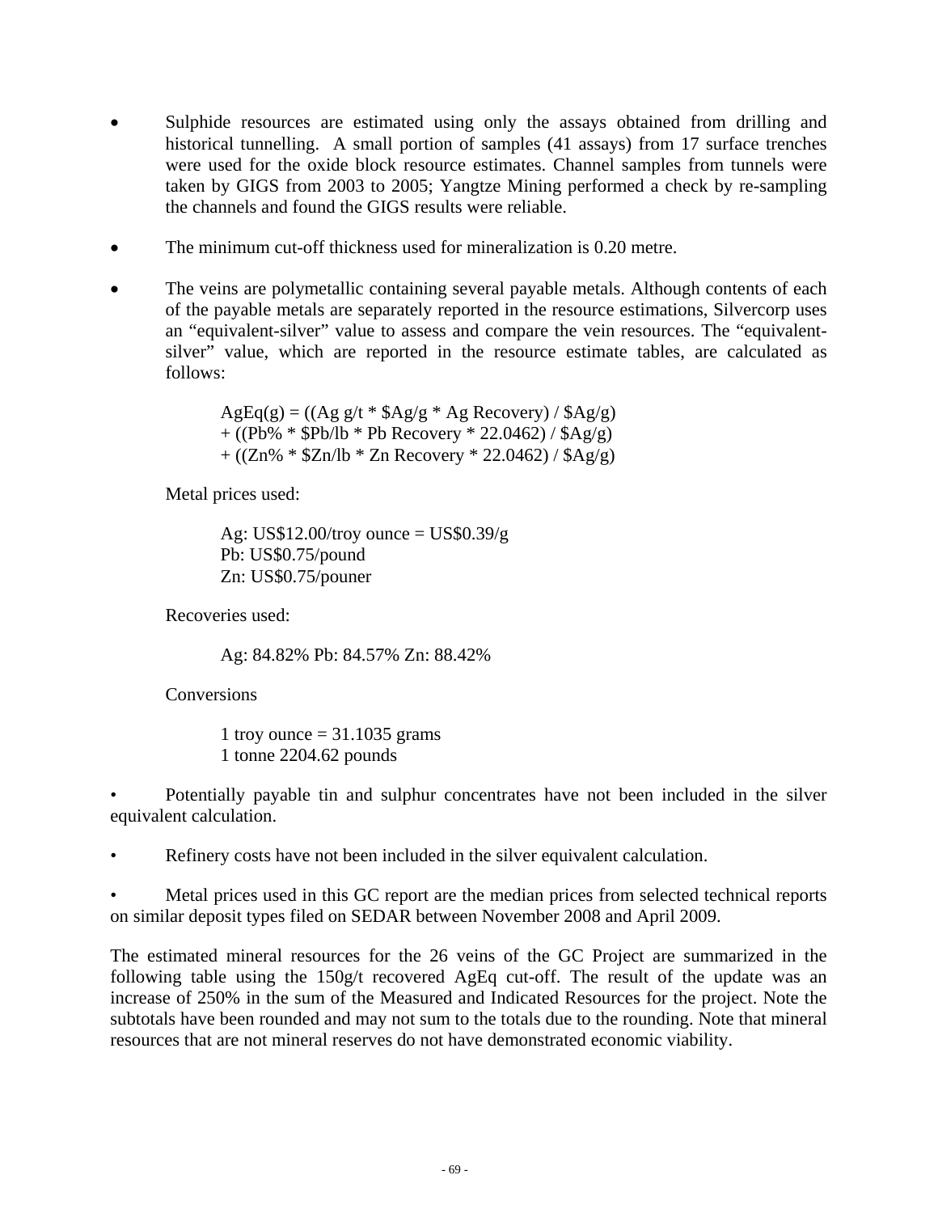- Sulphide resources are estimated using only the assays obtained from drilling and historical tunnelling. A small portion of samples (41 assays) from 17 surface trenches were used for the oxide block resource estimates. Channel samples from tunnels were taken by GIGS from 2003 to 2005; Yangtze Mining performed a check by re-sampling the channels and found the GIGS results were reliable.

- The minimum cut-off thickness used for mineralization is 0.20 metre.

- The veins are polymetallic containing several payable metals. Although contents of each of the payable metals are separately reported in the resource estimations, Silvercorp uses an "equivalent-silver" value to assess and compare the vein resources. The "equivalent-silver" value, which are reported in the resource estimate tables, are calculated as follows:

  AgEq(g) = ((Ag g/t * $Ag/g * Ag Recovery) / $Ag/g)
  + ((Pb% * $Pb/lb * Pb Recovery * 22.0462) / $Ag/g)
  + ((Zn% * $Zn/lb * Zn Recovery * 22.0462) / $Ag/g)

  Metal prices used:

  Ag: US$12.00/troy ounce = US$0.39/g
  Pb: US$0.75/pound
  Zn: US$0.75/pouner

  Recoveries used:

  Ag: 84.82% Pb: 84.57% Zn: 88.42%

  Conversions

  1 troy ounce = 31.1035 grams
  1 tonne 2204.62 pounds

- Potentially payable tin and sulphur concentrates have not been included in the silver equivalent calculation.

- Refinery costs have not been included in the silver equivalent calculation.

- Metal prices used in this GC report are the median prices from selected technical reports on similar deposit types filed on SEDAR between November 2008 and April 2009.

The estimated mineral resources for the 26 veins of the GC Project are summarized in the following table using the 150g/t recovered AgEq cut-off. The result of the update was an increase of 250% in the sum of the Measured and Indicated Resources for the project. Note the subtotals have been rounded and may not sum to the totals due to the rounding. Note that mineral resources that are not mineral reserves do not have demonstrated economic viability.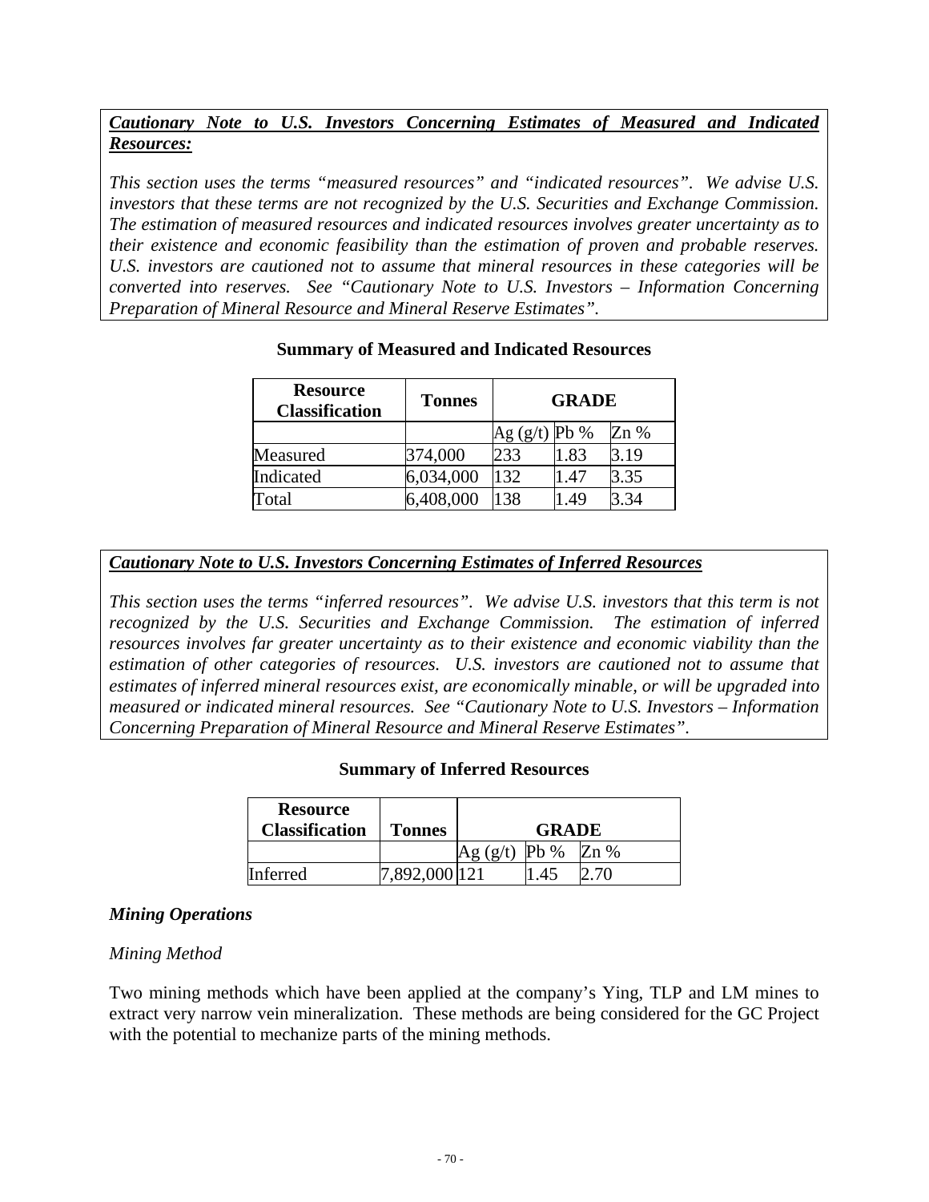***Cautionary Note to U.S. Investors Concerning Estimates of Measured and Indicated Resources:***

*This section uses the terms "measured resources" and "indicated resources". We advise U.S. investors that these terms are not recognized by the U.S. Securities and Exchange Commission. The estimation of measured resources and indicated resources involves greater uncertainty as to their existence and economic feasibility than the estimation of proven and probable reserves. U.S. investors are cautioned not to assume that mineral resources in these categories will be converted into reserves. See "Cautionary Note to U.S. Investors – Information Concerning Preparation of Mineral Resource and Mineral Reserve Estimates".*

**Summary of Measured and Indicated Resources**

| Resource Classification | Tonnes | GRADE | | |
|---|---|---|---|---|
| | | Ag (g/t) | Pb % | Zn % |
| Measured | 374,000 | 233 | 1.83 | 3.19 |
| Indicated | 6,034,000 | 132 | 1.47 | 3.35 |
| Total | 6,408,000 | 138 | 1.49 | 3.34 |

***Cautionary Note to U.S. Investors Concerning Estimates of Inferred Resources***

*This section uses the terms "inferred resources". We advise U.S. investors that this term is not recognized by the U.S. Securities and Exchange Commission. The estimation of inferred resources involves far greater uncertainty as to their existence and economic viability than the estimation of other categories of resources. U.S. investors are cautioned not to assume that estimates of inferred mineral resources exist, are economically minable, or will be upgraded into measured or indicated mineral resources. See "Cautionary Note to U.S. Investors – Information Concerning Preparation of Mineral Resource and Mineral Reserve Estimates".*

**Summary of Inferred Resources**

| Resource Classification | Tonnes | GRADE | | |
|---|---|---|---|---|
| | | Ag (g/t) | Pb % | Zn % |
| Inferred | 7,892,000 | 121 | 1.45 | 2.70 |

***Mining Operations***

*Mining Method*

Two mining methods which have been applied at the company's Ying, TLP and LM mines to extract very narrow vein mineralization. These methods are being considered for the GC Project with the potential to mechanize parts of the mining methods.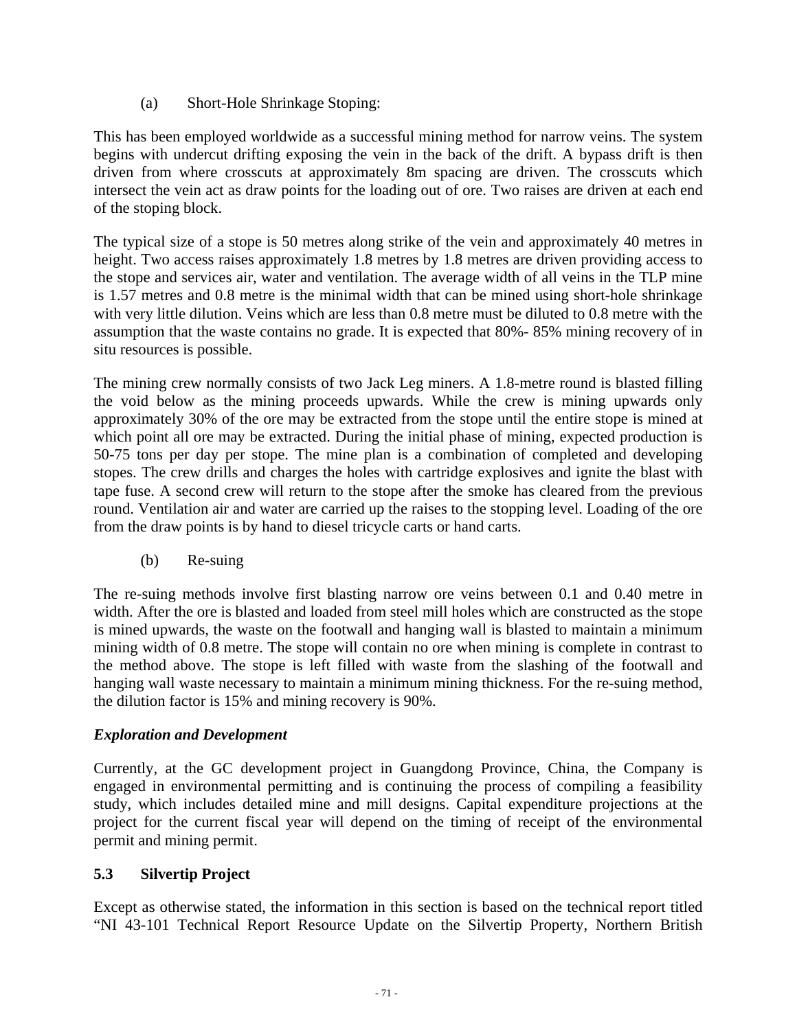(a) Short-Hole Shrinkage Stoping:

This has been employed worldwide as a successful mining method for narrow veins. The system begins with undercut drifting exposing the vein in the back of the drift. A bypass drift is then driven from where crosscuts at approximately 8m spacing are driven. The crosscuts which intersect the vein act as draw points for the loading out of ore. Two raises are driven at each end of the stoping block.

The typical size of a stope is 50 metres along strike of the vein and approximately 40 metres in height. Two access raises approximately 1.8 metres by 1.8 metres are driven providing access to the stope and services air, water and ventilation. The average width of all veins in the TLP mine is 1.57 metres and 0.8 metre is the minimal width that can be mined using short-hole shrinkage with very little dilution. Veins which are less than 0.8 metre must be diluted to 0.8 metre with the assumption that the waste contains no grade. It is expected that 80%- 85% mining recovery of in situ resources is possible.

The mining crew normally consists of two Jack Leg miners. A 1.8-metre round is blasted filling the void below as the mining proceeds upwards. While the crew is mining upwards only approximately 30% of the ore may be extracted from the stope until the entire stope is mined at which point all ore may be extracted. During the initial phase of mining, expected production is 50-75 tons per day per stope. The mine plan is a combination of completed and developing stopes. The crew drills and charges the holes with cartridge explosives and ignite the blast with tape fuse. A second crew will return to the stope after the smoke has cleared from the previous round. Ventilation air and water are carried up the raises to the stopping level. Loading of the ore from the draw points is by hand to diesel tricycle carts or hand carts.

(b) Re-suing

The re-suing methods involve first blasting narrow ore veins between 0.1 and 0.40 metre in width. After the ore is blasted and loaded from steel mill holes which are constructed as the stope is mined upwards, the waste on the footwall and hanging wall is blasted to maintain a minimum mining width of 0.8 metre. The stope will contain no ore when mining is complete in contrast to the method above. The stope is left filled with waste from the slashing of the footwall and hanging wall waste necessary to maintain a minimum mining thickness. For the re-suing method, the dilution factor is 15% and mining recovery is 90%.

***Exploration and Development***

Currently, at the GC development project in Guangdong Province, China, the Company is engaged in environmental permitting and is continuing the process of compiling a feasibility study, which includes detailed mine and mill designs. Capital expenditure projections at the project for the current fiscal year will depend on the timing of receipt of the environmental permit and mining permit.

## 5.3 Silvertip Project

Except as otherwise stated, the information in this section is based on the technical report titled "NI 43-101 Technical Report Resource Update on the Silvertip Property, Northern British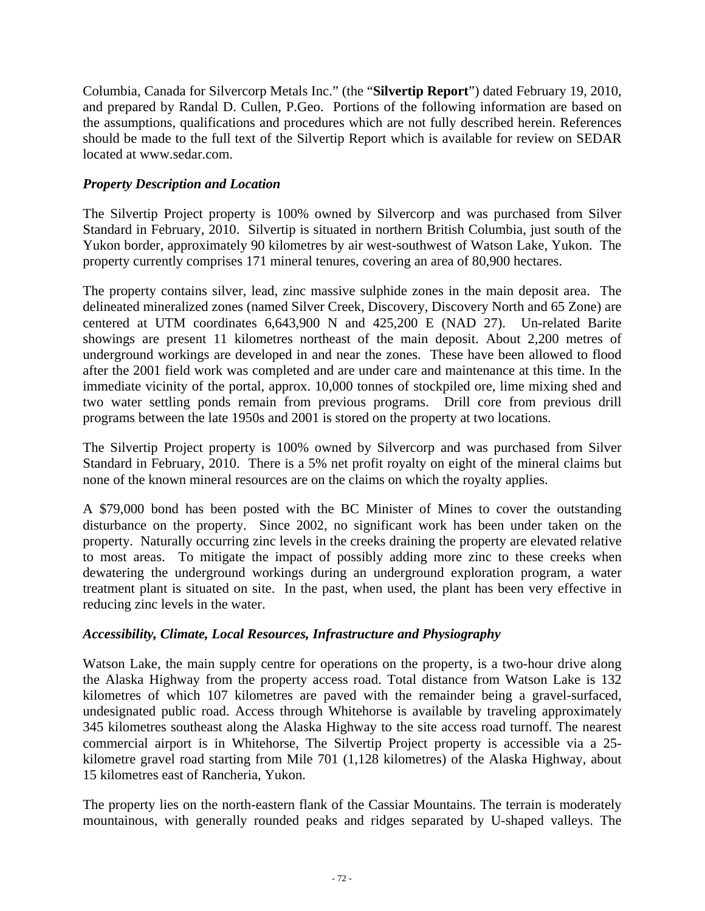Columbia, Canada for Silvercorp Metals Inc." (the "**Silvertip Report**") dated February 19, 2010, and prepared by Randal D. Cullen, P.Geo. Portions of the following information are based on the assumptions, qualifications and procedures which are not fully described herein. References should be made to the full text of the Silvertip Report which is available for review on SEDAR located at www.sedar.com.

### *Property Description and Location*

The Silvertip Project property is 100% owned by Silvercorp and was purchased from Silver Standard in February, 2010. Silvertip is situated in northern British Columbia, just south of the Yukon border, approximately 90 kilometres by air west-southwest of Watson Lake, Yukon. The property currently comprises 171 mineral tenures, covering an area of 80,900 hectares.

The property contains silver, lead, zinc massive sulphide zones in the main deposit area. The delineated mineralized zones (named Silver Creek, Discovery, Discovery North and 65 Zone) are centered at UTM coordinates 6,643,900 N and 425,200 E (NAD 27). Un-related Barite showings are present 11 kilometres northeast of the main deposit. About 2,200 metres of underground workings are developed in and near the zones. These have been allowed to flood after the 2001 field work was completed and are under care and maintenance at this time. In the immediate vicinity of the portal, approx. 10,000 tonnes of stockpiled ore, lime mixing shed and two water settling ponds remain from previous programs. Drill core from previous drill programs between the late 1950s and 2001 is stored on the property at two locations.

The Silvertip Project property is 100% owned by Silvercorp and was purchased from Silver Standard in February, 2010. There is a 5% net profit royalty on eight of the mineral claims but none of the known mineral resources are on the claims on which the royalty applies.

A $79,000 bond has been posted with the BC Minister of Mines to cover the outstanding disturbance on the property. Since 2002, no significant work has been under taken on the property. Naturally occurring zinc levels in the creeks draining the property are elevated relative to most areas. To mitigate the impact of possibly adding more zinc to these creeks when dewatering the underground workings during an underground exploration program, a water treatment plant is situated on site. In the past, when used, the plant has been very effective in reducing zinc levels in the water.

### *Accessibility, Climate, Local Resources, Infrastructure and Physiography*

Watson Lake, the main supply centre for operations on the property, is a two-hour drive along the Alaska Highway from the property access road. Total distance from Watson Lake is 132 kilometres of which 107 kilometres are paved with the remainder being a gravel-surfaced, undesignated public road. Access through Whitehorse is available by traveling approximately 345 kilometres southeast along the Alaska Highway to the site access road turnoff. The nearest commercial airport is in Whitehorse, The Silvertip Project property is accessible via a 25-kilometre gravel road starting from Mile 701 (1,128 kilometres) of the Alaska Highway, about 15 kilometres east of Rancheria, Yukon.

The property lies on the north-eastern flank of the Cassiar Mountains. The terrain is moderately mountainous, with generally rounded peaks and ridges separated by U-shaped valleys. The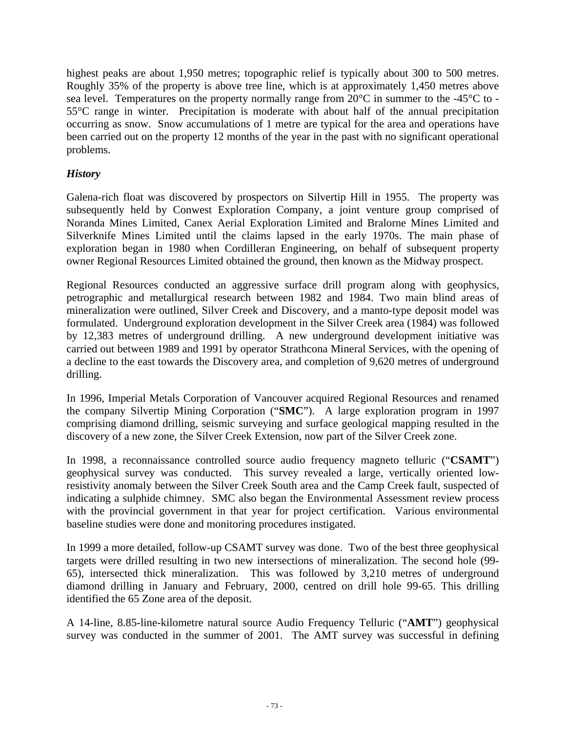highest peaks are about 1,950 metres; topographic relief is typically about 300 to 500 metres. Roughly 35% of the property is above tree line, which is at approximately 1,450 metres above sea level. Temperatures on the property normally range from 20°C in summer to the -45°C to -55°C range in winter. Precipitation is moderate with about half of the annual precipitation occurring as snow. Snow accumulations of 1 metre are typical for the area and operations have been carried out on the property 12 months of the year in the past with no significant operational problems.

### *History*

Galena-rich float was discovered by prospectors on Silvertip Hill in 1955. The property was subsequently held by Conwest Exploration Company, a joint venture group comprised of Noranda Mines Limited, Canex Aerial Exploration Limited and Bralorne Mines Limited and Silverknife Mines Limited until the claims lapsed in the early 1970s. The main phase of exploration began in 1980 when Cordilleran Engineering, on behalf of subsequent property owner Regional Resources Limited obtained the ground, then known as the Midway prospect.

Regional Resources conducted an aggressive surface drill program along with geophysics, petrographic and metallurgical research between 1982 and 1984. Two main blind areas of mineralization were outlined, Silver Creek and Discovery, and a manto-type deposit model was formulated. Underground exploration development in the Silver Creek area (1984) was followed by 12,383 metres of underground drilling. A new underground development initiative was carried out between 1989 and 1991 by operator Strathcona Mineral Services, with the opening of a decline to the east towards the Discovery area, and completion of 9,620 metres of underground drilling.

In 1996, Imperial Metals Corporation of Vancouver acquired Regional Resources and renamed the company Silvertip Mining Corporation ("**SMC**"). A large exploration program in 1997 comprising diamond drilling, seismic surveying and surface geological mapping resulted in the discovery of a new zone, the Silver Creek Extension, now part of the Silver Creek zone.

In 1998, a reconnaissance controlled source audio frequency magneto telluric ("**CSAMT**") geophysical survey was conducted. This survey revealed a large, vertically oriented low-resistivity anomaly between the Silver Creek South area and the Camp Creek fault, suspected of indicating a sulphide chimney. SMC also began the Environmental Assessment review process with the provincial government in that year for project certification. Various environmental baseline studies were done and monitoring procedures instigated.

In 1999 a more detailed, follow-up CSAMT survey was done. Two of the best three geophysical targets were drilled resulting in two new intersections of mineralization. The second hole (99-65), intersected thick mineralization. This was followed by 3,210 metres of underground diamond drilling in January and February, 2000, centred on drill hole 99-65. This drilling identified the 65 Zone area of the deposit.

A 14-line, 8.85-line-kilometre natural source Audio Frequency Telluric ("**AMT**") geophysical survey was conducted in the summer of 2001. The AMT survey was successful in defining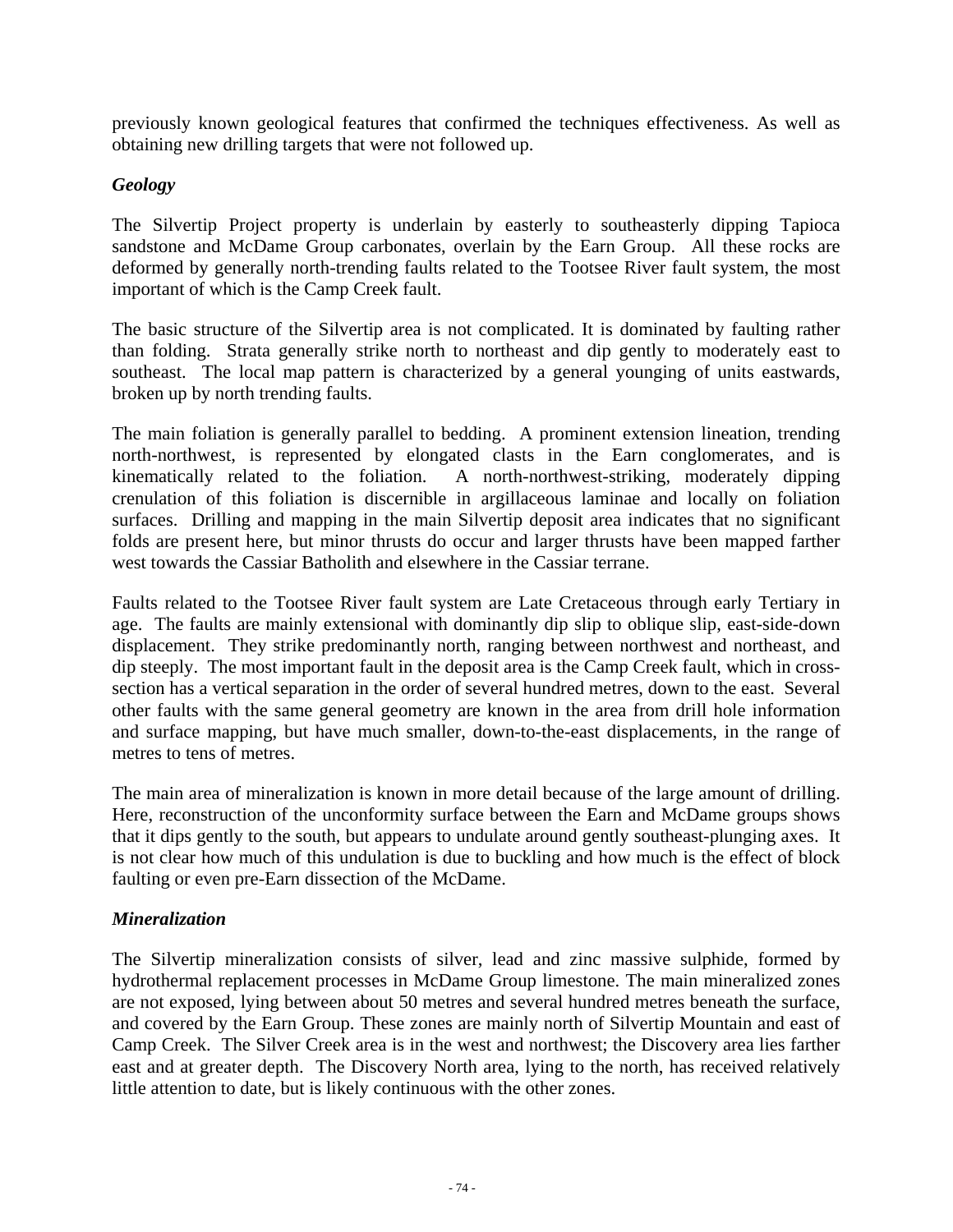previously known geological features that confirmed the techniques effectiveness. As well as obtaining new drilling targets that were not followed up.

### *Geology*

The Silvertip Project property is underlain by easterly to southeasterly dipping Tapioca sandstone and McDame Group carbonates, overlain by the Earn Group. All these rocks are deformed by generally north-trending faults related to the Tootsee River fault system, the most important of which is the Camp Creek fault.

The basic structure of the Silvertip area is not complicated. It is dominated by faulting rather than folding. Strata generally strike north to northeast and dip gently to moderately east to southeast. The local map pattern is characterized by a general younging of units eastwards, broken up by north trending faults.

The main foliation is generally parallel to bedding. A prominent extension lineation, trending north-northwest, is represented by elongated clasts in the Earn conglomerates, and is kinematically related to the foliation. A north-northwest-striking, moderately dipping crenulation of this foliation is discernible in argillaceous laminae and locally on foliation surfaces. Drilling and mapping in the main Silvertip deposit area indicates that no significant folds are present here, but minor thrusts do occur and larger thrusts have been mapped farther west towards the Cassiar Batholith and elsewhere in the Cassiar terrane.

Faults related to the Tootsee River fault system are Late Cretaceous through early Tertiary in age. The faults are mainly extensional with dominantly dip slip to oblique slip, east-side-down displacement. They strike predominantly north, ranging between northwest and northeast, and dip steeply. The most important fault in the deposit area is the Camp Creek fault, which in cross-section has a vertical separation in the order of several hundred metres, down to the east. Several other faults with the same general geometry are known in the area from drill hole information and surface mapping, but have much smaller, down-to-the-east displacements, in the range of metres to tens of metres.

The main area of mineralization is known in more detail because of the large amount of drilling. Here, reconstruction of the unconformity surface between the Earn and McDame groups shows that it dips gently to the south, but appears to undulate around gently southeast-plunging axes. It is not clear how much of this undulation is due to buckling and how much is the effect of block faulting or even pre-Earn dissection of the McDame.

### *Mineralization*

The Silvertip mineralization consists of silver, lead and zinc massive sulphide, formed by hydrothermal replacement processes in McDame Group limestone. The main mineralized zones are not exposed, lying between about 50 metres and several hundred metres beneath the surface, and covered by the Earn Group. These zones are mainly north of Silvertip Mountain and east of Camp Creek. The Silver Creek area is in the west and northwest; the Discovery area lies farther east and at greater depth. The Discovery North area, lying to the north, has received relatively little attention to date, but is likely continuous with the other zones.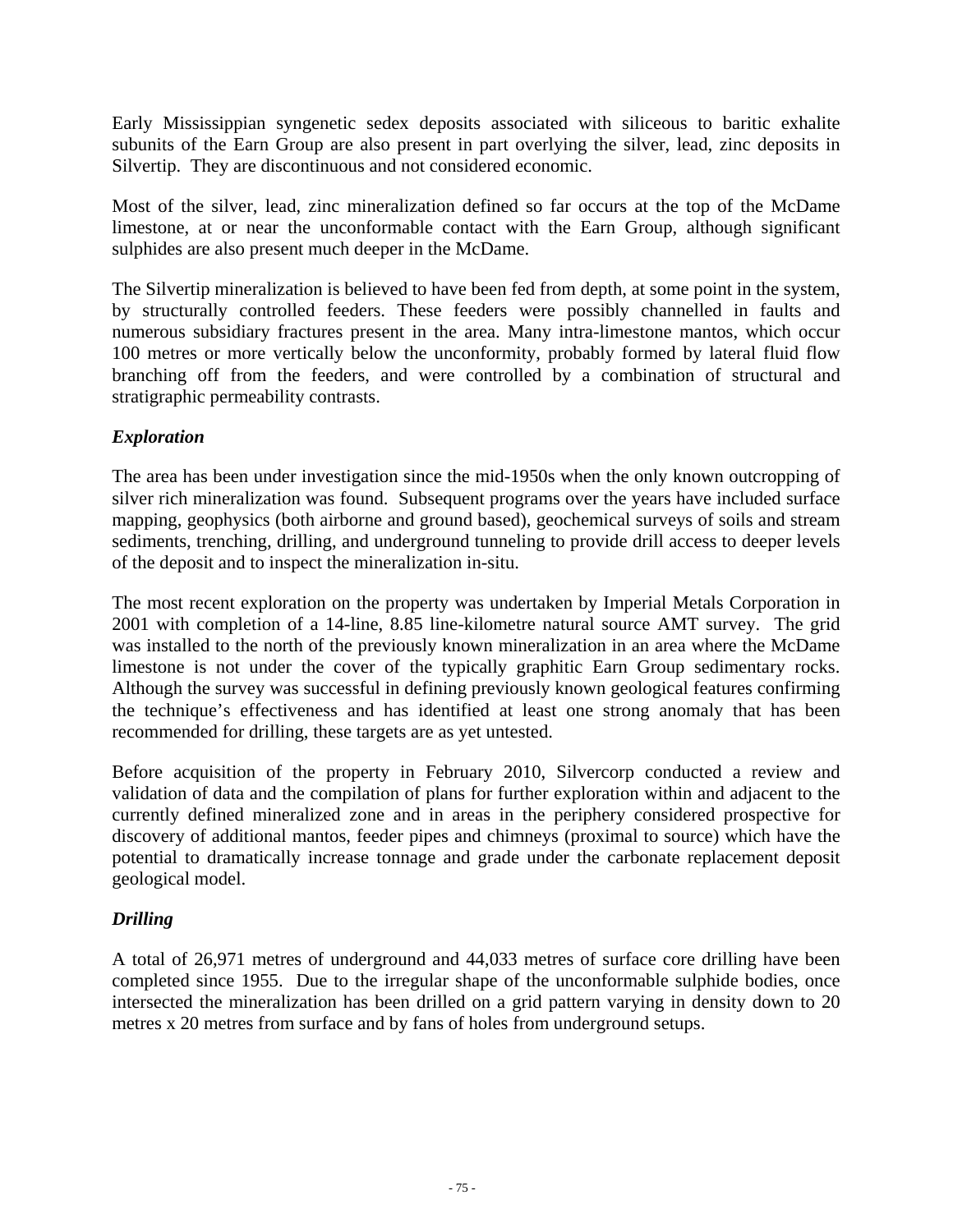Early Mississippian syngenetic sedex deposits associated with siliceous to baritic exhalite subunits of the Earn Group are also present in part overlying the silver, lead, zinc deposits in Silvertip. They are discontinuous and not considered economic.

Most of the silver, lead, zinc mineralization defined so far occurs at the top of the McDame limestone, at or near the unconformable contact with the Earn Group, although significant sulphides are also present much deeper in the McDame.

The Silvertip mineralization is believed to have been fed from depth, at some point in the system, by structurally controlled feeders. These feeders were possibly channelled in faults and numerous subsidiary fractures present in the area. Many intra-limestone mantos, which occur 100 metres or more vertically below the unconformity, probably formed by lateral fluid flow branching off from the feeders, and were controlled by a combination of structural and stratigraphic permeability contrasts.

### *Exploration*

The area has been under investigation since the mid-1950s when the only known outcropping of silver rich mineralization was found. Subsequent programs over the years have included surface mapping, geophysics (both airborne and ground based), geochemical surveys of soils and stream sediments, trenching, drilling, and underground tunneling to provide drill access to deeper levels of the deposit and to inspect the mineralization in-situ.

The most recent exploration on the property was undertaken by Imperial Metals Corporation in 2001 with completion of a 14-line, 8.85 line-kilometre natural source AMT survey. The grid was installed to the north of the previously known mineralization in an area where the McDame limestone is not under the cover of the typically graphitic Earn Group sedimentary rocks. Although the survey was successful in defining previously known geological features confirming the technique's effectiveness and has identified at least one strong anomaly that has been recommended for drilling, these targets are as yet untested.

Before acquisition of the property in February 2010, Silvercorp conducted a review and validation of data and the compilation of plans for further exploration within and adjacent to the currently defined mineralized zone and in areas in the periphery considered prospective for discovery of additional mantos, feeder pipes and chimneys (proximal to source) which have the potential to dramatically increase tonnage and grade under the carbonate replacement deposit geological model.

### *Drilling*

A total of 26,971 metres of underground and 44,033 metres of surface core drilling have been completed since 1955. Due to the irregular shape of the unconformable sulphide bodies, once intersected the mineralization has been drilled on a grid pattern varying in density down to 20 metres x 20 metres from surface and by fans of holes from underground setups.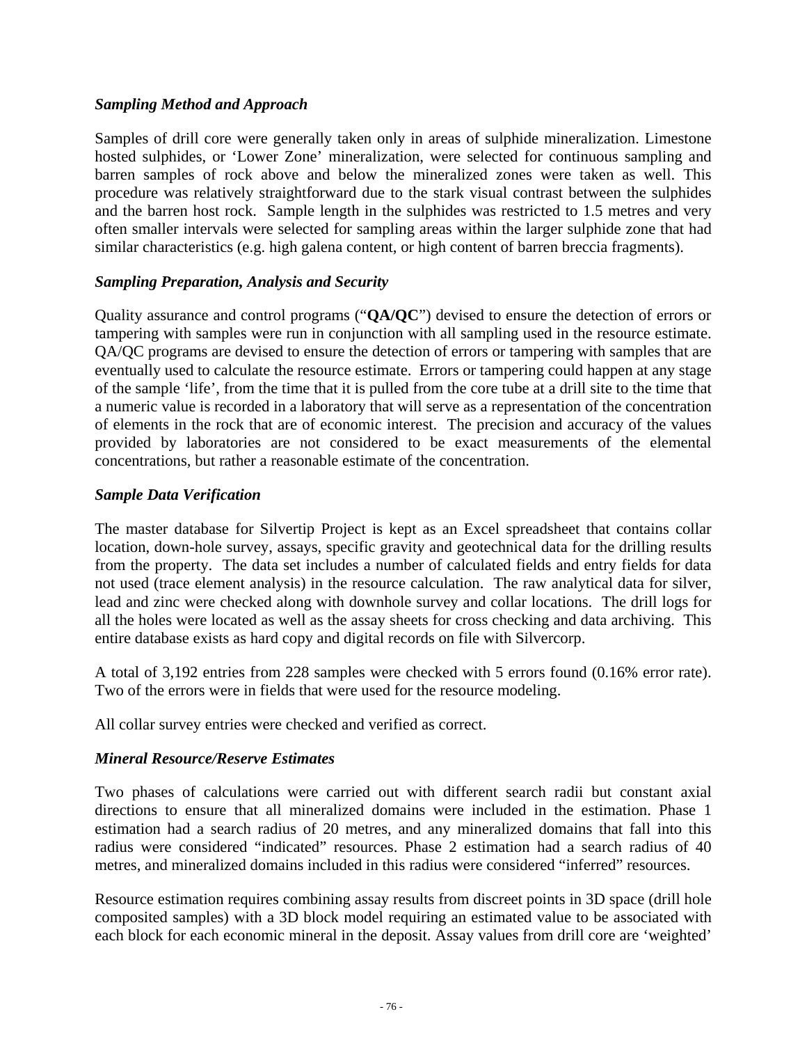### *Sampling Method and Approach*

Samples of drill core were generally taken only in areas of sulphide mineralization. Limestone hosted sulphides, or 'Lower Zone' mineralization, were selected for continuous sampling and barren samples of rock above and below the mineralized zones were taken as well. This procedure was relatively straightforward due to the stark visual contrast between the sulphides and the barren host rock. Sample length in the sulphides was restricted to 1.5 metres and very often smaller intervals were selected for sampling areas within the larger sulphide zone that had similar characteristics (e.g. high galena content, or high content of barren breccia fragments).

### *Sampling Preparation, Analysis and Security*

Quality assurance and control programs ("**QA/QC**") devised to ensure the detection of errors or tampering with samples were run in conjunction with all sampling used in the resource estimate. QA/QC programs are devised to ensure the detection of errors or tampering with samples that are eventually used to calculate the resource estimate. Errors or tampering could happen at any stage of the sample 'life', from the time that it is pulled from the core tube at a drill site to the time that a numeric value is recorded in a laboratory that will serve as a representation of the concentration of elements in the rock that are of economic interest. The precision and accuracy of the values provided by laboratories are not considered to be exact measurements of the elemental concentrations, but rather a reasonable estimate of the concentration.

### *Sample Data Verification*

The master database for Silvertip Project is kept as an Excel spreadsheet that contains collar location, down-hole survey, assays, specific gravity and geotechnical data for the drilling results from the property. The data set includes a number of calculated fields and entry fields for data not used (trace element analysis) in the resource calculation. The raw analytical data for silver, lead and zinc were checked along with downhole survey and collar locations. The drill logs for all the holes were located as well as the assay sheets for cross checking and data archiving. This entire database exists as hard copy and digital records on file with Silvercorp.

A total of 3,192 entries from 228 samples were checked with 5 errors found (0.16% error rate). Two of the errors were in fields that were used for the resource modeling.

All collar survey entries were checked and verified as correct.

### *Mineral Resource/Reserve Estimates*

Two phases of calculations were carried out with different search radii but constant axial directions to ensure that all mineralized domains were included in the estimation. Phase 1 estimation had a search radius of 20 metres, and any mineralized domains that fall into this radius were considered "indicated" resources. Phase 2 estimation had a search radius of 40 metres, and mineralized domains included in this radius were considered "inferred" resources.

Resource estimation requires combining assay results from discreet points in 3D space (drill hole composited samples) with a 3D block model requiring an estimated value to be associated with each block for each economic mineral in the deposit. Assay values from drill core are 'weighted'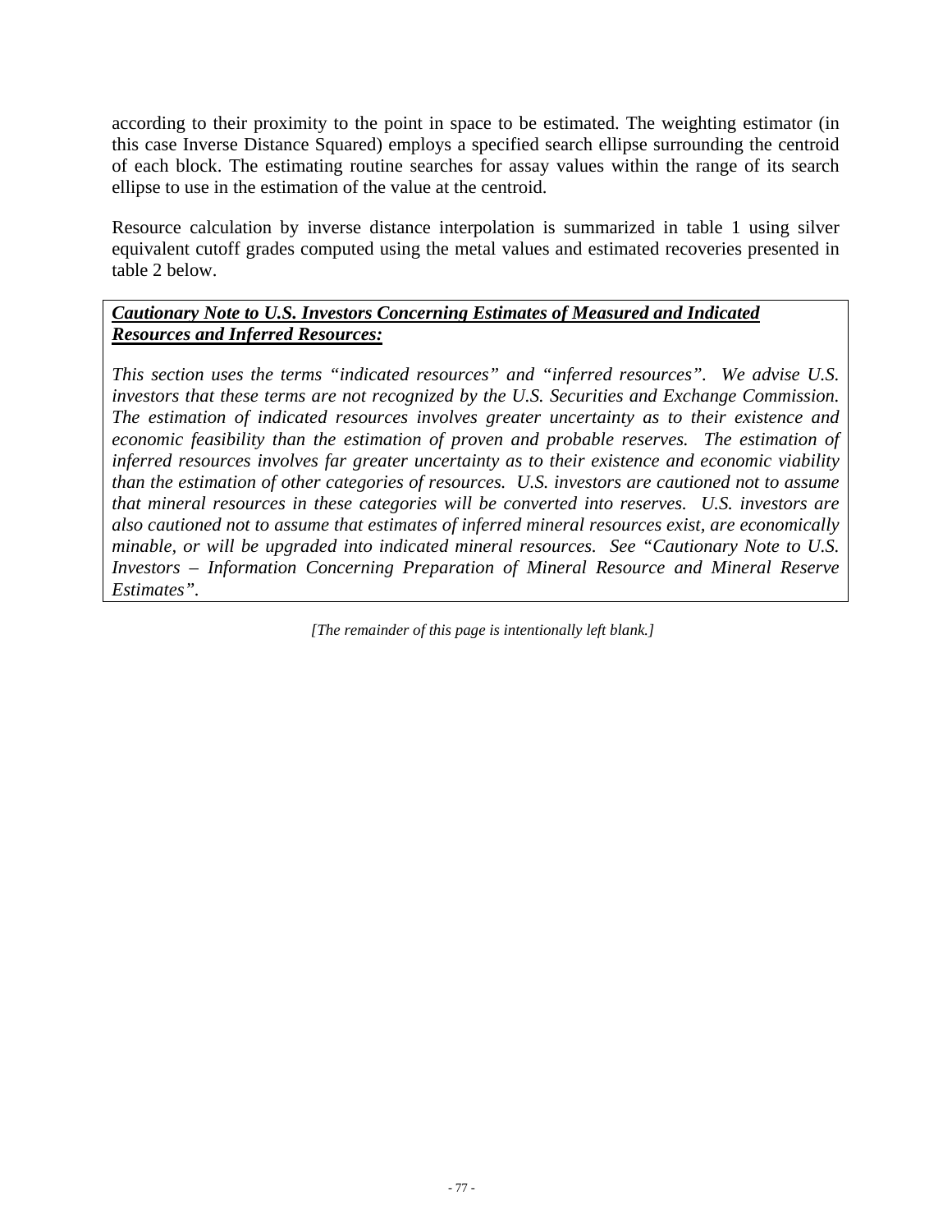according to their proximity to the point in space to be estimated. The weighting estimator (in this case Inverse Distance Squared) employs a specified search ellipse surrounding the centroid of each block. The estimating routine searches for assay values within the range of its search ellipse to use in the estimation of the value at the centroid.

Resource calculation by inverse distance interpolation is summarized in table 1 using silver equivalent cutoff grades computed using the metal values and estimated recoveries presented in table 2 below.

***Cautionary Note to U.S. Investors Concerning Estimates of Measured and Indicated Resources and Inferred Resources:***

*This section uses the terms "indicated resources" and "inferred resources". We advise U.S. investors that these terms are not recognized by the U.S. Securities and Exchange Commission. The estimation of indicated resources involves greater uncertainty as to their existence and economic feasibility than the estimation of proven and probable reserves. The estimation of inferred resources involves far greater uncertainty as to their existence and economic viability than the estimation of other categories of resources. U.S. investors are cautioned not to assume that mineral resources in these categories will be converted into reserves. U.S. investors are also cautioned not to assume that estimates of inferred mineral resources exist, are economically minable, or will be upgraded into indicated mineral resources. See "Cautionary Note to U.S. Investors – Information Concerning Preparation of Mineral Resource and Mineral Reserve Estimates".*

*[The remainder of this page is intentionally left blank.]*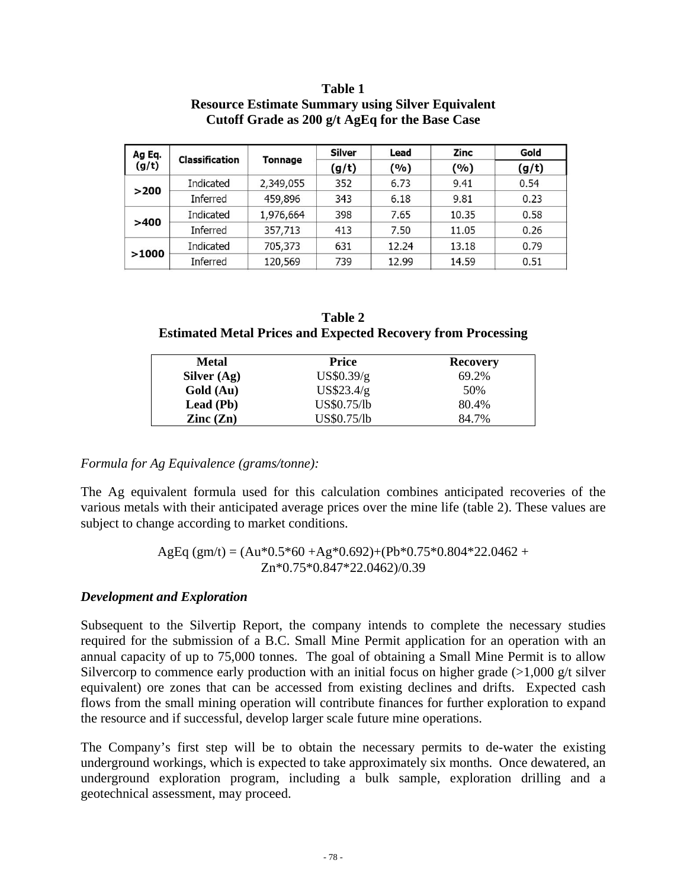**Table 1**
**Resource Estimate Summary using Silver Equivalent**
**Cutoff Grade as 200 g/t AgEq for the Base Case**

| Ag Eq. (g/t) | Classification | Tonnage | Silver (g/t) | Lead (%) | Zinc (%) | Gold (g/t) |
|---|---|---|---|---|---|---|
| >200 | Indicated | 2,349,055 | 352 | 6.73 | 9.41 | 0.54 |
| | Inferred | 459,896 | 343 | 6.18 | 9.81 | 0.23 |
| >400 | Indicated | 1,976,664 | 398 | 7.65 | 10.35 | 0.58 |
| | Inferred | 357,713 | 413 | 7.50 | 11.05 | 0.26 |
| >1000 | Indicated | 705,373 | 631 | 12.24 | 13.18 | 0.79 |
| | Inferred | 120,569 | 739 | 12.99 | 14.59 | 0.51 |

**Table 2**
**Estimated Metal Prices and Expected Recovery from Processing**

| Metal | Price | Recovery |
|---|---|---|
| **Silver (Ag)** | US$0.39/g | 69.2% |
| **Gold (Au)** | US$23.4/g | 50% |
| **Lead (Pb)** | US$0.75/lb | 80.4% |
| **Zinc (Zn)** | US$0.75/lb | 84.7% |

*Formula for Ag Equivalence (grams/tonne):*

The Ag equivalent formula used for this calculation combines anticipated recoveries of the various metals with their anticipated average prices over the mine life (table 2). These values are subject to change according to market conditions.

$$AgEq\ (gm/t) = (Au*0.5*60 + Ag*0.692)+(Pb*0.75*0.804*22.0462 + Zn*0.75*0.847*22.0462)/0.39$$

***Development and Exploration***

Subsequent to the Silvertip Report, the company intends to complete the necessary studies required for the submission of a B.C. Small Mine Permit application for an operation with an annual capacity of up to 75,000 tonnes. The goal of obtaining a Small Mine Permit is to allow Silvercorp to commence early production with an initial focus on higher grade (>1,000 g/t silver equivalent) ore zones that can be accessed from existing declines and drifts. Expected cash flows from the small mining operation will contribute finances for further exploration to expand the resource and if successful, develop larger scale future mine operations.

The Company's first step will be to obtain the necessary permits to de-water the existing underground workings, which is expected to take approximately six months. Once dewatered, an underground exploration program, including a bulk sample, exploration drilling and a geotechnical assessment, may proceed.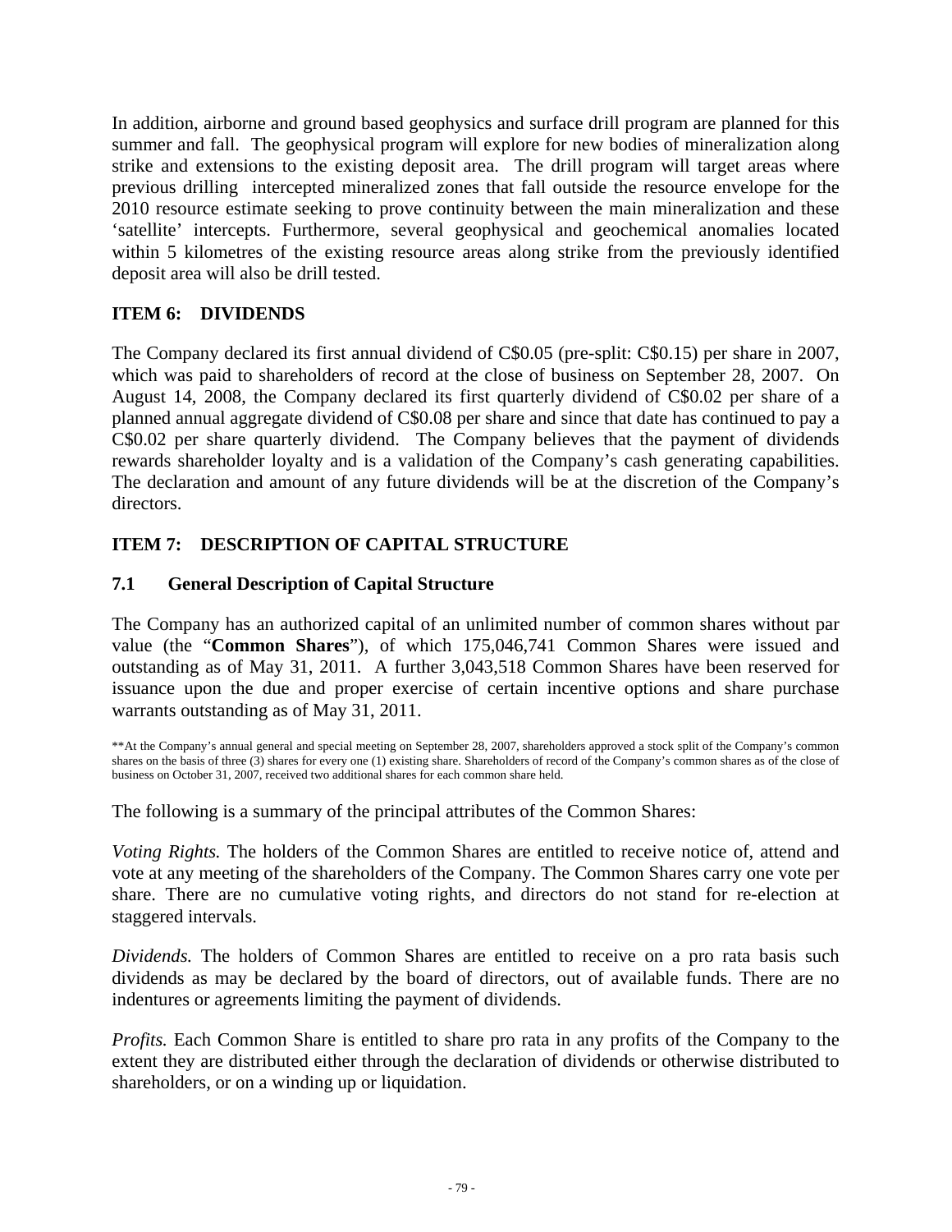In addition, airborne and ground based geophysics and surface drill program are planned for this summer and fall. The geophysical program will explore for new bodies of mineralization along strike and extensions to the existing deposit area. The drill program will target areas where previous drilling intercepted mineralized zones that fall outside the resource envelope for the 2010 resource estimate seeking to prove continuity between the main mineralization and these 'satellite' intercepts. Furthermore, several geophysical and geochemical anomalies located within 5 kilometres of the existing resource areas along strike from the previously identified deposit area will also be drill tested.

## ITEM 6: DIVIDENDS

The Company declared its first annual dividend of C$0.05 (pre-split: C$0.15) per share in 2007, which was paid to shareholders of record at the close of business on September 28, 2007. On August 14, 2008, the Company declared its first quarterly dividend of C$0.02 per share of a planned annual aggregate dividend of C$0.08 per share and since that date has continued to pay a C$0.02 per share quarterly dividend. The Company believes that the payment of dividends rewards shareholder loyalty and is a validation of the Company's cash generating capabilities. The declaration and amount of any future dividends will be at the discretion of the Company's directors.

## ITEM 7: DESCRIPTION OF CAPITAL STRUCTURE

### 7.1 General Description of Capital Structure

The Company has an authorized capital of an unlimited number of common shares without par value (the "**Common Shares**"), of which 175,046,741 Common Shares were issued and outstanding as of May 31, 2011. A further 3,043,518 Common Shares have been reserved for issuance upon the due and proper exercise of certain incentive options and share purchase warrants outstanding as of May 31, 2011.

**At the Company's annual general and special meeting on September 28, 2007, shareholders approved a stock split of the Company's common shares on the basis of three (3) shares for every one (1) existing share. Shareholders of record of the Company's common shares as of the close of business on October 31, 2007, received two additional shares for each common share held.

The following is a summary of the principal attributes of the Common Shares:

*Voting Rights.* The holders of the Common Shares are entitled to receive notice of, attend and vote at any meeting of the shareholders of the Company. The Common Shares carry one vote per share. There are no cumulative voting rights, and directors do not stand for re-election at staggered intervals.

*Dividends.* The holders of Common Shares are entitled to receive on a pro rata basis such dividends as may be declared by the board of directors, out of available funds. There are no indentures or agreements limiting the payment of dividends.

*Profits.* Each Common Share is entitled to share pro rata in any profits of the Company to the extent they are distributed either through the declaration of dividends or otherwise distributed to shareholders, or on a winding up or liquidation.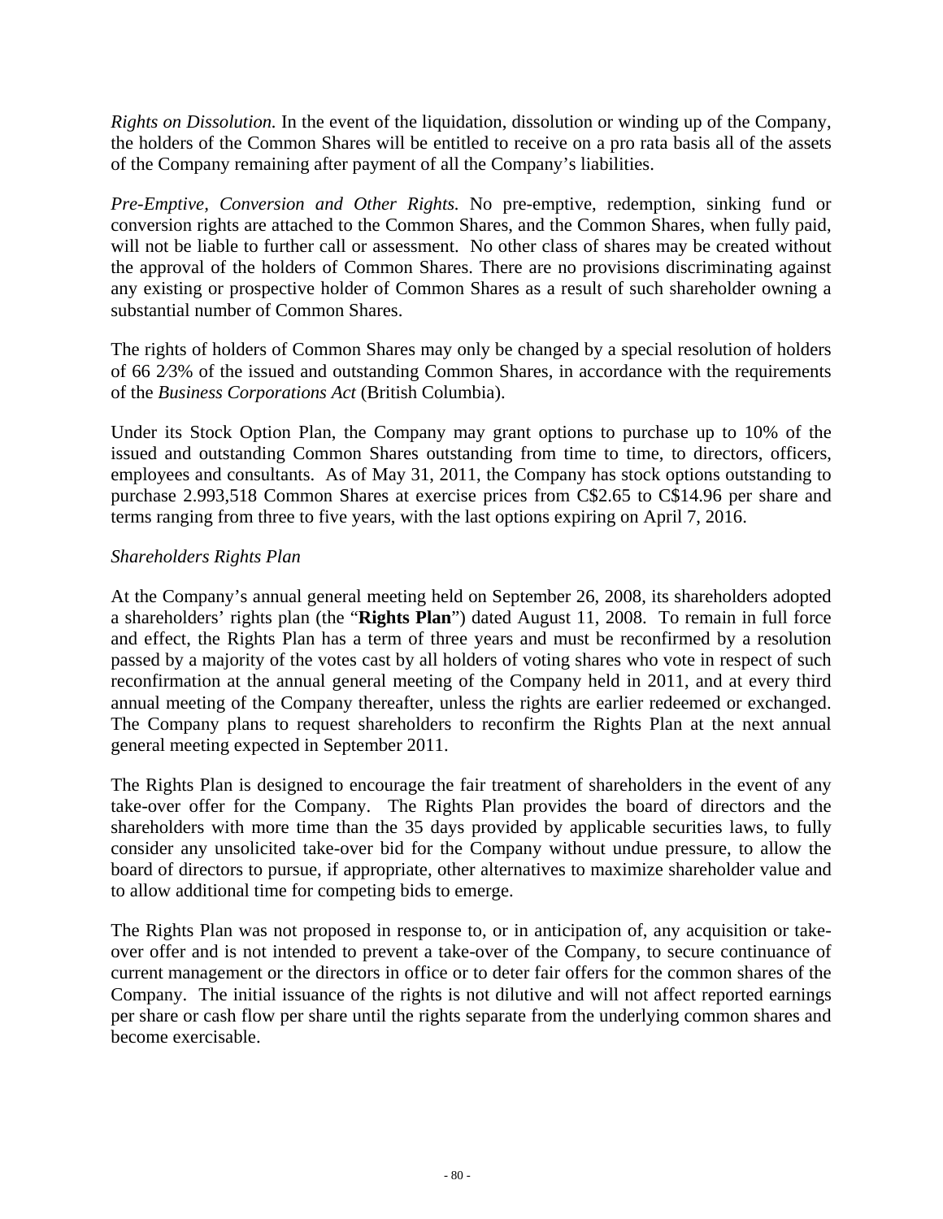*Rights on Dissolution.* In the event of the liquidation, dissolution or winding up of the Company, the holders of the Common Shares will be entitled to receive on a pro rata basis all of the assets of the Company remaining after payment of all the Company's liabilities.

*Pre-Emptive, Conversion and Other Rights.* No pre-emptive, redemption, sinking fund or conversion rights are attached to the Common Shares, and the Common Shares, when fully paid, will not be liable to further call or assessment. No other class of shares may be created without the approval of the holders of Common Shares. There are no provisions discriminating against any existing or prospective holder of Common Shares as a result of such shareholder owning a substantial number of Common Shares.

The rights of holders of Common Shares may only be changed by a special resolution of holders of 66 2⁄3% of the issued and outstanding Common Shares, in accordance with the requirements of the *Business Corporations Act* (British Columbia).

Under its Stock Option Plan, the Company may grant options to purchase up to 10% of the issued and outstanding Common Shares outstanding from time to time, to directors, officers, employees and consultants. As of May 31, 2011, the Company has stock options outstanding to purchase 2.993,518 Common Shares at exercise prices from C$2.65 to C$14.96 per share and terms ranging from three to five years, with the last options expiring on April 7, 2016.

*Shareholders Rights Plan*

At the Company's annual general meeting held on September 26, 2008, its shareholders adopted a shareholders' rights plan (the "**Rights Plan**") dated August 11, 2008. To remain in full force and effect, the Rights Plan has a term of three years and must be reconfirmed by a resolution passed by a majority of the votes cast by all holders of voting shares who vote in respect of such reconfirmation at the annual general meeting of the Company held in 2011, and at every third annual meeting of the Company thereafter, unless the rights are earlier redeemed or exchanged. The Company plans to request shareholders to reconfirm the Rights Plan at the next annual general meeting expected in September 2011.

The Rights Plan is designed to encourage the fair treatment of shareholders in the event of any take-over offer for the Company. The Rights Plan provides the board of directors and the shareholders with more time than the 35 days provided by applicable securities laws, to fully consider any unsolicited take-over bid for the Company without undue pressure, to allow the board of directors to pursue, if appropriate, other alternatives to maximize shareholder value and to allow additional time for competing bids to emerge.

The Rights Plan was not proposed in response to, or in anticipation of, any acquisition or take-over offer and is not intended to prevent a take-over of the Company, to secure continuance of current management or the directors in office or to deter fair offers for the common shares of the Company. The initial issuance of the rights is not dilutive and will not affect reported earnings per share or cash flow per share until the rights separate from the underlying common shares and become exercisable.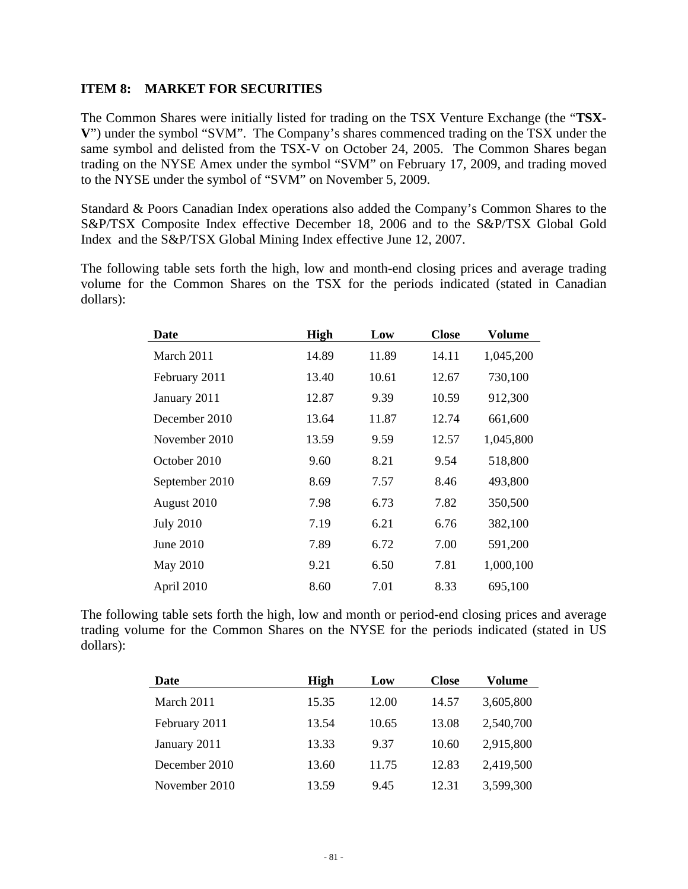## ITEM 8: MARKET FOR SECURITIES

The Common Shares were initially listed for trading on the TSX Venture Exchange (the "**TSX-V**") under the symbol "SVM". The Company's shares commenced trading on the TSX under the same symbol and delisted from the TSX-V on October 24, 2005. The Common Shares began trading on the NYSE Amex under the symbol "SVM" on February 17, 2009, and trading moved to the NYSE under the symbol of "SVM" on November 5, 2009.

Standard & Poors Canadian Index operations also added the Company's Common Shares to the S&P/TSX Composite Index effective December 18, 2006 and to the S&P/TSX Global Gold Index and the S&P/TSX Global Mining Index effective June 12, 2007.

The following table sets forth the high, low and month-end closing prices and average trading volume for the Common Shares on the TSX for the periods indicated (stated in Canadian dollars):

| Date | High | Low | Close | Volume |
|---|---|---|---|---|
| March 2011 | 14.89 | 11.89 | 14.11 | 1,045,200 |
| February 2011 | 13.40 | 10.61 | 12.67 | 730,100 |
| January 2011 | 12.87 | 9.39 | 10.59 | 912,300 |
| December 2010 | 13.64 | 11.87 | 12.74 | 661,600 |
| November 2010 | 13.59 | 9.59 | 12.57 | 1,045,800 |
| October 2010 | 9.60 | 8.21 | 9.54 | 518,800 |
| September 2010 | 8.69 | 7.57 | 8.46 | 493,800 |
| August 2010 | 7.98 | 6.73 | 7.82 | 350,500 |
| July 2010 | 7.19 | 6.21 | 6.76 | 382,100 |
| June 2010 | 7.89 | 6.72 | 7.00 | 591,200 |
| May 2010 | 9.21 | 6.50 | 7.81 | 1,000,100 |
| April 2010 | 8.60 | 7.01 | 8.33 | 695,100 |

The following table sets forth the high, low and month or period-end closing prices and average trading volume for the Common Shares on the NYSE for the periods indicated (stated in US dollars):

| Date | High | Low | Close | Volume |
|---|---|---|---|---|
| March 2011 | 15.35 | 12.00 | 14.57 | 3,605,800 |
| February 2011 | 13.54 | 10.65 | 13.08 | 2,540,700 |
| January 2011 | 13.33 | 9.37 | 10.60 | 2,915,800 |
| December 2010 | 13.60 | 11.75 | 12.83 | 2,419,500 |
| November 2010 | 13.59 | 9.45 | 12.31 | 3,599,300 |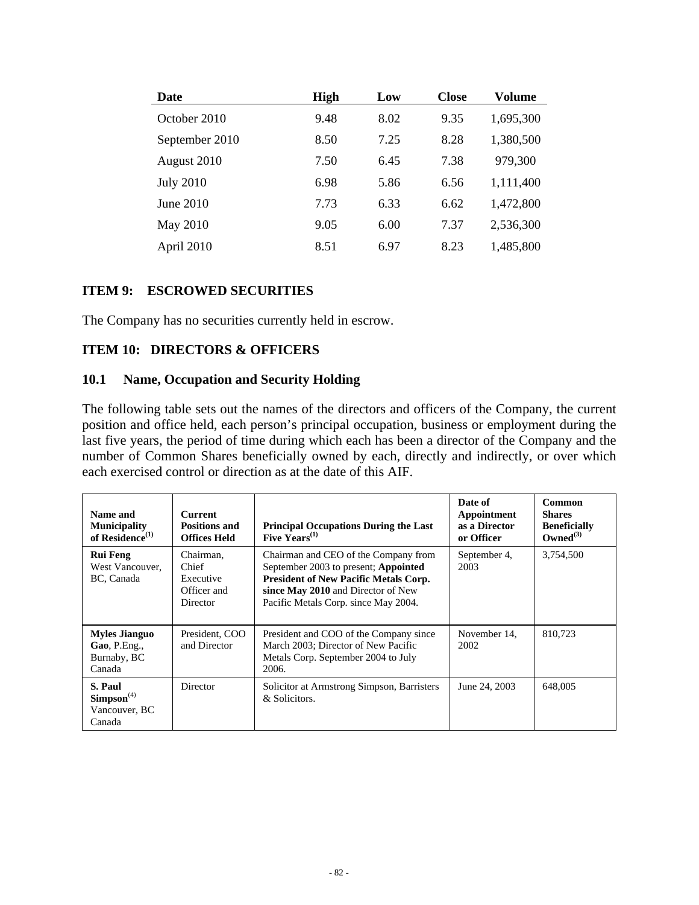| Date | High | Low | Close | Volume |
|---|---|---|---|---|
| October 2010 | 9.48 | 8.02 | 9.35 | 1,695,300 |
| September 2010 | 8.50 | 7.25 | 8.28 | 1,380,500 |
| August 2010 | 7.50 | 6.45 | 7.38 | 979,300 |
| July 2010 | 6.98 | 5.86 | 6.56 | 1,111,400 |
| June 2010 | 7.73 | 6.33 | 6.62 | 1,472,800 |
| May 2010 | 9.05 | 6.00 | 7.37 | 2,536,300 |
| April 2010 | 8.51 | 6.97 | 8.23 | 1,485,800 |

## ITEM 9: ESCROWED SECURITIES

The Company has no securities currently held in escrow.

## ITEM 10: DIRECTORS & OFFICERS

### 10.1 Name, Occupation and Security Holding

The following table sets out the names of the directors and officers of the Company, the current position and office held, each person's principal occupation, business or employment during the last five years, the period of time during which each has been a director of the Company and the number of Common Shares beneficially owned by each, directly and indirectly, or over which each exercised control or direction as at the date of this AIF.

| Name and Municipality of Residence[(1)] | Current Positions and Offices Held | Principal Occupations During the Last Five Years[(1)] | Date of Appointment as a Director or Officer | Common Shares Beneficially Owned[(3)] |
|---|---|---|---|---|
| **Rui Feng** West Vancouver, BC, Canada | Chairman, Chief Executive Officer and Director | Chairman and CEO of the Company from September 2003 to present; **Appointed President of New Pacific Metals Corp. since May 2010** and Director of New Pacific Metals Corp. since May 2004. | September 4, 2003 | 3,754,500 |
| **Myles Jianguo Gao**, P.Eng., Burnaby, BC Canada | President, COO and Director | President and COO of the Company since March 2003; Director of New Pacific Metals Corp. September 2004 to July 2006. | November 14, 2002 | 810,723 |
| **S. Paul Simpson**[(4)] Vancouver, BC Canada | Director | Solicitor at Armstrong Simpson, Barristers & Solicitors. | June 24, 2003 | 648,005 |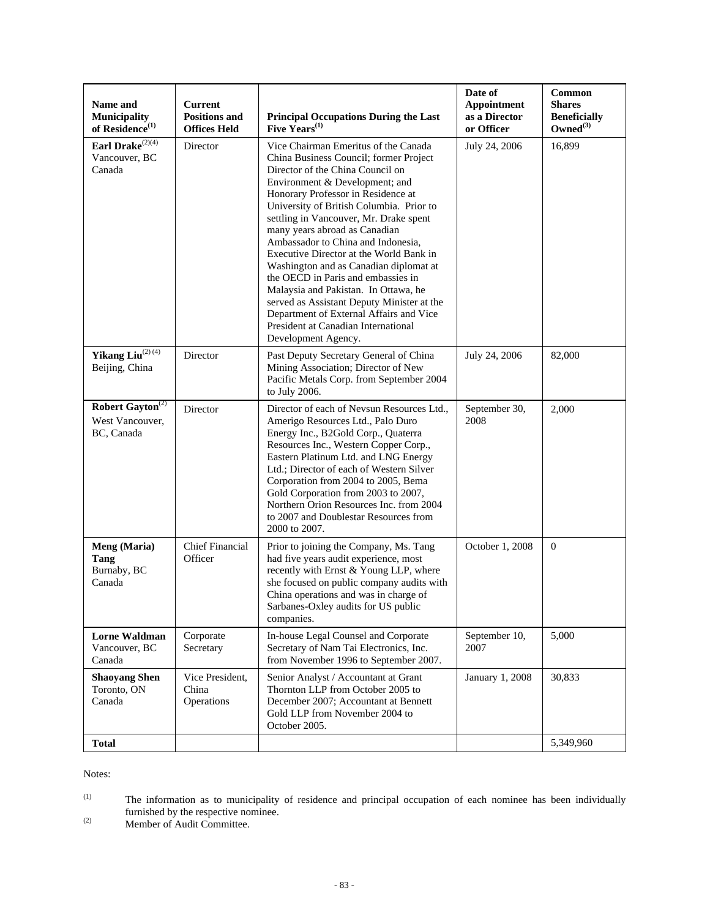| Name and Municipality of Residence[(1)] | Current Positions and Offices Held | Principal Occupations During the Last Five Years[(1)] | Date of Appointment as a Director or Officer | Common Shares Beneficially Owned[(3)] |
|---|---|---|---|---|
| **Earl Drake**[(2)(4)] Vancouver, BC Canada | Director | Vice Chairman Emeritus of the Canada China Business Council; former Project Director of the China Council on Environment & Development; and Honorary Professor in Residence at University of British Columbia. Prior to settling in Vancouver, Mr. Drake spent many years abroad as Canadian Ambassador to China and Indonesia, Executive Director at the World Bank in Washington and as Canadian diplomat at the OECD in Paris and embassies in Malaysia and Pakistan. In Ottawa, he served as Assistant Deputy Minister at the Department of External Affairs and Vice President at Canadian International Development Agency. | July 24, 2006 | 16,899 |
| **Yikang Liu**[(2) (4)] Beijing, China | Director | Past Deputy Secretary General of China Mining Association; Director of New Pacific Metals Corp. from September 2004 to July 2006. | July 24, 2006 | 82,000 |
| **Robert Gayton**[(2)] West Vancouver, BC, Canada | Director | Director of each of Nevsun Resources Ltd., Amerigo Resources Ltd., Palo Duro Energy Inc., B2Gold Corp., Quaterra Resources Inc., Western Copper Corp., Eastern Platinum Ltd. and LNG Energy Ltd.; Director of each of Western Silver Corporation from 2004 to 2005, Bema Gold Corporation from 2003 to 2007, Northern Orion Resources Inc. from 2004 to 2007 and Doublestar Resources from 2000 to 2007. | September 30, 2008 | 2,000 |
| **Meng (Maria) Tang** Burnaby, BC Canada | Chief Financial Officer | Prior to joining the Company, Ms. Tang had five years audit experience, most recently with Ernst & Young LLP, where she focused on public company audits with China operations and was in charge of Sarbanes-Oxley audits for US public companies. | October 1, 2008 | 0 |
| **Lorne Waldman** Vancouver, BC Canada | Corporate Secretary | In-house Legal Counsel and Corporate Secretary of Nam Tai Electronics, Inc. from November 1996 to September 2007. | September 10, 2007 | 5,000 |
| **Shaoyang Shen** Toronto, ON Canada | Vice President, China Operations | Senior Analyst / Accountant at Grant Thornton LLP from October 2005 to December 2007; Accountant at Bennett Gold LLP from November 2004 to October 2005. | January 1, 2008 | 30,833 |
| **Total** | | | | 5,349,960 |

Notes:

(1) The information as to municipality of residence and principal occupation of each nominee has been individually furnished by the respective nominee.

(2) Member of Audit Committee.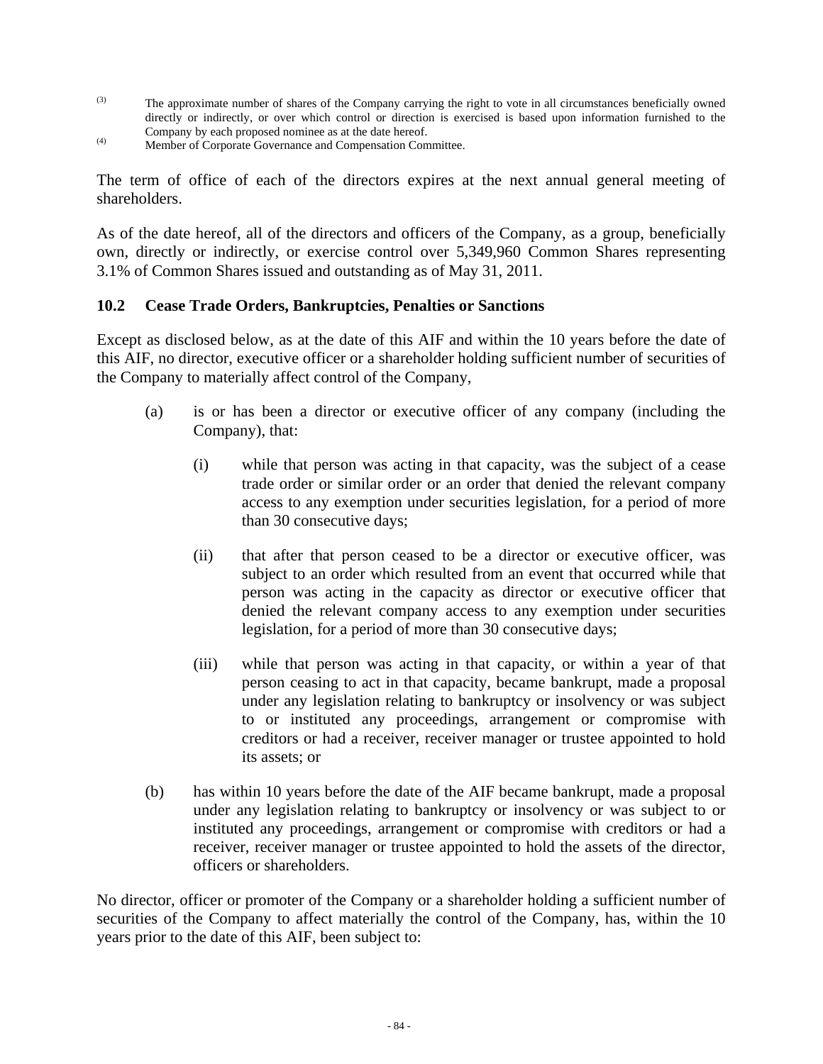(3) The approximate number of shares of the Company carrying the right to vote in all circumstances beneficially owned directly or indirectly, or over which control or direction is exercised is based upon information furnished to the Company by each proposed nominee as at the date hereof.

(4) Member of Corporate Governance and Compensation Committee.

The term of office of each of the directors expires at the next annual general meeting of shareholders.

As of the date hereof, all of the directors and officers of the Company, as a group, beneficially own, directly or indirectly, or exercise control over 5,349,960 Common Shares representing 3.1% of Common Shares issued and outstanding as of May 31, 2011.

### 10.2 Cease Trade Orders, Bankruptcies, Penalties or Sanctions

Except as disclosed below, as at the date of this AIF and within the 10 years before the date of this AIF, no director, executive officer or a shareholder holding sufficient number of securities of the Company to materially affect control of the Company,

(a) is or has been a director or executive officer of any company (including the Company), that:

  (i) while that person was acting in that capacity, was the subject of a cease trade order or similar order or an order that denied the relevant company access to any exemption under securities legislation, for a period of more than 30 consecutive days;

  (ii) that after that person ceased to be a director or executive officer, was subject to an order which resulted from an event that occurred while that person was acting in the capacity as director or executive officer that denied the relevant company access to any exemption under securities legislation, for a period of more than 30 consecutive days;

  (iii) while that person was acting in that capacity, or within a year of that person ceasing to act in that capacity, became bankrupt, made a proposal under any legislation relating to bankruptcy or insolvency or was subject to or instituted any proceedings, arrangement or compromise with creditors or had a receiver, receiver manager or trustee appointed to hold its assets; or

(b) has within 10 years before the date of the AIF became bankrupt, made a proposal under any legislation relating to bankruptcy or insolvency or was subject to or instituted any proceedings, arrangement or compromise with creditors or had a receiver, receiver manager or trustee appointed to hold the assets of the director, officers or shareholders.

No director, officer or promoter of the Company or a shareholder holding a sufficient number of securities of the Company to affect materially the control of the Company, has, within the 10 years prior to the date of this AIF, been subject to: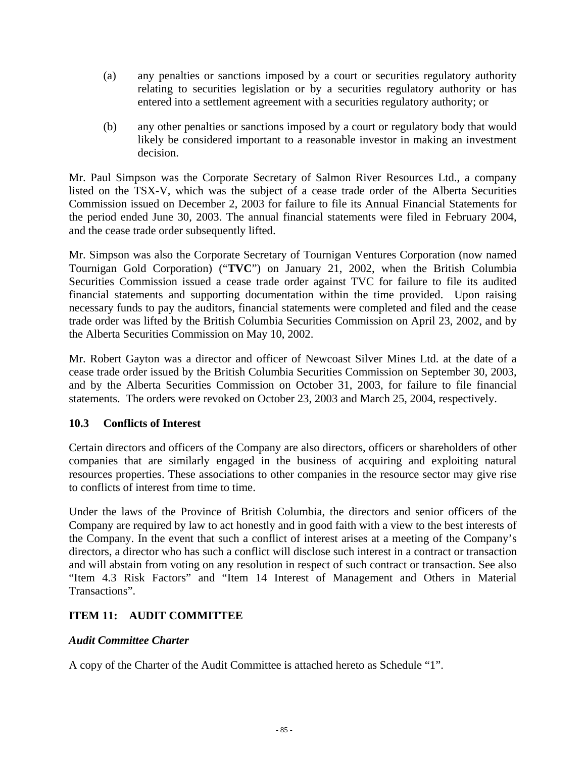(a) any penalties or sanctions imposed by a court or securities regulatory authority relating to securities legislation or by a securities regulatory authority or has entered into a settlement agreement with a securities regulatory authority; or

(b) any other penalties or sanctions imposed by a court or regulatory body that would likely be considered important to a reasonable investor in making an investment decision.

Mr. Paul Simpson was the Corporate Secretary of Salmon River Resources Ltd., a company listed on the TSX-V, which was the subject of a cease trade order of the Alberta Securities Commission issued on December 2, 2003 for failure to file its Annual Financial Statements for the period ended June 30, 2003. The annual financial statements were filed in February 2004, and the cease trade order subsequently lifted.

Mr. Simpson was also the Corporate Secretary of Tournigan Ventures Corporation (now named Tournigan Gold Corporation) ("**TVC**") on January 21, 2002, when the British Columbia Securities Commission issued a cease trade order against TVC for failure to file its audited financial statements and supporting documentation within the time provided. Upon raising necessary funds to pay the auditors, financial statements were completed and filed and the cease trade order was lifted by the British Columbia Securities Commission on April 23, 2002, and by the Alberta Securities Commission on May 10, 2002.

Mr. Robert Gayton was a director and officer of Newcoast Silver Mines Ltd. at the date of a cease trade order issued by the British Columbia Securities Commission on September 30, 2003, and by the Alberta Securities Commission on October 31, 2003, for failure to file financial statements. The orders were revoked on October 23, 2003 and March 25, 2004, respectively.

### 10.3 Conflicts of Interest

Certain directors and officers of the Company are also directors, officers or shareholders of other companies that are similarly engaged in the business of acquiring and exploiting natural resources properties. These associations to other companies in the resource sector may give rise to conflicts of interest from time to time.

Under the laws of the Province of British Columbia, the directors and senior officers of the Company are required by law to act honestly and in good faith with a view to the best interests of the Company. In the event that such a conflict of interest arises at a meeting of the Company's directors, a director who has such a conflict will disclose such interest in a contract or transaction and will abstain from voting on any resolution in respect of such contract or transaction. See also "Item 4.3 Risk Factors" and "Item 14 Interest of Management and Others in Material Transactions".

## ITEM 11: AUDIT COMMITTEE

***Audit Committee Charter***

A copy of the Charter of the Audit Committee is attached hereto as Schedule "1".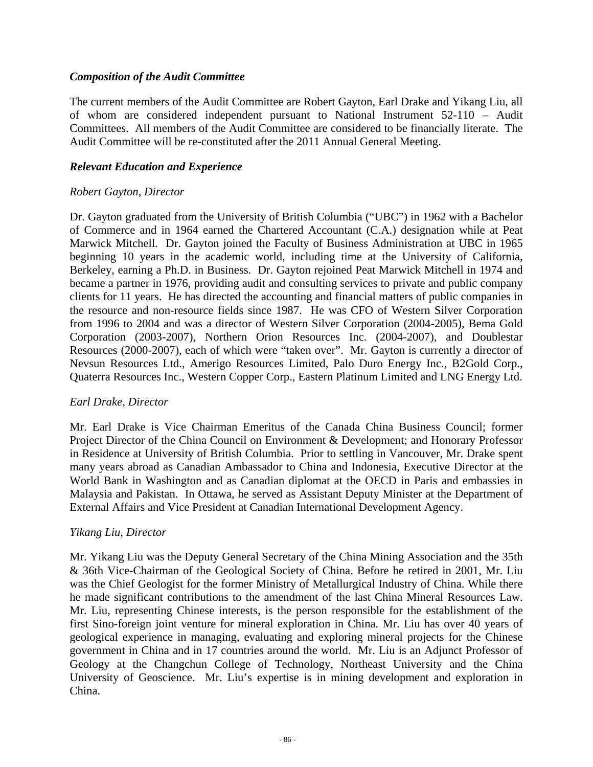### *Composition of the Audit Committee*

The current members of the Audit Committee are Robert Gayton, Earl Drake and Yikang Liu, all of whom are considered independent pursuant to National Instrument 52-110 – Audit Committees. All members of the Audit Committee are considered to be financially literate. The Audit Committee will be re-constituted after the 2011 Annual General Meeting.

### *Relevant Education and Experience*

*Robert Gayton, Director*

Dr. Gayton graduated from the University of British Columbia ("UBC") in 1962 with a Bachelor of Commerce and in 1964 earned the Chartered Accountant (C.A.) designation while at Peat Marwick Mitchell. Dr. Gayton joined the Faculty of Business Administration at UBC in 1965 beginning 10 years in the academic world, including time at the University of California, Berkeley, earning a Ph.D. in Business. Dr. Gayton rejoined Peat Marwick Mitchell in 1974 and became a partner in 1976, providing audit and consulting services to private and public company clients for 11 years. He has directed the accounting and financial matters of public companies in the resource and non-resource fields since 1987. He was CFO of Western Silver Corporation from 1996 to 2004 and was a director of Western Silver Corporation (2004-2005), Bema Gold Corporation (2003-2007), Northern Orion Resources Inc. (2004-2007), and Doublestar Resources (2000-2007), each of which were "taken over". Mr. Gayton is currently a director of Nevsun Resources Ltd., Amerigo Resources Limited, Palo Duro Energy Inc., B2Gold Corp., Quaterra Resources Inc., Western Copper Corp., Eastern Platinum Limited and LNG Energy Ltd.

*Earl Drake, Director*

Mr. Earl Drake is Vice Chairman Emeritus of the Canada China Business Council; former Project Director of the China Council on Environment & Development; and Honorary Professor in Residence at University of British Columbia. Prior to settling in Vancouver, Mr. Drake spent many years abroad as Canadian Ambassador to China and Indonesia, Executive Director at the World Bank in Washington and as Canadian diplomat at the OECD in Paris and embassies in Malaysia and Pakistan. In Ottawa, he served as Assistant Deputy Minister at the Department of External Affairs and Vice President at Canadian International Development Agency.

*Yikang Liu, Director*

Mr. Yikang Liu was the Deputy General Secretary of the China Mining Association and the 35th & 36th Vice-Chairman of the Geological Society of China. Before he retired in 2001, Mr. Liu was the Chief Geologist for the former Ministry of Metallurgical Industry of China. While there he made significant contributions to the amendment of the last China Mineral Resources Law. Mr. Liu, representing Chinese interests, is the person responsible for the establishment of the first Sino-foreign joint venture for mineral exploration in China. Mr. Liu has over 40 years of geological experience in managing, evaluating and exploring mineral projects for the Chinese government in China and in 17 countries around the world. Mr. Liu is an Adjunct Professor of Geology at the Changchun College of Technology, Northeast University and the China University of Geoscience. Mr. Liu's expertise is in mining development and exploration in China.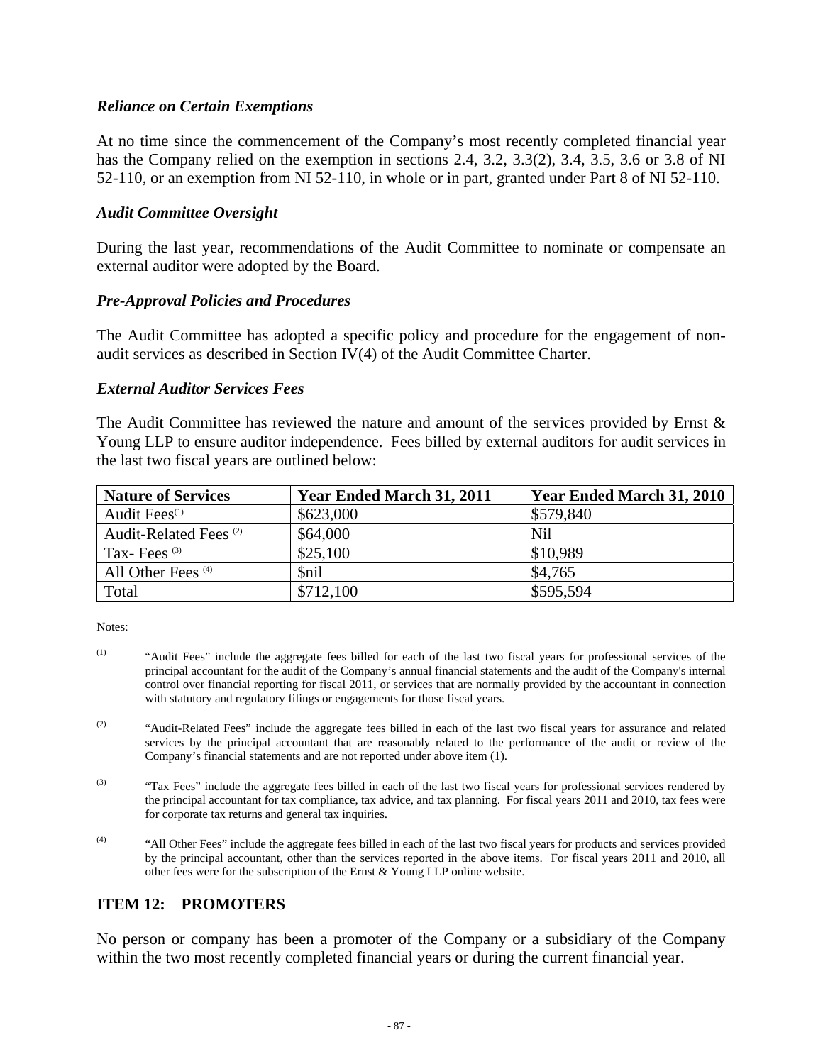### *Reliance on Certain Exemptions*

At no time since the commencement of the Company's most recently completed financial year has the Company relied on the exemption in sections 2.4, 3.2, 3.3(2), 3.4, 3.5, 3.6 or 3.8 of NI 52-110, or an exemption from NI 52-110, in whole or in part, granted under Part 8 of NI 52-110.

### *Audit Committee Oversight*

During the last year, recommendations of the Audit Committee to nominate or compensate an external auditor were adopted by the Board.

### *Pre-Approval Policies and Procedures*

The Audit Committee has adopted a specific policy and procedure for the engagement of non-audit services as described in Section IV(4) of the Audit Committee Charter.

### *External Auditor Services Fees*

The Audit Committee has reviewed the nature and amount of the services provided by Ernst & Young LLP to ensure auditor independence. Fees billed by external auditors for audit services in the last two fiscal years are outlined below:

| **Nature of Services** | **Year Ended March 31, 2011** | **Year Ended March 31, 2010** |
|---|---|---|
| Audit Fees(1) | $623,000 | $579,840 |
| Audit-Related Fees (2) | $64,000 | Nil |
| Tax- Fees (3) | $25,100 | $10,989 |
| All Other Fees (4) | $nil | $4,765 |
| Total | $712,100 | $595,594 |

Notes:

(1) "Audit Fees" include the aggregate fees billed for each of the last two fiscal years for professional services of the principal accountant for the audit of the Company's annual financial statements and the audit of the Company's internal control over financial reporting for fiscal 2011, or services that are normally provided by the accountant in connection with statutory and regulatory filings or engagements for those fiscal years.

(2) "Audit-Related Fees" include the aggregate fees billed in each of the last two fiscal years for assurance and related services by the principal accountant that are reasonably related to the performance of the audit or review of the Company's financial statements and are not reported under above item (1).

(3) "Tax Fees" include the aggregate fees billed in each of the last two fiscal years for professional services rendered by the principal accountant for tax compliance, tax advice, and tax planning. For fiscal years 2011 and 2010, tax fees were for corporate tax returns and general tax inquiries.

(4) "All Other Fees" include the aggregate fees billed in each of the last two fiscal years for products and services provided by the principal accountant, other than the services reported in the above items. For fiscal years 2011 and 2010, all other fees were for the subscription of the Ernst & Young LLP online website.

## ITEM 12: PROMOTERS

No person or company has been a promoter of the Company or a subsidiary of the Company within the two most recently completed financial years or during the current financial year.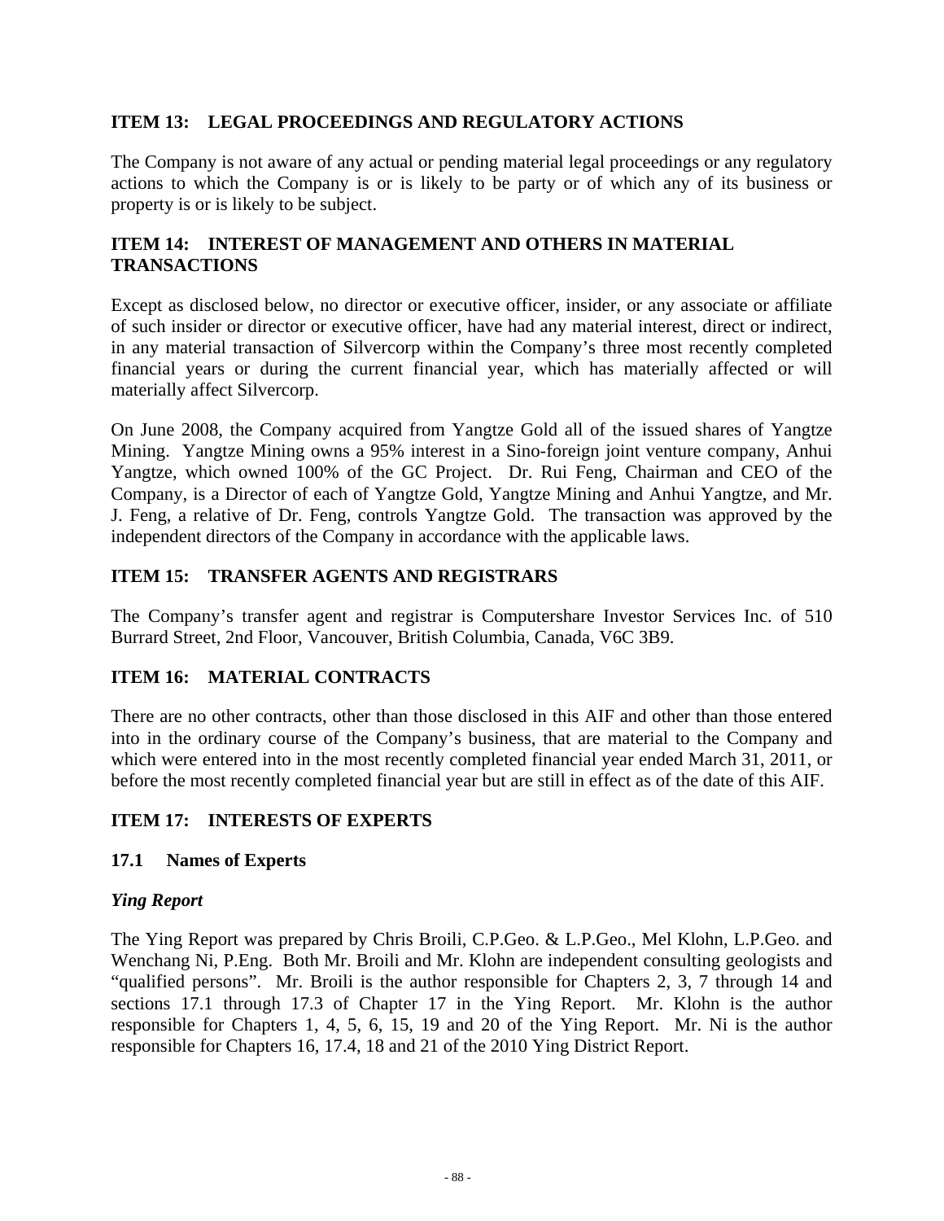## ITEM 13: LEGAL PROCEEDINGS AND REGULATORY ACTIONS

The Company is not aware of any actual or pending material legal proceedings or any regulatory actions to which the Company is or is likely to be party or of which any of its business or property is or is likely to be subject.

## ITEM 14: INTEREST OF MANAGEMENT AND OTHERS IN MATERIAL TRANSACTIONS

Except as disclosed below, no director or executive officer, insider, or any associate or affiliate of such insider or director or executive officer, have had any material interest, direct or indirect, in any material transaction of Silvercorp within the Company's three most recently completed financial years or during the current financial year, which has materially affected or will materially affect Silvercorp.

On June 2008, the Company acquired from Yangtze Gold all of the issued shares of Yangtze Mining. Yangtze Mining owns a 95% interest in a Sino-foreign joint venture company, Anhui Yangtze, which owned 100% of the GC Project. Dr. Rui Feng, Chairman and CEO of the Company, is a Director of each of Yangtze Gold, Yangtze Mining and Anhui Yangtze, and Mr. J. Feng, a relative of Dr. Feng, controls Yangtze Gold. The transaction was approved by the independent directors of the Company in accordance with the applicable laws.

## ITEM 15: TRANSFER AGENTS AND REGISTRARS

The Company's transfer agent and registrar is Computershare Investor Services Inc. of 510 Burrard Street, 2nd Floor, Vancouver, British Columbia, Canada, V6C 3B9.

## ITEM 16: MATERIAL CONTRACTS

There are no other contracts, other than those disclosed in this AIF and other than those entered into in the ordinary course of the Company's business, that are material to the Company and which were entered into in the most recently completed financial year ended March 31, 2011, or before the most recently completed financial year but are still in effect as of the date of this AIF.

## ITEM 17: INTERESTS OF EXPERTS

### 17.1 Names of Experts

#### *Ying Report*

The Ying Report was prepared by Chris Broili, C.P.Geo. & L.P.Geo., Mel Klohn, L.P.Geo. and Wenchang Ni, P.Eng. Both Mr. Broili and Mr. Klohn are independent consulting geologists and "qualified persons". Mr. Broili is the author responsible for Chapters 2, 3, 7 through 14 and sections 17.1 through 17.3 of Chapter 17 in the Ying Report. Mr. Klohn is the author responsible for Chapters 1, 4, 5, 6, 15, 19 and 20 of the Ying Report. Mr. Ni is the author responsible for Chapters 16, 17.4, 18 and 21 of the 2010 Ying District Report.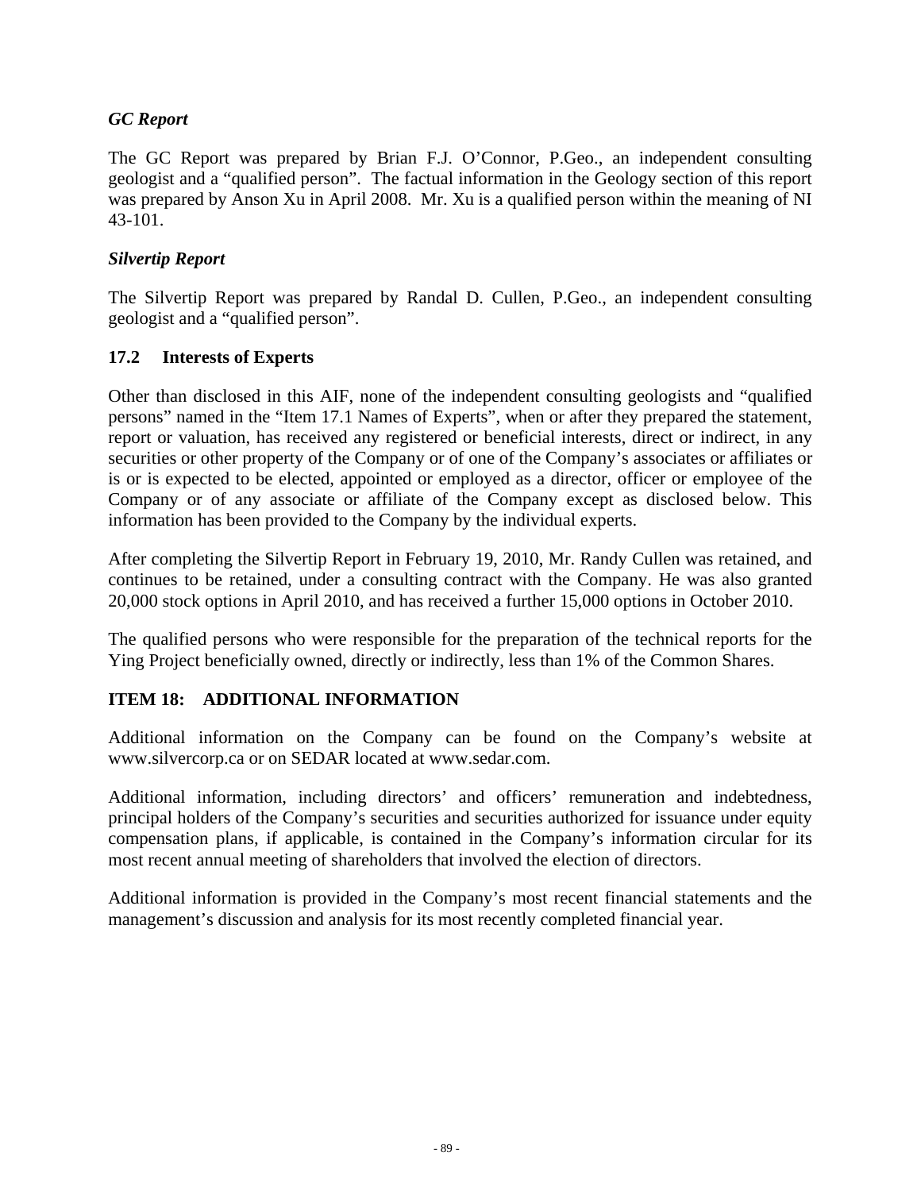*GC Report*

The GC Report was prepared by Brian F.J. O'Connor, P.Geo., an independent consulting geologist and a "qualified person". The factual information in the Geology section of this report was prepared by Anson Xu in April 2008. Mr. Xu is a qualified person within the meaning of NI 43-101.

*Silvertip Report*

The Silvertip Report was prepared by Randal D. Cullen, P.Geo., an independent consulting geologist and a "qualified person".

### 17.2 Interests of Experts

Other than disclosed in this AIF, none of the independent consulting geologists and "qualified persons" named in the "Item 17.1 Names of Experts", when or after they prepared the statement, report or valuation, has received any registered or beneficial interests, direct or indirect, in any securities or other property of the Company or of one of the Company's associates or affiliates or is or is expected to be elected, appointed or employed as a director, officer or employee of the Company or of any associate or affiliate of the Company except as disclosed below. This information has been provided to the Company by the individual experts.

After completing the Silvertip Report in February 19, 2010, Mr. Randy Cullen was retained, and continues to be retained, under a consulting contract with the Company. He was also granted 20,000 stock options in April 2010, and has received a further 15,000 options in October 2010.

The qualified persons who were responsible for the preparation of the technical reports for the Ying Project beneficially owned, directly or indirectly, less than 1% of the Common Shares.

## ITEM 18: ADDITIONAL INFORMATION

Additional information on the Company can be found on the Company's website at www.silvercorp.ca or on SEDAR located at www.sedar.com.

Additional information, including directors' and officers' remuneration and indebtedness, principal holders of the Company's securities and securities authorized for issuance under equity compensation plans, if applicable, is contained in the Company's information circular for its most recent annual meeting of shareholders that involved the election of directors.

Additional information is provided in the Company's most recent financial statements and the management's discussion and analysis for its most recently completed financial year.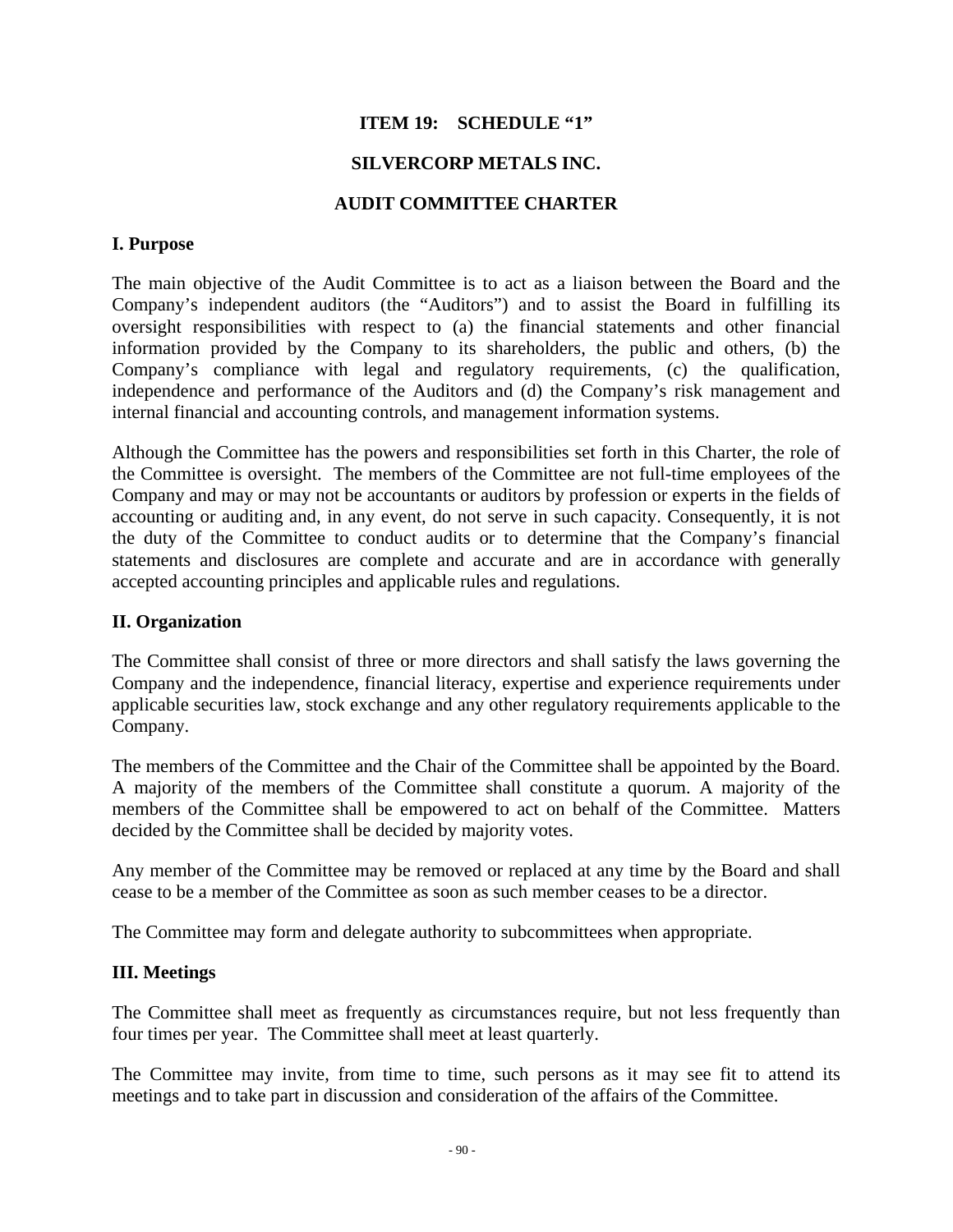## ITEM 19: SCHEDULE "1"

## SILVERCORP METALS INC.

## AUDIT COMMITTEE CHARTER

### I. Purpose

The main objective of the Audit Committee is to act as a liaison between the Board and the Company's independent auditors (the "Auditors") and to assist the Board in fulfilling its oversight responsibilities with respect to (a) the financial statements and other financial information provided by the Company to its shareholders, the public and others, (b) the Company's compliance with legal and regulatory requirements, (c) the qualification, independence and performance of the Auditors and (d) the Company's risk management and internal financial and accounting controls, and management information systems.

Although the Committee has the powers and responsibilities set forth in this Charter, the role of the Committee is oversight. The members of the Committee are not full-time employees of the Company and may or may not be accountants or auditors by profession or experts in the fields of accounting or auditing and, in any event, do not serve in such capacity. Consequently, it is not the duty of the Committee to conduct audits or to determine that the Company's financial statements and disclosures are complete and accurate and are in accordance with generally accepted accounting principles and applicable rules and regulations.

### II. Organization

The Committee shall consist of three or more directors and shall satisfy the laws governing the Company and the independence, financial literacy, expertise and experience requirements under applicable securities law, stock exchange and any other regulatory requirements applicable to the Company.

The members of the Committee and the Chair of the Committee shall be appointed by the Board. A majority of the members of the Committee shall constitute a quorum. A majority of the members of the Committee shall be empowered to act on behalf of the Committee. Matters decided by the Committee shall be decided by majority votes.

Any member of the Committee may be removed or replaced at any time by the Board and shall cease to be a member of the Committee as soon as such member ceases to be a director.

The Committee may form and delegate authority to subcommittees when appropriate.

### III. Meetings

The Committee shall meet as frequently as circumstances require, but not less frequently than four times per year. The Committee shall meet at least quarterly.

The Committee may invite, from time to time, such persons as it may see fit to attend its meetings and to take part in discussion and consideration of the affairs of the Committee.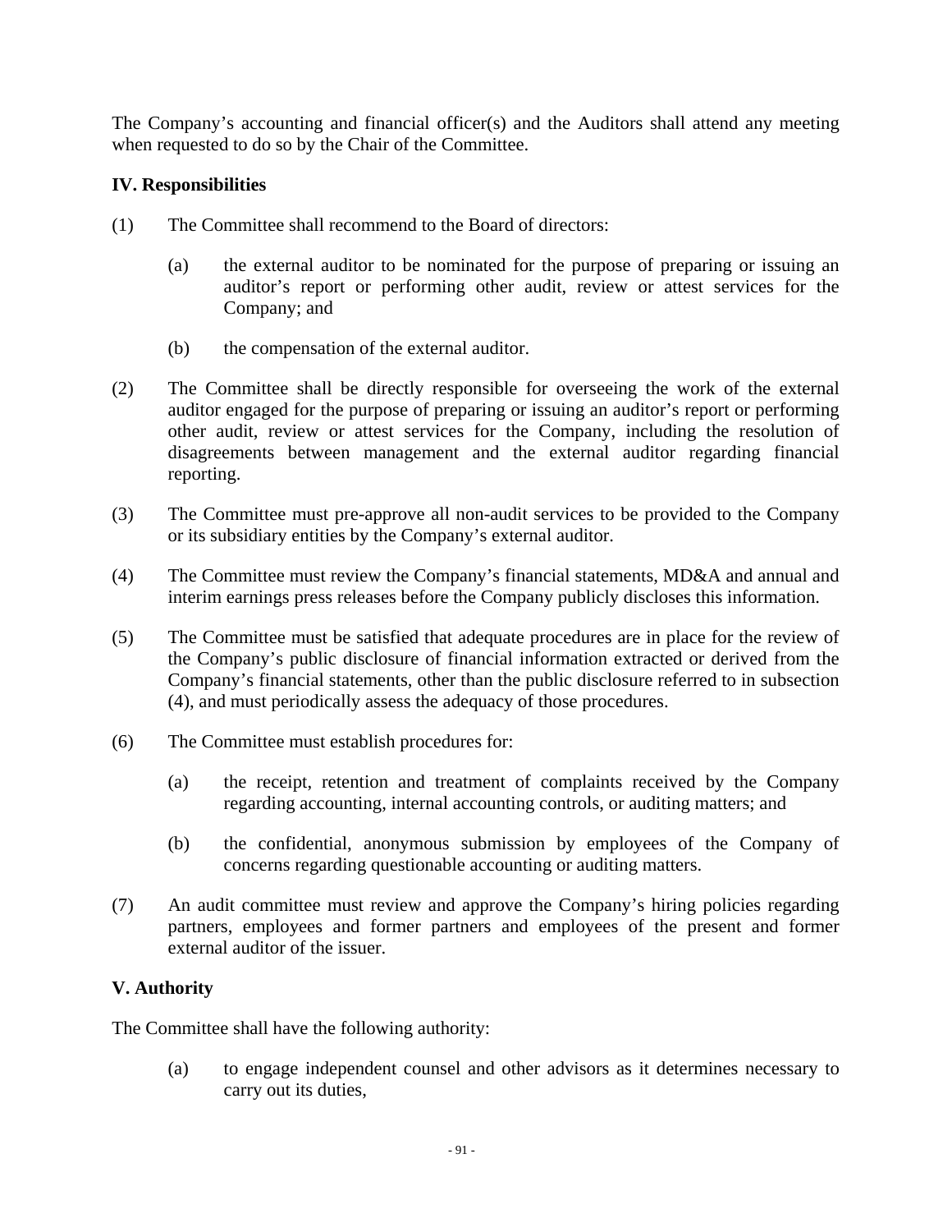The Company's accounting and financial officer(s) and the Auditors shall attend any meeting when requested to do so by the Chair of the Committee.

**IV. Responsibilities**

(1) The Committee shall recommend to the Board of directors:

 (a) the external auditor to be nominated for the purpose of preparing or issuing an auditor's report or performing other audit, review or attest services for the Company; and

 (b) the compensation of the external auditor.

(2) The Committee shall be directly responsible for overseeing the work of the external auditor engaged for the purpose of preparing or issuing an auditor's report or performing other audit, review or attest services for the Company, including the resolution of disagreements between management and the external auditor regarding financial reporting.

(3) The Committee must pre-approve all non-audit services to be provided to the Company or its subsidiary entities by the Company's external auditor.

(4) The Committee must review the Company's financial statements, MD&A and annual and interim earnings press releases before the Company publicly discloses this information.

(5) The Committee must be satisfied that adequate procedures are in place for the review of the Company's public disclosure of financial information extracted or derived from the Company's financial statements, other than the public disclosure referred to in subsection (4), and must periodically assess the adequacy of those procedures.

(6) The Committee must establish procedures for:

 (a) the receipt, retention and treatment of complaints received by the Company regarding accounting, internal accounting controls, or auditing matters; and

 (b) the confidential, anonymous submission by employees of the Company of concerns regarding questionable accounting or auditing matters.

(7) An audit committee must review and approve the Company's hiring policies regarding partners, employees and former partners and employees of the present and former external auditor of the issuer.

**V. Authority**

The Committee shall have the following authority:

 (a) to engage independent counsel and other advisors as it determines necessary to carry out its duties,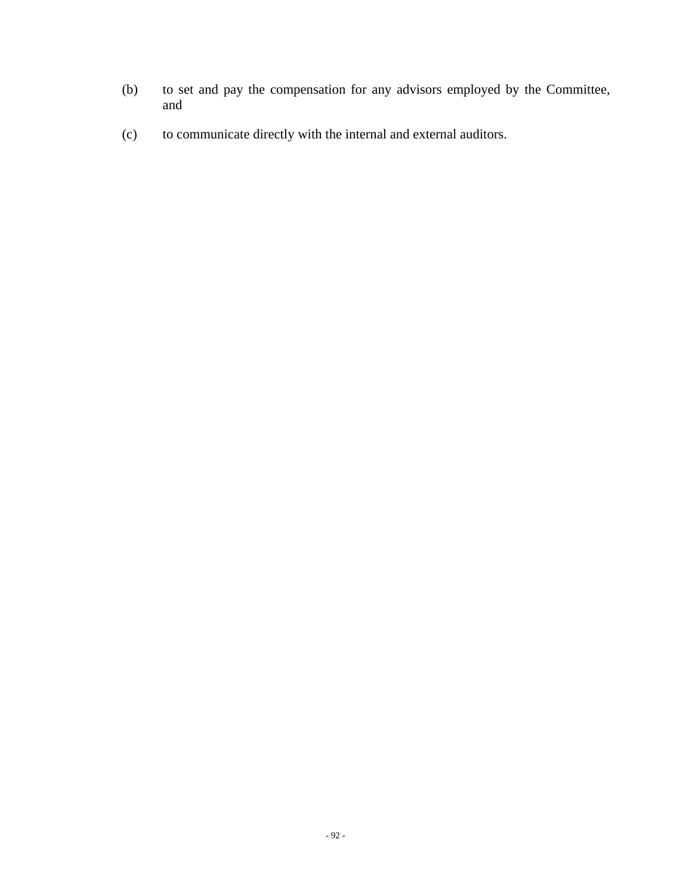(b) to set and pay the compensation for any advisors employed by the Committee, and

(c) to communicate directly with the internal and external auditors.